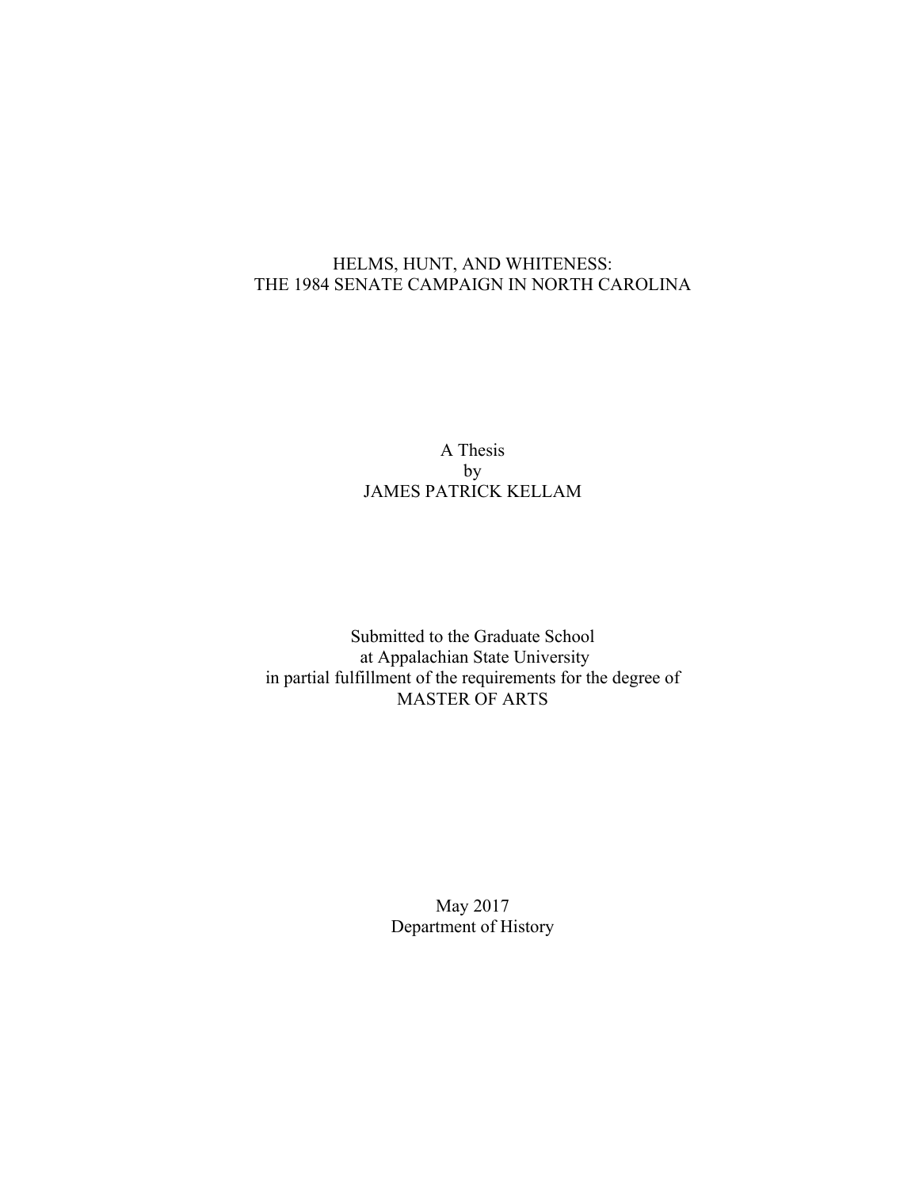# HELMS, HUNT, AND WHITENESS:
# THE 1984 SENATE CAMPAIGN IN NORTH CAROLINA

A Thesis
by
JAMES PATRICK KELLAM

Submitted to the Graduate School
at Appalachian State University
in partial fulfillment of the requirements for the degree of
MASTER OF ARTS

May 2017
Department of History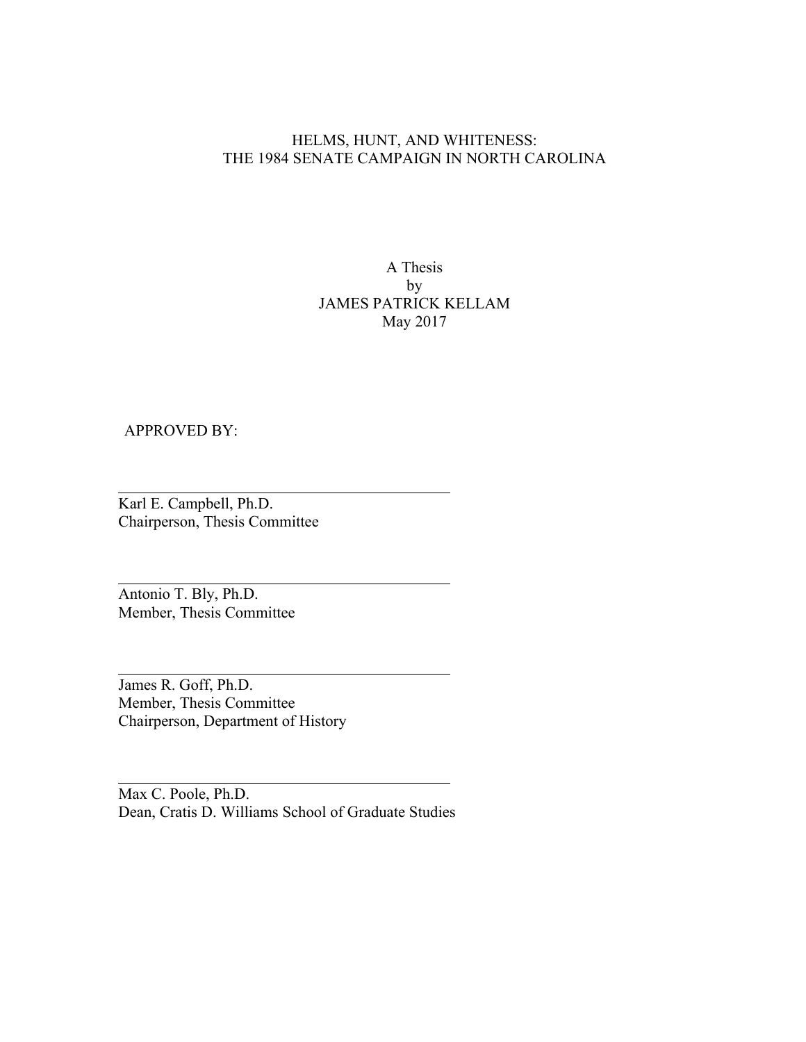# HELMS, HUNT, AND WHITENESS: THE 1984 SENATE CAMPAIGN IN NORTH CAROLINA

A Thesis
by
JAMES PATRICK KELLAM
May 2017

APPROVED BY:

\_\_\_\_\_\_\_\_\_\_\_\_\_\_\_\_\_\_\_\_\_\_\_\_\_\_\_\_\_\_\_\_\_\_\_\_\_\_
Karl E. Campbell, Ph.D.
Chairperson, Thesis Committee

\_\_\_\_\_\_\_\_\_\_\_\_\_\_\_\_\_\_\_\_\_\_\_\_\_\_\_\_\_\_\_\_\_\_\_\_\_\_
Antonio T. Bly, Ph.D.
Member, Thesis Committee

\_\_\_\_\_\_\_\_\_\_\_\_\_\_\_\_\_\_\_\_\_\_\_\_\_\_\_\_\_\_\_\_\_\_\_\_\_\_
James R. Goff, Ph.D.
Member, Thesis Committee
Chairperson, Department of History

\_\_\_\_\_\_\_\_\_\_\_\_\_\_\_\_\_\_\_\_\_\_\_\_\_\_\_\_\_\_\_\_\_\_\_\_\_\_
Max C. Poole, Ph.D.
Dean, Cratis D. Williams School of Graduate Studies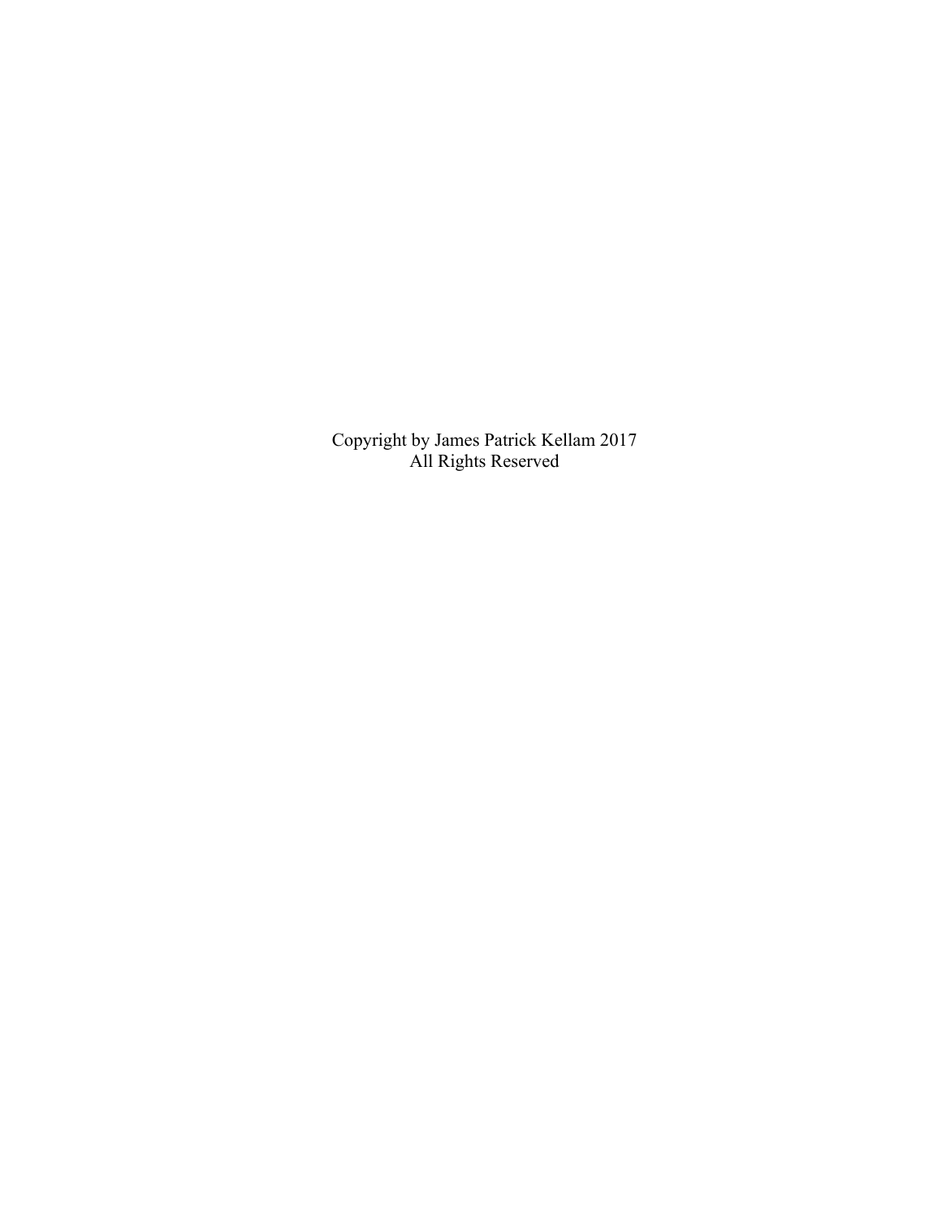Copyright by James Patrick Kellam 2017
All Rights Reserved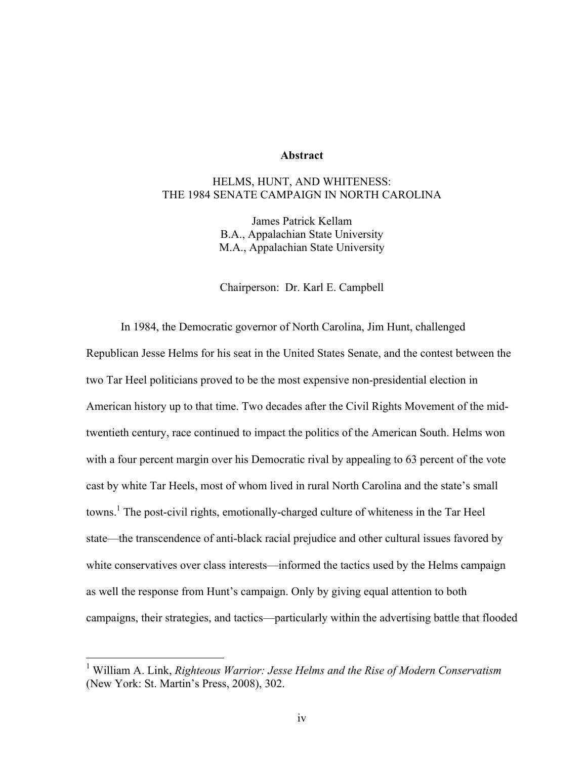# Abstract

HELMS, HUNT, AND WHITENESS:
THE 1984 SENATE CAMPAIGN IN NORTH CAROLINA

James Patrick Kellam
B.A., Appalachian State University
M.A., Appalachian State University

Chairperson: Dr. Karl E. Campbell

In 1984, the Democratic governor of North Carolina, Jim Hunt, challenged Republican Jesse Helms for his seat in the United States Senate, and the contest between the two Tar Heel politicians proved to be the most expensive non-presidential election in American history up to that time. Two decades after the Civil Rights Movement of the mid-twentieth century, race continued to impact the politics of the American South. Helms won with a four percent margin over his Democratic rival by appealing to 63 percent of the vote cast by white Tar Heels, most of whom lived in rural North Carolina and the state's small towns.[1] The post-civil rights, emotionally-charged culture of whiteness in the Tar Heel state—the transcendence of anti-black racial prejudice and other cultural issues favored by white conservatives over class interests—informed the tactics used by the Helms campaign as well the response from Hunt's campaign. Only by giving equal attention to both campaigns, their strategies, and tactics—particularly within the advertising battle that flooded

[1] William A. Link, *Righteous Warrior: Jesse Helms and the Rise of Modern Conservatism* (New York: St. Martin's Press, 2008), 302.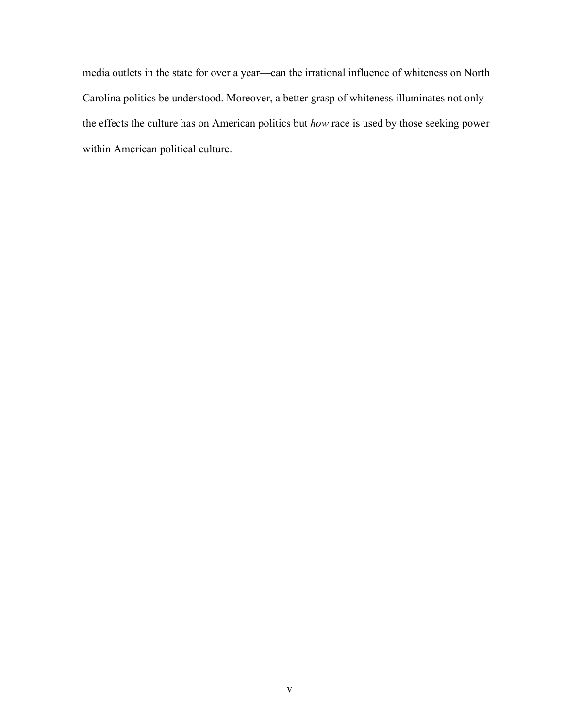media outlets in the state for over a year—can the irrational influence of whiteness on North Carolina politics be understood. Moreover, a better grasp of whiteness illuminates not only the effects the culture has on American politics but *how* race is used by those seeking power within American political culture.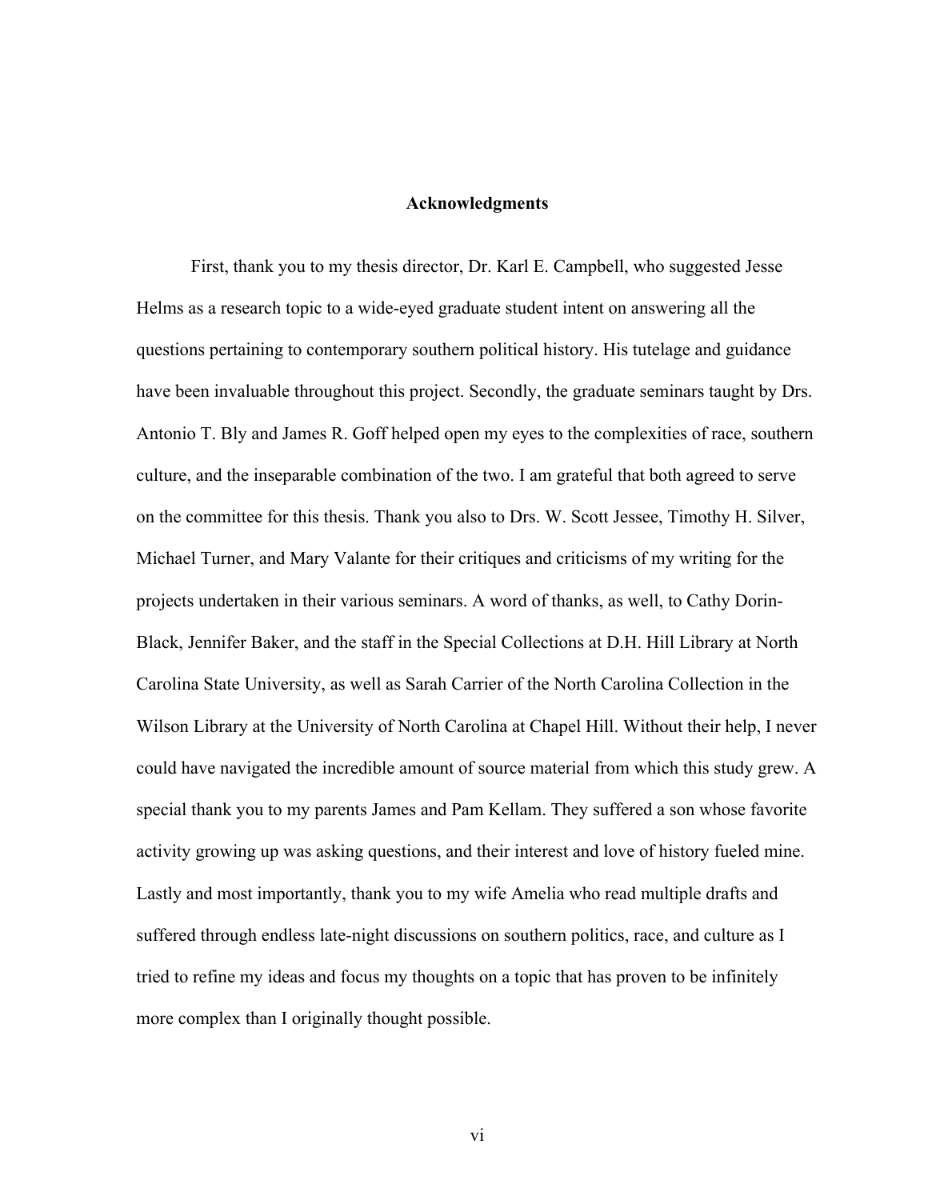# Acknowledgments

First, thank you to my thesis director, Dr. Karl E. Campbell, who suggested Jesse Helms as a research topic to a wide-eyed graduate student intent on answering all the questions pertaining to contemporary southern political history. His tutelage and guidance have been invaluable throughout this project. Secondly, the graduate seminars taught by Drs. Antonio T. Bly and James R. Goff helped open my eyes to the complexities of race, southern culture, and the inseparable combination of the two. I am grateful that both agreed to serve on the committee for this thesis. Thank you also to Drs. W. Scott Jessee, Timothy H. Silver, Michael Turner, and Mary Valante for their critiques and criticisms of my writing for the projects undertaken in their various seminars. A word of thanks, as well, to Cathy Dorin-Black, Jennifer Baker, and the staff in the Special Collections at D.H. Hill Library at North Carolina State University, as well as Sarah Carrier of the North Carolina Collection in the Wilson Library at the University of North Carolina at Chapel Hill. Without their help, I never could have navigated the incredible amount of source material from which this study grew. A special thank you to my parents James and Pam Kellam. They suffered a son whose favorite activity growing up was asking questions, and their interest and love of history fueled mine. Lastly and most importantly, thank you to my wife Amelia who read multiple drafts and suffered through endless late-night discussions on southern politics, race, and culture as I tried to refine my ideas and focus my thoughts on a topic that has proven to be infinitely more complex than I originally thought possible.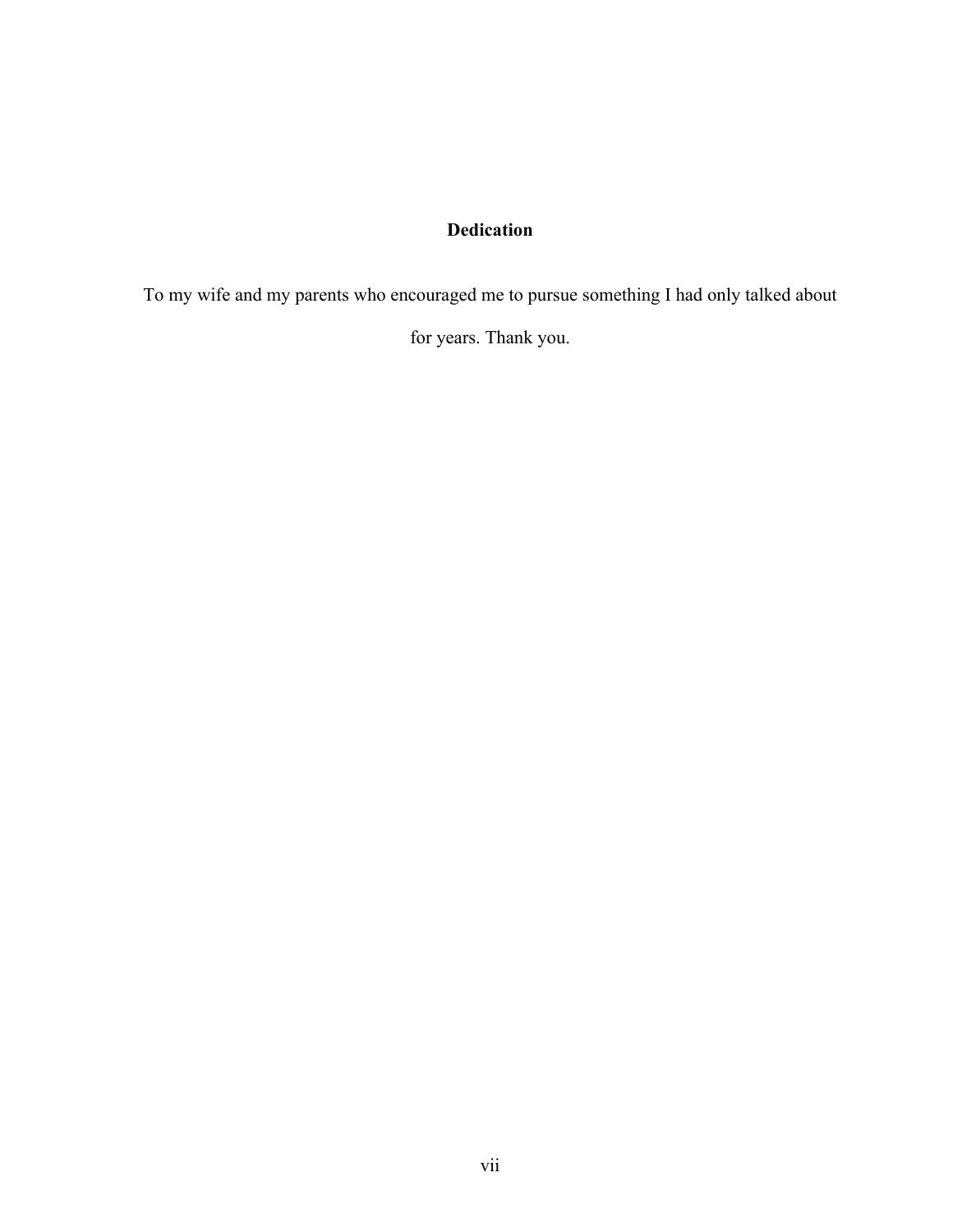# Dedication

To my wife and my parents who encouraged me to pursue something I had only talked about for years. Thank you.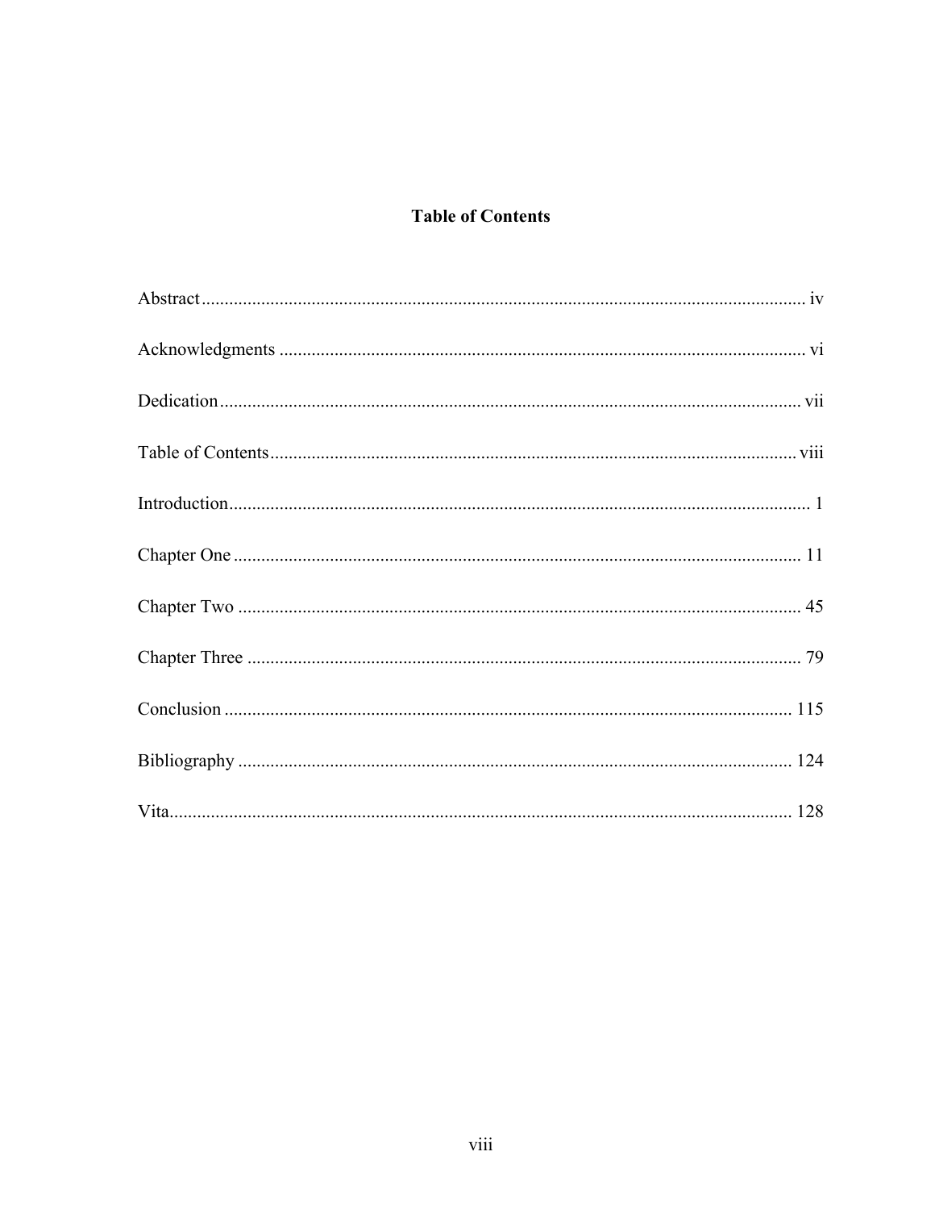# Table of Contents

Abstract .................................................................................................................................. iv

Acknowledgments ................................................................................................................. vi

Dedication ............................................................................................................................. vii

Table of Contents ................................................................................................................. viii

Introduction ............................................................................................................................. 1

Chapter One .......................................................................................................................... 11

Chapter Two ......................................................................................................................... 45

Chapter Three ....................................................................................................................... 79

Conclusion .......................................................................................................................... 115

Bibliography ........................................................................................................................ 124

Vita ....................................................................................................................................... 128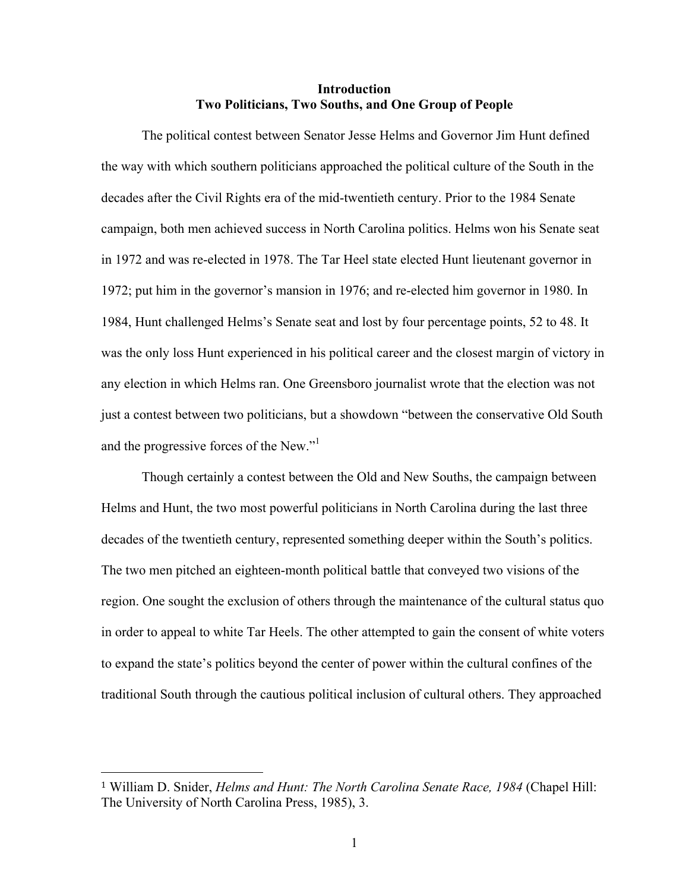# Introduction
## Two Politicians, Two Souths, and One Group of People

The political contest between Senator Jesse Helms and Governor Jim Hunt defined the way with which southern politicians approached the political culture of the South in the decades after the Civil Rights era of the mid-twentieth century. Prior to the 1984 Senate campaign, both men achieved success in North Carolina politics. Helms won his Senate seat in 1972 and was re-elected in 1978. The Tar Heel state elected Hunt lieutenant governor in 1972; put him in the governor's mansion in 1976; and re-elected him governor in 1980. In 1984, Hunt challenged Helms's Senate seat and lost by four percentage points, 52 to 48. It was the only loss Hunt experienced in his political career and the closest margin of victory in any election in which Helms ran. One Greensboro journalist wrote that the election was not just a contest between two politicians, but a showdown "between the conservative Old South and the progressive forces of the New."[1]

Though certainly a contest between the Old and New Souths, the campaign between Helms and Hunt, the two most powerful politicians in North Carolina during the last three decades of the twentieth century, represented something deeper within the South's politics. The two men pitched an eighteen-month political battle that conveyed two visions of the region. One sought the exclusion of others through the maintenance of the cultural status quo in order to appeal to white Tar Heels. The other attempted to gain the consent of white voters to expand the state's politics beyond the center of power within the cultural confines of the traditional South through the cautious political inclusion of cultural others. They approached

---

[1] William D. Snider, *Helms and Hunt: The North Carolina Senate Race, 1984* (Chapel Hill: The University of North Carolina Press, 1985), 3.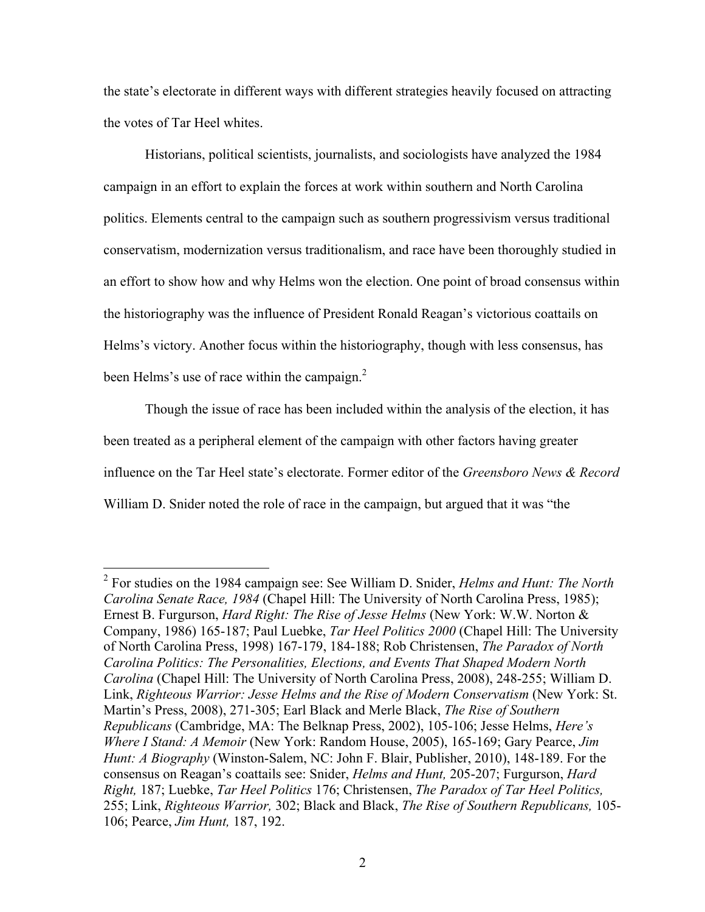the state's electorate in different ways with different strategies heavily focused on attracting the votes of Tar Heel whites.

Historians, political scientists, journalists, and sociologists have analyzed the 1984 campaign in an effort to explain the forces at work within southern and North Carolina politics. Elements central to the campaign such as southern progressivism versus traditional conservatism, modernization versus traditionalism, and race have been thoroughly studied in an effort to show how and why Helms won the election. One point of broad consensus within the historiography was the influence of President Ronald Reagan's victorious coattails on Helms's victory. Another focus within the historiography, though with less consensus, has been Helms's use of race within the campaign.[2]

Though the issue of race has been included within the analysis of the election, it has been treated as a peripheral element of the campaign with other factors having greater influence on the Tar Heel state's electorate. Former editor of the *Greensboro News & Record* William D. Snider noted the role of race in the campaign, but argued that it was "the

---

[2] For studies on the 1984 campaign see: See William D. Snider, *Helms and Hunt: The North Carolina Senate Race, 1984* (Chapel Hill: The University of North Carolina Press, 1985); Ernest B. Furgurson, *Hard Right: The Rise of Jesse Helms* (New York: W.W. Norton & Company, 1986) 165-187; Paul Luebke, *Tar Heel Politics 2000* (Chapel Hill: The University of North Carolina Press, 1998) 167-179, 184-188; Rob Christensen, *The Paradox of North Carolina Politics: The Personalities, Elections, and Events That Shaped Modern North Carolina* (Chapel Hill: The University of North Carolina Press, 2008), 248-255; William D. Link, *Righteous Warrior: Jesse Helms and the Rise of Modern Conservatism* (New York: St. Martin's Press, 2008), 271-305; Earl Black and Merle Black, *The Rise of Southern Republicans* (Cambridge, MA: The Belknap Press, 2002), 105-106; Jesse Helms, *Here's Where I Stand: A Memoir* (New York: Random House, 2005), 165-169; Gary Pearce, *Jim Hunt: A Biography* (Winston-Salem, NC: John F. Blair, Publisher, 2010), 148-189. For the consensus on Reagan's coattails see: Snider, *Helms and Hunt,* 205-207; Furgurson, *Hard Right,* 187; Luebke, *Tar Heel Politics* 176; Christensen, *The Paradox of Tar Heel Politics,* 255; Link, *Righteous Warrior,* 302; Black and Black, *The Rise of Southern Republicans,* 105-106; Pearce, *Jim Hunt,* 187, 192.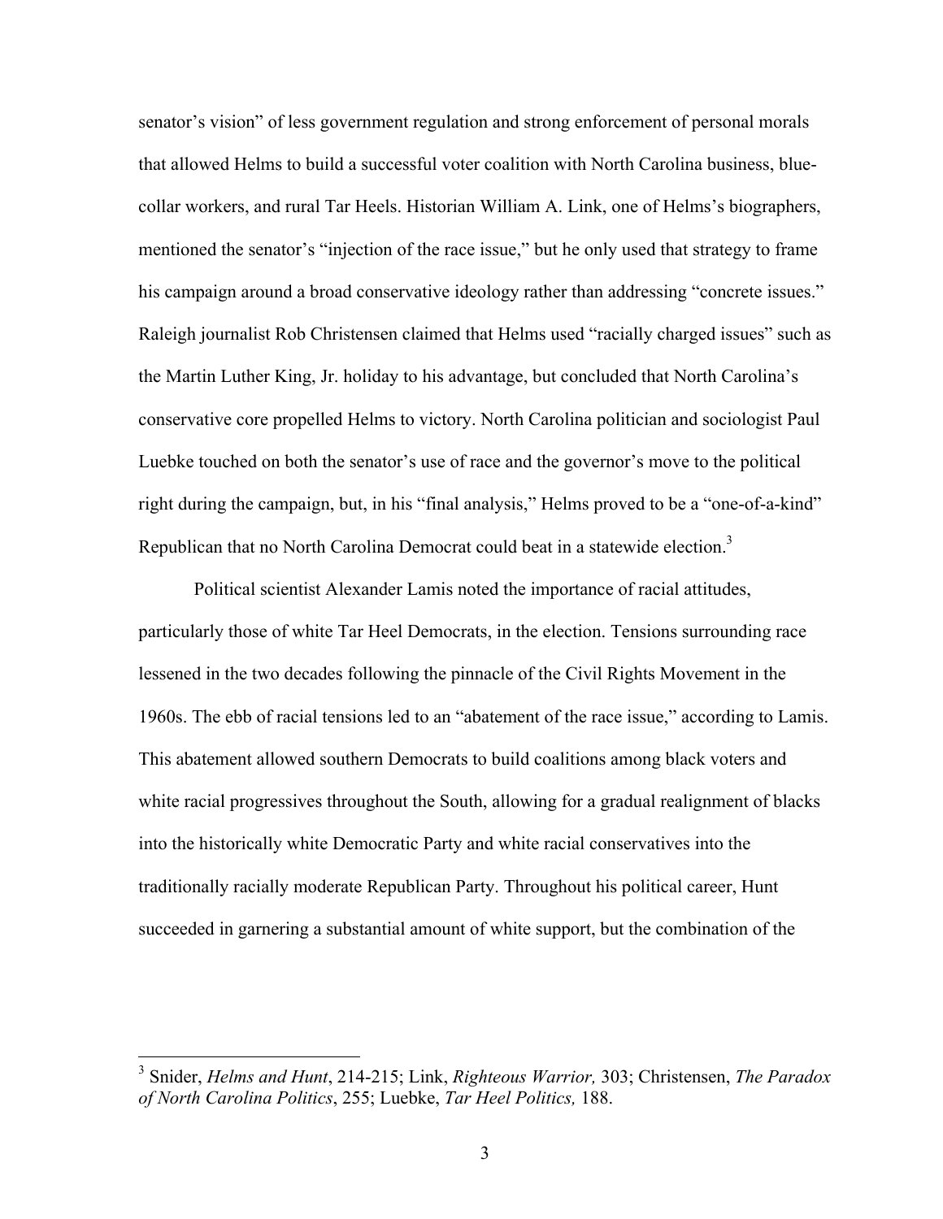senator's vision" of less government regulation and strong enforcement of personal morals that allowed Helms to build a successful voter coalition with North Carolina business, blue-collar workers, and rural Tar Heels. Historian William A. Link, one of Helms's biographers, mentioned the senator's "injection of the race issue," but he only used that strategy to frame his campaign around a broad conservative ideology rather than addressing "concrete issues." Raleigh journalist Rob Christensen claimed that Helms used "racially charged issues" such as the Martin Luther King, Jr. holiday to his advantage, but concluded that North Carolina's conservative core propelled Helms to victory. North Carolina politician and sociologist Paul Luebke touched on both the senator's use of race and the governor's move to the political right during the campaign, but, in his "final analysis," Helms proved to be a "one-of-a-kind" Republican that no North Carolina Democrat could beat in a statewide election.[3]

Political scientist Alexander Lamis noted the importance of racial attitudes, particularly those of white Tar Heel Democrats, in the election. Tensions surrounding race lessened in the two decades following the pinnacle of the Civil Rights Movement in the 1960s. The ebb of racial tensions led to an "abatement of the race issue," according to Lamis. This abatement allowed southern Democrats to build coalitions among black voters and white racial progressives throughout the South, allowing for a gradual realignment of blacks into the historically white Democratic Party and white racial conservatives into the traditionally racially moderate Republican Party. Throughout his political career, Hunt succeeded in garnering a substantial amount of white support, but the combination of the

---

[3] Snider, *Helms and Hunt*, 214-215; Link, *Righteous Warrior,* 303; Christensen, *The Paradox of North Carolina Politics*, 255; Luebke, *Tar Heel Politics,* 188.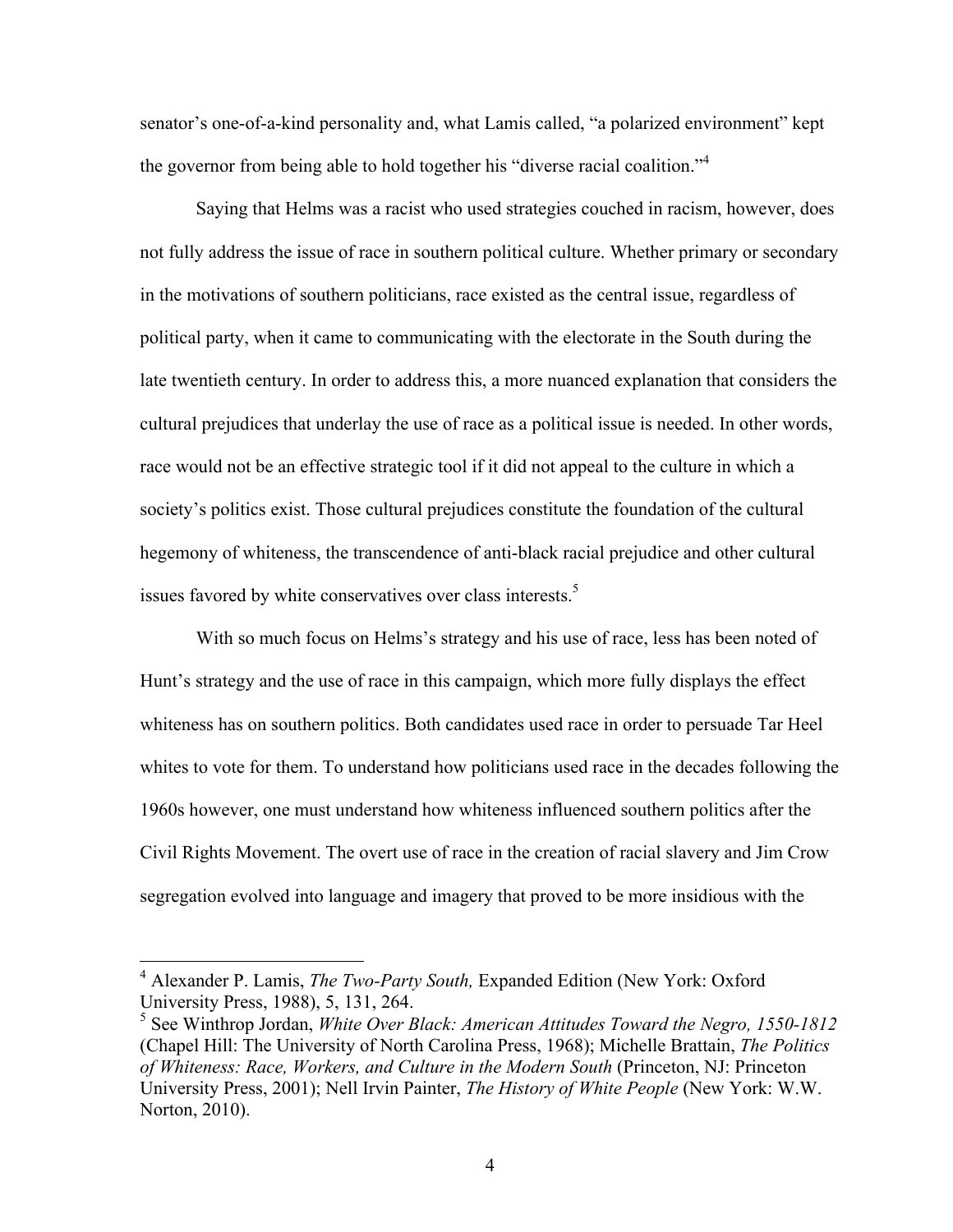senator's one-of-a-kind personality and, what Lamis called, "a polarized environment" kept the governor from being able to hold together his "diverse racial coalition."[4]

Saying that Helms was a racist who used strategies couched in racism, however, does not fully address the issue of race in southern political culture. Whether primary or secondary in the motivations of southern politicians, race existed as the central issue, regardless of political party, when it came to communicating with the electorate in the South during the late twentieth century. In order to address this, a more nuanced explanation that considers the cultural prejudices that underlay the use of race as a political issue is needed. In other words, race would not be an effective strategic tool if it did not appeal to the culture in which a society's politics exist. Those cultural prejudices constitute the foundation of the cultural hegemony of whiteness, the transcendence of anti-black racial prejudice and other cultural issues favored by white conservatives over class interests.[5]

With so much focus on Helms's strategy and his use of race, less has been noted of Hunt's strategy and the use of race in this campaign, which more fully displays the effect whiteness has on southern politics. Both candidates used race in order to persuade Tar Heel whites to vote for them. To understand how politicians used race in the decades following the 1960s however, one must understand how whiteness influenced southern politics after the Civil Rights Movement. The overt use of race in the creation of racial slavery and Jim Crow segregation evolved into language and imagery that proved to be more insidious with the

---

[4] Alexander P. Lamis, *The Two-Party South,* Expanded Edition (New York: Oxford University Press, 1988), 5, 131, 264.

[5] See Winthrop Jordan, *White Over Black: American Attitudes Toward the Negro, 1550-1812* (Chapel Hill: The University of North Carolina Press, 1968); Michelle Brattain, *The Politics of Whiteness: Race, Workers, and Culture in the Modern South* (Princeton, NJ: Princeton University Press, 2001); Nell Irvin Painter, *The History of White People* (New York: W.W. Norton, 2010).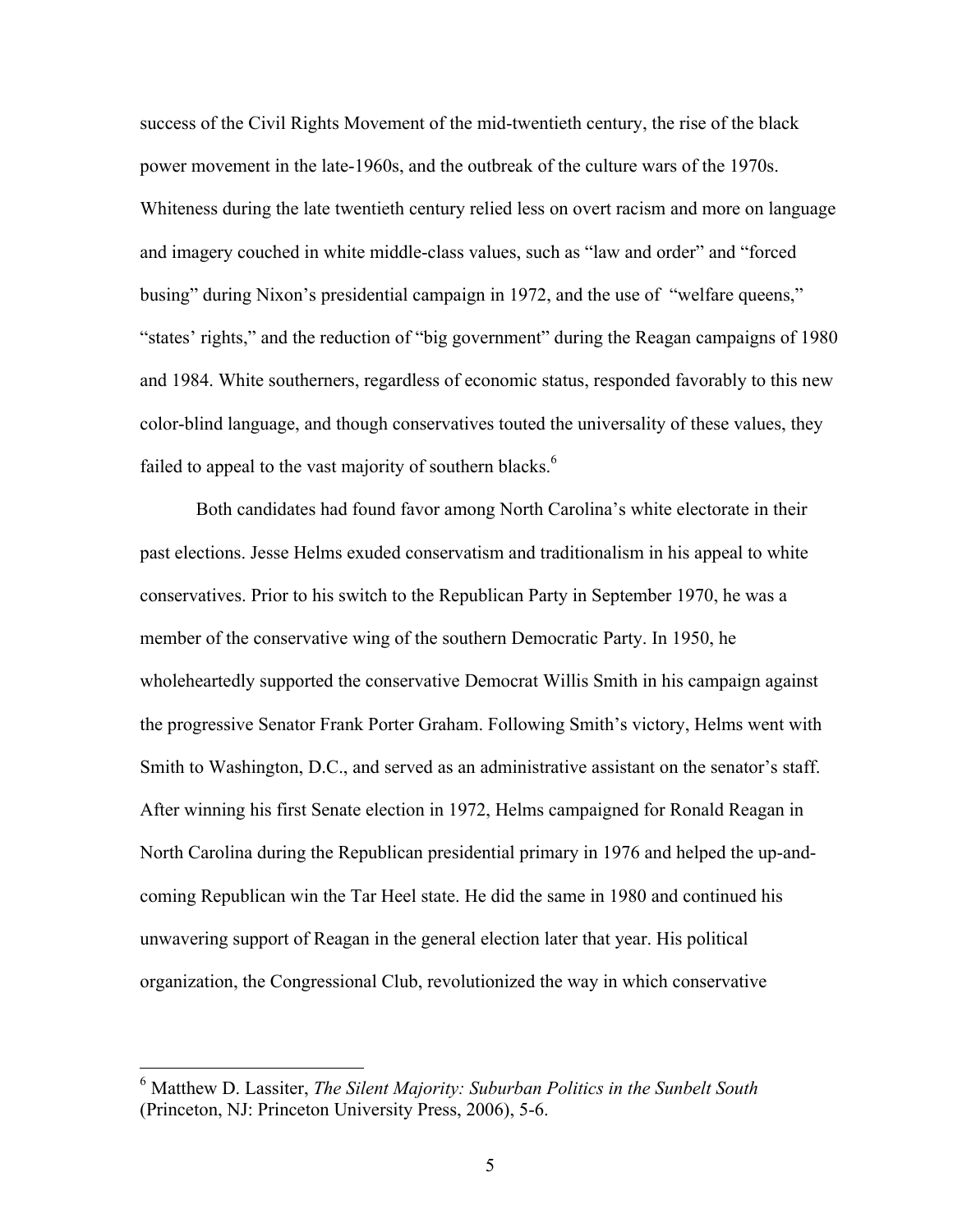success of the Civil Rights Movement of the mid-twentieth century, the rise of the black power movement in the late-1960s, and the outbreak of the culture wars of the 1970s. Whiteness during the late twentieth century relied less on overt racism and more on language and imagery couched in white middle-class values, such as "law and order" and "forced busing" during Nixon's presidential campaign in 1972, and the use of "welfare queens," "states' rights," and the reduction of "big government" during the Reagan campaigns of 1980 and 1984. White southerners, regardless of economic status, responded favorably to this new color-blind language, and though conservatives touted the universality of these values, they failed to appeal to the vast majority of southern blacks.[6]

Both candidates had found favor among North Carolina's white electorate in their past elections. Jesse Helms exuded conservatism and traditionalism in his appeal to white conservatives. Prior to his switch to the Republican Party in September 1970, he was a member of the conservative wing of the southern Democratic Party. In 1950, he wholeheartedly supported the conservative Democrat Willis Smith in his campaign against the progressive Senator Frank Porter Graham. Following Smith's victory, Helms went with Smith to Washington, D.C., and served as an administrative assistant on the senator's staff. After winning his first Senate election in 1972, Helms campaigned for Ronald Reagan in North Carolina during the Republican presidential primary in 1976 and helped the up-and-coming Republican win the Tar Heel state. He did the same in 1980 and continued his unwavering support of Reagan in the general election later that year. His political organization, the Congressional Club, revolutionized the way in which conservative

[6] Matthew D. Lassiter, *The Silent Majority: Suburban Politics in the Sunbelt South* (Princeton, NJ: Princeton University Press, 2006), 5-6.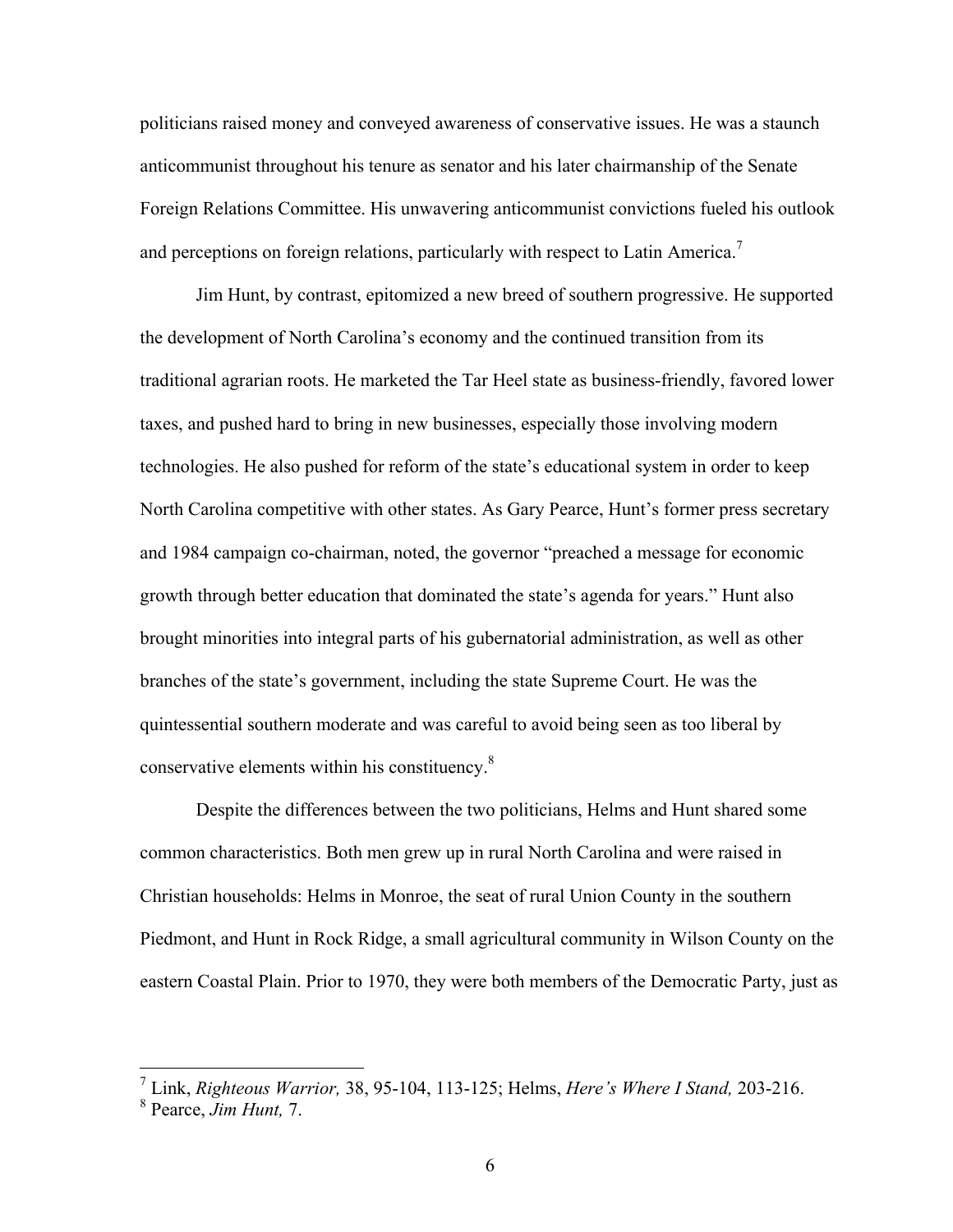politicians raised money and conveyed awareness of conservative issues. He was a staunch anticommunist throughout his tenure as senator and his later chairmanship of the Senate Foreign Relations Committee. His unwavering anticommunist convictions fueled his outlook and perceptions on foreign relations, particularly with respect to Latin America.[7]

Jim Hunt, by contrast, epitomized a new breed of southern progressive. He supported the development of North Carolina's economy and the continued transition from its traditional agrarian roots. He marketed the Tar Heel state as business-friendly, favored lower taxes, and pushed hard to bring in new businesses, especially those involving modern technologies. He also pushed for reform of the state's educational system in order to keep North Carolina competitive with other states. As Gary Pearce, Hunt's former press secretary and 1984 campaign co-chairman, noted, the governor "preached a message for economic growth through better education that dominated the state's agenda for years." Hunt also brought minorities into integral parts of his gubernatorial administration, as well as other branches of the state's government, including the state Supreme Court. He was the quintessential southern moderate and was careful to avoid being seen as too liberal by conservative elements within his constituency.[8]

Despite the differences between the two politicians, Helms and Hunt shared some common characteristics. Both men grew up in rural North Carolina and were raised in Christian households: Helms in Monroe, the seat of rural Union County in the southern Piedmont, and Hunt in Rock Ridge, a small agricultural community in Wilson County on the eastern Coastal Plain. Prior to 1970, they were both members of the Democratic Party, just as

---

[7] Link, *Righteous Warrior,* 38, 95-104, 113-125; Helms, *Here's Where I Stand,* 203-216.

[8] Pearce, *Jim Hunt,* 7.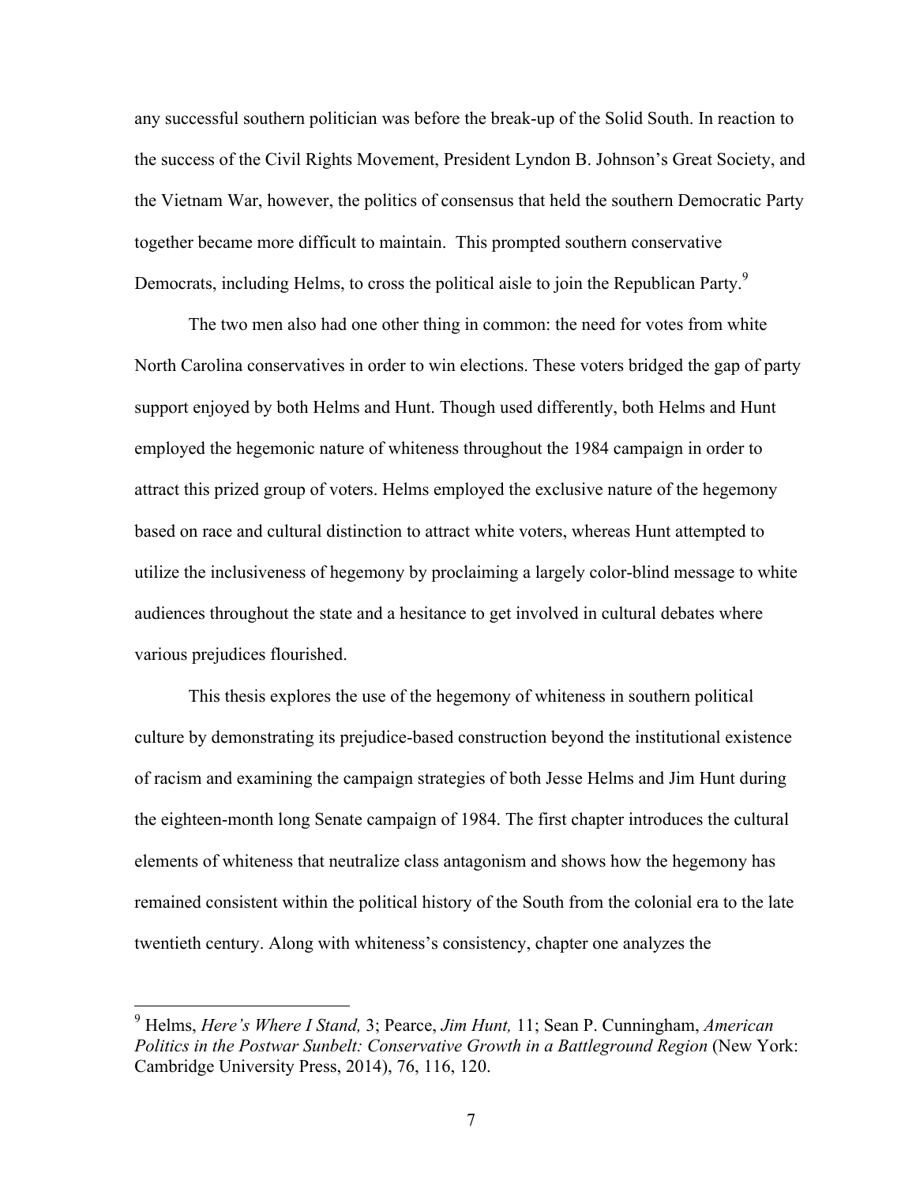any successful southern politician was before the break-up of the Solid South. In reaction to the success of the Civil Rights Movement, President Lyndon B. Johnson's Great Society, and the Vietnam War, however, the politics of consensus that held the southern Democratic Party together became more difficult to maintain. This prompted southern conservative Democrats, including Helms, to cross the political aisle to join the Republican Party.[9]

The two men also had one other thing in common: the need for votes from white North Carolina conservatives in order to win elections. These voters bridged the gap of party support enjoyed by both Helms and Hunt. Though used differently, both Helms and Hunt employed the hegemonic nature of whiteness throughout the 1984 campaign in order to attract this prized group of voters. Helms employed the exclusive nature of the hegemony based on race and cultural distinction to attract white voters, whereas Hunt attempted to utilize the inclusiveness of hegemony by proclaiming a largely color-blind message to white audiences throughout the state and a hesitance to get involved in cultural debates where various prejudices flourished.

This thesis explores the use of the hegemony of whiteness in southern political culture by demonstrating its prejudice-based construction beyond the institutional existence of racism and examining the campaign strategies of both Jesse Helms and Jim Hunt during the eighteen-month long Senate campaign of 1984. The first chapter introduces the cultural elements of whiteness that neutralize class antagonism and shows how the hegemony has remained consistent within the political history of the South from the colonial era to the late twentieth century. Along with whiteness's consistency, chapter one analyzes the

---

[9] Helms, *Here's Where I Stand,* 3; Pearce, *Jim Hunt,* 11; Sean P. Cunningham, *American Politics in the Postwar Sunbelt: Conservative Growth in a Battleground Region* (New York: Cambridge University Press, 2014), 76, 116, 120.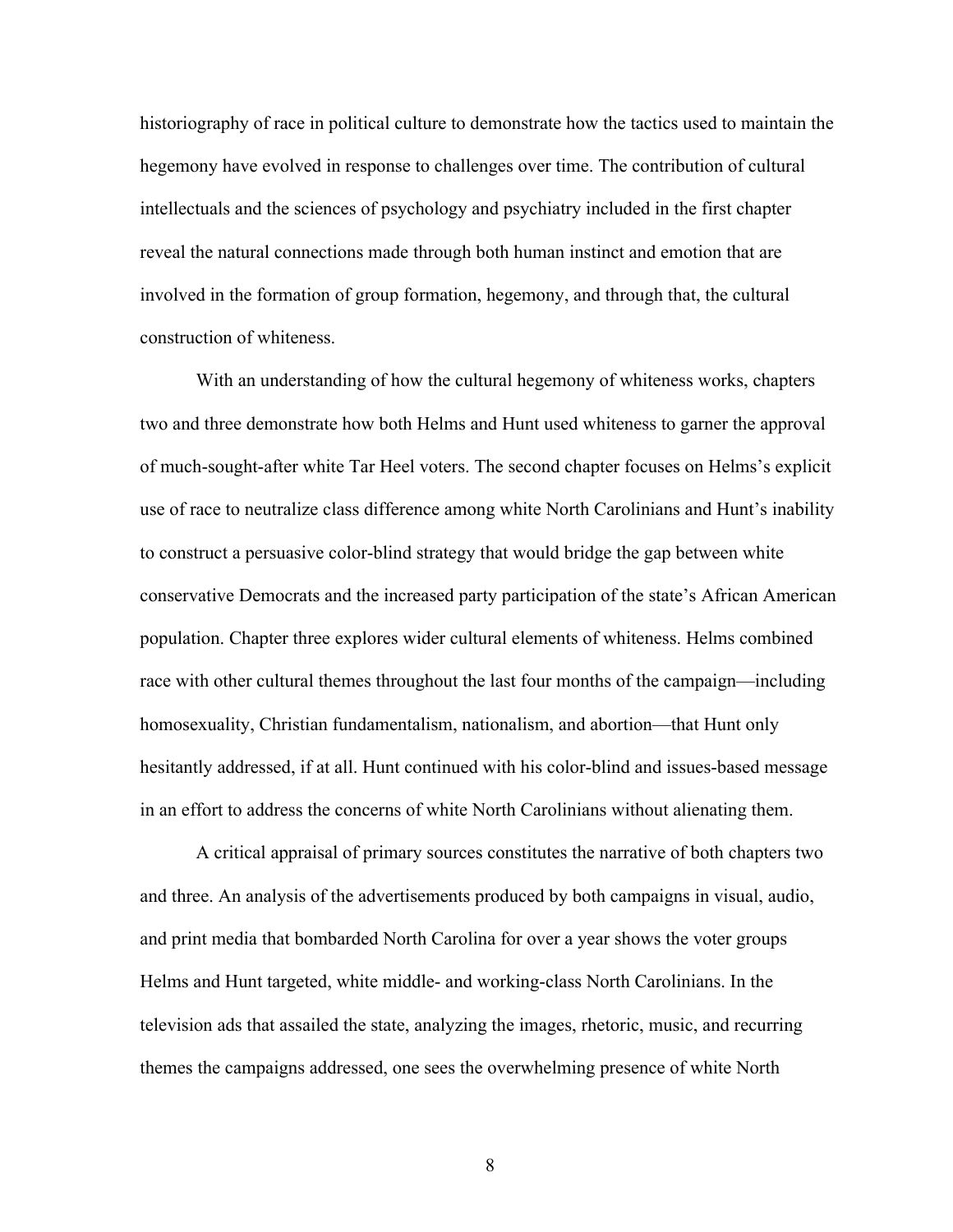historiography of race in political culture to demonstrate how the tactics used to maintain the hegemony have evolved in response to challenges over time. The contribution of cultural intellectuals and the sciences of psychology and psychiatry included in the first chapter reveal the natural connections made through both human instinct and emotion that are involved in the formation of group formation, hegemony, and through that, the cultural construction of whiteness.

With an understanding of how the cultural hegemony of whiteness works, chapters two and three demonstrate how both Helms and Hunt used whiteness to garner the approval of much-sought-after white Tar Heel voters. The second chapter focuses on Helms's explicit use of race to neutralize class difference among white North Carolinians and Hunt's inability to construct a persuasive color-blind strategy that would bridge the gap between white conservative Democrats and the increased party participation of the state's African American population. Chapter three explores wider cultural elements of whiteness. Helms combined race with other cultural themes throughout the last four months of the campaign—including homosexuality, Christian fundamentalism, nationalism, and abortion—that Hunt only hesitantly addressed, if at all. Hunt continued with his color-blind and issues-based message in an effort to address the concerns of white North Carolinians without alienating them.

A critical appraisal of primary sources constitutes the narrative of both chapters two and three. An analysis of the advertisements produced by both campaigns in visual, audio, and print media that bombarded North Carolina for over a year shows the voter groups Helms and Hunt targeted, white middle- and working-class North Carolinians. In the television ads that assailed the state, analyzing the images, rhetoric, music, and recurring themes the campaigns addressed, one sees the overwhelming presence of white North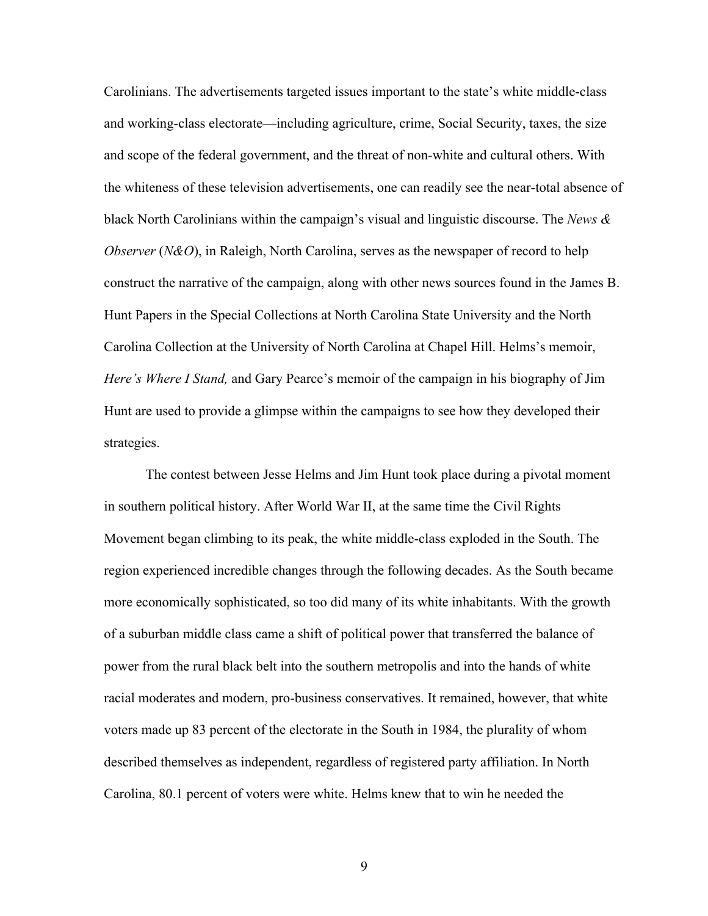Carolinians. The advertisements targeted issues important to the state's white middle-class and working-class electorate—including agriculture, crime, Social Security, taxes, the size and scope of the federal government, and the threat of non-white and cultural others. With the whiteness of these television advertisements, one can readily see the near-total absence of black North Carolinians within the campaign's visual and linguistic discourse. The *News & Observer* (*N&O*), in Raleigh, North Carolina, serves as the newspaper of record to help construct the narrative of the campaign, along with other news sources found in the James B. Hunt Papers in the Special Collections at North Carolina State University and the North Carolina Collection at the University of North Carolina at Chapel Hill. Helms's memoir, *Here's Where I Stand,* and Gary Pearce's memoir of the campaign in his biography of Jim Hunt are used to provide a glimpse within the campaigns to see how they developed their strategies.

The contest between Jesse Helms and Jim Hunt took place during a pivotal moment in southern political history. After World War II, at the same time the Civil Rights Movement began climbing to its peak, the white middle-class exploded in the South. The region experienced incredible changes through the following decades. As the South became more economically sophisticated, so too did many of its white inhabitants. With the growth of a suburban middle class came a shift of political power that transferred the balance of power from the rural black belt into the southern metropolis and into the hands of white racial moderates and modern, pro-business conservatives. It remained, however, that white voters made up 83 percent of the electorate in the South in 1984, the plurality of whom described themselves as independent, regardless of registered party affiliation. In North Carolina, 80.1 percent of voters were white. Helms knew that to win he needed the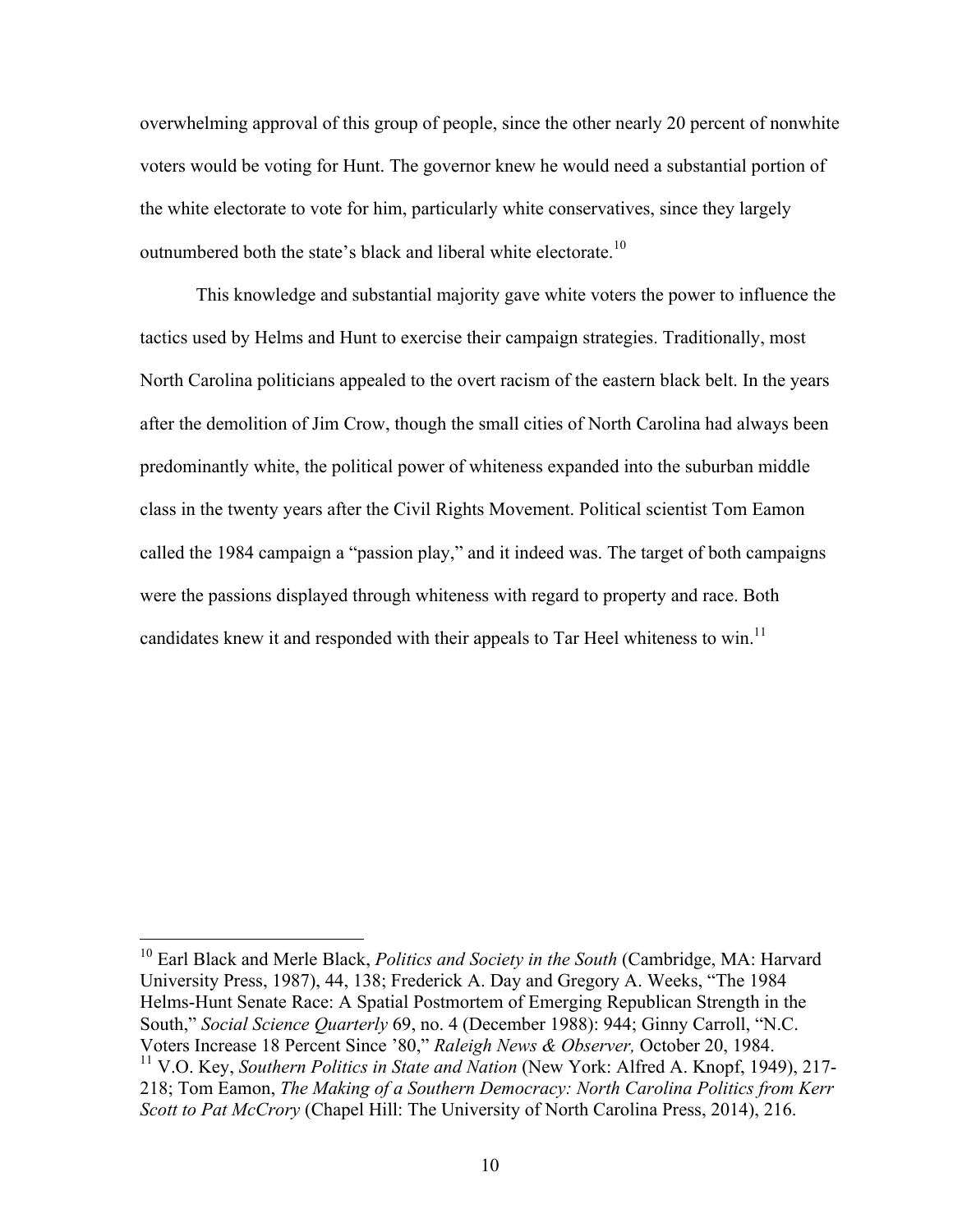overwhelming approval of this group of people, since the other nearly 20 percent of nonwhite voters would be voting for Hunt. The governor knew he would need a substantial portion of the white electorate to vote for him, particularly white conservatives, since they largely outnumbered both the state's black and liberal white electorate.[10]

This knowledge and substantial majority gave white voters the power to influence the tactics used by Helms and Hunt to exercise their campaign strategies. Traditionally, most North Carolina politicians appealed to the overt racism of the eastern black belt. In the years after the demolition of Jim Crow, though the small cities of North Carolina had always been predominantly white, the political power of whiteness expanded into the suburban middle class in the twenty years after the Civil Rights Movement. Political scientist Tom Eamon called the 1984 campaign a "passion play," and it indeed was. The target of both campaigns were the passions displayed through whiteness with regard to property and race. Both candidates knew it and responded with their appeals to Tar Heel whiteness to win.[11]

---

[10] Earl Black and Merle Black, *Politics and Society in the South* (Cambridge, MA: Harvard University Press, 1987), 44, 138; Frederick A. Day and Gregory A. Weeks, "The 1984 Helms-Hunt Senate Race: A Spatial Postmortem of Emerging Republican Strength in the South," *Social Science Quarterly* 69, no. 4 (December 1988): 944; Ginny Carroll, "N.C. Voters Increase 18 Percent Since '80," *Raleigh News & Observer,* October 20, 1984.

[11] V.O. Key, *Southern Politics in State and Nation* (New York: Alfred A. Knopf, 1949), 217-218; Tom Eamon, *The Making of a Southern Democracy: North Carolina Politics from Kerr Scott to Pat McCrory* (Chapel Hill: The University of North Carolina Press, 2014), 216.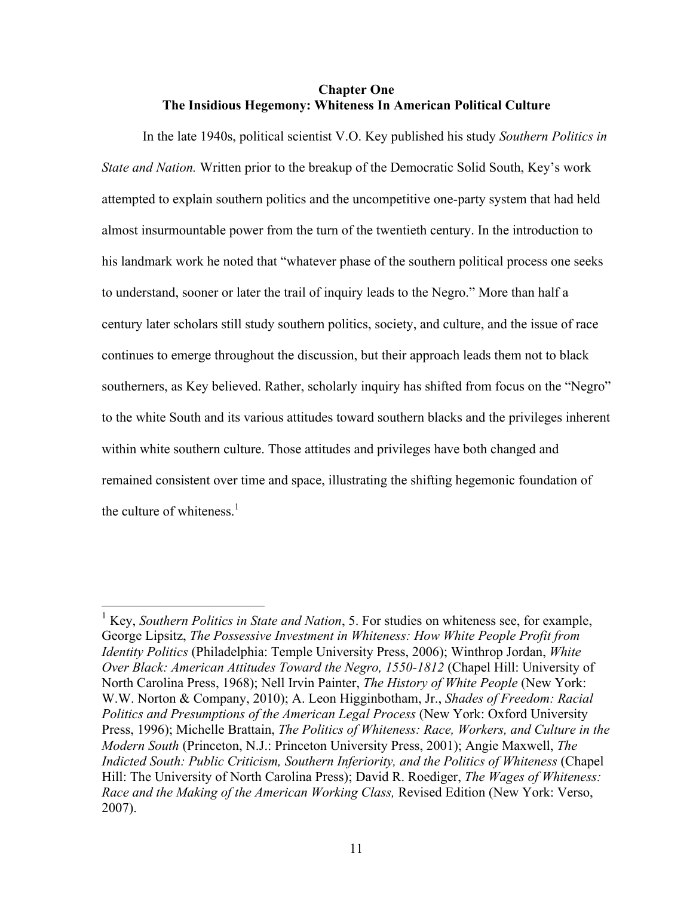# Chapter One
## The Insidious Hegemony: Whiteness In American Political Culture

In the late 1940s, political scientist V.O. Key published his study *Southern Politics in State and Nation.* Written prior to the breakup of the Democratic Solid South, Key's work attempted to explain southern politics and the uncompetitive one-party system that had held almost insurmountable power from the turn of the twentieth century. In the introduction to his landmark work he noted that "whatever phase of the southern political process one seeks to understand, sooner or later the trail of inquiry leads to the Negro." More than half a century later scholars still study southern politics, society, and culture, and the issue of race continues to emerge throughout the discussion, but their approach leads them not to black southerners, as Key believed. Rather, scholarly inquiry has shifted from focus on the "Negro" to the white South and its various attitudes toward southern blacks and the privileges inherent within white southern culture. Those attitudes and privileges have both changed and remained consistent over time and space, illustrating the shifting hegemonic foundation of the culture of whiteness.[1]

---

[1] Key, *Southern Politics in State and Nation*, 5. For studies on whiteness see, for example, George Lipsitz, *The Possessive Investment in Whiteness: How White People Profit from Identity Politics* (Philadelphia: Temple University Press, 2006); Winthrop Jordan, *White Over Black: American Attitudes Toward the Negro, 1550-1812* (Chapel Hill: University of North Carolina Press, 1968); Nell Irvin Painter, *The History of White People* (New York: W.W. Norton & Company, 2010); A. Leon Higginbotham, Jr., *Shades of Freedom: Racial Politics and Presumptions of the American Legal Process* (New York: Oxford University Press, 1996); Michelle Brattain, *The Politics of Whiteness: Race, Workers, and Culture in the Modern South* (Princeton, N.J.: Princeton University Press, 2001); Angie Maxwell, *The Indicted South: Public Criticism, Southern Inferiority, and the Politics of Whiteness* (Chapel Hill: The University of North Carolina Press); David R. Roediger, *The Wages of Whiteness: Race and the Making of the American Working Class,* Revised Edition (New York: Verso, 2007).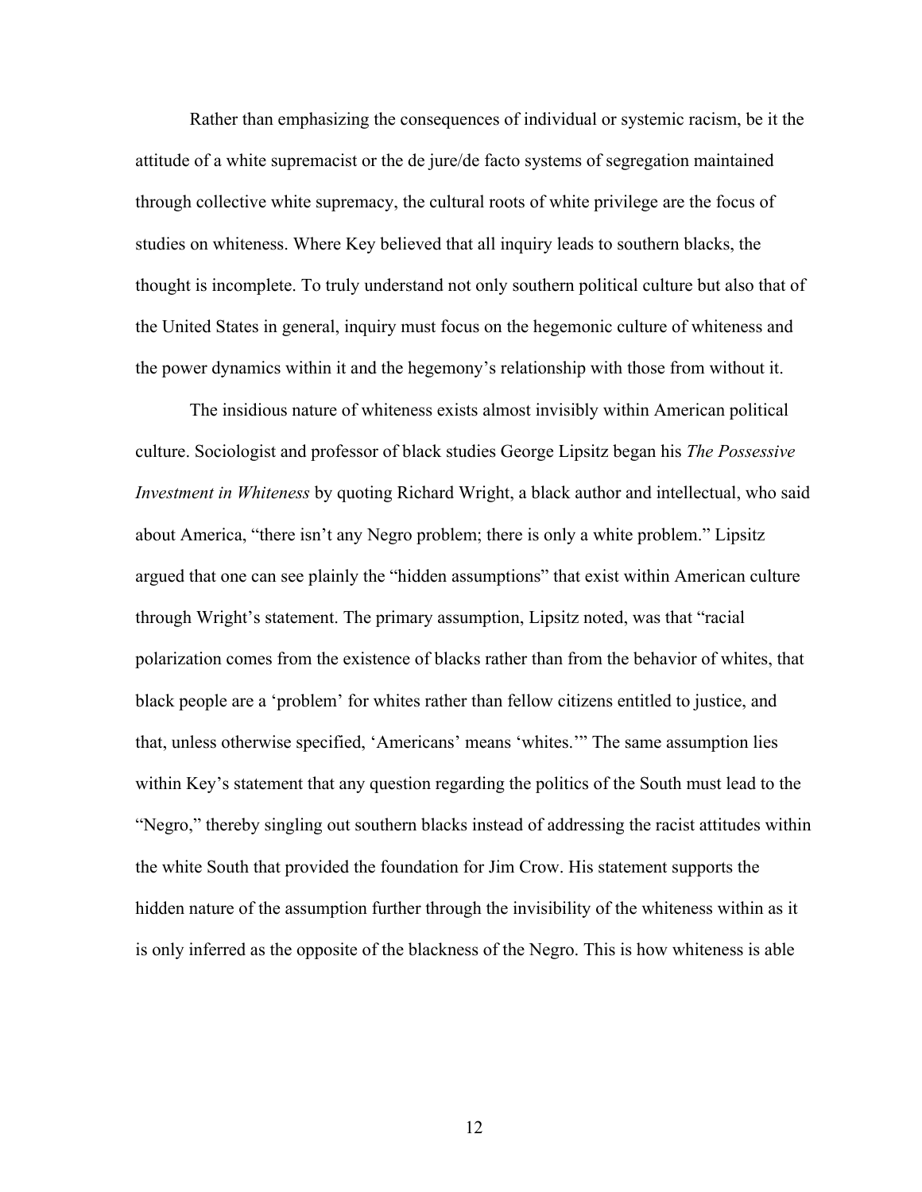Rather than emphasizing the consequences of individual or systemic racism, be it the attitude of a white supremacist or the de jure/de facto systems of segregation maintained through collective white supremacy, the cultural roots of white privilege are the focus of studies on whiteness. Where Key believed that all inquiry leads to southern blacks, the thought is incomplete. To truly understand not only southern political culture but also that of the United States in general, inquiry must focus on the hegemonic culture of whiteness and the power dynamics within it and the hegemony's relationship with those from without it.

The insidious nature of whiteness exists almost invisibly within American political culture. Sociologist and professor of black studies George Lipsitz began his *The Possessive Investment in Whiteness* by quoting Richard Wright, a black author and intellectual, who said about America, "there isn't any Negro problem; there is only a white problem." Lipsitz argued that one can see plainly the "hidden assumptions" that exist within American culture through Wright's statement. The primary assumption, Lipsitz noted, was that "racial polarization comes from the existence of blacks rather than from the behavior of whites, that black people are a 'problem' for whites rather than fellow citizens entitled to justice, and that, unless otherwise specified, 'Americans' means 'whites.'" The same assumption lies within Key's statement that any question regarding the politics of the South must lead to the "Negro," thereby singling out southern blacks instead of addressing the racist attitudes within the white South that provided the foundation for Jim Crow. His statement supports the hidden nature of the assumption further through the invisibility of the whiteness within as it is only inferred as the opposite of the blackness of the Negro. This is how whiteness is able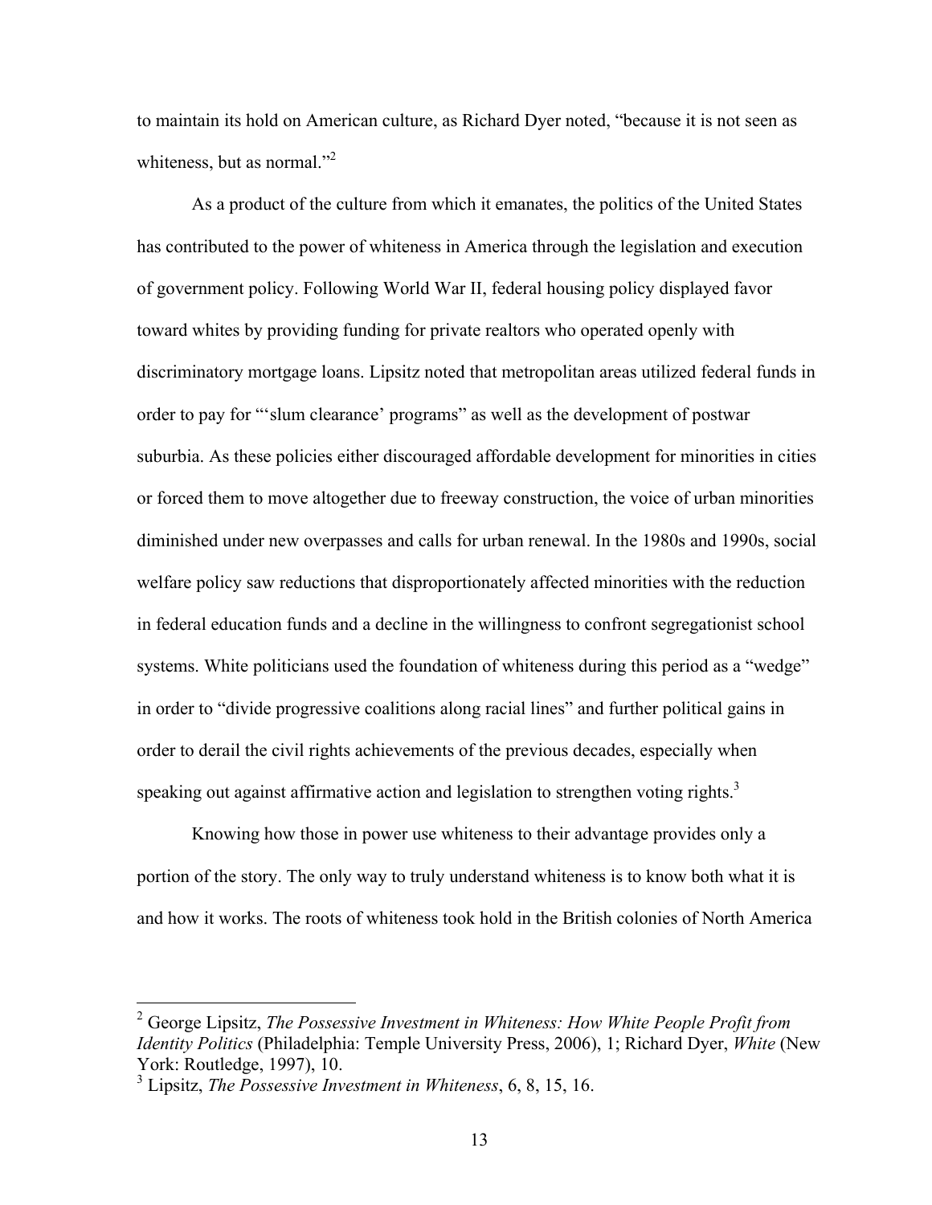to maintain its hold on American culture, as Richard Dyer noted, "because it is not seen as whiteness, but as normal."[2]

As a product of the culture from which it emanates, the politics of the United States has contributed to the power of whiteness in America through the legislation and execution of government policy. Following World War II, federal housing policy displayed favor toward whites by providing funding for private realtors who operated openly with discriminatory mortgage loans. Lipsitz noted that metropolitan areas utilized federal funds in order to pay for "'slum clearance' programs" as well as the development of postwar suburbia. As these policies either discouraged affordable development for minorities in cities or forced them to move altogether due to freeway construction, the voice of urban minorities diminished under new overpasses and calls for urban renewal. In the 1980s and 1990s, social welfare policy saw reductions that disproportionately affected minorities with the reduction in federal education funds and a decline in the willingness to confront segregationist school systems. White politicians used the foundation of whiteness during this period as a "wedge" in order to "divide progressive coalitions along racial lines" and further political gains in order to derail the civil rights achievements of the previous decades, especially when speaking out against affirmative action and legislation to strengthen voting rights.[3]

Knowing how those in power use whiteness to their advantage provides only a portion of the story. The only way to truly understand whiteness is to know both what it is and how it works. The roots of whiteness took hold in the British colonies of North America

---

[2] George Lipsitz, *The Possessive Investment in Whiteness: How White People Profit from Identity Politics* (Philadelphia: Temple University Press, 2006), 1; Richard Dyer, *White* (New York: Routledge, 1997), 10.

[3] Lipsitz, *The Possessive Investment in Whiteness*, 6, 8, 15, 16.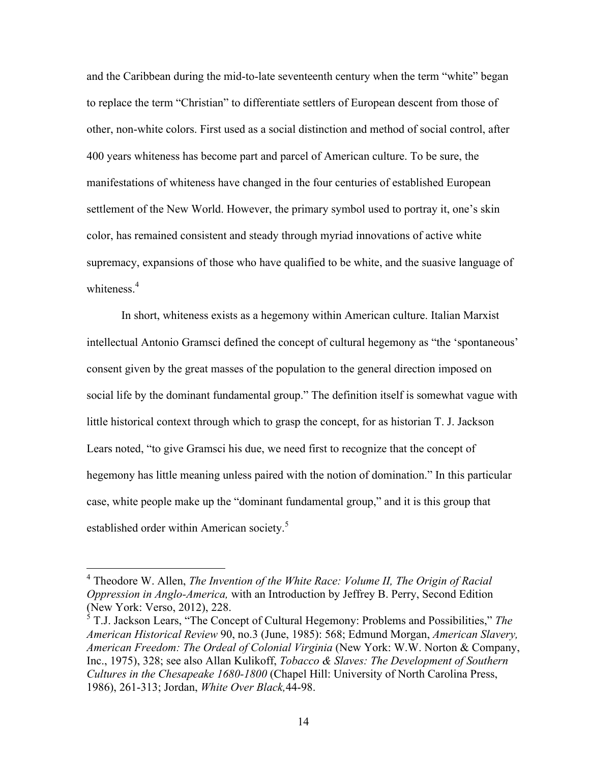and the Caribbean during the mid-to-late seventeenth century when the term "white" began to replace the term "Christian" to differentiate settlers of European descent from those of other, non-white colors. First used as a social distinction and method of social control, after 400 years whiteness has become part and parcel of American culture. To be sure, the manifestations of whiteness have changed in the four centuries of established European settlement of the New World. However, the primary symbol used to portray it, one's skin color, has remained consistent and steady through myriad innovations of active white supremacy, expansions of those who have qualified to be white, and the suasive language of whiteness.[4]

In short, whiteness exists as a hegemony within American culture. Italian Marxist intellectual Antonio Gramsci defined the concept of cultural hegemony as "the 'spontaneous' consent given by the great masses of the population to the general direction imposed on social life by the dominant fundamental group." The definition itself is somewhat vague with little historical context through which to grasp the concept, for as historian T. J. Jackson Lears noted, "to give Gramsci his due, we need first to recognize that the concept of hegemony has little meaning unless paired with the notion of domination." In this particular case, white people make up the "dominant fundamental group," and it is this group that established order within American society.[5]

---

[4] Theodore W. Allen, *The Invention of the White Race: Volume II, The Origin of Racial Oppression in Anglo-America,* with an Introduction by Jeffrey B. Perry, Second Edition (New York: Verso, 2012), 228.

[5] T.J. Jackson Lears, "The Concept of Cultural Hegemony: Problems and Possibilities," *The American Historical Review* 90, no.3 (June, 1985): 568; Edmund Morgan, *American Slavery, American Freedom: The Ordeal of Colonial Virginia* (New York: W.W. Norton & Company, Inc., 1975), 328; see also Allan Kulikoff, *Tobacco & Slaves: The Development of Southern Cultures in the Chesapeake 1680-1800* (Chapel Hill: University of North Carolina Press, 1986), 261-313; Jordan, *White Over Black,*44-98.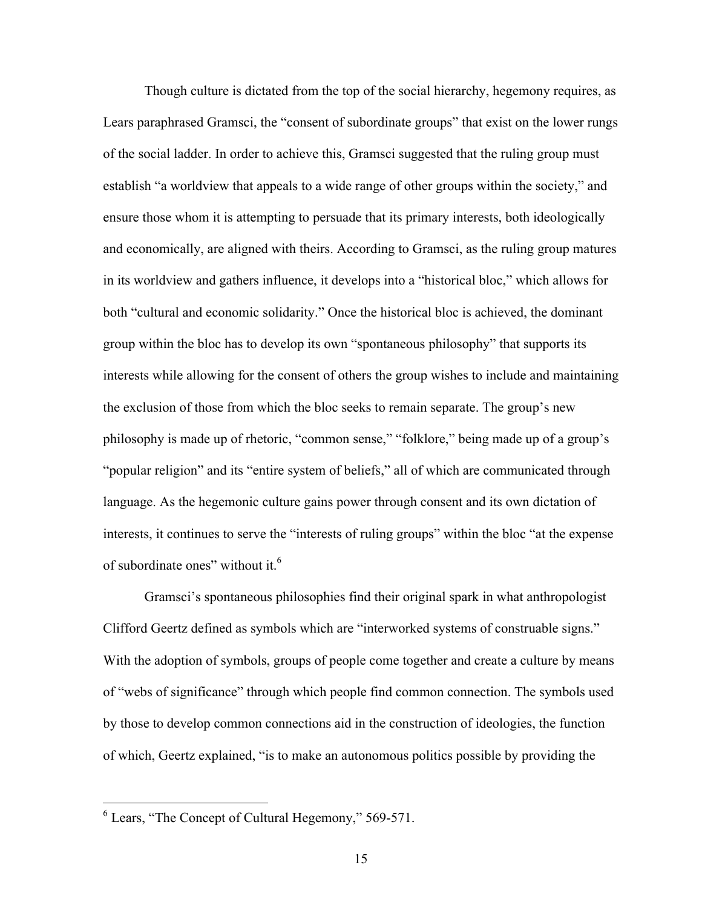Though culture is dictated from the top of the social hierarchy, hegemony requires, as Lears paraphrased Gramsci, the "consent of subordinate groups" that exist on the lower rungs of the social ladder. In order to achieve this, Gramsci suggested that the ruling group must establish "a worldview that appeals to a wide range of other groups within the society," and ensure those whom it is attempting to persuade that its primary interests, both ideologically and economically, are aligned with theirs. According to Gramsci, as the ruling group matures in its worldview and gathers influence, it develops into a "historical bloc," which allows for both "cultural and economic solidarity." Once the historical bloc is achieved, the dominant group within the bloc has to develop its own "spontaneous philosophy" that supports its interests while allowing for the consent of others the group wishes to include and maintaining the exclusion of those from which the bloc seeks to remain separate. The group's new philosophy is made up of rhetoric, "common sense," "folklore," being made up of a group's "popular religion" and its "entire system of beliefs," all of which are communicated through language. As the hegemonic culture gains power through consent and its own dictation of interests, it continues to serve the "interests of ruling groups" within the bloc "at the expense of subordinate ones" without it.[6]

Gramsci's spontaneous philosophies find their original spark in what anthropologist Clifford Geertz defined as symbols which are "interworked systems of construable signs." With the adoption of symbols, groups of people come together and create a culture by means of "webs of significance" through which people find common connection. The symbols used by those to develop common connections aid in the construction of ideologies, the function of which, Geertz explained, "is to make an autonomous politics possible by providing the

---

[6] Lears, "The Concept of Cultural Hegemony," 569-571.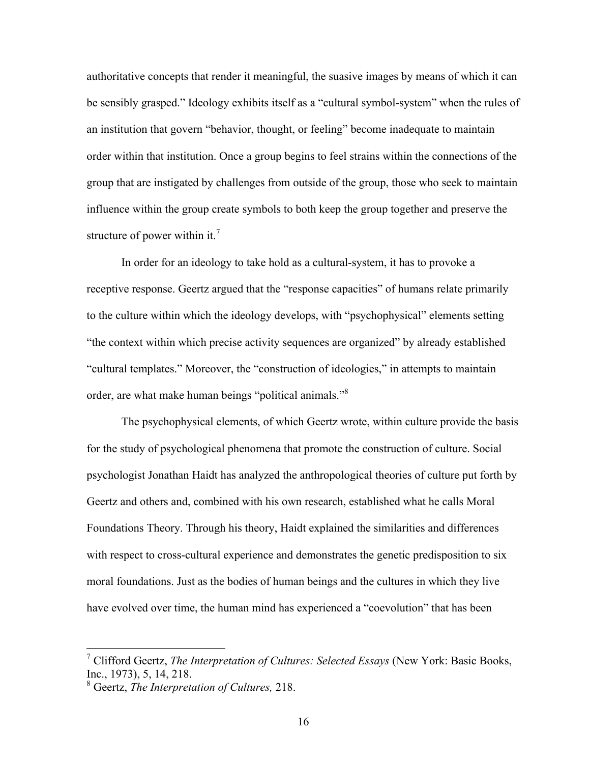authoritative concepts that render it meaningful, the suasive images by means of which it can be sensibly grasped." Ideology exhibits itself as a "cultural symbol-system" when the rules of an institution that govern "behavior, thought, or feeling" become inadequate to maintain order within that institution. Once a group begins to feel strains within the connections of the group that are instigated by challenges from outside of the group, those who seek to maintain influence within the group create symbols to both keep the group together and preserve the structure of power within it.[7]

In order for an ideology to take hold as a cultural-system, it has to provoke a receptive response. Geertz argued that the "response capacities" of humans relate primarily to the culture within which the ideology develops, with "psychophysical" elements setting "the context within which precise activity sequences are organized" by already established "cultural templates." Moreover, the "construction of ideologies," in attempts to maintain order, are what make human beings "political animals."[8]

The psychophysical elements, of which Geertz wrote, within culture provide the basis for the study of psychological phenomena that promote the construction of culture. Social psychologist Jonathan Haidt has analyzed the anthropological theories of culture put forth by Geertz and others and, combined with his own research, established what he calls Moral Foundations Theory. Through his theory, Haidt explained the similarities and differences with respect to cross-cultural experience and demonstrates the genetic predisposition to six moral foundations. Just as the bodies of human beings and the cultures in which they live have evolved over time, the human mind has experienced a "coevolution" that has been

---

[7] Clifford Geertz, *The Interpretation of Cultures: Selected Essays* (New York: Basic Books, Inc., 1973), 5, 14, 218.

[8] Geertz, *The Interpretation of Cultures,* 218.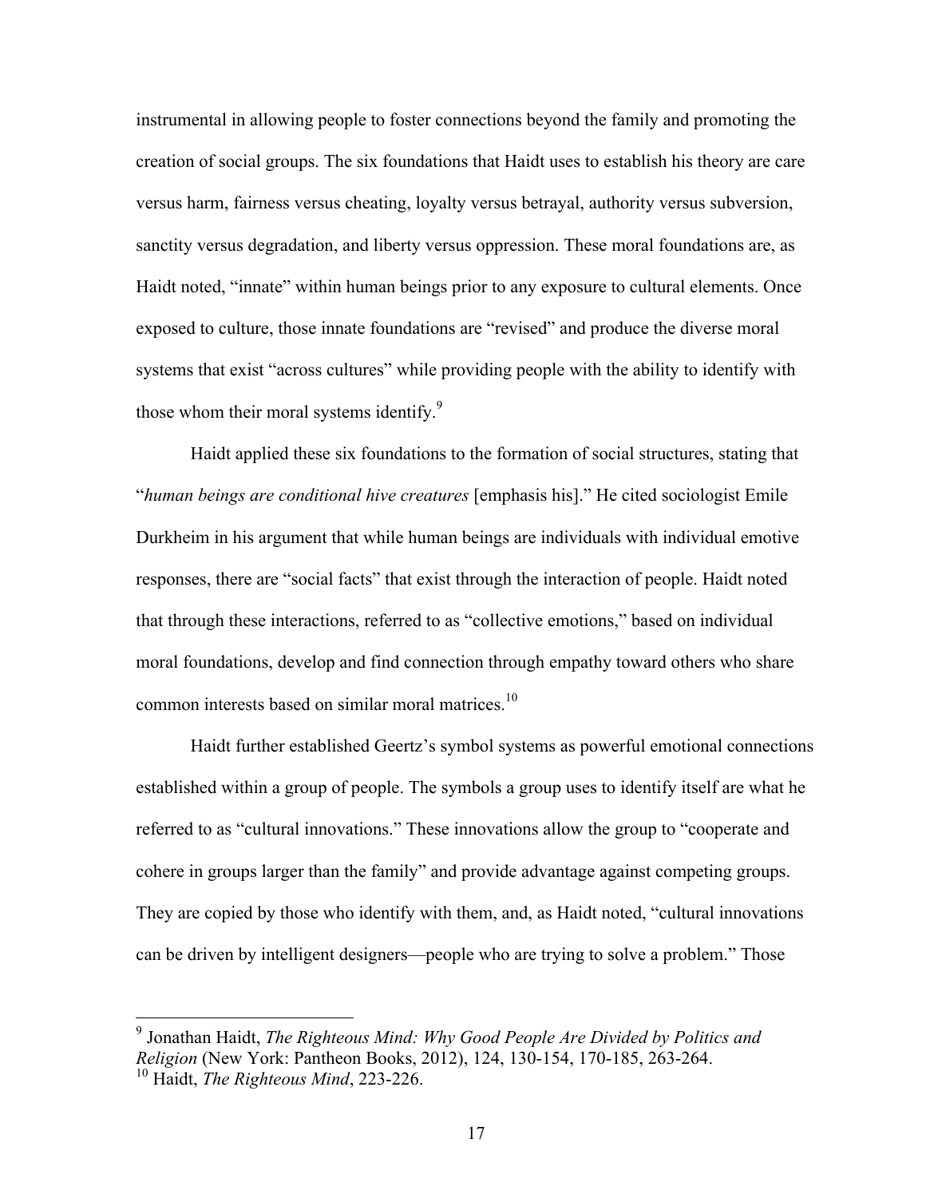instrumental in allowing people to foster connections beyond the family and promoting the creation of social groups. The six foundations that Haidt uses to establish his theory are care versus harm, fairness versus cheating, loyalty versus betrayal, authority versus subversion, sanctity versus degradation, and liberty versus oppression. These moral foundations are, as Haidt noted, "innate" within human beings prior to any exposure to cultural elements. Once exposed to culture, those innate foundations are "revised" and produce the diverse moral systems that exist "across cultures" while providing people with the ability to identify with those whom their moral systems identify.[9]

Haidt applied these six foundations to the formation of social structures, stating that "*human beings are conditional hive creatures* [emphasis his]." He cited sociologist Emile Durkheim in his argument that while human beings are individuals with individual emotive responses, there are "social facts" that exist through the interaction of people. Haidt noted that through these interactions, referred to as "collective emotions," based on individual moral foundations, develop and find connection through empathy toward others who share common interests based on similar moral matrices.[10]

Haidt further established Geertz's symbol systems as powerful emotional connections established within a group of people. The symbols a group uses to identify itself are what he referred to as "cultural innovations." These innovations allow the group to "cooperate and cohere in groups larger than the family" and provide advantage against competing groups. They are copied by those who identify with them, and, as Haidt noted, "cultural innovations can be driven by intelligent designers—people who are trying to solve a problem." Those

---

[9] Jonathan Haidt, *The Righteous Mind: Why Good People Are Divided by Politics and Religion* (New York: Pantheon Books, 2012), 124, 130-154, 170-185, 263-264.

[10] Haidt, *The Righteous Mind*, 223-226.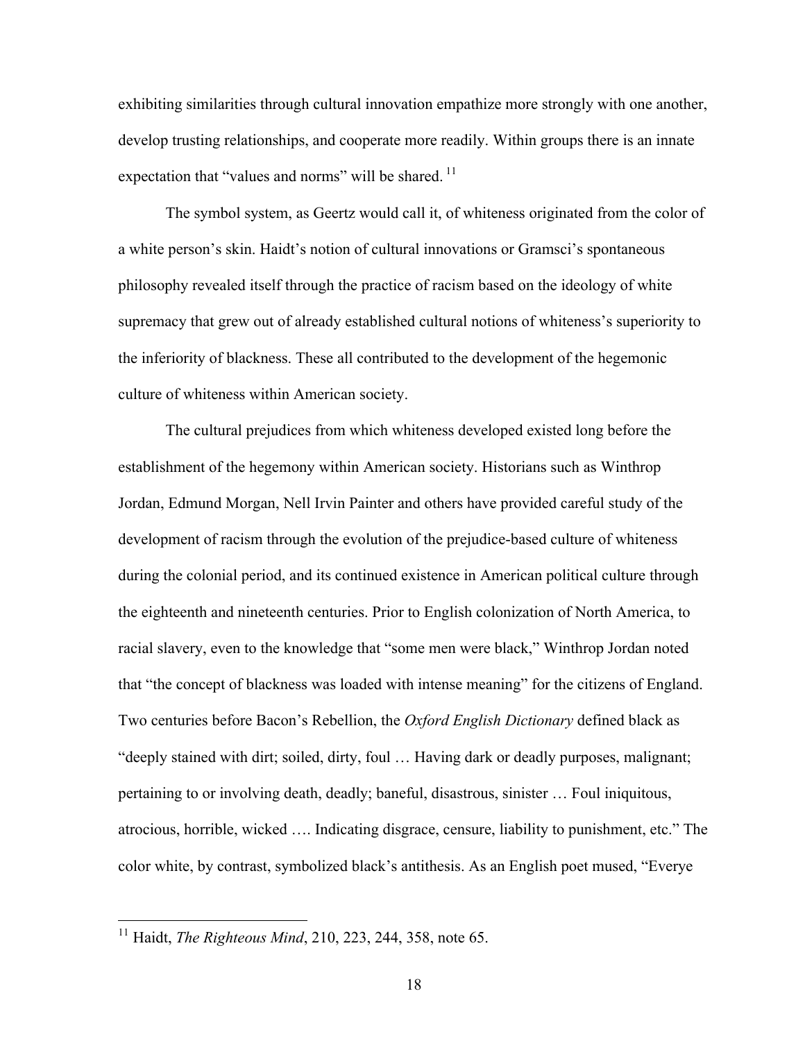exhibiting similarities through cultural innovation empathize more strongly with one another, develop trusting relationships, and cooperate more readily. Within groups there is an innate expectation that "values and norms" will be shared.[11]

The symbol system, as Geertz would call it, of whiteness originated from the color of a white person's skin. Haidt's notion of cultural innovations or Gramsci's spontaneous philosophy revealed itself through the practice of racism based on the ideology of white supremacy that grew out of already established cultural notions of whiteness's superiority to the inferiority of blackness. These all contributed to the development of the hegemonic culture of whiteness within American society.

The cultural prejudices from which whiteness developed existed long before the establishment of the hegemony within American society. Historians such as Winthrop Jordan, Edmund Morgan, Nell Irvin Painter and others have provided careful study of the development of racism through the evolution of the prejudice-based culture of whiteness during the colonial period, and its continued existence in American political culture through the eighteenth and nineteenth centuries. Prior to English colonization of North America, to racial slavery, even to the knowledge that "some men were black," Winthrop Jordan noted that "the concept of blackness was loaded with intense meaning" for the citizens of England. Two centuries before Bacon's Rebellion, the *Oxford English Dictionary* defined black as "deeply stained with dirt; soiled, dirty, foul … Having dark or deadly purposes, malignant; pertaining to or involving death, deadly; baneful, disastrous, sinister … Foul iniquitous, atrocious, horrible, wicked …. Indicating disgrace, censure, liability to punishment, etc." The color white, by contrast, symbolized black's antithesis. As an English poet mused, "Everye

---

[11] Haidt, *The Righteous Mind*, 210, 223, 244, 358, note 65.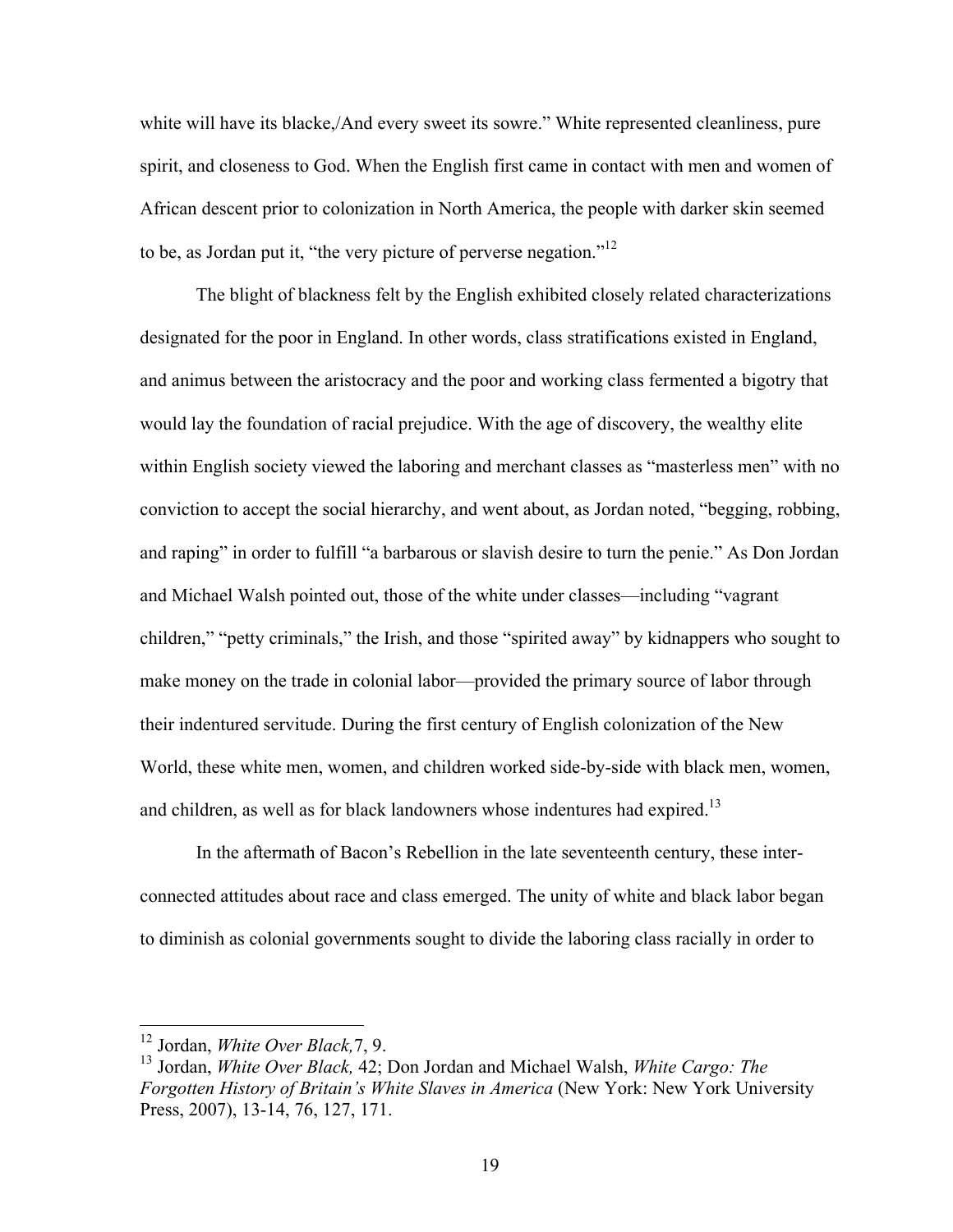white will have its blacke,/And every sweet its sowre." White represented cleanliness, pure spirit, and closeness to God. When the English first came in contact with men and women of African descent prior to colonization in North America, the people with darker skin seemed to be, as Jordan put it, "the very picture of perverse negation."[12]

The blight of blackness felt by the English exhibited closely related characterizations designated for the poor in England. In other words, class stratifications existed in England, and animus between the aristocracy and the poor and working class fermented a bigotry that would lay the foundation of racial prejudice. With the age of discovery, the wealthy elite within English society viewed the laboring and merchant classes as "masterless men" with no conviction to accept the social hierarchy, and went about, as Jordan noted, "begging, robbing, and raping" in order to fulfill "a barbarous or slavish desire to turn the penie." As Don Jordan and Michael Walsh pointed out, those of the white under classes—including "vagrant children," "petty criminals," the Irish, and those "spirited away" by kidnappers who sought to make money on the trade in colonial labor—provided the primary source of labor through their indentured servitude. During the first century of English colonization of the New World, these white men, women, and children worked side-by-side with black men, women, and children, as well as for black landowners whose indentures had expired.[13]

In the aftermath of Bacon's Rebellion in the late seventeenth century, these inter-connected attitudes about race and class emerged. The unity of white and black labor began to diminish as colonial governments sought to divide the laboring class racially in order to

---

[12] Jordan, *White Over Black,* 7, 9.

[13] Jordan, *White Over Black,* 42; Don Jordan and Michael Walsh, *White Cargo: The Forgotten History of Britain's White Slaves in America* (New York: New York University Press, 2007), 13-14, 76, 127, 171.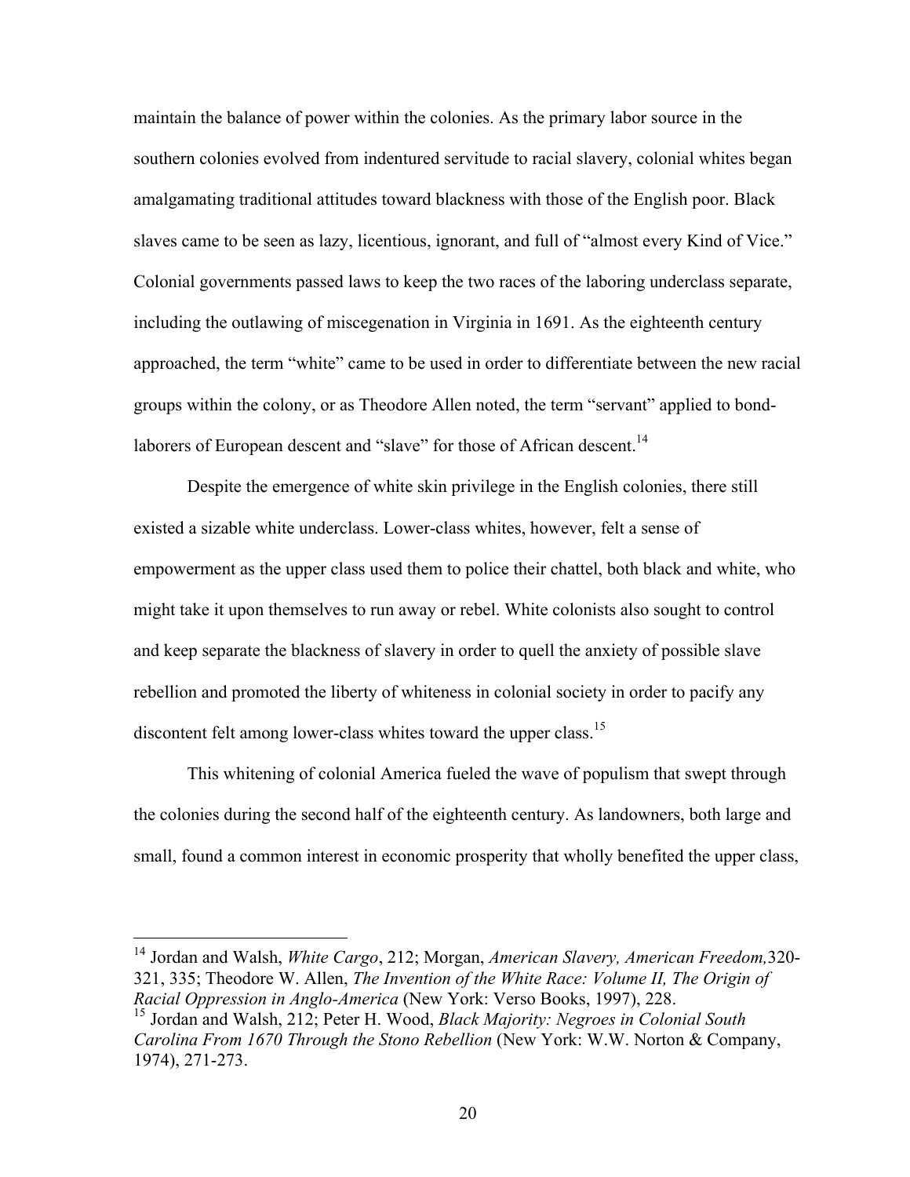maintain the balance of power within the colonies. As the primary labor source in the southern colonies evolved from indentured servitude to racial slavery, colonial whites began amalgamating traditional attitudes toward blackness with those of the English poor. Black slaves came to be seen as lazy, licentious, ignorant, and full of "almost every Kind of Vice." Colonial governments passed laws to keep the two races of the laboring underclass separate, including the outlawing of miscegenation in Virginia in 1691. As the eighteenth century approached, the term "white" came to be used in order to differentiate between the new racial groups within the colony, or as Theodore Allen noted, the term "servant" applied to bond-laborers of European descent and "slave" for those of African descent.[14]

Despite the emergence of white skin privilege in the English colonies, there still existed a sizable white underclass. Lower-class whites, however, felt a sense of empowerment as the upper class used them to police their chattel, both black and white, who might take it upon themselves to run away or rebel. White colonists also sought to control and keep separate the blackness of slavery in order to quell the anxiety of possible slave rebellion and promoted the liberty of whiteness in colonial society in order to pacify any discontent felt among lower-class whites toward the upper class.[15]

This whitening of colonial America fueled the wave of populism that swept through the colonies during the second half of the eighteenth century. As landowners, both large and small, found a common interest in economic prosperity that wholly benefited the upper class,

---

[14] Jordan and Walsh, *White Cargo*, 212; Morgan, *American Slavery, American Freedom,*320-321, 335; Theodore W. Allen, *The Invention of the White Race: Volume II, The Origin of Racial Oppression in Anglo-America* (New York: Verso Books, 1997), 228.

[15] Jordan and Walsh, 212; Peter H. Wood, *Black Majority: Negroes in Colonial South Carolina From 1670 Through the Stono Rebellion* (New York: W.W. Norton & Company, 1974), 271-273.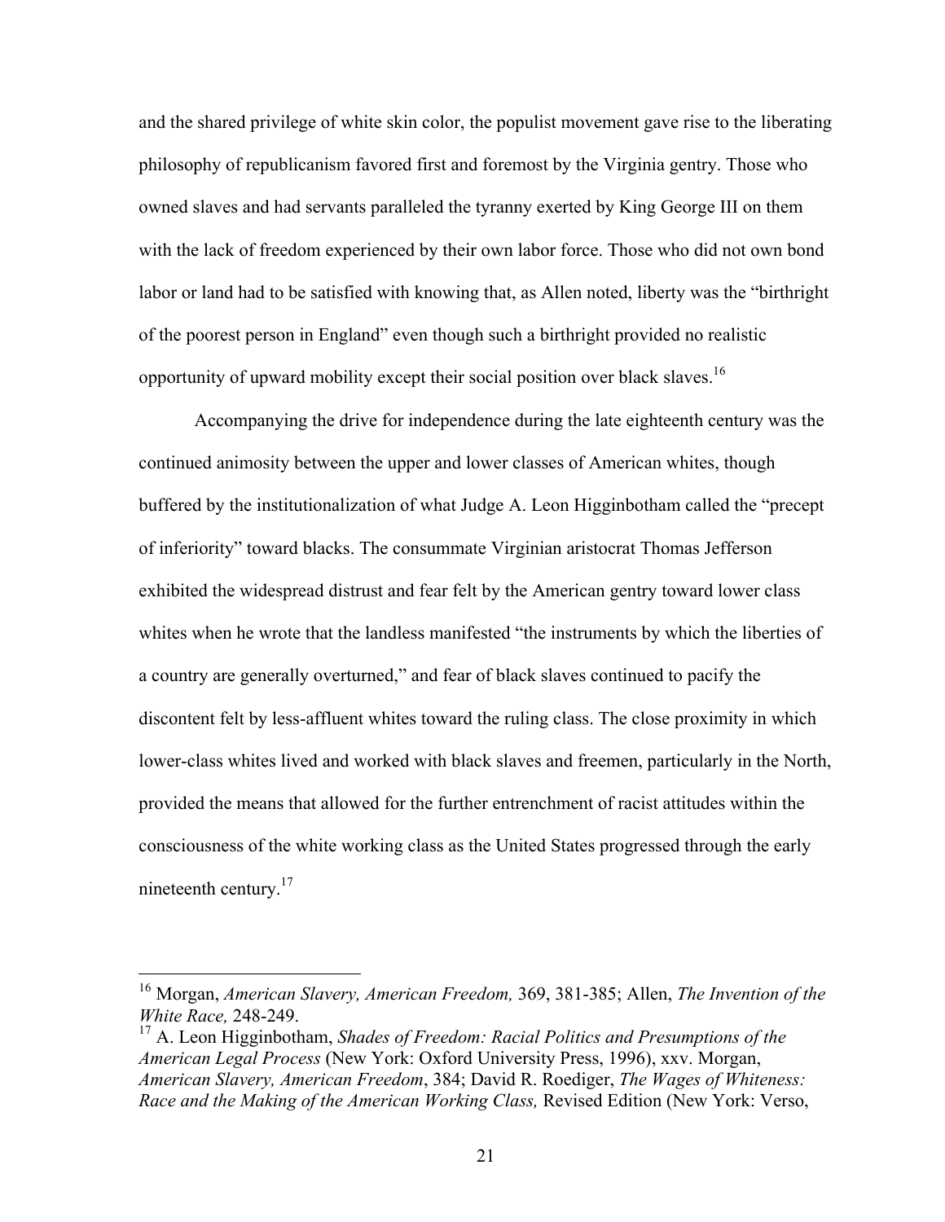and the shared privilege of white skin color, the populist movement gave rise to the liberating philosophy of republicanism favored first and foremost by the Virginia gentry. Those who owned slaves and had servants paralleled the tyranny exerted by King George III on them with the lack of freedom experienced by their own labor force. Those who did not own bond labor or land had to be satisfied with knowing that, as Allen noted, liberty was the "birthright of the poorest person in England" even though such a birthright provided no realistic opportunity of upward mobility except their social position over black slaves.[16]

Accompanying the drive for independence during the late eighteenth century was the continued animosity between the upper and lower classes of American whites, though buffered by the institutionalization of what Judge A. Leon Higginbotham called the "precept of inferiority" toward blacks. The consummate Virginian aristocrat Thomas Jefferson exhibited the widespread distrust and fear felt by the American gentry toward lower class whites when he wrote that the landless manifested "the instruments by which the liberties of a country are generally overturned," and fear of black slaves continued to pacify the discontent felt by less-affluent whites toward the ruling class. The close proximity in which lower-class whites lived and worked with black slaves and freemen, particularly in the North, provided the means that allowed for the further entrenchment of racist attitudes within the consciousness of the white working class as the United States progressed through the early nineteenth century.[17]

---

[16] Morgan, *American Slavery, American Freedom,* 369, 381-385; Allen, *The Invention of the White Race,* 248-249.

[17] A. Leon Higginbotham, *Shades of Freedom: Racial Politics and Presumptions of the American Legal Process* (New York: Oxford University Press, 1996), xxv. Morgan, *American Slavery, American Freedom*, 384; David R. Roediger, *The Wages of Whiteness: Race and the Making of the American Working Class,* Revised Edition (New York: Verso,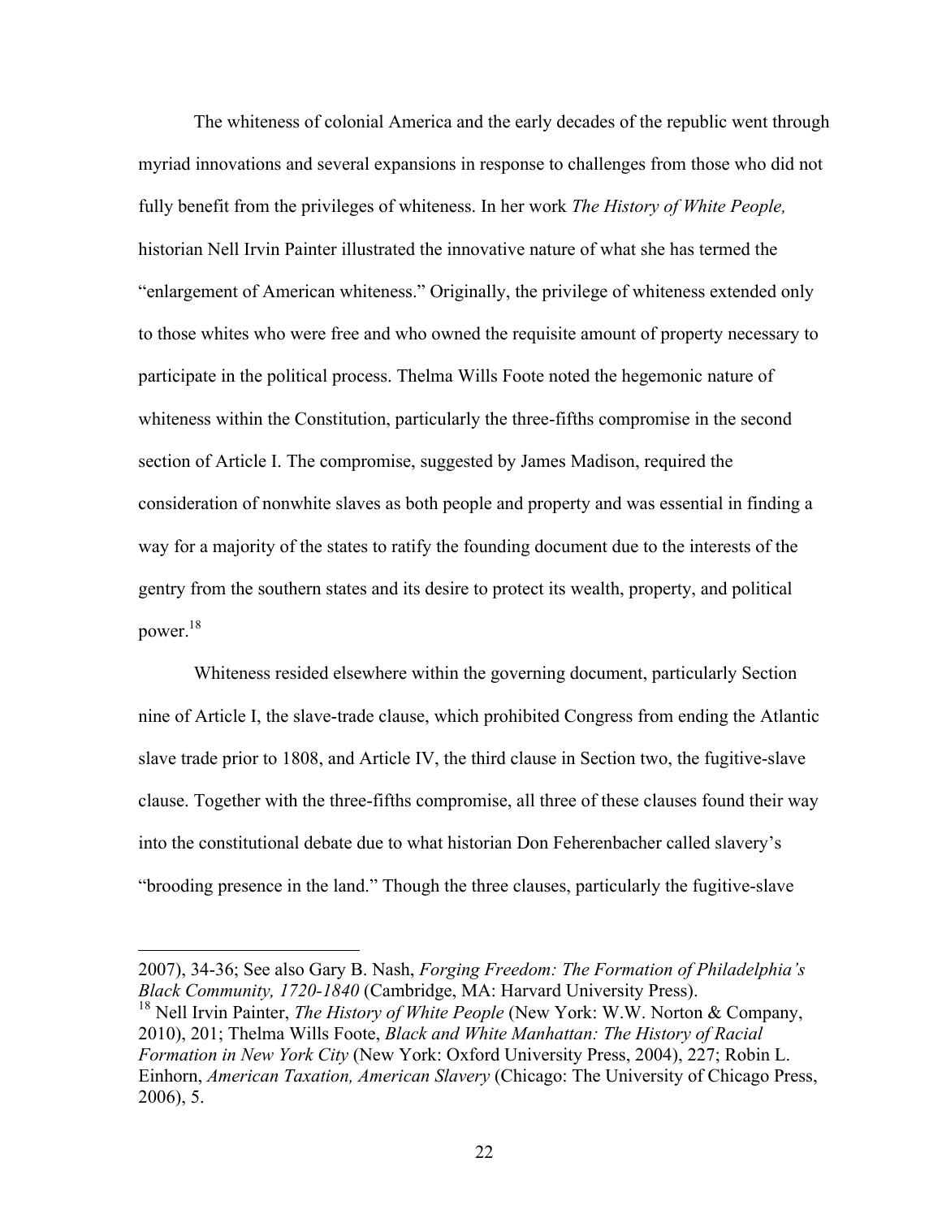The whiteness of colonial America and the early decades of the republic went through myriad innovations and several expansions in response to challenges from those who did not fully benefit from the privileges of whiteness. In her work *The History of White People,* historian Nell Irvin Painter illustrated the innovative nature of what she has termed the "enlargement of American whiteness." Originally, the privilege of whiteness extended only to those whites who were free and who owned the requisite amount of property necessary to participate in the political process. Thelma Wills Foote noted the hegemonic nature of whiteness within the Constitution, particularly the three-fifths compromise in the second section of Article I. The compromise, suggested by James Madison, required the consideration of nonwhite slaves as both people and property and was essential in finding a way for a majority of the states to ratify the founding document due to the interests of the gentry from the southern states and its desire to protect its wealth, property, and political power.[18]

Whiteness resided elsewhere within the governing document, particularly Section nine of Article I, the slave-trade clause, which prohibited Congress from ending the Atlantic slave trade prior to 1808, and Article IV, the third clause in Section two, the fugitive-slave clause. Together with the three-fifths compromise, all three of these clauses found their way into the constitutional debate due to what historian Don Feherenbacher called slavery's "brooding presence in the land." Though the three clauses, particularly the fugitive-slave

---

2007), 34-36; See also Gary B. Nash, *Forging Freedom: The Formation of Philadelphia's Black Community, 1720-1840* (Cambridge, MA: Harvard University Press).

[18] Nell Irvin Painter, *The History of White People* (New York: W.W. Norton & Company, 2010), 201; Thelma Wills Foote, *Black and White Manhattan: The History of Racial Formation in New York City* (New York: Oxford University Press, 2004), 227; Robin L. Einhorn, *American Taxation, American Slavery* (Chicago: The University of Chicago Press, 2006), 5.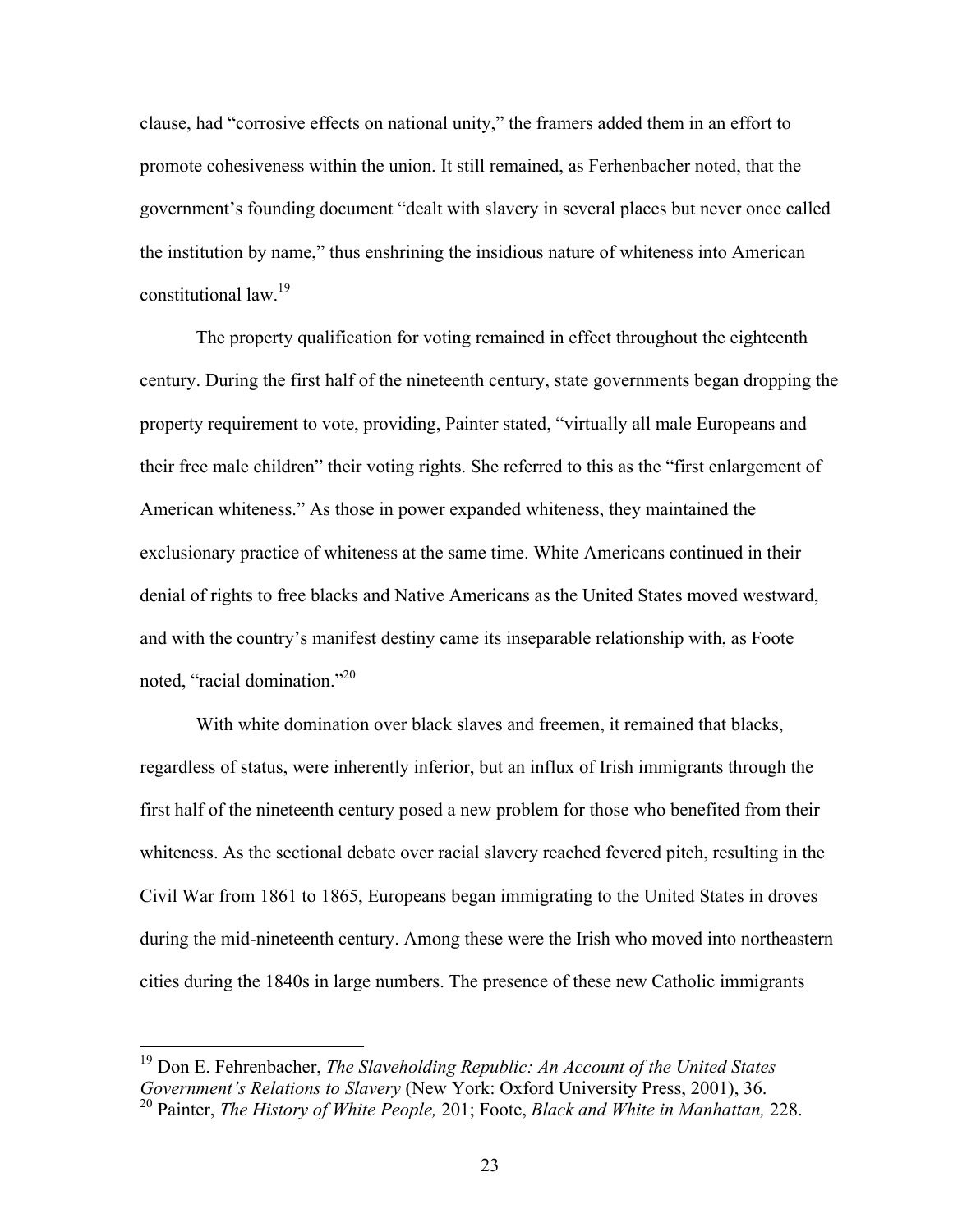clause, had "corrosive effects on national unity," the framers added them in an effort to promote cohesiveness within the union. It still remained, as Ferhenbacher noted, that the government's founding document "dealt with slavery in several places but never once called the institution by name," thus enshrining the insidious nature of whiteness into American constitutional law.[19]

The property qualification for voting remained in effect throughout the eighteenth century. During the first half of the nineteenth century, state governments began dropping the property requirement to vote, providing, Painter stated, "virtually all male Europeans and their free male children" their voting rights. She referred to this as the "first enlargement of American whiteness." As those in power expanded whiteness, they maintained the exclusionary practice of whiteness at the same time. White Americans continued in their denial of rights to free blacks and Native Americans as the United States moved westward, and with the country's manifest destiny came its inseparable relationship with, as Foote noted, "racial domination."[20]

With white domination over black slaves and freemen, it remained that blacks, regardless of status, were inherently inferior, but an influx of Irish immigrants through the first half of the nineteenth century posed a new problem for those who benefited from their whiteness. As the sectional debate over racial slavery reached fevered pitch, resulting in the Civil War from 1861 to 1865, Europeans began immigrating to the United States in droves during the mid-nineteenth century. Among these were the Irish who moved into northeastern cities during the 1840s in large numbers. The presence of these new Catholic immigrants

---

[19] Don E. Fehrenbacher, *The Slaveholding Republic: An Account of the United States Government's Relations to Slavery* (New York: Oxford University Press, 2001), 36.

[20] Painter, *The History of White People,* 201; Foote, *Black and White in Manhattan,* 228.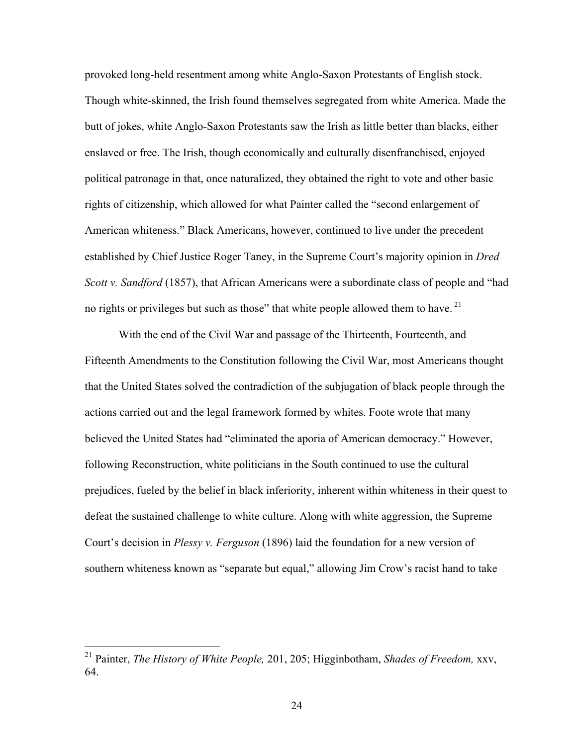provoked long-held resentment among white Anglo-Saxon Protestants of English stock. Though white-skinned, the Irish found themselves segregated from white America. Made the butt of jokes, white Anglo-Saxon Protestants saw the Irish as little better than blacks, either enslaved or free. The Irish, though economically and culturally disenfranchised, enjoyed political patronage in that, once naturalized, they obtained the right to vote and other basic rights of citizenship, which allowed for what Painter called the "second enlargement of American whiteness." Black Americans, however, continued to live under the precedent established by Chief Justice Roger Taney, in the Supreme Court's majority opinion in *Dred Scott v. Sandford* (1857), that African Americans were a subordinate class of people and "had no rights or privileges but such as those" that white people allowed them to have.[21]

With the end of the Civil War and passage of the Thirteenth, Fourteenth, and Fifteenth Amendments to the Constitution following the Civil War, most Americans thought that the United States solved the contradiction of the subjugation of black people through the actions carried out and the legal framework formed by whites. Foote wrote that many believed the United States had "eliminated the aporia of American democracy." However, following Reconstruction, white politicians in the South continued to use the cultural prejudices, fueled by the belief in black inferiority, inherent within whiteness in their quest to defeat the sustained challenge to white culture. Along with white aggression, the Supreme Court's decision in *Plessy v. Ferguson* (1896) laid the foundation for a new version of southern whiteness known as "separate but equal," allowing Jim Crow's racist hand to take

---

[21] Painter, *The History of White People,* 201, 205; Higginbotham, *Shades of Freedom,* xxv, 64.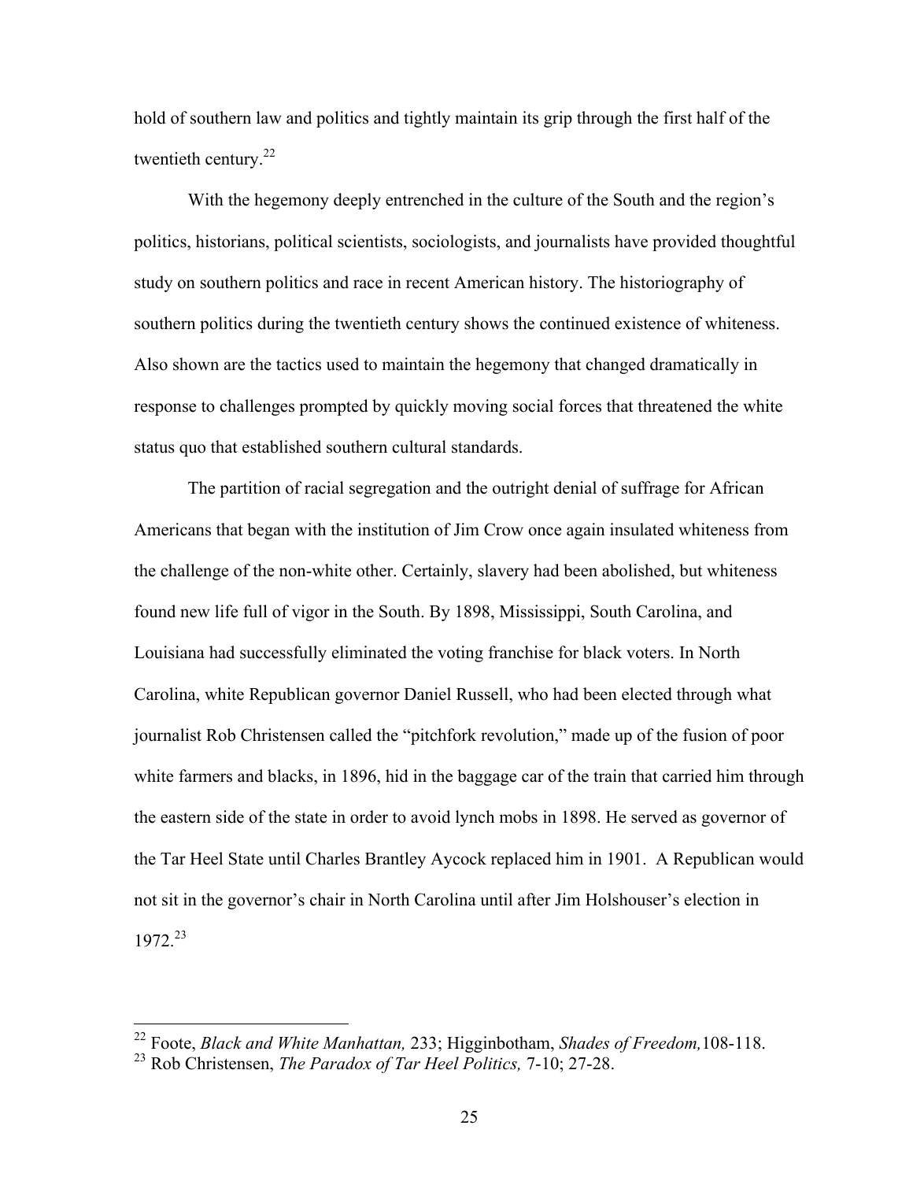hold of southern law and politics and tightly maintain its grip through the first half of the twentieth century.[22]

With the hegemony deeply entrenched in the culture of the South and the region's politics, historians, political scientists, sociologists, and journalists have provided thoughtful study on southern politics and race in recent American history. The historiography of southern politics during the twentieth century shows the continued existence of whiteness. Also shown are the tactics used to maintain the hegemony that changed dramatically in response to challenges prompted by quickly moving social forces that threatened the white status quo that established southern cultural standards.

The partition of racial segregation and the outright denial of suffrage for African Americans that began with the institution of Jim Crow once again insulated whiteness from the challenge of the non-white other. Certainly, slavery had been abolished, but whiteness found new life full of vigor in the South. By 1898, Mississippi, South Carolina, and Louisiana had successfully eliminated the voting franchise for black voters. In North Carolina, white Republican governor Daniel Russell, who had been elected through what journalist Rob Christensen called the "pitchfork revolution," made up of the fusion of poor white farmers and blacks, in 1896, hid in the baggage car of the train that carried him through the eastern side of the state in order to avoid lynch mobs in 1898. He served as governor of the Tar Heel State until Charles Brantley Aycock replaced him in 1901. A Republican would not sit in the governor's chair in North Carolina until after Jim Holshouser's election in 1972.[23]

---

[22] Foote, *Black and White Manhattan,* 233; Higginbotham, *Shades of Freedom,*108-118.

[23] Rob Christensen, *The Paradox of Tar Heel Politics,* 7-10; 27-28.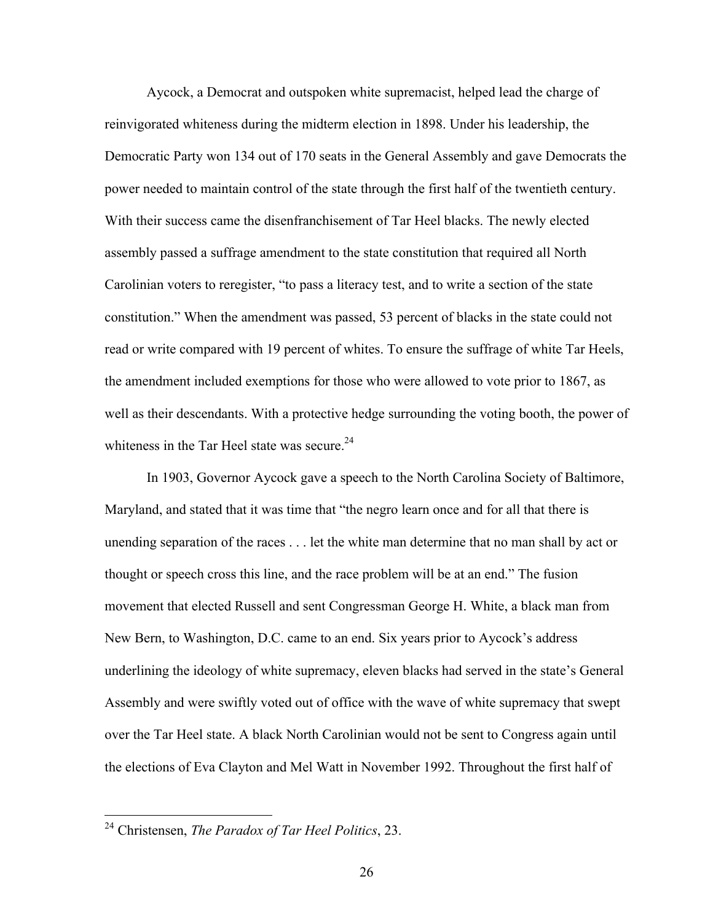Aycock, a Democrat and outspoken white supremacist, helped lead the charge of reinvigorated whiteness during the midterm election in 1898. Under his leadership, the Democratic Party won 134 out of 170 seats in the General Assembly and gave Democrats the power needed to maintain control of the state through the first half of the twentieth century. With their success came the disenfranchisement of Tar Heel blacks. The newly elected assembly passed a suffrage amendment to the state constitution that required all North Carolinian voters to reregister, "to pass a literacy test, and to write a section of the state constitution." When the amendment was passed, 53 percent of blacks in the state could not read or write compared with 19 percent of whites. To ensure the suffrage of white Tar Heels, the amendment included exemptions for those who were allowed to vote prior to 1867, as well as their descendants. With a protective hedge surrounding the voting booth, the power of whiteness in the Tar Heel state was secure.[24]

In 1903, Governor Aycock gave a speech to the North Carolina Society of Baltimore, Maryland, and stated that it was time that "the negro learn once and for all that there is unending separation of the races . . . let the white man determine that no man shall by act or thought or speech cross this line, and the race problem will be at an end." The fusion movement that elected Russell and sent Congressman George H. White, a black man from New Bern, to Washington, D.C. came to an end. Six years prior to Aycock's address underlining the ideology of white supremacy, eleven blacks had served in the state's General Assembly and were swiftly voted out of office with the wave of white supremacy that swept over the Tar Heel state. A black North Carolinian would not be sent to Congress again until the elections of Eva Clayton and Mel Watt in November 1992. Throughout the first half of

[24] Christensen, *The Paradox of Tar Heel Politics*, 23.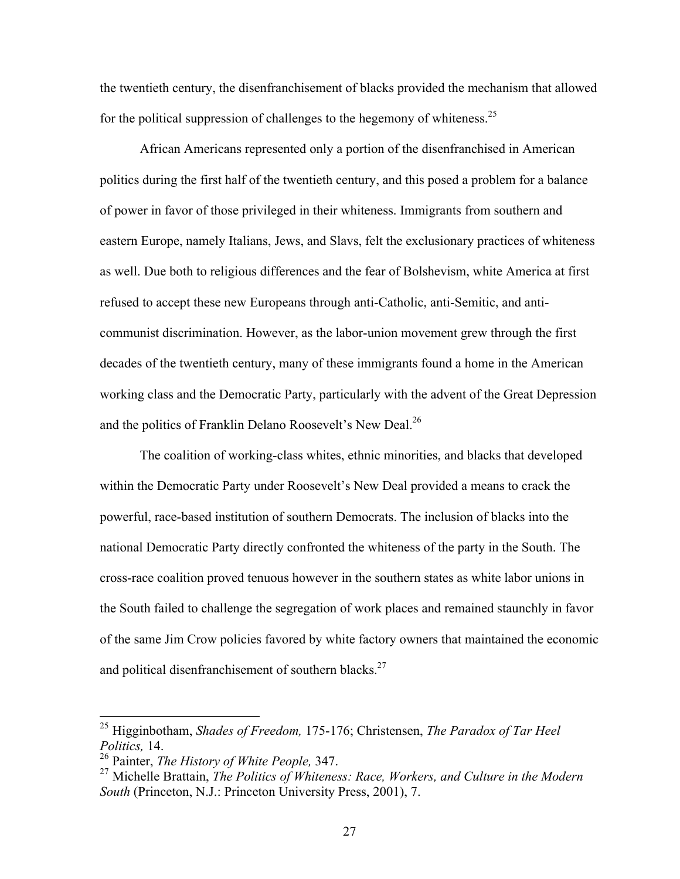the twentieth century, the disenfranchisement of blacks provided the mechanism that allowed for the political suppression of challenges to the hegemony of whiteness.[25]

African Americans represented only a portion of the disenfranchised in American politics during the first half of the twentieth century, and this posed a problem for a balance of power in favor of those privileged in their whiteness. Immigrants from southern and eastern Europe, namely Italians, Jews, and Slavs, felt the exclusionary practices of whiteness as well. Due both to religious differences and the fear of Bolshevism, white America at first refused to accept these new Europeans through anti-Catholic, anti-Semitic, and anti-communist discrimination. However, as the labor-union movement grew through the first decades of the twentieth century, many of these immigrants found a home in the American working class and the Democratic Party, particularly with the advent of the Great Depression and the politics of Franklin Delano Roosevelt's New Deal.[26]

The coalition of working-class whites, ethnic minorities, and blacks that developed within the Democratic Party under Roosevelt's New Deal provided a means to crack the powerful, race-based institution of southern Democrats. The inclusion of blacks into the national Democratic Party directly confronted the whiteness of the party in the South. The cross-race coalition proved tenuous however in the southern states as white labor unions in the South failed to challenge the segregation of work places and remained staunchly in favor of the same Jim Crow policies favored by white factory owners that maintained the economic and political disenfranchisement of southern blacks.[27]

---

[25] Higginbotham, *Shades of Freedom,* 175-176; Christensen, *The Paradox of Tar Heel Politics,* 14.

[26] Painter, *The History of White People,* 347.

[27] Michelle Brattain, *The Politics of Whiteness: Race, Workers, and Culture in the Modern South* (Princeton, N.J.: Princeton University Press, 2001), 7.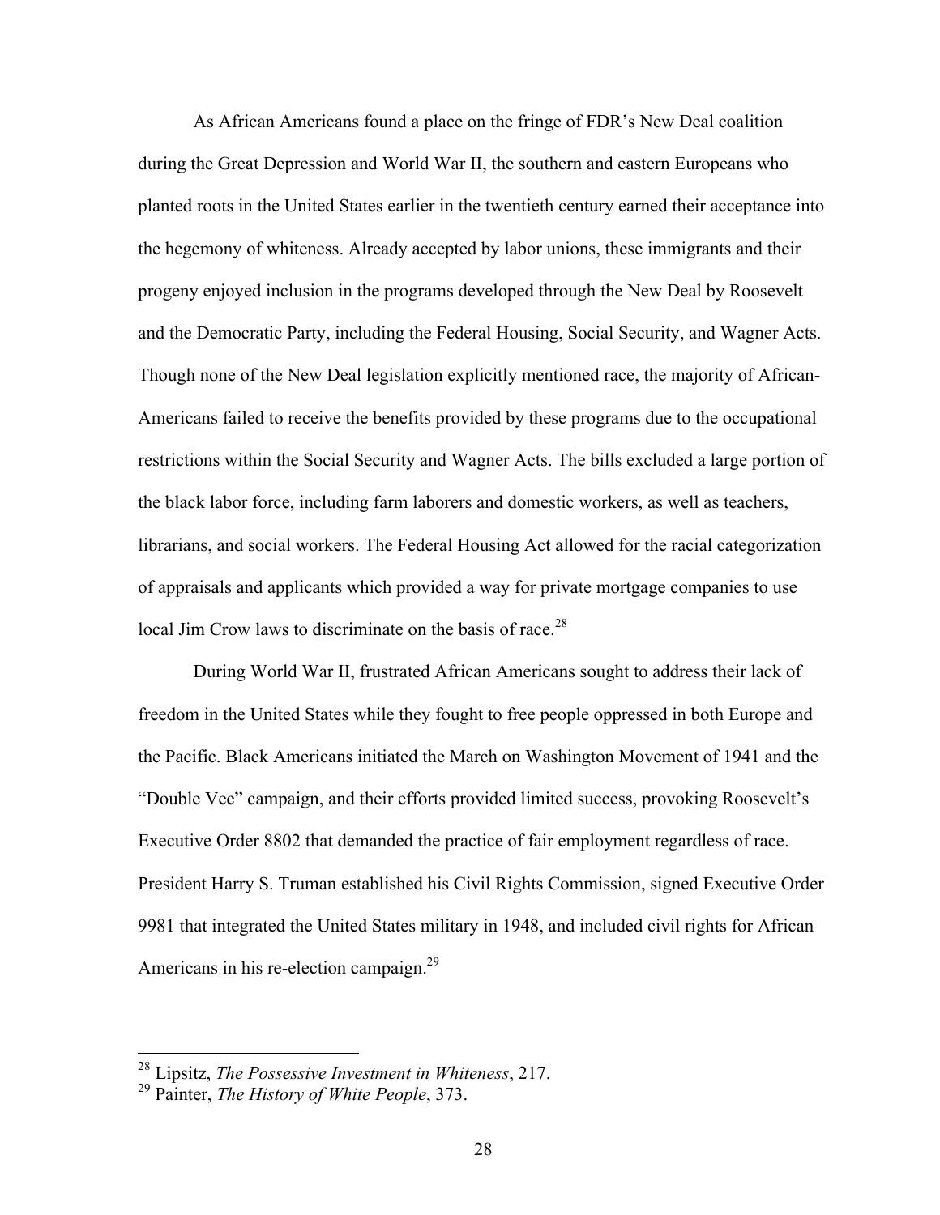As African Americans found a place on the fringe of FDR's New Deal coalition during the Great Depression and World War II, the southern and eastern Europeans who planted roots in the United States earlier in the twentieth century earned their acceptance into the hegemony of whiteness. Already accepted by labor unions, these immigrants and their progeny enjoyed inclusion in the programs developed through the New Deal by Roosevelt and the Democratic Party, including the Federal Housing, Social Security, and Wagner Acts. Though none of the New Deal legislation explicitly mentioned race, the majority of African-Americans failed to receive the benefits provided by these programs due to the occupational restrictions within the Social Security and Wagner Acts. The bills excluded a large portion of the black labor force, including farm laborers and domestic workers, as well as teachers, librarians, and social workers. The Federal Housing Act allowed for the racial categorization of appraisals and applicants which provided a way for private mortgage companies to use local Jim Crow laws to discriminate on the basis of race.[28]

During World War II, frustrated African Americans sought to address their lack of freedom in the United States while they fought to free people oppressed in both Europe and the Pacific. Black Americans initiated the March on Washington Movement of 1941 and the "Double Vee" campaign, and their efforts provided limited success, provoking Roosevelt's Executive Order 8802 that demanded the practice of fair employment regardless of race. President Harry S. Truman established his Civil Rights Commission, signed Executive Order 9981 that integrated the United States military in 1948, and included civil rights for African Americans in his re-election campaign.[29]

---

[28] Lipsitz, *The Possessive Investment in Whiteness*, 217.

[29] Painter, *The History of White People*, 373.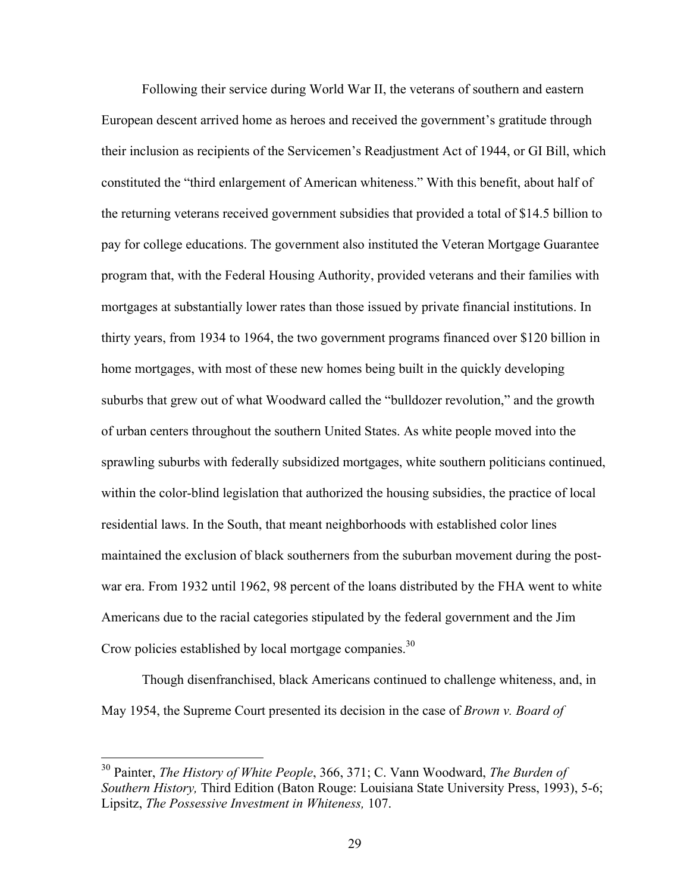Following their service during World War II, the veterans of southern and eastern European descent arrived home as heroes and received the government's gratitude through their inclusion as recipients of the Servicemen's Readjustment Act of 1944, or GI Bill, which constituted the "third enlargement of American whiteness." With this benefit, about half of the returning veterans received government subsidies that provided a total of $14.5 billion to pay for college educations. The government also instituted the Veteran Mortgage Guarantee program that, with the Federal Housing Authority, provided veterans and their families with mortgages at substantially lower rates than those issued by private financial institutions. In thirty years, from 1934 to 1964, the two government programs financed over $120 billion in home mortgages, with most of these new homes being built in the quickly developing suburbs that grew out of what Woodward called the "bulldozer revolution," and the growth of urban centers throughout the southern United States. As white people moved into the sprawling suburbs with federally subsidized mortgages, white southern politicians continued, within the color-blind legislation that authorized the housing subsidies, the practice of local residential laws. In the South, that meant neighborhoods with established color lines maintained the exclusion of black southerners from the suburban movement during the post-war era. From 1932 until 1962, 98 percent of the loans distributed by the FHA went to white Americans due to the racial categories stipulated by the federal government and the Jim Crow policies established by local mortgage companies.[30]

Though disenfranchised, black Americans continued to challenge whiteness, and, in May 1954, the Supreme Court presented its decision in the case of *Brown v. Board of*

---

[30] Painter, *The History of White People*, 366, 371; C. Vann Woodward, *The Burden of Southern History,* Third Edition (Baton Rouge: Louisiana State University Press, 1993), 5-6; Lipsitz, *The Possessive Investment in Whiteness,* 107.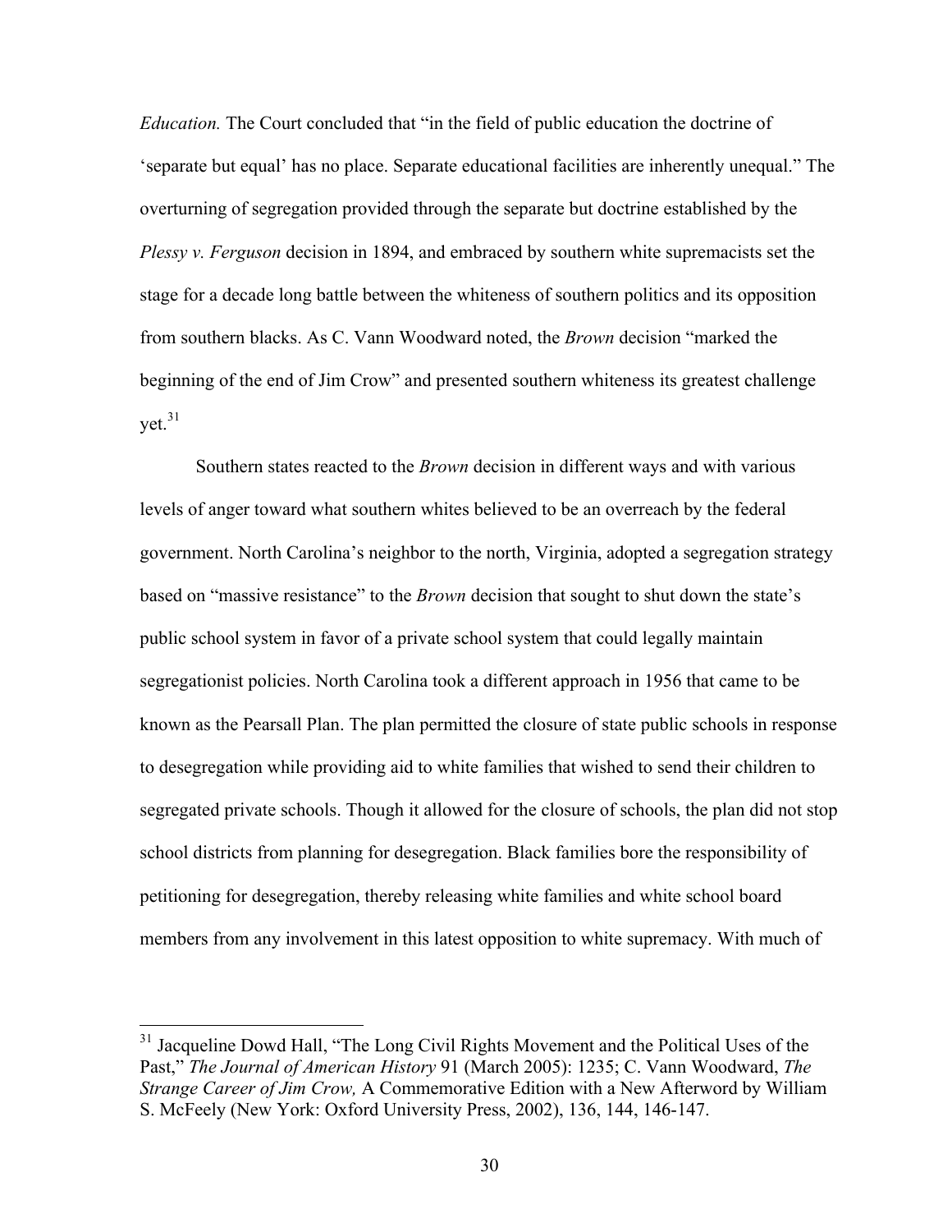*Education.* The Court concluded that "in the field of public education the doctrine of 'separate but equal' has no place. Separate educational facilities are inherently unequal." The overturning of segregation provided through the separate but doctrine established by the *Plessy v. Ferguson* decision in 1894, and embraced by southern white supremacists set the stage for a decade long battle between the whiteness of southern politics and its opposition from southern blacks. As C. Vann Woodward noted, the *Brown* decision "marked the beginning of the end of Jim Crow" and presented southern whiteness its greatest challenge yet.[31]

Southern states reacted to the *Brown* decision in different ways and with various levels of anger toward what southern whites believed to be an overreach by the federal government. North Carolina's neighbor to the north, Virginia, adopted a segregation strategy based on "massive resistance" to the *Brown* decision that sought to shut down the state's public school system in favor of a private school system that could legally maintain segregationist policies. North Carolina took a different approach in 1956 that came to be known as the Pearsall Plan. The plan permitted the closure of state public schools in response to desegregation while providing aid to white families that wished to send their children to segregated private schools. Though it allowed for the closure of schools, the plan did not stop school districts from planning for desegregation. Black families bore the responsibility of petitioning for desegregation, thereby releasing white families and white school board members from any involvement in this latest opposition to white supremacy. With much of

---

[31] Jacqueline Dowd Hall, "The Long Civil Rights Movement and the Political Uses of the Past," *The Journal of American History* 91 (March 2005): 1235; C. Vann Woodward, *The Strange Career of Jim Crow,* A Commemorative Edition with a New Afterword by William S. McFeely (New York: Oxford University Press, 2002), 136, 144, 146-147.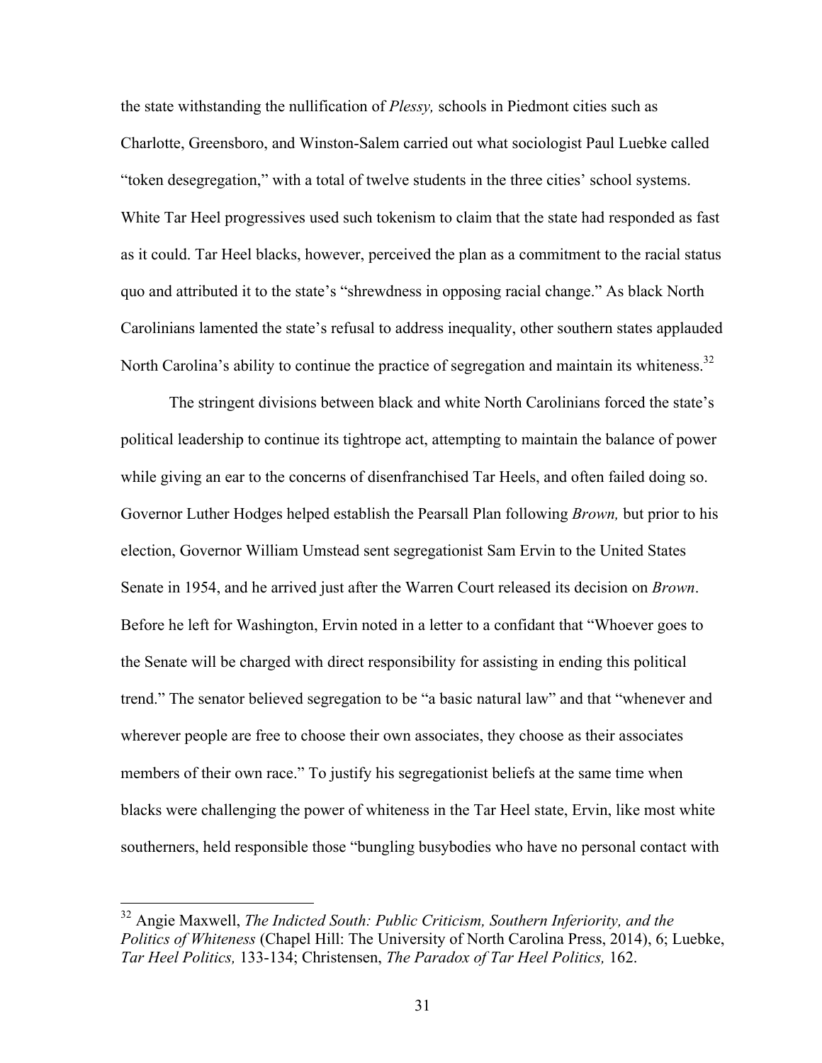the state withstanding the nullification of *Plessy,* schools in Piedmont cities such as Charlotte, Greensboro, and Winston-Salem carried out what sociologist Paul Luebke called "token desegregation," with a total of twelve students in the three cities' school systems. White Tar Heel progressives used such tokenism to claim that the state had responded as fast as it could. Tar Heel blacks, however, perceived the plan as a commitment to the racial status quo and attributed it to the state's "shrewdness in opposing racial change." As black North Carolinians lamented the state's refusal to address inequality, other southern states applauded North Carolina's ability to continue the practice of segregation and maintain its whiteness.[32]

The stringent divisions between black and white North Carolinians forced the state's political leadership to continue its tightrope act, attempting to maintain the balance of power while giving an ear to the concerns of disenfranchised Tar Heels, and often failed doing so. Governor Luther Hodges helped establish the Pearsall Plan following *Brown,* but prior to his election, Governor William Umstead sent segregationist Sam Ervin to the United States Senate in 1954, and he arrived just after the Warren Court released its decision on *Brown*. Before he left for Washington, Ervin noted in a letter to a confidant that "Whoever goes to the Senate will be charged with direct responsibility for assisting in ending this political trend." The senator believed segregation to be "a basic natural law" and that "whenever and wherever people are free to choose their own associates, they choose as their associates members of their own race." To justify his segregationist beliefs at the same time when blacks were challenging the power of whiteness in the Tar Heel state, Ervin, like most white southerners, held responsible those "bungling busybodies who have no personal contact with

---

[32] Angie Maxwell, *The Indicted South: Public Criticism, Southern Inferiority, and the Politics of Whiteness* (Chapel Hill: The University of North Carolina Press, 2014), 6; Luebke, *Tar Heel Politics,* 133-134; Christensen, *The Paradox of Tar Heel Politics,* 162.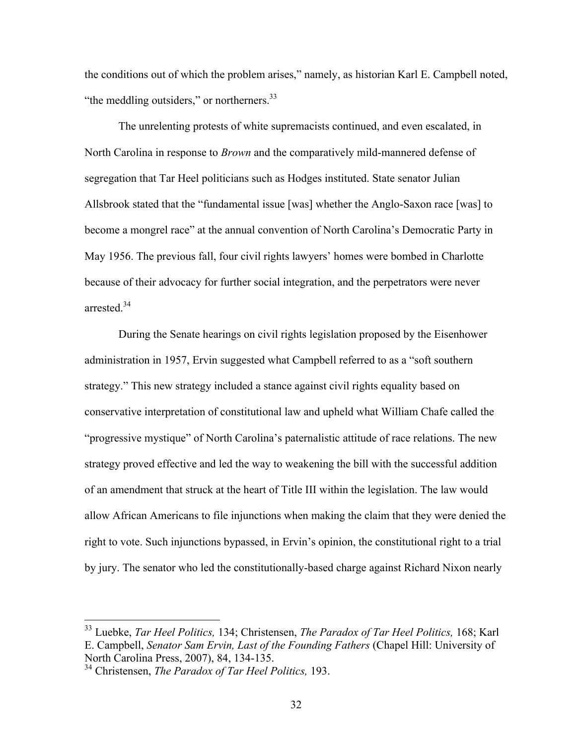the conditions out of which the problem arises," namely, as historian Karl E. Campbell noted, "the meddling outsiders," or northerners.[33]

The unrelenting protests of white supremacists continued, and even escalated, in North Carolina in response to *Brown* and the comparatively mild-mannered defense of segregation that Tar Heel politicians such as Hodges instituted. State senator Julian Allsbrook stated that the "fundamental issue [was] whether the Anglo-Saxon race [was] to become a mongrel race" at the annual convention of North Carolina's Democratic Party in May 1956. The previous fall, four civil rights lawyers' homes were bombed in Charlotte because of their advocacy for further social integration, and the perpetrators were never arrested.[34]

During the Senate hearings on civil rights legislation proposed by the Eisenhower administration in 1957, Ervin suggested what Campbell referred to as a "soft southern strategy." This new strategy included a stance against civil rights equality based on conservative interpretation of constitutional law and upheld what William Chafe called the "progressive mystique" of North Carolina's paternalistic attitude of race relations. The new strategy proved effective and led the way to weakening the bill with the successful addition of an amendment that struck at the heart of Title III within the legislation. The law would allow African Americans to file injunctions when making the claim that they were denied the right to vote. Such injunctions bypassed, in Ervin's opinion, the constitutional right to a trial by jury. The senator who led the constitutionally-based charge against Richard Nixon nearly

---

[33] Luebke, *Tar Heel Politics,* 134; Christensen, *The Paradox of Tar Heel Politics,* 168; Karl E. Campbell, *Senator Sam Ervin, Last of the Founding Fathers* (Chapel Hill: University of North Carolina Press, 2007), 84, 134-135.

[34] Christensen, *The Paradox of Tar Heel Politics,* 193.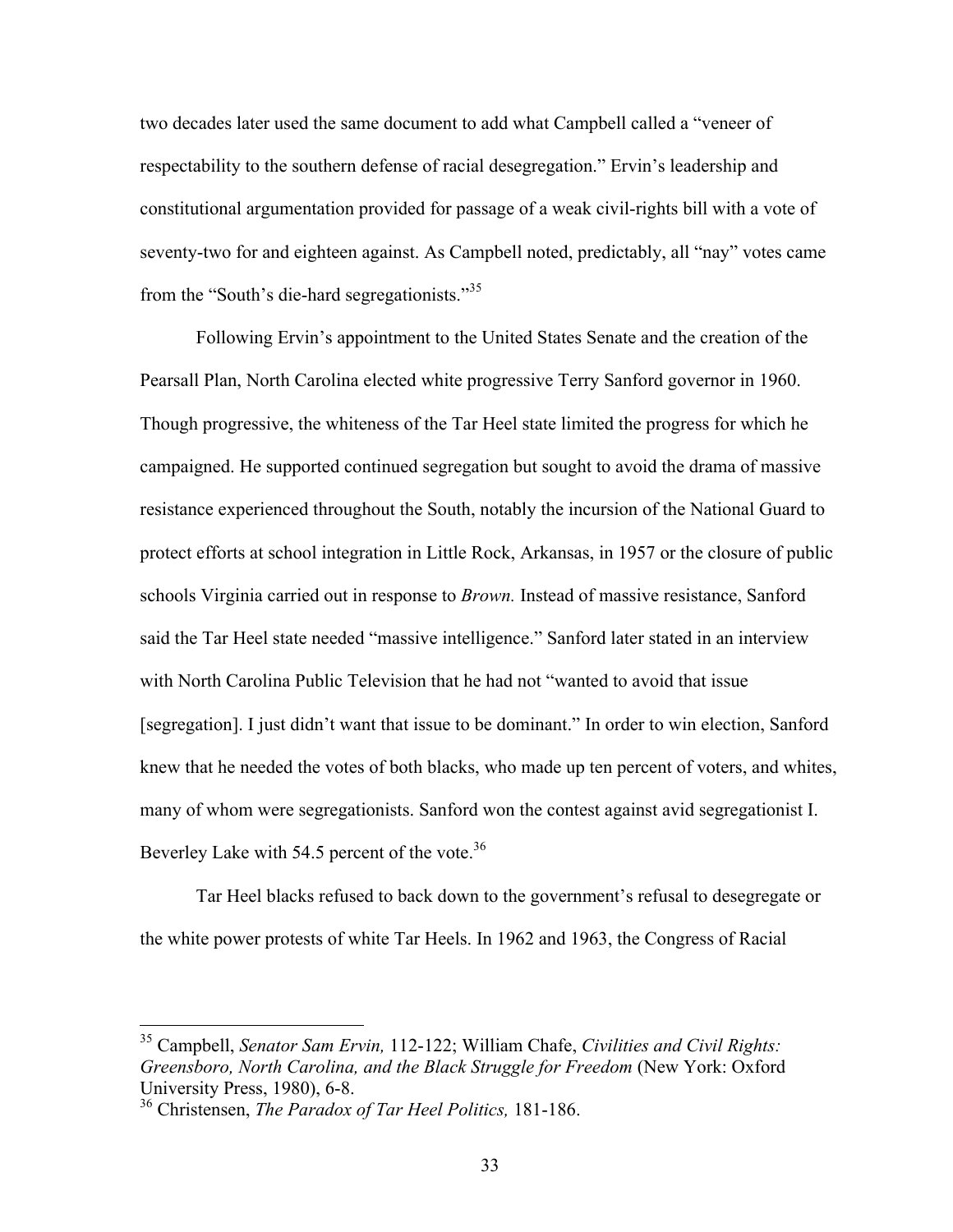two decades later used the same document to add what Campbell called a "veneer of respectability to the southern defense of racial desegregation." Ervin's leadership and constitutional argumentation provided for passage of a weak civil-rights bill with a vote of seventy-two for and eighteen against. As Campbell noted, predictably, all "nay" votes came from the "South's die-hard segregationists."[35]

Following Ervin's appointment to the United States Senate and the creation of the Pearsall Plan, North Carolina elected white progressive Terry Sanford governor in 1960. Though progressive, the whiteness of the Tar Heel state limited the progress for which he campaigned. He supported continued segregation but sought to avoid the drama of massive resistance experienced throughout the South, notably the incursion of the National Guard to protect efforts at school integration in Little Rock, Arkansas, in 1957 or the closure of public schools Virginia carried out in response to *Brown.* Instead of massive resistance, Sanford said the Tar Heel state needed "massive intelligence." Sanford later stated in an interview with North Carolina Public Television that he had not "wanted to avoid that issue [segregation]. I just didn't want that issue to be dominant." In order to win election, Sanford knew that he needed the votes of both blacks, who made up ten percent of voters, and whites, many of whom were segregationists. Sanford won the contest against avid segregationist I. Beverley Lake with 54.5 percent of the vote.[36]

Tar Heel blacks refused to back down to the government's refusal to desegregate or the white power protests of white Tar Heels. In 1962 and 1963, the Congress of Racial

---

[35] Campbell, *Senator Sam Ervin,* 112-122; William Chafe, *Civilities and Civil Rights: Greensboro, North Carolina, and the Black Struggle for Freedom* (New York: Oxford University Press, 1980), 6-8.

[36] Christensen, *The Paradox of Tar Heel Politics,* 181-186.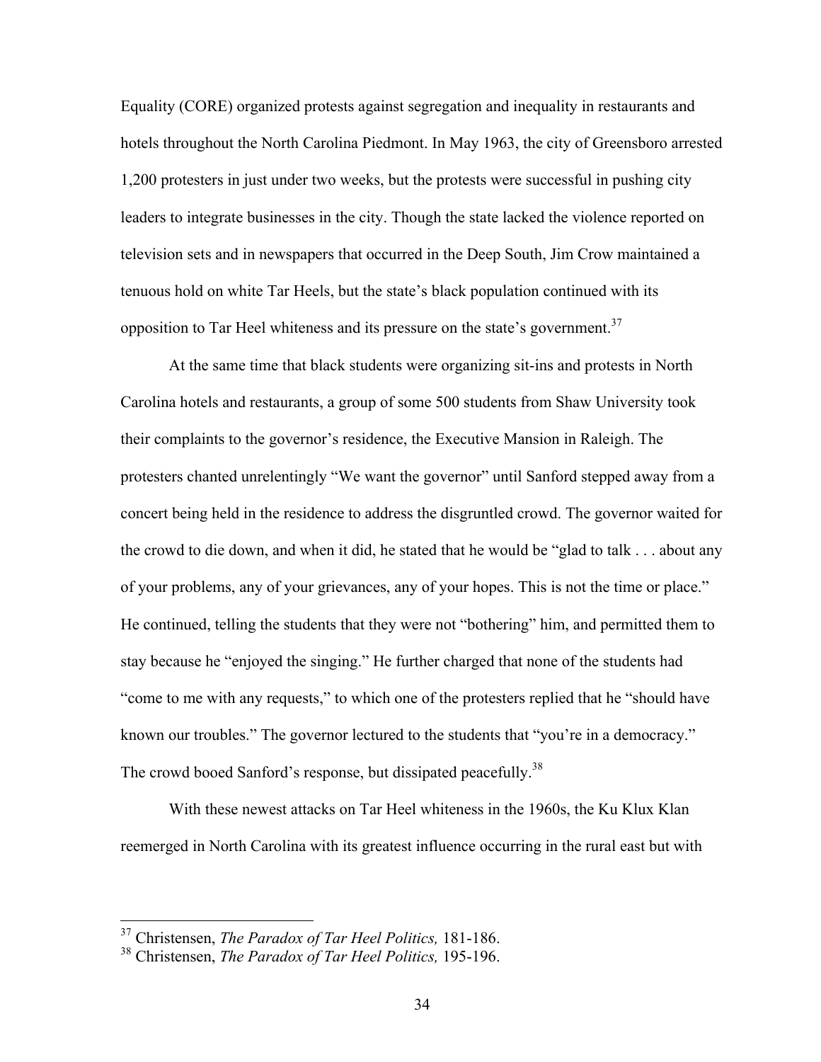Equality (CORE) organized protests against segregation and inequality in restaurants and hotels throughout the North Carolina Piedmont. In May 1963, the city of Greensboro arrested 1,200 protesters in just under two weeks, but the protests were successful in pushing city leaders to integrate businesses in the city. Though the state lacked the violence reported on television sets and in newspapers that occurred in the Deep South, Jim Crow maintained a tenuous hold on white Tar Heels, but the state's black population continued with its opposition to Tar Heel whiteness and its pressure on the state's government.[37]

At the same time that black students were organizing sit-ins and protests in North Carolina hotels and restaurants, a group of some 500 students from Shaw University took their complaints to the governor's residence, the Executive Mansion in Raleigh. The protesters chanted unrelentingly "We want the governor" until Sanford stepped away from a concert being held in the residence to address the disgruntled crowd. The governor waited for the crowd to die down, and when it did, he stated that he would be "glad to talk . . . about any of your problems, any of your grievances, any of your hopes. This is not the time or place." He continued, telling the students that they were not "bothering" him, and permitted them to stay because he "enjoyed the singing." He further charged that none of the students had "come to me with any requests," to which one of the protesters replied that he "should have known our troubles." The governor lectured to the students that "you're in a democracy." The crowd booed Sanford's response, but dissipated peacefully.[38]

With these newest attacks on Tar Heel whiteness in the 1960s, the Ku Klux Klan reemerged in North Carolina with its greatest influence occurring in the rural east but with

---

[37] Christensen, *The Paradox of Tar Heel Politics,* 181-186.

[38] Christensen, *The Paradox of Tar Heel Politics,* 195-196.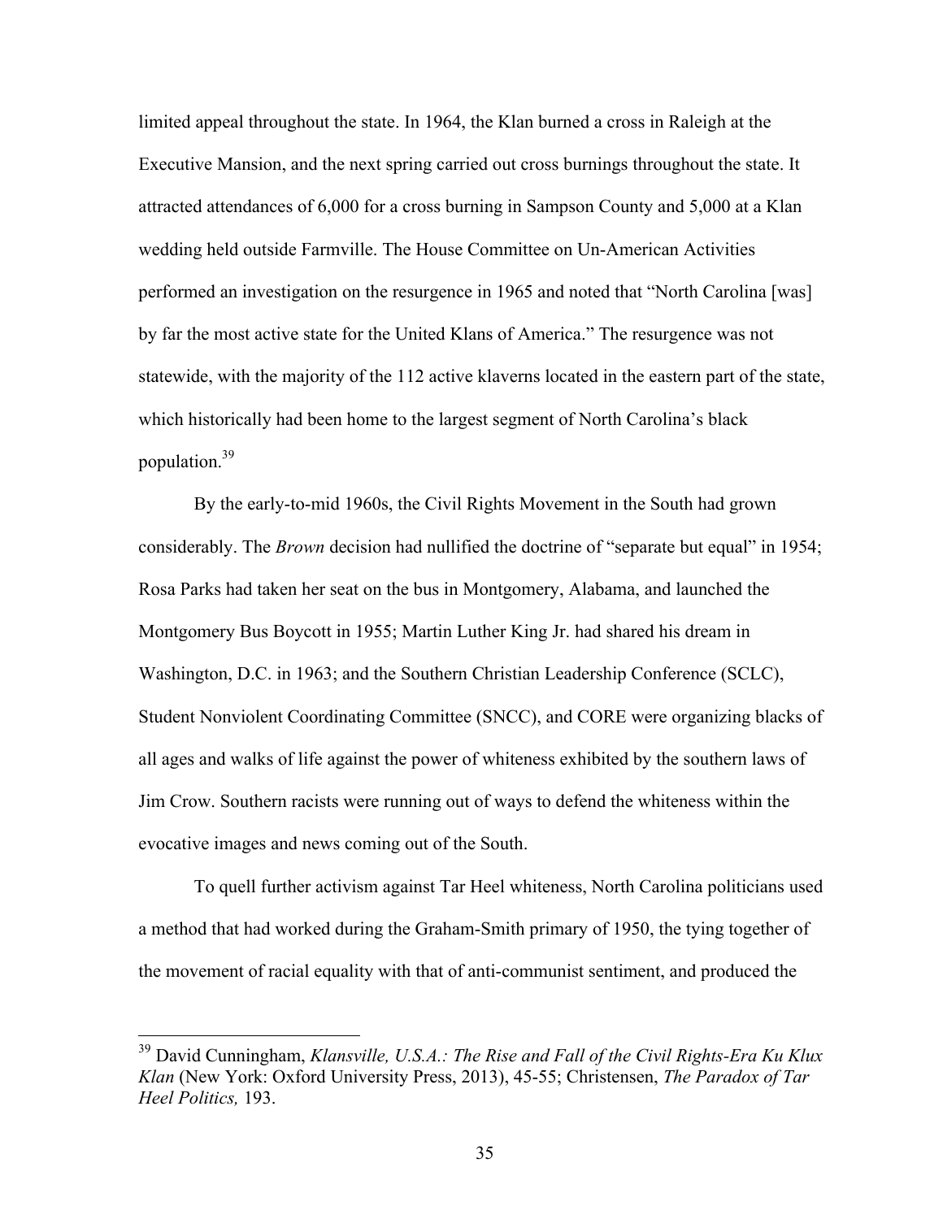limited appeal throughout the state. In 1964, the Klan burned a cross in Raleigh at the Executive Mansion, and the next spring carried out cross burnings throughout the state. It attracted attendances of 6,000 for a cross burning in Sampson County and 5,000 at a Klan wedding held outside Farmville. The House Committee on Un-American Activities performed an investigation on the resurgence in 1965 and noted that "North Carolina [was] by far the most active state for the United Klans of America." The resurgence was not statewide, with the majority of the 112 active klaverns located in the eastern part of the state, which historically had been home to the largest segment of North Carolina's black population.[39]

By the early-to-mid 1960s, the Civil Rights Movement in the South had grown considerably. The *Brown* decision had nullified the doctrine of "separate but equal" in 1954; Rosa Parks had taken her seat on the bus in Montgomery, Alabama, and launched the Montgomery Bus Boycott in 1955; Martin Luther King Jr. had shared his dream in Washington, D.C. in 1963; and the Southern Christian Leadership Conference (SCLC), Student Nonviolent Coordinating Committee (SNCC), and CORE were organizing blacks of all ages and walks of life against the power of whiteness exhibited by the southern laws of Jim Crow. Southern racists were running out of ways to defend the whiteness within the evocative images and news coming out of the South.

To quell further activism against Tar Heel whiteness, North Carolina politicians used a method that had worked during the Graham-Smith primary of 1950, the tying together of the movement of racial equality with that of anti-communist sentiment, and produced the

---

[39] David Cunningham, *Klansville, U.S.A.: The Rise and Fall of the Civil Rights-Era Ku Klux Klan* (New York: Oxford University Press, 2013), 45-55; Christensen, *The Paradox of Tar Heel Politics,* 193.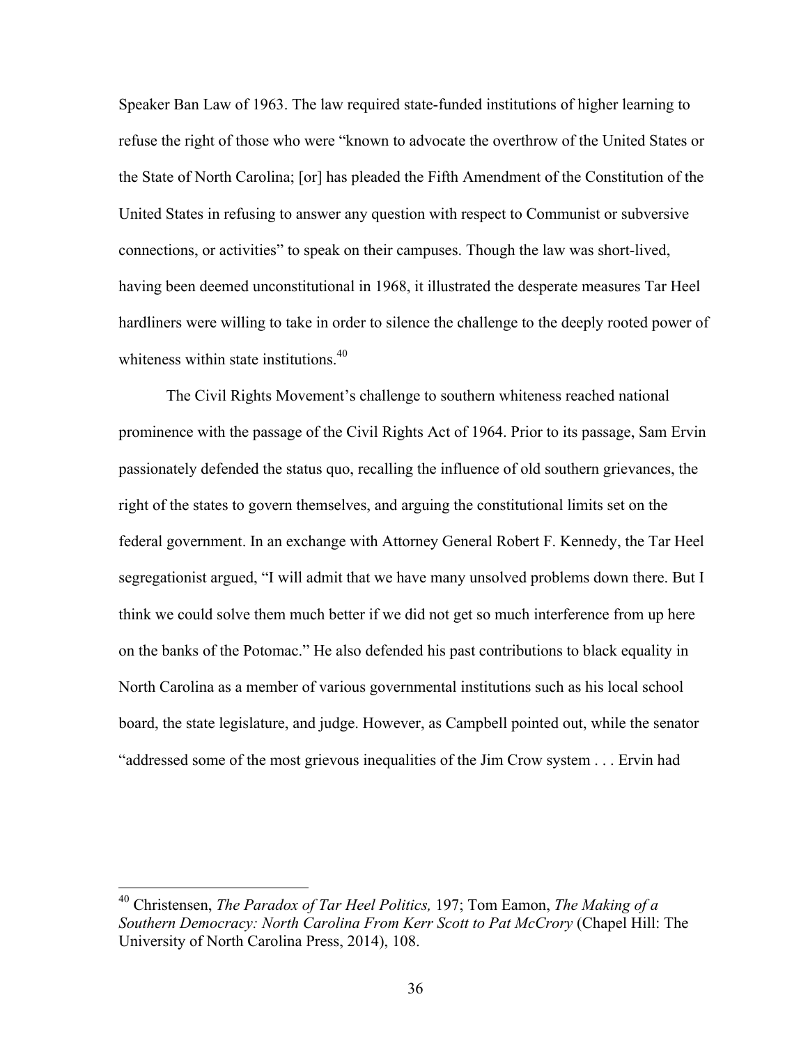Speaker Ban Law of 1963. The law required state-funded institutions of higher learning to refuse the right of those who were "known to advocate the overthrow of the United States or the State of North Carolina; [or] has pleaded the Fifth Amendment of the Constitution of the United States in refusing to answer any question with respect to Communist or subversive connections, or activities" to speak on their campuses. Though the law was short-lived, having been deemed unconstitutional in 1968, it illustrated the desperate measures Tar Heel hardliners were willing to take in order to silence the challenge to the deeply rooted power of whiteness within state institutions.[40]

The Civil Rights Movement's challenge to southern whiteness reached national prominence with the passage of the Civil Rights Act of 1964. Prior to its passage, Sam Ervin passionately defended the status quo, recalling the influence of old southern grievances, the right of the states to govern themselves, and arguing the constitutional limits set on the federal government. In an exchange with Attorney General Robert F. Kennedy, the Tar Heel segregationist argued, "I will admit that we have many unsolved problems down there. But I think we could solve them much better if we did not get so much interference from up here on the banks of the Potomac." He also defended his past contributions to black equality in North Carolina as a member of various governmental institutions such as his local school board, the state legislature, and judge. However, as Campbell pointed out, while the senator "addressed some of the most grievous inequalities of the Jim Crow system . . . Ervin had

---

[40] Christensen, *The Paradox of Tar Heel Politics,* 197; Tom Eamon, *The Making of a Southern Democracy: North Carolina From Kerr Scott to Pat McCrory* (Chapel Hill: The University of North Carolina Press, 2014), 108.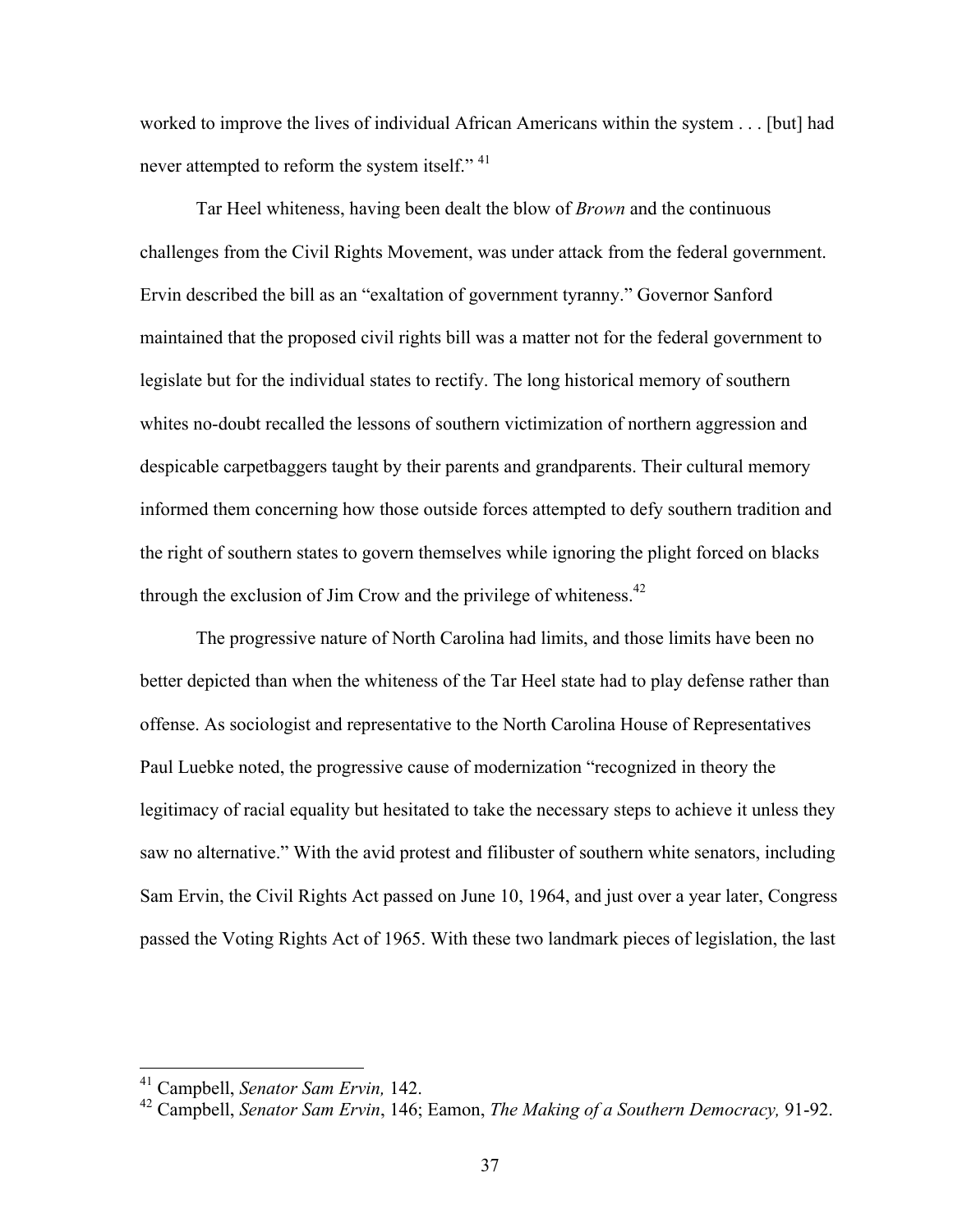worked to improve the lives of individual African Americans within the system . . . [but] had never attempted to reform the system itself." [41]

Tar Heel whiteness, having been dealt the blow of *Brown* and the continuous challenges from the Civil Rights Movement, was under attack from the federal government. Ervin described the bill as an "exaltation of government tyranny." Governor Sanford maintained that the proposed civil rights bill was a matter not for the federal government to legislate but for the individual states to rectify. The long historical memory of southern whites no-doubt recalled the lessons of southern victimization of northern aggression and despicable carpetbaggers taught by their parents and grandparents. Their cultural memory informed them concerning how those outside forces attempted to defy southern tradition and the right of southern states to govern themselves while ignoring the plight forced on blacks through the exclusion of Jim Crow and the privilege of whiteness.[42]

The progressive nature of North Carolina had limits, and those limits have been no better depicted than when the whiteness of the Tar Heel state had to play defense rather than offense. As sociologist and representative to the North Carolina House of Representatives Paul Luebke noted, the progressive cause of modernization "recognized in theory the legitimacy of racial equality but hesitated to take the necessary steps to achieve it unless they saw no alternative." With the avid protest and filibuster of southern white senators, including Sam Ervin, the Civil Rights Act passed on June 10, 1964, and just over a year later, Congress passed the Voting Rights Act of 1965. With these two landmark pieces of legislation, the last

---

[41] Campbell, *Senator Sam Ervin,* 142.

[42] Campbell, *Senator Sam Ervin*, 146; Eamon, *The Making of a Southern Democracy,* 91-92.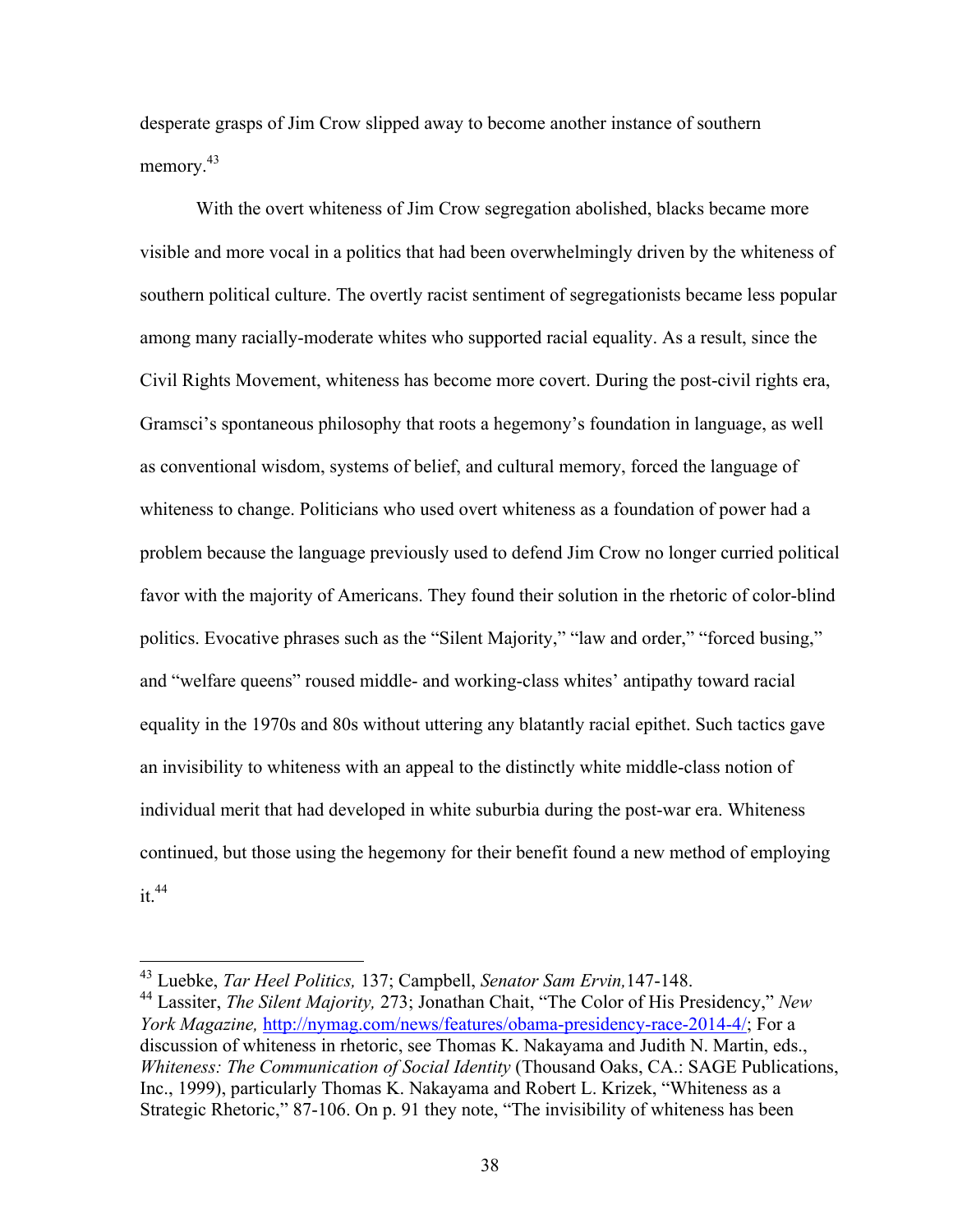desperate grasps of Jim Crow slipped away to become another instance of southern memory.[43]

With the overt whiteness of Jim Crow segregation abolished, blacks became more visible and more vocal in a politics that had been overwhelmingly driven by the whiteness of southern political culture. The overtly racist sentiment of segregationists became less popular among many racially-moderate whites who supported racial equality. As a result, since the Civil Rights Movement, whiteness has become more covert. During the post-civil rights era, Gramsci's spontaneous philosophy that roots a hegemony's foundation in language, as well as conventional wisdom, systems of belief, and cultural memory, forced the language of whiteness to change. Politicians who used overt whiteness as a foundation of power had a problem because the language previously used to defend Jim Crow no longer curried political favor with the majority of Americans. They found their solution in the rhetoric of color-blind politics. Evocative phrases such as the "Silent Majority," "law and order," "forced busing," and "welfare queens" roused middle- and working-class whites' antipathy toward racial equality in the 1970s and 80s without uttering any blatantly racial epithet. Such tactics gave an invisibility to whiteness with an appeal to the distinctly white middle-class notion of individual merit that had developed in white suburbia during the post-war era. Whiteness continued, but those using the hegemony for their benefit found a new method of employing it.[44]

---

[43] Luebke, *Tar Heel Politics,* 137; Campbell, *Senator Sam Ervin,*147-148.

[44] Lassiter, *The Silent Majority,* 273; Jonathan Chait, "The Color of His Presidency," *New York Magazine,* http://nymag.com/news/features/obama-presidency-race-2014-4/; For a discussion of whiteness in rhetoric, see Thomas K. Nakayama and Judith N. Martin, eds., *Whiteness: The Communication of Social Identity* (Thousand Oaks, CA.: SAGE Publications, Inc., 1999), particularly Thomas K. Nakayama and Robert L. Krizek, "Whiteness as a Strategic Rhetoric," 87-106. On p. 91 they note, "The invisibility of whiteness has been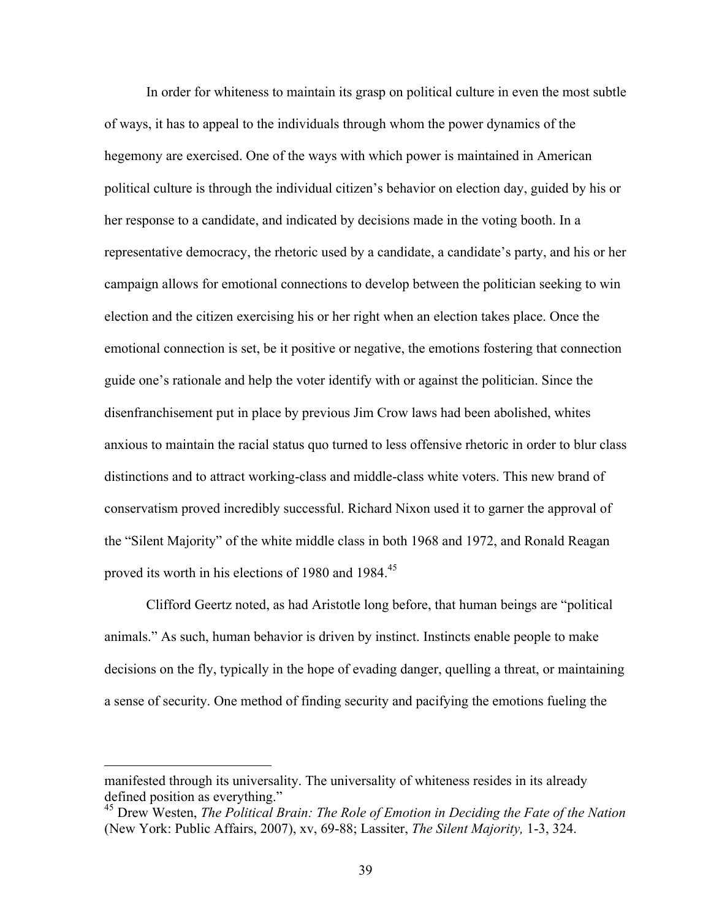In order for whiteness to maintain its grasp on political culture in even the most subtle of ways, it has to appeal to the individuals through whom the power dynamics of the hegemony are exercised. One of the ways with which power is maintained in American political culture is through the individual citizen's behavior on election day, guided by his or her response to a candidate, and indicated by decisions made in the voting booth. In a representative democracy, the rhetoric used by a candidate, a candidate's party, and his or her campaign allows for emotional connections to develop between the politician seeking to win election and the citizen exercising his or her right when an election takes place. Once the emotional connection is set, be it positive or negative, the emotions fostering that connection guide one's rationale and help the voter identify with or against the politician. Since the disenfranchisement put in place by previous Jim Crow laws had been abolished, whites anxious to maintain the racial status quo turned to less offensive rhetoric in order to blur class distinctions and to attract working-class and middle-class white voters. This new brand of conservatism proved incredibly successful. Richard Nixon used it to garner the approval of the "Silent Majority" of the white middle class in both 1968 and 1972, and Ronald Reagan proved its worth in his elections of 1980 and 1984.[45]

Clifford Geertz noted, as had Aristotle long before, that human beings are "political animals." As such, human behavior is driven by instinct. Instincts enable people to make decisions on the fly, typically in the hope of evading danger, quelling a threat, or maintaining a sense of security. One method of finding security and pacifying the emotions fueling the

---

manifested through its universality. The universality of whiteness resides in its already defined position as everything."

[45] Drew Westen, *The Political Brain: The Role of Emotion in Deciding the Fate of the Nation* (New York: Public Affairs, 2007), xv, 69-88; Lassiter, *The Silent Majority,* 1-3, 324.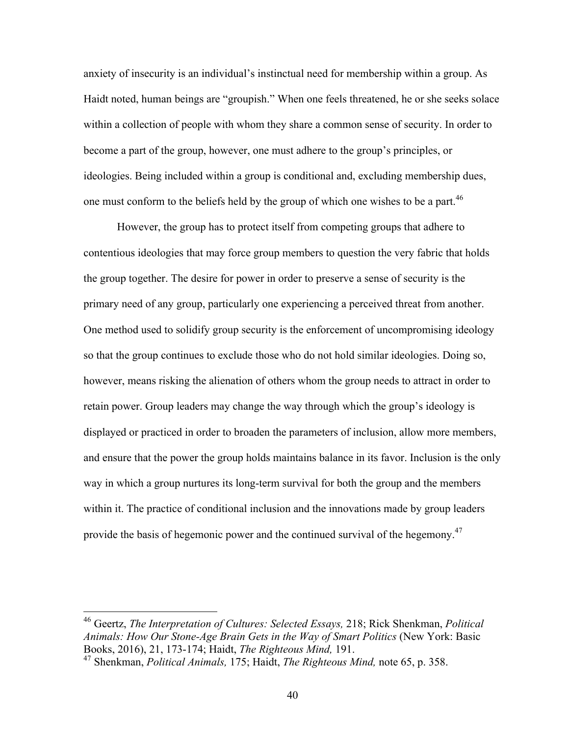anxiety of insecurity is an individual's instinctual need for membership within a group. As Haidt noted, human beings are "groupish." When one feels threatened, he or she seeks solace within a collection of people with whom they share a common sense of security. In order to become a part of the group, however, one must adhere to the group's principles, or ideologies. Being included within a group is conditional and, excluding membership dues, one must conform to the beliefs held by the group of which one wishes to be a part.[46]

However, the group has to protect itself from competing groups that adhere to contentious ideologies that may force group members to question the very fabric that holds the group together. The desire for power in order to preserve a sense of security is the primary need of any group, particularly one experiencing a perceived threat from another. One method used to solidify group security is the enforcement of uncompromising ideology so that the group continues to exclude those who do not hold similar ideologies. Doing so, however, means risking the alienation of others whom the group needs to attract in order to retain power. Group leaders may change the way through which the group's ideology is displayed or practiced in order to broaden the parameters of inclusion, allow more members, and ensure that the power the group holds maintains balance in its favor. Inclusion is the only way in which a group nurtures its long-term survival for both the group and the members within it. The practice of conditional inclusion and the innovations made by group leaders provide the basis of hegemonic power and the continued survival of the hegemony.[47]

---

[46] Geertz, *The Interpretation of Cultures: Selected Essays,* 218; Rick Shenkman, *Political Animals: How Our Stone-Age Brain Gets in the Way of Smart Politics* (New York: Basic Books, 2016), 21, 173-174; Haidt, *The Righteous Mind,* 191.

[47] Shenkman, *Political Animals,* 175; Haidt, *The Righteous Mind,* note 65, p. 358.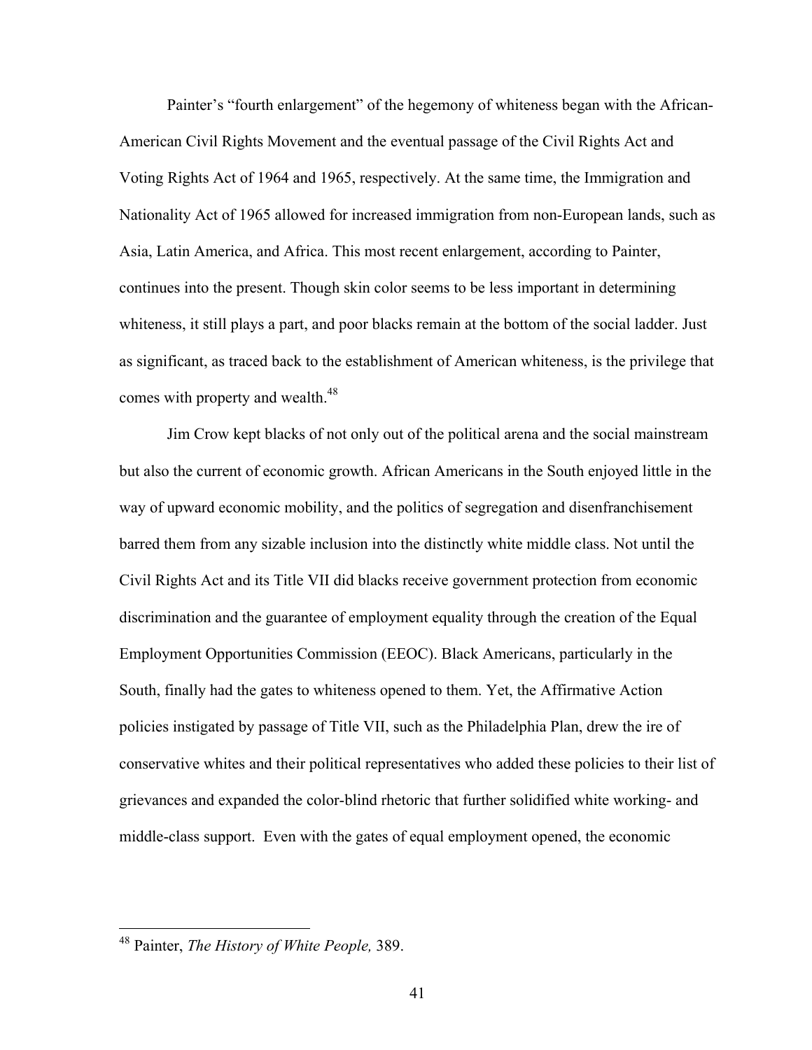Painter's "fourth enlargement" of the hegemony of whiteness began with the African-American Civil Rights Movement and the eventual passage of the Civil Rights Act and Voting Rights Act of 1964 and 1965, respectively. At the same time, the Immigration and Nationality Act of 1965 allowed for increased immigration from non-European lands, such as Asia, Latin America, and Africa. This most recent enlargement, according to Painter, continues into the present. Though skin color seems to be less important in determining whiteness, it still plays a part, and poor blacks remain at the bottom of the social ladder. Just as significant, as traced back to the establishment of American whiteness, is the privilege that comes with property and wealth.[48]

Jim Crow kept blacks of not only out of the political arena and the social mainstream but also the current of economic growth. African Americans in the South enjoyed little in the way of upward economic mobility, and the politics of segregation and disenfranchisement barred them from any sizable inclusion into the distinctly white middle class. Not until the Civil Rights Act and its Title VII did blacks receive government protection from economic discrimination and the guarantee of employment equality through the creation of the Equal Employment Opportunities Commission (EEOC). Black Americans, particularly in the South, finally had the gates to whiteness opened to them. Yet, the Affirmative Action policies instigated by passage of Title VII, such as the Philadelphia Plan, drew the ire of conservative whites and their political representatives who added these policies to their list of grievances and expanded the color-blind rhetoric that further solidified white working- and middle-class support. Even with the gates of equal employment opened, the economic

[48] Painter, *The History of White People,* 389.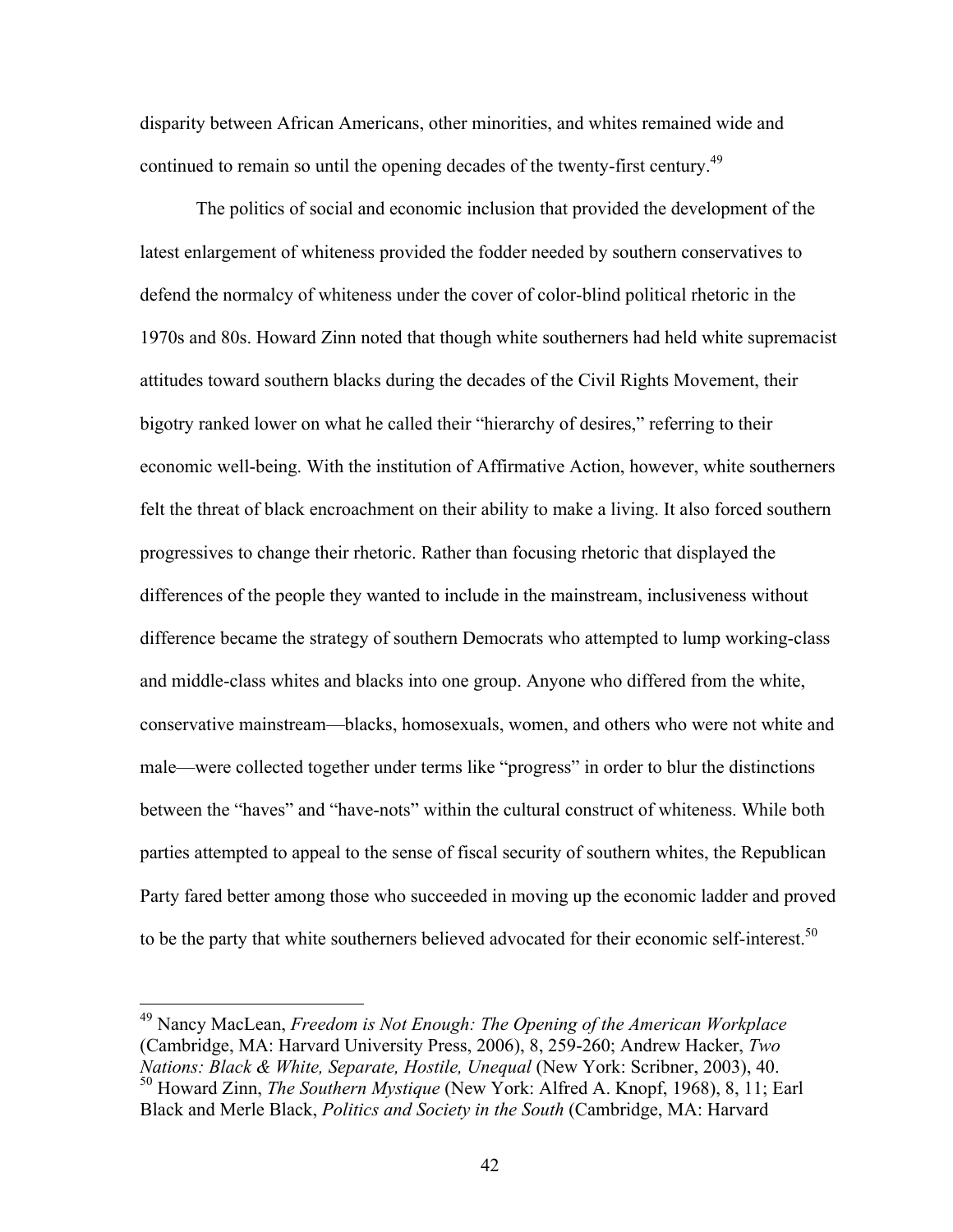disparity between African Americans, other minorities, and whites remained wide and continued to remain so until the opening decades of the twenty-first century.[49]

The politics of social and economic inclusion that provided the development of the latest enlargement of whiteness provided the fodder needed by southern conservatives to defend the normalcy of whiteness under the cover of color-blind political rhetoric in the 1970s and 80s. Howard Zinn noted that though white southerners had held white supremacist attitudes toward southern blacks during the decades of the Civil Rights Movement, their bigotry ranked lower on what he called their "hierarchy of desires," referring to their economic well-being. With the institution of Affirmative Action, however, white southerners felt the threat of black encroachment on their ability to make a living. It also forced southern progressives to change their rhetoric. Rather than focusing rhetoric that displayed the differences of the people they wanted to include in the mainstream, inclusiveness without difference became the strategy of southern Democrats who attempted to lump working-class and middle-class whites and blacks into one group. Anyone who differed from the white, conservative mainstream—blacks, homosexuals, women, and others who were not white and male—were collected together under terms like "progress" in order to blur the distinctions between the "haves" and "have-nots" within the cultural construct of whiteness. While both parties attempted to appeal to the sense of fiscal security of southern whites, the Republican Party fared better among those who succeeded in moving up the economic ladder and proved to be the party that white southerners believed advocated for their economic self-interest.[50]

---

[49] Nancy MacLean, *Freedom is Not Enough: The Opening of the American Workplace* (Cambridge, MA: Harvard University Press, 2006), 8, 259-260; Andrew Hacker, *Two Nations: Black & White, Separate, Hostile, Unequal* (New York: Scribner, 2003), 40.

[50] Howard Zinn, *The Southern Mystique* (New York: Alfred A. Knopf, 1968), 8, 11; Earl Black and Merle Black, *Politics and Society in the South* (Cambridge, MA: Harvard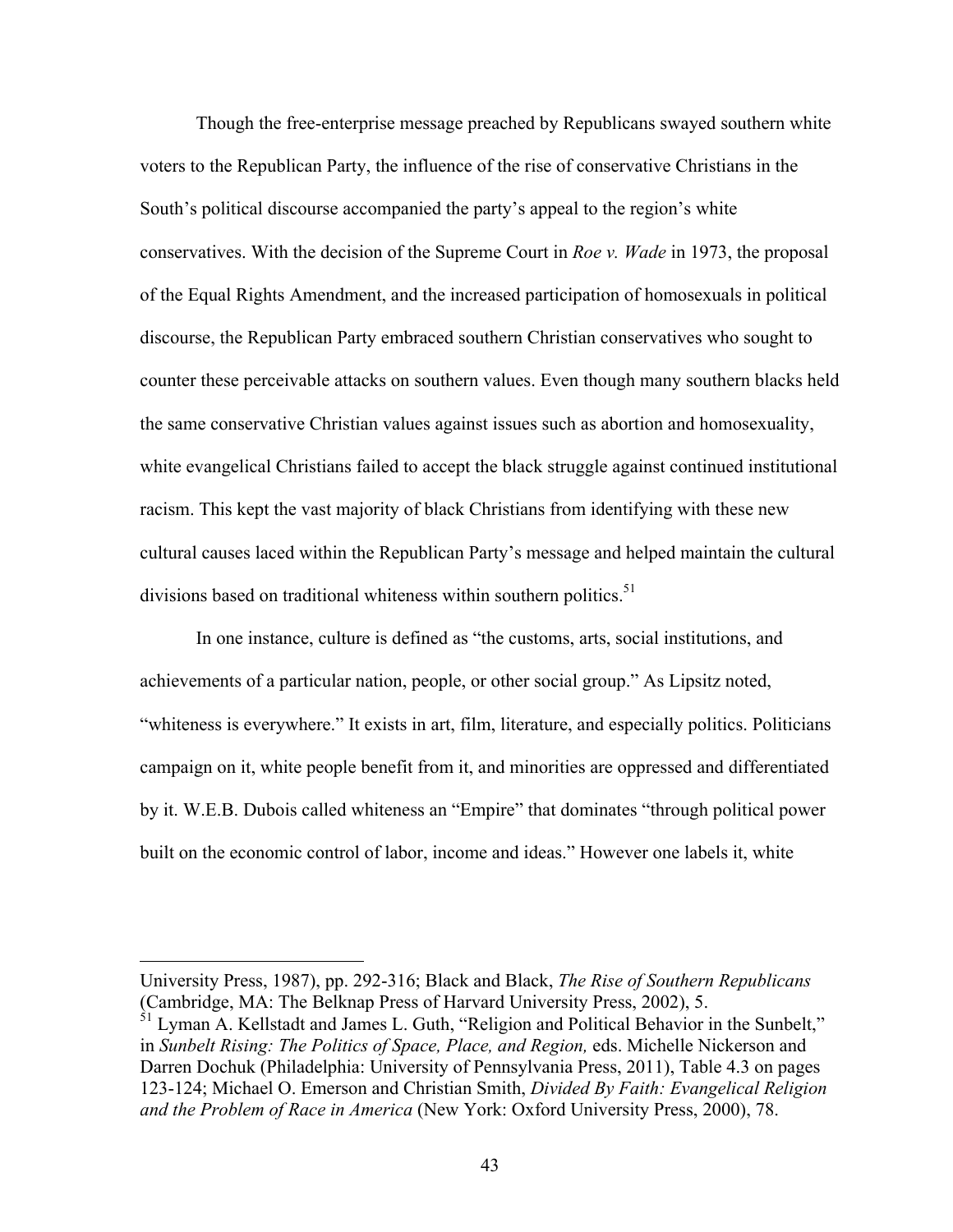Though the free-enterprise message preached by Republicans swayed southern white voters to the Republican Party, the influence of the rise of conservative Christians in the South's political discourse accompanied the party's appeal to the region's white conservatives. With the decision of the Supreme Court in *Roe v. Wade* in 1973, the proposal of the Equal Rights Amendment, and the increased participation of homosexuals in political discourse, the Republican Party embraced southern Christian conservatives who sought to counter these perceivable attacks on southern values. Even though many southern blacks held the same conservative Christian values against issues such as abortion and homosexuality, white evangelical Christians failed to accept the black struggle against continued institutional racism. This kept the vast majority of black Christians from identifying with these new cultural causes laced within the Republican Party's message and helped maintain the cultural divisions based on traditional whiteness within southern politics.[51]

In one instance, culture is defined as "the customs, arts, social institutions, and achievements of a particular nation, people, or other social group." As Lipsitz noted, "whiteness is everywhere." It exists in art, film, literature, and especially politics. Politicians campaign on it, white people benefit from it, and minorities are oppressed and differentiated by it. W.E.B. Dubois called whiteness an "Empire" that dominates "through political power built on the economic control of labor, income and ideas." However one labels it, white

---

University Press, 1987), pp. 292-316; Black and Black, *The Rise of Southern Republicans* (Cambridge, MA: The Belknap Press of Harvard University Press, 2002), 5.

[51] Lyman A. Kellstadt and James L. Guth, "Religion and Political Behavior in the Sunbelt," in *Sunbelt Rising: The Politics of Space, Place, and Region,* eds. Michelle Nickerson and Darren Dochuk (Philadelphia: University of Pennsylvania Press, 2011), Table 4.3 on pages 123-124; Michael O. Emerson and Christian Smith, *Divided By Faith: Evangelical Religion and the Problem of Race in America* (New York: Oxford University Press, 2000), 78.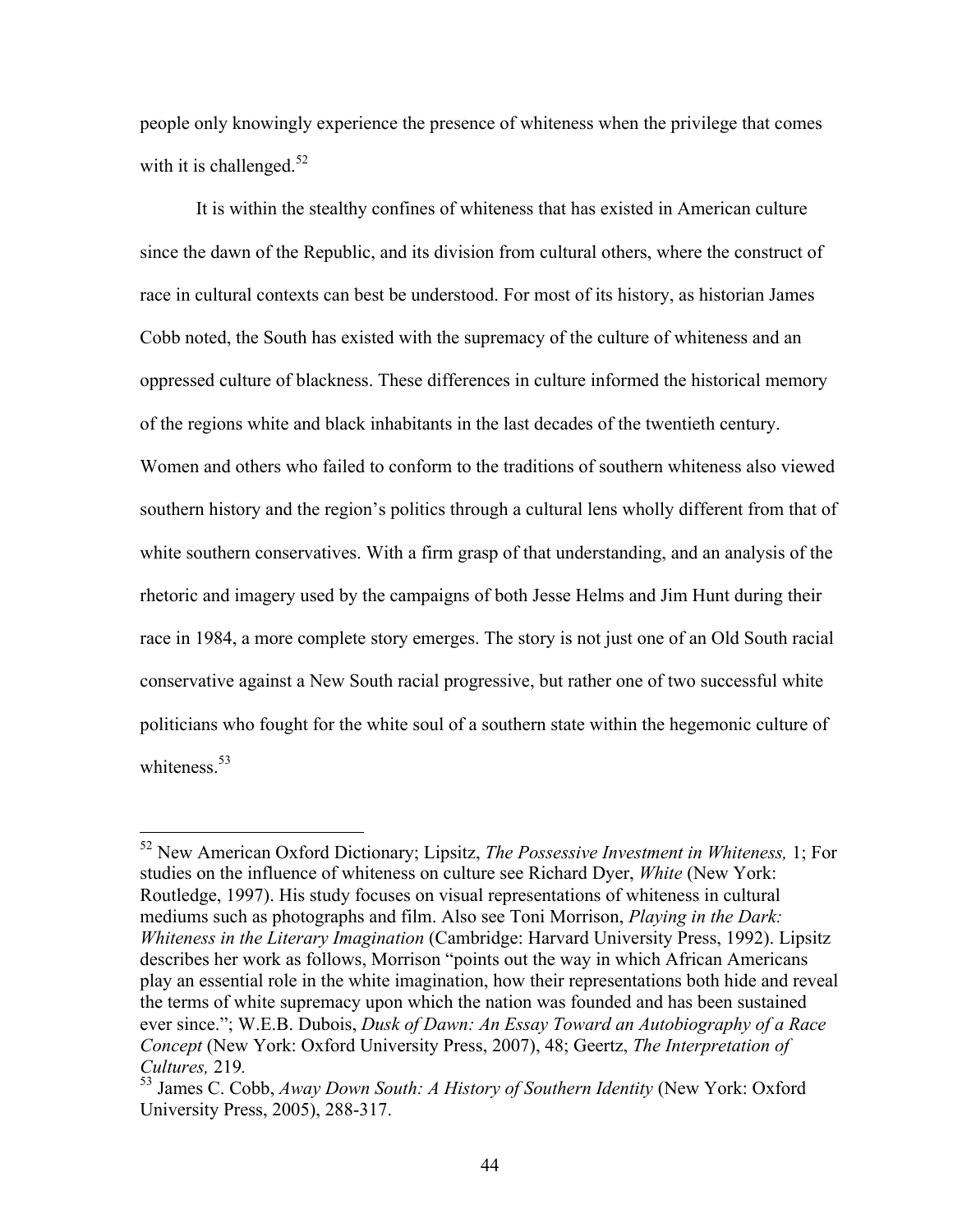people only knowingly experience the presence of whiteness when the privilege that comes with it is challenged.[52]

It is within the stealthy confines of whiteness that has existed in American culture since the dawn of the Republic, and its division from cultural others, where the construct of race in cultural contexts can best be understood. For most of its history, as historian James Cobb noted, the South has existed with the supremacy of the culture of whiteness and an oppressed culture of blackness. These differences in culture informed the historical memory of the regions white and black inhabitants in the last decades of the twentieth century. Women and others who failed to conform to the traditions of southern whiteness also viewed southern history and the region's politics through a cultural lens wholly different from that of white southern conservatives. With a firm grasp of that understanding, and an analysis of the rhetoric and imagery used by the campaigns of both Jesse Helms and Jim Hunt during their race in 1984, a more complete story emerges. The story is not just one of an Old South racial conservative against a New South racial progressive, but rather one of two successful white politicians who fought for the white soul of a southern state within the hegemonic culture of whiteness.[53]

---

[52] New American Oxford Dictionary; Lipsitz, *The Possessive Investment in Whiteness,* 1; For studies on the influence of whiteness on culture see Richard Dyer, *White* (New York: Routledge, 1997). His study focuses on visual representations of whiteness in cultural mediums such as photographs and film. Also see Toni Morrison, *Playing in the Dark: Whiteness in the Literary Imagination* (Cambridge: Harvard University Press, 1992). Lipsitz describes her work as follows, Morrison "points out the way in which African Americans play an essential role in the white imagination, how their representations both hide and reveal the terms of white supremacy upon which the nation was founded and has been sustained ever since."; W.E.B. Dubois, *Dusk of Dawn: An Essay Toward an Autobiography of a Race Concept* (New York: Oxford University Press, 2007), 48; Geertz, *The Interpretation of Cultures,* 219.

[53] James C. Cobb, *Away Down South: A History of Southern Identity* (New York: Oxford University Press, 2005), 288-317.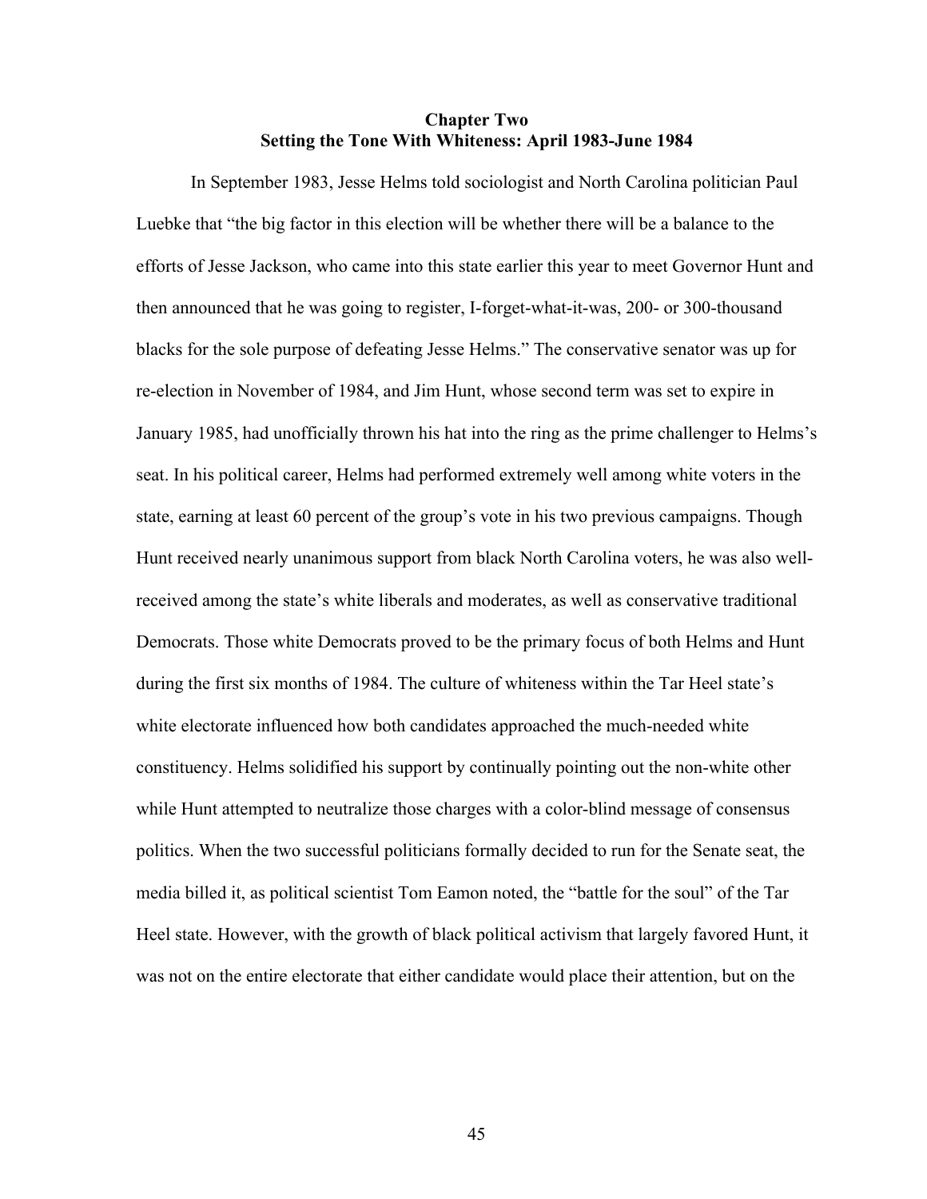## Chapter Two
## Setting the Tone With Whiteness: April 1983-June 1984

In September 1983, Jesse Helms told sociologist and North Carolina politician Paul Luebke that "the big factor in this election will be whether there will be a balance to the efforts of Jesse Jackson, who came into this state earlier this year to meet Governor Hunt and then announced that he was going to register, I-forget-what-it-was, 200- or 300-thousand blacks for the sole purpose of defeating Jesse Helms." The conservative senator was up for re-election in November of 1984, and Jim Hunt, whose second term was set to expire in January 1985, had unofficially thrown his hat into the ring as the prime challenger to Helms's seat. In his political career, Helms had performed extremely well among white voters in the state, earning at least 60 percent of the group's vote in his two previous campaigns. Though Hunt received nearly unanimous support from black North Carolina voters, he was also well-received among the state's white liberals and moderates, as well as conservative traditional Democrats. Those white Democrats proved to be the primary focus of both Helms and Hunt during the first six months of 1984. The culture of whiteness within the Tar Heel state's white electorate influenced how both candidates approached the much-needed white constituency. Helms solidified his support by continually pointing out the non-white other while Hunt attempted to neutralize those charges with a color-blind message of consensus politics. When the two successful politicians formally decided to run for the Senate seat, the media billed it, as political scientist Tom Eamon noted, the "battle for the soul" of the Tar Heel state. However, with the growth of black political activism that largely favored Hunt, it was not on the entire electorate that either candidate would place their attention, but on the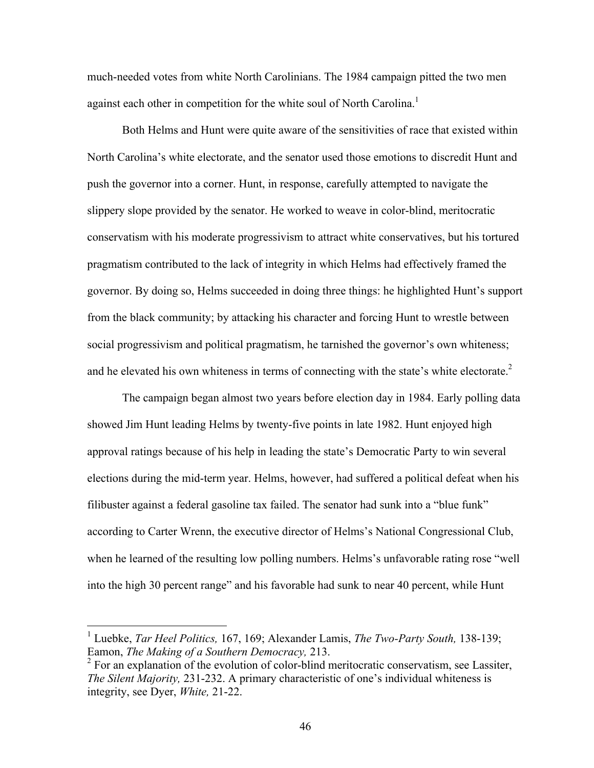much-needed votes from white North Carolinians. The 1984 campaign pitted the two men against each other in competition for the white soul of North Carolina.[1]

Both Helms and Hunt were quite aware of the sensitivities of race that existed within North Carolina's white electorate, and the senator used those emotions to discredit Hunt and push the governor into a corner. Hunt, in response, carefully attempted to navigate the slippery slope provided by the senator. He worked to weave in color-blind, meritocratic conservatism with his moderate progressivism to attract white conservatives, but his tortured pragmatism contributed to the lack of integrity in which Helms had effectively framed the governor. By doing so, Helms succeeded in doing three things: he highlighted Hunt's support from the black community; by attacking his character and forcing Hunt to wrestle between social progressivism and political pragmatism, he tarnished the governor's own whiteness; and he elevated his own whiteness in terms of connecting with the state's white electorate.[2]

The campaign began almost two years before election day in 1984. Early polling data showed Jim Hunt leading Helms by twenty-five points in late 1982. Hunt enjoyed high approval ratings because of his help in leading the state's Democratic Party to win several elections during the mid-term year. Helms, however, had suffered a political defeat when his filibuster against a federal gasoline tax failed. The senator had sunk into a "blue funk" according to Carter Wrenn, the executive director of Helms's National Congressional Club, when he learned of the resulting low polling numbers. Helms's unfavorable rating rose "well into the high 30 percent range" and his favorable had sunk to near 40 percent, while Hunt

---

[1] Luebke, *Tar Heel Politics,* 167, 169; Alexander Lamis, *The Two-Party South,* 138-139; Eamon, *The Making of a Southern Democracy,* 213.

[2] For an explanation of the evolution of color-blind meritocratic conservatism, see Lassiter, *The Silent Majority,* 231-232. A primary characteristic of one's individual whiteness is integrity, see Dyer, *White,* 21-22.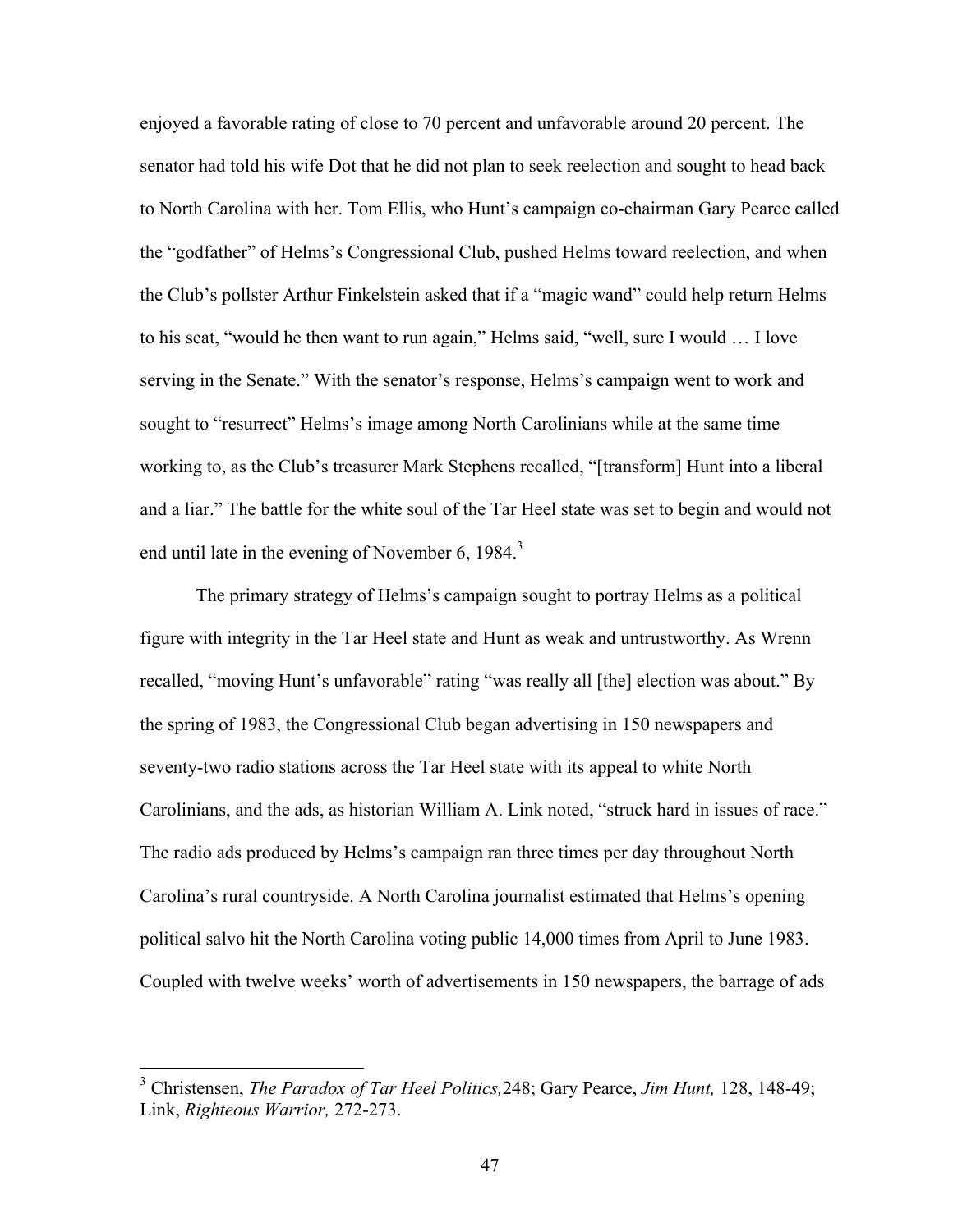enjoyed a favorable rating of close to 70 percent and unfavorable around 20 percent. The senator had told his wife Dot that he did not plan to seek reelection and sought to head back to North Carolina with her. Tom Ellis, who Hunt's campaign co-chairman Gary Pearce called the "godfather" of Helms's Congressional Club, pushed Helms toward reelection, and when the Club's pollster Arthur Finkelstein asked that if a "magic wand" could help return Helms to his seat, "would he then want to run again," Helms said, "well, sure I would … I love serving in the Senate." With the senator's response, Helms's campaign went to work and sought to "resurrect" Helms's image among North Carolinians while at the same time working to, as the Club's treasurer Mark Stephens recalled, "[transform] Hunt into a liberal and a liar." The battle for the white soul of the Tar Heel state was set to begin and would not end until late in the evening of November 6, 1984.[3]

The primary strategy of Helms's campaign sought to portray Helms as a political figure with integrity in the Tar Heel state and Hunt as weak and untrustworthy. As Wrenn recalled, "moving Hunt's unfavorable" rating "was really all [the] election was about." By the spring of 1983, the Congressional Club began advertising in 150 newspapers and seventy-two radio stations across the Tar Heel state with its appeal to white North Carolinians, and the ads, as historian William A. Link noted, "struck hard in issues of race." The radio ads produced by Helms's campaign ran three times per day throughout North Carolina's rural countryside. A North Carolina journalist estimated that Helms's opening political salvo hit the North Carolina voting public 14,000 times from April to June 1983. Coupled with twelve weeks' worth of advertisements in 150 newspapers, the barrage of ads

---

[3] Christensen, *The Paradox of Tar Heel Politics,*248; Gary Pearce, *Jim Hunt,* 128, 148-49; Link, *Righteous Warrior,* 272-273.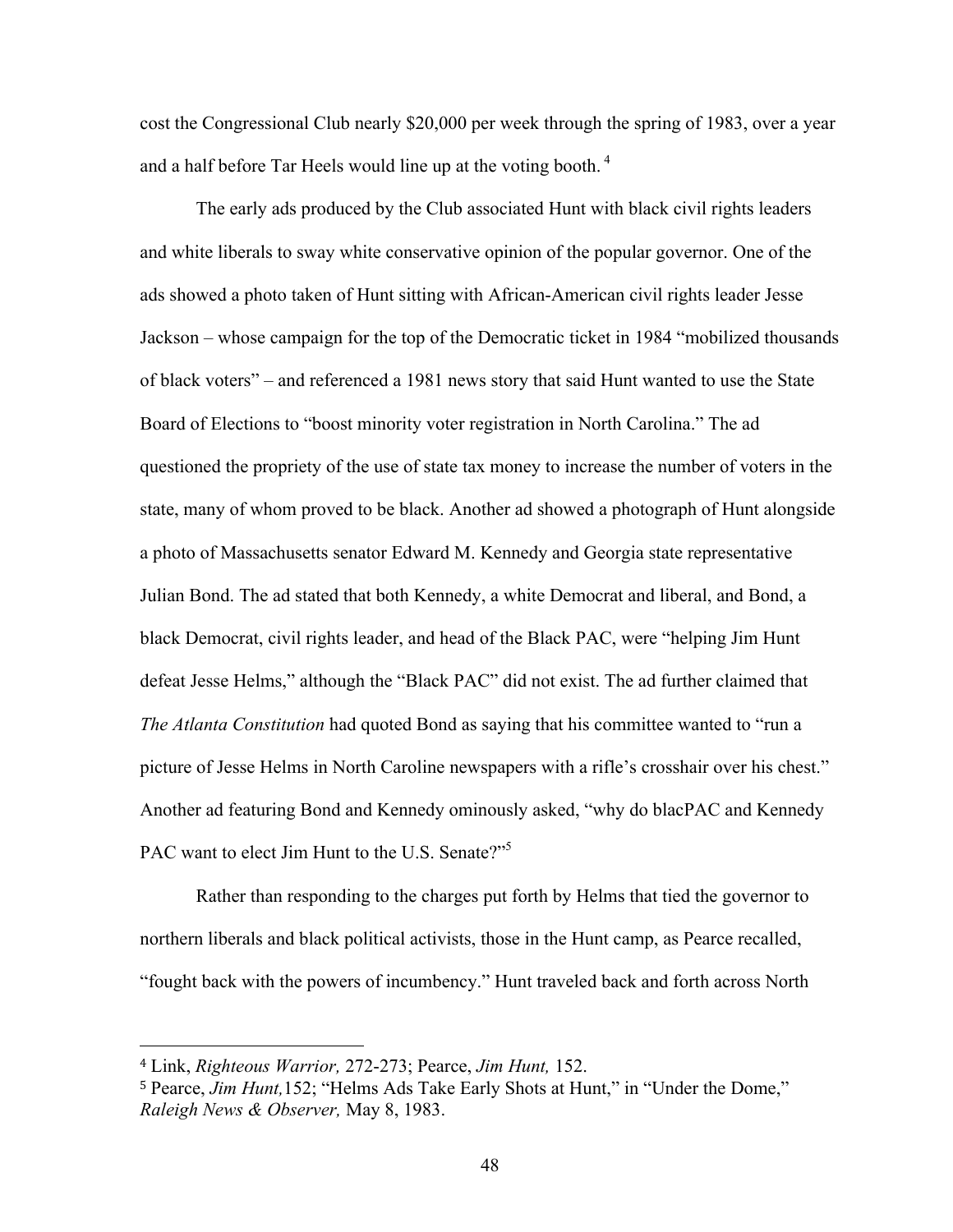cost the Congressional Club nearly $20,000 per week through the spring of 1983, over a year and a half before Tar Heels would line up at the voting booth.[4]

The early ads produced by the Club associated Hunt with black civil rights leaders and white liberals to sway white conservative opinion of the popular governor. One of the ads showed a photo taken of Hunt sitting with African-American civil rights leader Jesse Jackson – whose campaign for the top of the Democratic ticket in 1984 "mobilized thousands of black voters" – and referenced a 1981 news story that said Hunt wanted to use the State Board of Elections to "boost minority voter registration in North Carolina." The ad questioned the propriety of the use of state tax money to increase the number of voters in the state, many of whom proved to be black. Another ad showed a photograph of Hunt alongside a photo of Massachusetts senator Edward M. Kennedy and Georgia state representative Julian Bond. The ad stated that both Kennedy, a white Democrat and liberal, and Bond, a black Democrat, civil rights leader, and head of the Black PAC, were "helping Jim Hunt defeat Jesse Helms," although the "Black PAC" did not exist. The ad further claimed that *The Atlanta Constitution* had quoted Bond as saying that his committee wanted to "run a picture of Jesse Helms in North Caroline newspapers with a rifle's crosshair over his chest." Another ad featuring Bond and Kennedy ominously asked, "why do blacPAC and Kennedy PAC want to elect Jim Hunt to the U.S. Senate?"[5]

Rather than responding to the charges put forth by Helms that tied the governor to northern liberals and black political activists, those in the Hunt camp, as Pearce recalled, "fought back with the powers of incumbency." Hunt traveled back and forth across North

---

[4] Link, *Righteous Warrior,* 272-273; Pearce, *Jim Hunt,* 152.

[5] Pearce, *Jim Hunt,*152; "Helms Ads Take Early Shots at Hunt," in "Under the Dome," *Raleigh News & Observer,* May 8, 1983.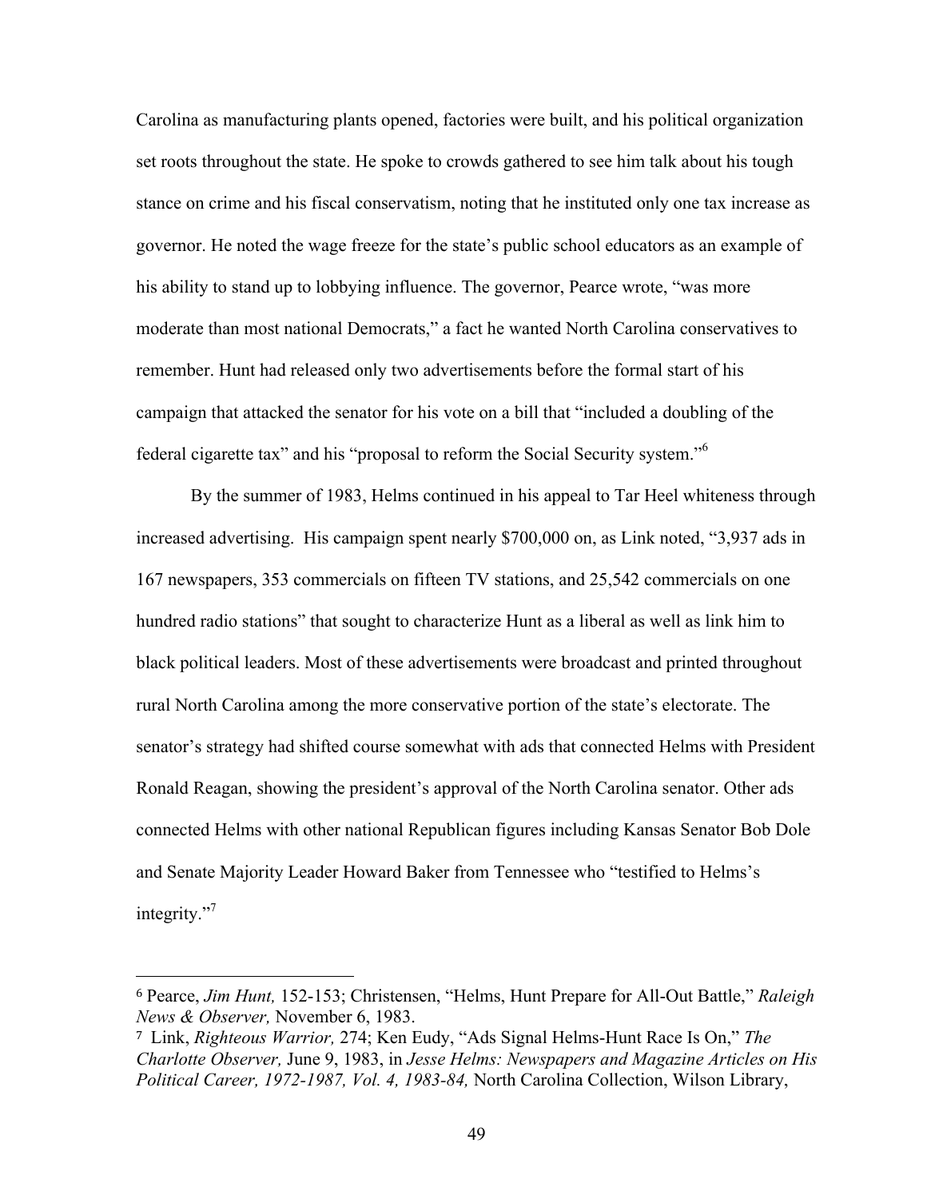Carolina as manufacturing plants opened, factories were built, and his political organization set roots throughout the state. He spoke to crowds gathered to see him talk about his tough stance on crime and his fiscal conservatism, noting that he instituted only one tax increase as governor. He noted the wage freeze for the state's public school educators as an example of his ability to stand up to lobbying influence. The governor, Pearce wrote, "was more moderate than most national Democrats," a fact he wanted North Carolina conservatives to remember. Hunt had released only two advertisements before the formal start of his campaign that attacked the senator for his vote on a bill that "included a doubling of the federal cigarette tax" and his "proposal to reform the Social Security system."[6]

By the summer of 1983, Helms continued in his appeal to Tar Heel whiteness through increased advertising. His campaign spent nearly $700,000 on, as Link noted, "3,937 ads in 167 newspapers, 353 commercials on fifteen TV stations, and 25,542 commercials on one hundred radio stations" that sought to characterize Hunt as a liberal as well as link him to black political leaders. Most of these advertisements were broadcast and printed throughout rural North Carolina among the more conservative portion of the state's electorate. The senator's strategy had shifted course somewhat with ads that connected Helms with President Ronald Reagan, showing the president's approval of the North Carolina senator. Other ads connected Helms with other national Republican figures including Kansas Senator Bob Dole and Senate Majority Leader Howard Baker from Tennessee who "testified to Helms's integrity."[7]

---

[6] Pearce, *Jim Hunt,* 152-153; Christensen, "Helms, Hunt Prepare for All-Out Battle," *Raleigh News & Observer,* November 6, 1983.

[7] Link, *Righteous Warrior,* 274; Ken Eudy, "Ads Signal Helms-Hunt Race Is On," *The Charlotte Observer,* June 9, 1983, in *Jesse Helms: Newspapers and Magazine Articles on His Political Career, 1972-1987, Vol. 4, 1983-84,* North Carolina Collection, Wilson Library,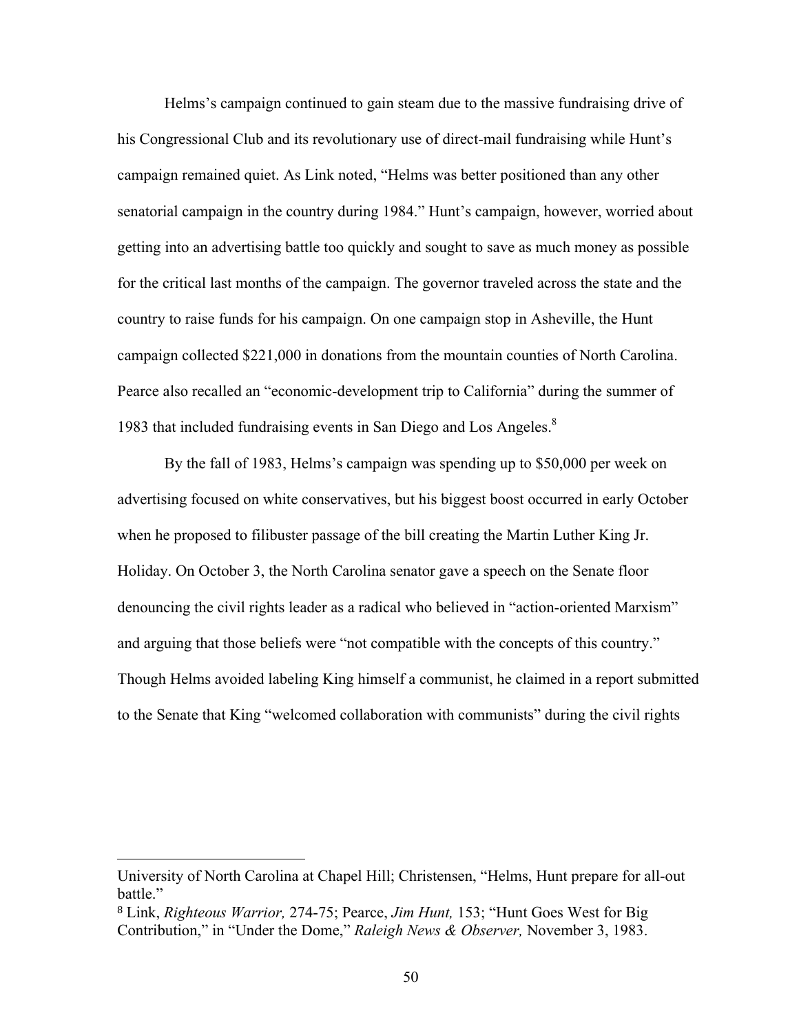Helms's campaign continued to gain steam due to the massive fundraising drive of his Congressional Club and its revolutionary use of direct-mail fundraising while Hunt's campaign remained quiet. As Link noted, "Helms was better positioned than any other senatorial campaign in the country during 1984." Hunt's campaign, however, worried about getting into an advertising battle too quickly and sought to save as much money as possible for the critical last months of the campaign. The governor traveled across the state and the country to raise funds for his campaign. On one campaign stop in Asheville, the Hunt campaign collected $221,000 in donations from the mountain counties of North Carolina. Pearce also recalled an "economic-development trip to California" during the summer of 1983 that included fundraising events in San Diego and Los Angeles.[8]

By the fall of 1983, Helms's campaign was spending up to $50,000 per week on advertising focused on white conservatives, but his biggest boost occurred in early October when he proposed to filibuster passage of the bill creating the Martin Luther King Jr. Holiday. On October 3, the North Carolina senator gave a speech on the Senate floor denouncing the civil rights leader as a radical who believed in "action-oriented Marxism" and arguing that those beliefs were "not compatible with the concepts of this country." Though Helms avoided labeling King himself a communist, he claimed in a report submitted to the Senate that King "welcomed collaboration with communists" during the civil rights

---

University of North Carolina at Chapel Hill; Christensen, "Helms, Hunt prepare for all-out battle."

[8] Link, *Righteous Warrior,* 274-75; Pearce, *Jim Hunt,* 153; "Hunt Goes West for Big Contribution," in "Under the Dome," *Raleigh News & Observer,* November 3, 1983.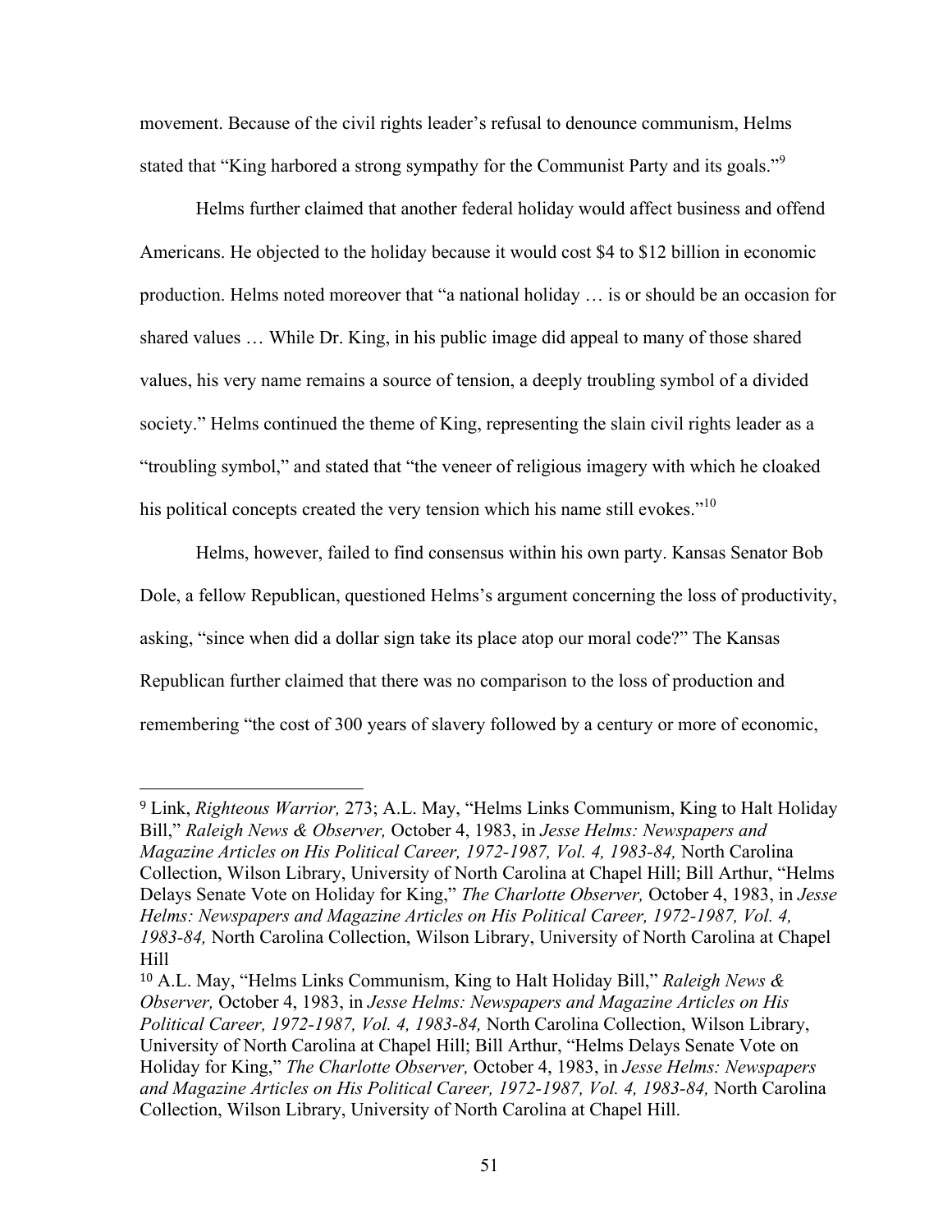movement. Because of the civil rights leader's refusal to denounce communism, Helms stated that "King harbored a strong sympathy for the Communist Party and its goals."[9]

Helms further claimed that another federal holiday would affect business and offend Americans. He objected to the holiday because it would cost $4 to $12 billion in economic production. Helms noted moreover that "a national holiday … is or should be an occasion for shared values … While Dr. King, in his public image did appeal to many of those shared values, his very name remains a source of tension, a deeply troubling symbol of a divided society." Helms continued the theme of King, representing the slain civil rights leader as a "troubling symbol," and stated that "the veneer of religious imagery with which he cloaked his political concepts created the very tension which his name still evokes."[10]

Helms, however, failed to find consensus within his own party. Kansas Senator Bob Dole, a fellow Republican, questioned Helms's argument concerning the loss of productivity, asking, "since when did a dollar sign take its place atop our moral code?" The Kansas Republican further claimed that there was no comparison to the loss of production and remembering "the cost of 300 years of slavery followed by a century or more of economic,

---

[9] Link, *Righteous Warrior,* 273; A.L. May, "Helms Links Communism, King to Halt Holiday Bill," *Raleigh News & Observer,* October 4, 1983, in *Jesse Helms: Newspapers and Magazine Articles on His Political Career, 1972-1987, Vol. 4, 1983-84,* North Carolina Collection, Wilson Library, University of North Carolina at Chapel Hill; Bill Arthur, "Helms Delays Senate Vote on Holiday for King," *The Charlotte Observer,* October 4, 1983, in *Jesse Helms: Newspapers and Magazine Articles on His Political Career, 1972-1987, Vol. 4, 1983-84,* North Carolina Collection, Wilson Library, University of North Carolina at Chapel Hill

[10] A.L. May, "Helms Links Communism, King to Halt Holiday Bill," *Raleigh News & Observer,* October 4, 1983, in *Jesse Helms: Newspapers and Magazine Articles on His Political Career, 1972-1987, Vol. 4, 1983-84,* North Carolina Collection, Wilson Library, University of North Carolina at Chapel Hill; Bill Arthur, "Helms Delays Senate Vote on Holiday for King," *The Charlotte Observer,* October 4, 1983, in *Jesse Helms: Newspapers and Magazine Articles on His Political Career, 1972-1987, Vol. 4, 1983-84,* North Carolina Collection, Wilson Library, University of North Carolina at Chapel Hill.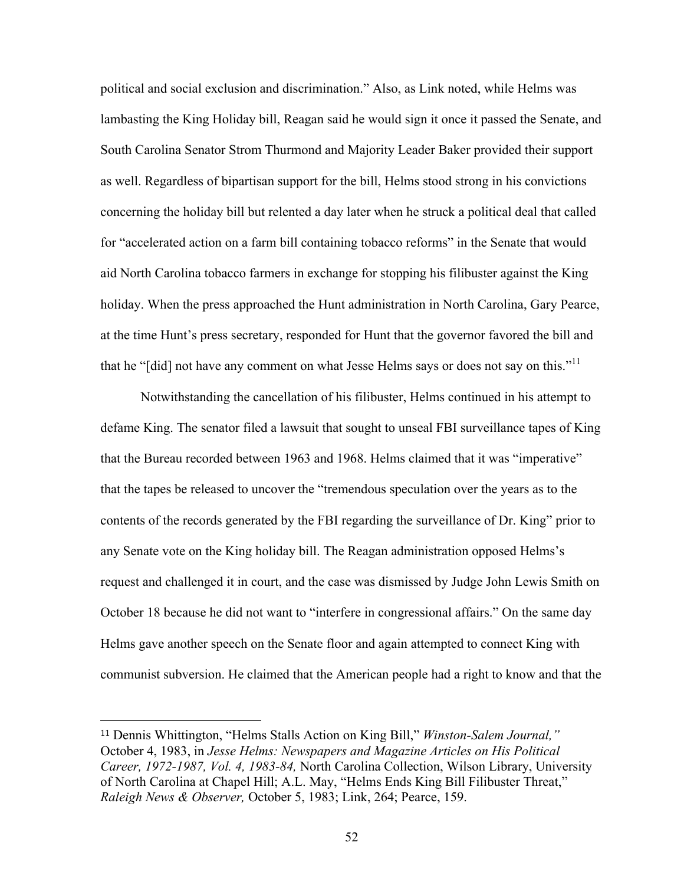political and social exclusion and discrimination." Also, as Link noted, while Helms was lambasting the King Holiday bill, Reagan said he would sign it once it passed the Senate, and South Carolina Senator Strom Thurmond and Majority Leader Baker provided their support as well. Regardless of bipartisan support for the bill, Helms stood strong in his convictions concerning the holiday bill but relented a day later when he struck a political deal that called for "accelerated action on a farm bill containing tobacco reforms" in the Senate that would aid North Carolina tobacco farmers in exchange for stopping his filibuster against the King holiday. When the press approached the Hunt administration in North Carolina, Gary Pearce, at the time Hunt's press secretary, responded for Hunt that the governor favored the bill and that he "[did] not have any comment on what Jesse Helms says or does not say on this."[11]

Notwithstanding the cancellation of his filibuster, Helms continued in his attempt to defame King. The senator filed a lawsuit that sought to unseal FBI surveillance tapes of King that the Bureau recorded between 1963 and 1968. Helms claimed that it was "imperative" that the tapes be released to uncover the "tremendous speculation over the years as to the contents of the records generated by the FBI regarding the surveillance of Dr. King" prior to any Senate vote on the King holiday bill. The Reagan administration opposed Helms's request and challenged it in court, and the case was dismissed by Judge John Lewis Smith on October 18 because he did not want to "interfere in congressional affairs." On the same day Helms gave another speech on the Senate floor and again attempted to connect King with communist subversion. He claimed that the American people had a right to know and that the

---

[11] Dennis Whittington, "Helms Stalls Action on King Bill," *Winston-Salem Journal,"* October 4, 1983, in *Jesse Helms: Newspapers and Magazine Articles on His Political Career, 1972-1987, Vol. 4, 1983-84,* North Carolina Collection, Wilson Library, University of North Carolina at Chapel Hill; A.L. May, "Helms Ends King Bill Filibuster Threat," *Raleigh News & Observer,* October 5, 1983; Link, 264; Pearce, 159.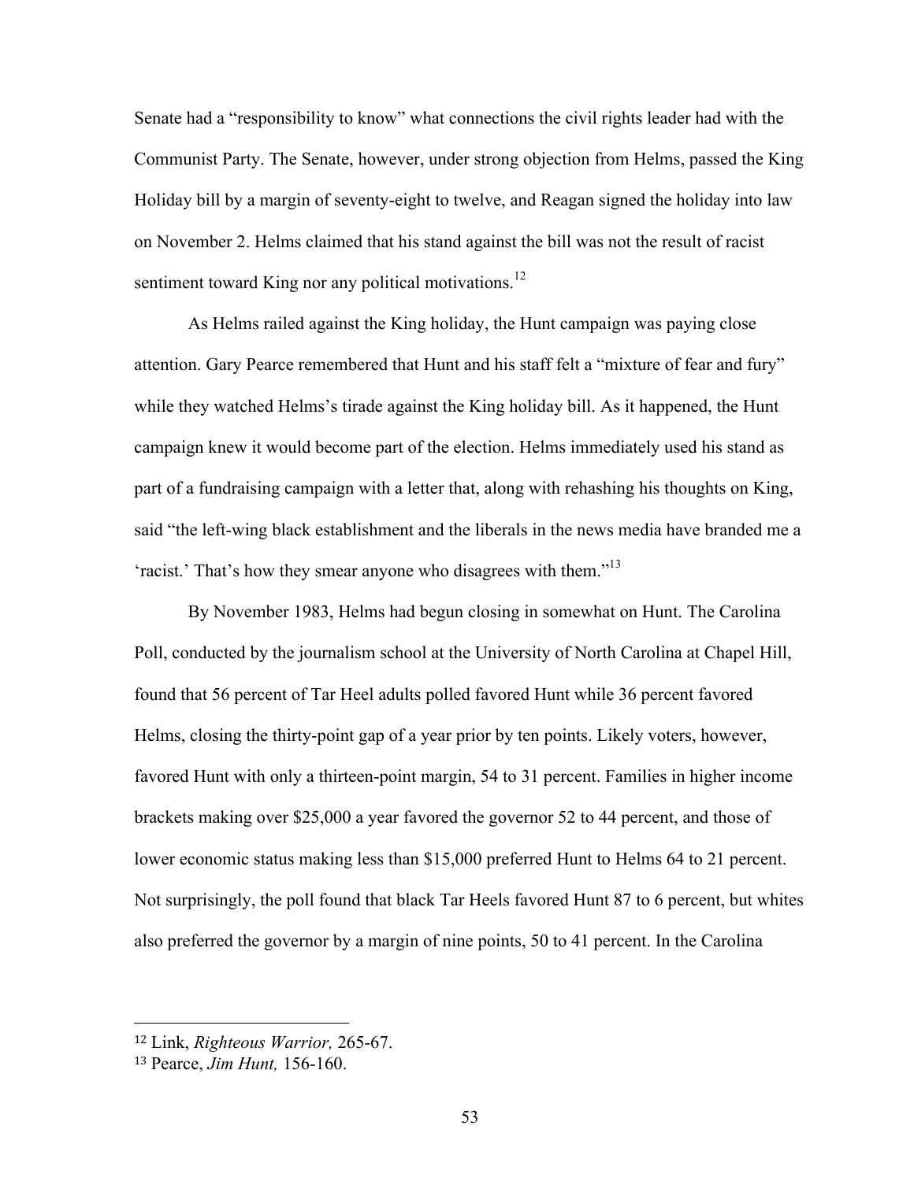Senate had a "responsibility to know" what connections the civil rights leader had with the Communist Party. The Senate, however, under strong objection from Helms, passed the King Holiday bill by a margin of seventy-eight to twelve, and Reagan signed the holiday into law on November 2. Helms claimed that his stand against the bill was not the result of racist sentiment toward King nor any political motivations.[12]

As Helms railed against the King holiday, the Hunt campaign was paying close attention. Gary Pearce remembered that Hunt and his staff felt a "mixture of fear and fury" while they watched Helms's tirade against the King holiday bill. As it happened, the Hunt campaign knew it would become part of the election. Helms immediately used his stand as part of a fundraising campaign with a letter that, along with rehashing his thoughts on King, said "the left-wing black establishment and the liberals in the news media have branded me a 'racist.' That's how they smear anyone who disagrees with them."[13]

By November 1983, Helms had begun closing in somewhat on Hunt. The Carolina Poll, conducted by the journalism school at the University of North Carolina at Chapel Hill, found that 56 percent of Tar Heel adults polled favored Hunt while 36 percent favored Helms, closing the thirty-point gap of a year prior by ten points. Likely voters, however, favored Hunt with only a thirteen-point margin, 54 to 31 percent. Families in higher income brackets making over $25,000 a year favored the governor 52 to 44 percent, and those of lower economic status making less than $15,000 preferred Hunt to Helms 64 to 21 percent. Not surprisingly, the poll found that black Tar Heels favored Hunt 87 to 6 percent, but whites also preferred the governor by a margin of nine points, 50 to 41 percent. In the Carolina

---

12 Link, *Righteous Warrior,* 265-67.

13 Pearce, *Jim Hunt,* 156-160.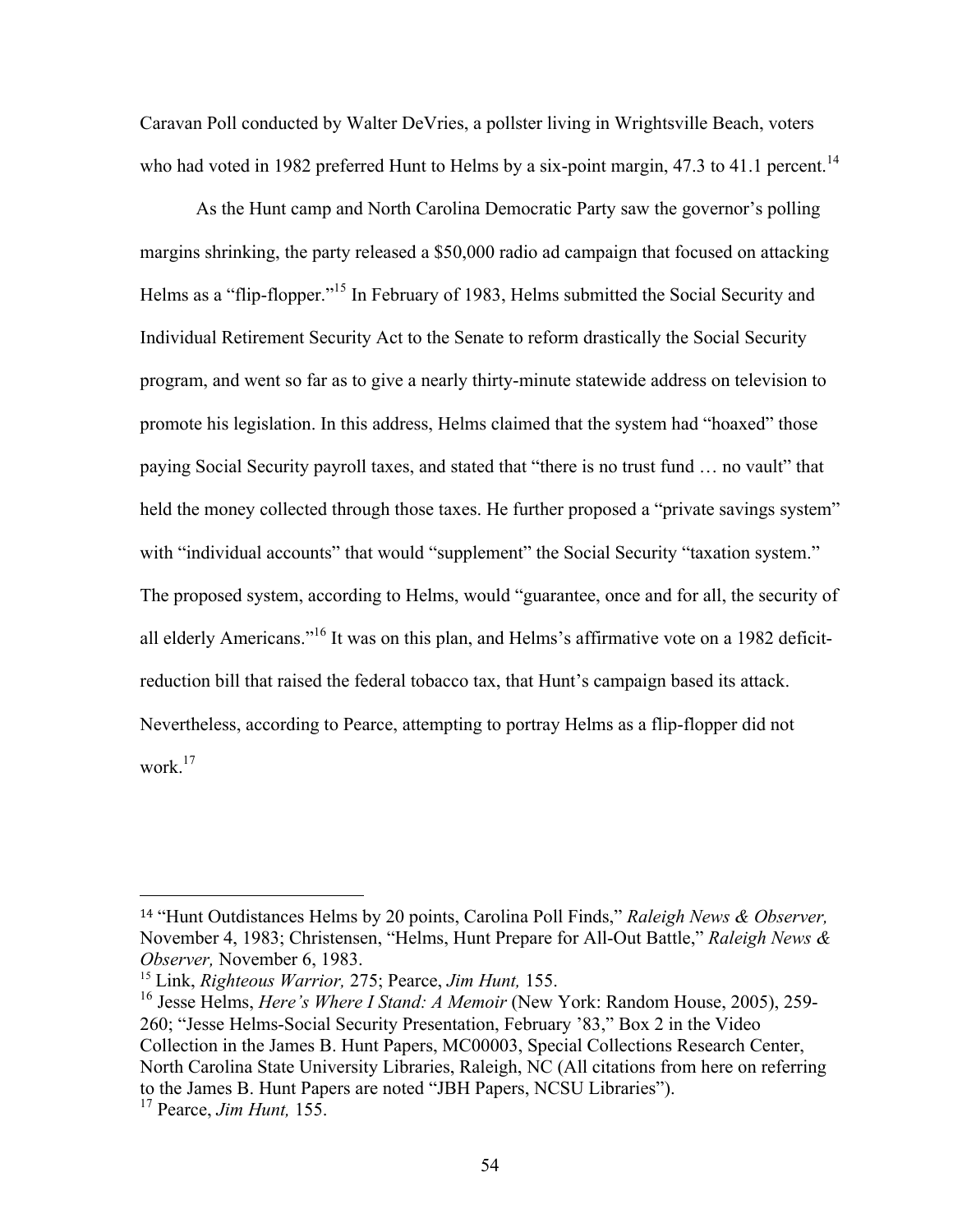Caravan Poll conducted by Walter DeVries, a pollster living in Wrightsville Beach, voters who had voted in 1982 preferred Hunt to Helms by a six-point margin, 47.3 to 41.1 percent.[14]

As the Hunt camp and North Carolina Democratic Party saw the governor's polling margins shrinking, the party released a $50,000 radio ad campaign that focused on attacking Helms as a "flip-flopper."[15] In February of 1983, Helms submitted the Social Security and Individual Retirement Security Act to the Senate to reform drastically the Social Security program, and went so far as to give a nearly thirty-minute statewide address on television to promote his legislation. In this address, Helms claimed that the system had "hoaxed" those paying Social Security payroll taxes, and stated that "there is no trust fund … no vault" that held the money collected through those taxes. He further proposed a "private savings system" with "individual accounts" that would "supplement" the Social Security "taxation system." The proposed system, according to Helms, would "guarantee, once and for all, the security of all elderly Americans."[16] It was on this plan, and Helms's affirmative vote on a 1982 deficit-reduction bill that raised the federal tobacco tax, that Hunt's campaign based its attack. Nevertheless, according to Pearce, attempting to portray Helms as a flip-flopper did not work.[17]

---

[14] "Hunt Outdistances Helms by 20 points, Carolina Poll Finds," *Raleigh News & Observer,* November 4, 1983; Christensen, "Helms, Hunt Prepare for All-Out Battle," *Raleigh News & Observer,* November 6, 1983.

[15] Link, *Righteous Warrior,* 275; Pearce, *Jim Hunt,* 155.

[16] Jesse Helms, *Here's Where I Stand: A Memoir* (New York: Random House, 2005), 259-260; "Jesse Helms-Social Security Presentation, February '83," Box 2 in the Video Collection in the James B. Hunt Papers, MC00003, Special Collections Research Center, North Carolina State University Libraries, Raleigh, NC (All citations from here on referring to the James B. Hunt Papers are noted "JBH Papers, NCSU Libraries").

[17] Pearce, *Jim Hunt,* 155.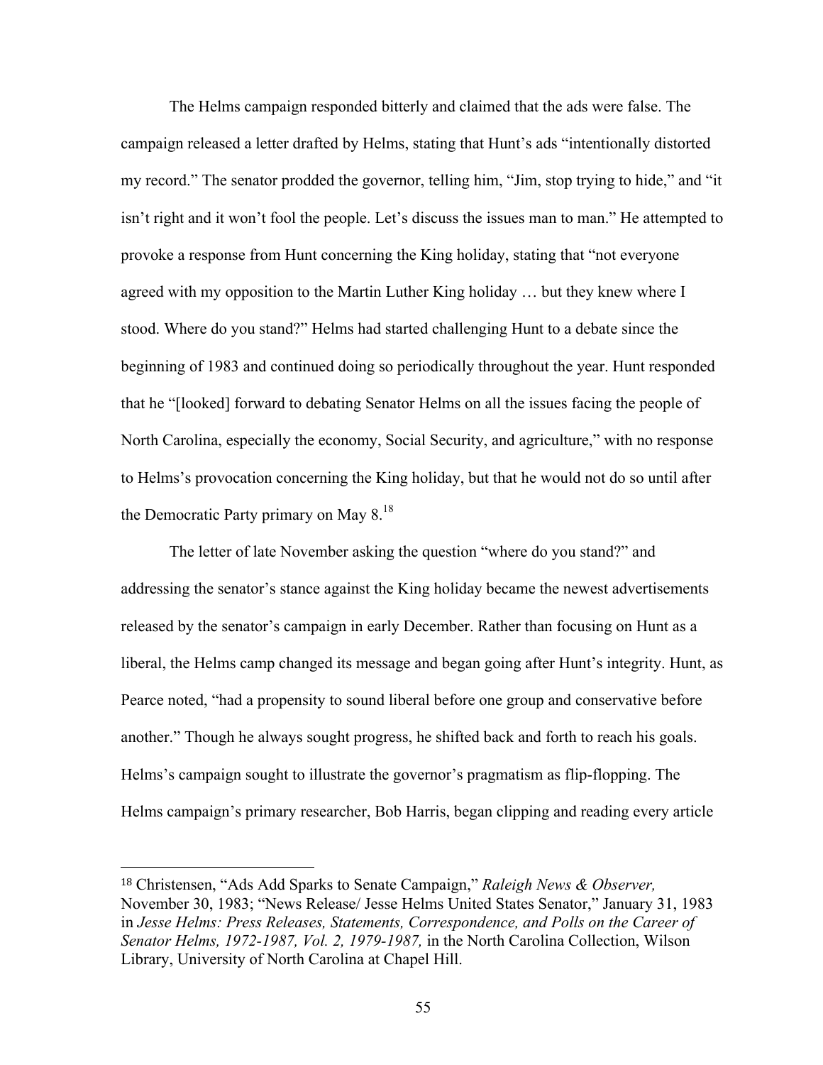The Helms campaign responded bitterly and claimed that the ads were false. The campaign released a letter drafted by Helms, stating that Hunt's ads "intentionally distorted my record." The senator prodded the governor, telling him, "Jim, stop trying to hide," and "it isn't right and it won't fool the people. Let's discuss the issues man to man." He attempted to provoke a response from Hunt concerning the King holiday, stating that "not everyone agreed with my opposition to the Martin Luther King holiday … but they knew where I stood. Where do you stand?" Helms had started challenging Hunt to a debate since the beginning of 1983 and continued doing so periodically throughout the year. Hunt responded that he "[looked] forward to debating Senator Helms on all the issues facing the people of North Carolina, especially the economy, Social Security, and agriculture," with no response to Helms's provocation concerning the King holiday, but that he would not do so until after the Democratic Party primary on May 8.[18]

The letter of late November asking the question "where do you stand?" and addressing the senator's stance against the King holiday became the newest advertisements released by the senator's campaign in early December. Rather than focusing on Hunt as a liberal, the Helms camp changed its message and began going after Hunt's integrity. Hunt, as Pearce noted, "had a propensity to sound liberal before one group and conservative before another." Though he always sought progress, he shifted back and forth to reach his goals. Helms's campaign sought to illustrate the governor's pragmatism as flip-flopping. The Helms campaign's primary researcher, Bob Harris, began clipping and reading every article

---

[18] Christensen, "Ads Add Sparks to Senate Campaign," *Raleigh News & Observer,* November 30, 1983; "News Release/ Jesse Helms United States Senator," January 31, 1983 in *Jesse Helms: Press Releases, Statements, Correspondence, and Polls on the Career of Senator Helms, 1972-1987, Vol. 2, 1979-1987,* in the North Carolina Collection, Wilson Library, University of North Carolina at Chapel Hill.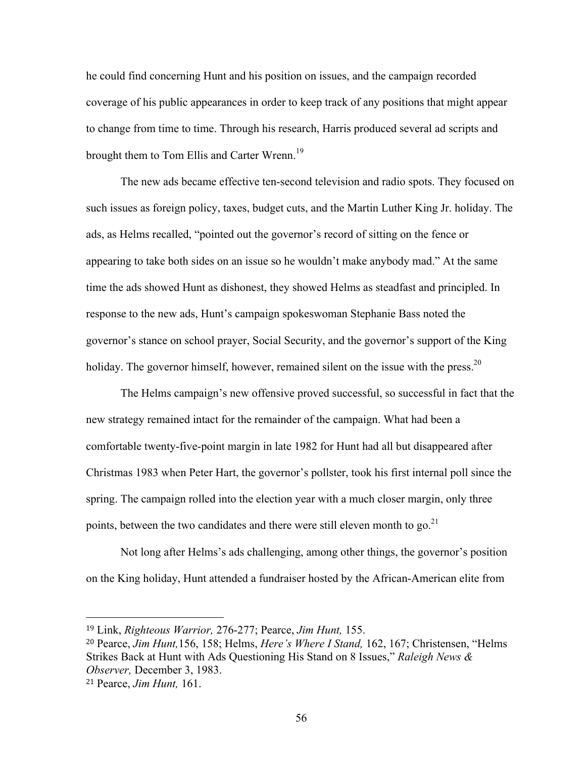he could find concerning Hunt and his position on issues, and the campaign recorded coverage of his public appearances in order to keep track of any positions that might appear to change from time to time. Through his research, Harris produced several ad scripts and brought them to Tom Ellis and Carter Wrenn.[19]

The new ads became effective ten-second television and radio spots. They focused on such issues as foreign policy, taxes, budget cuts, and the Martin Luther King Jr. holiday. The ads, as Helms recalled, "pointed out the governor's record of sitting on the fence or appearing to take both sides on an issue so he wouldn't make anybody mad." At the same time the ads showed Hunt as dishonest, they showed Helms as steadfast and principled. In response to the new ads, Hunt's campaign spokeswoman Stephanie Bass noted the governor's stance on school prayer, Social Security, and the governor's support of the King holiday. The governor himself, however, remained silent on the issue with the press.[20]

The Helms campaign's new offensive proved successful, so successful in fact that the new strategy remained intact for the remainder of the campaign. What had been a comfortable twenty-five-point margin in late 1982 for Hunt had all but disappeared after Christmas 1983 when Peter Hart, the governor's pollster, took his first internal poll since the spring. The campaign rolled into the election year with a much closer margin, only three points, between the two candidates and there were still eleven month to go.[21]

Not long after Helms's ads challenging, among other things, the governor's position on the King holiday, Hunt attended a fundraiser hosted by the African-American elite from

---

[19] Link, *Righteous Warrior,* 276-277; Pearce, *Jim Hunt,* 155.

[20] Pearce, *Jim Hunt,*156, 158; Helms, *Here's Where I Stand,* 162, 167; Christensen, "Helms Strikes Back at Hunt with Ads Questioning His Stand on 8 Issues," *Raleigh News & Observer,* December 3, 1983.

[21] Pearce, *Jim Hunt,* 161.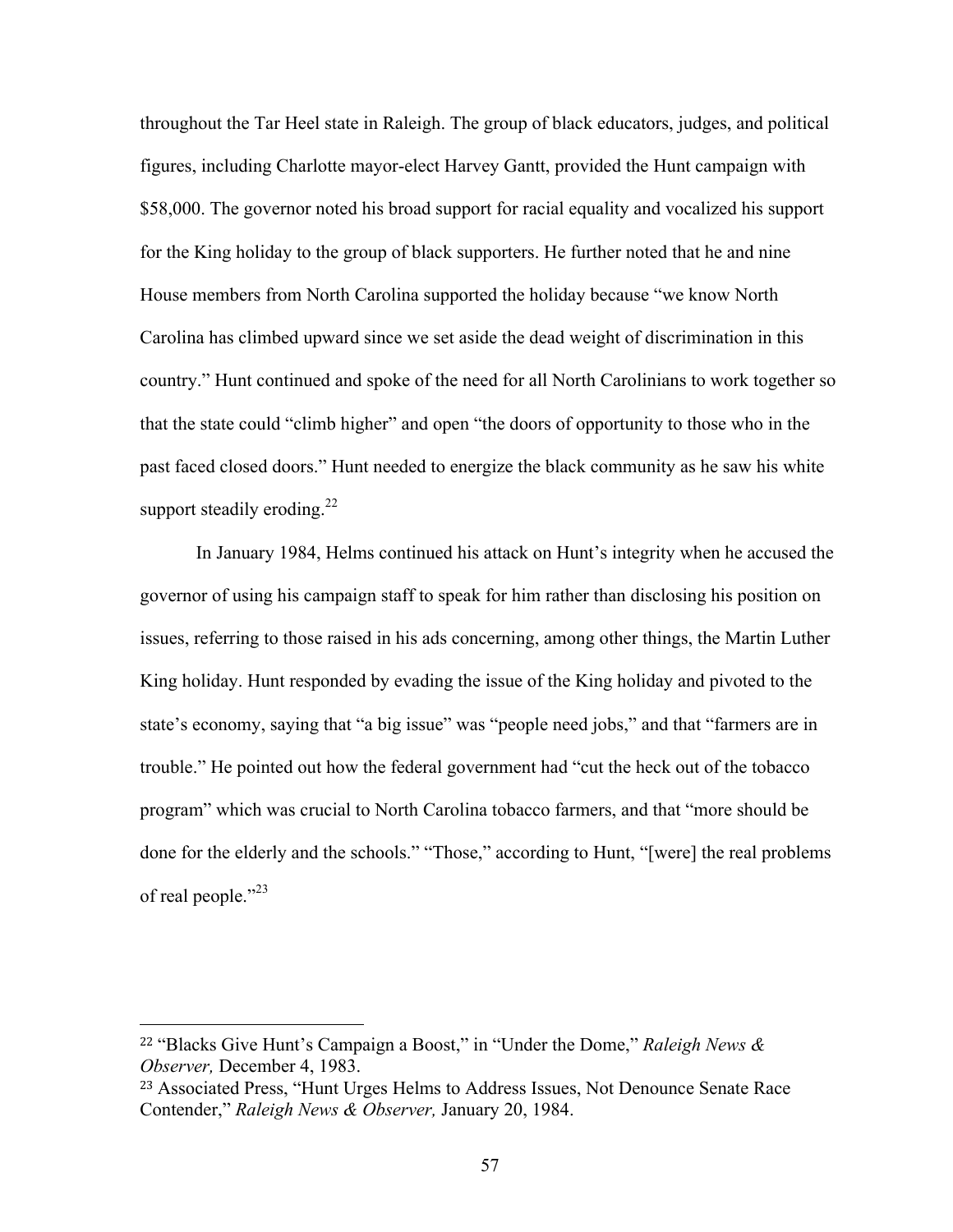throughout the Tar Heel state in Raleigh. The group of black educators, judges, and political figures, including Charlotte mayor-elect Harvey Gantt, provided the Hunt campaign with $58,000. The governor noted his broad support for racial equality and vocalized his support for the King holiday to the group of black supporters. He further noted that he and nine House members from North Carolina supported the holiday because "we know North Carolina has climbed upward since we set aside the dead weight of discrimination in this country." Hunt continued and spoke of the need for all North Carolinians to work together so that the state could "climb higher" and open "the doors of opportunity to those who in the past faced closed doors." Hunt needed to energize the black community as he saw his white support steadily eroding.[22]

In January 1984, Helms continued his attack on Hunt's integrity when he accused the governor of using his campaign staff to speak for him rather than disclosing his position on issues, referring to those raised in his ads concerning, among other things, the Martin Luther King holiday. Hunt responded by evading the issue of the King holiday and pivoted to the state's economy, saying that "a big issue" was "people need jobs," and that "farmers are in trouble." He pointed out how the federal government had "cut the heck out of the tobacco program" which was crucial to North Carolina tobacco farmers, and that "more should be done for the elderly and the schools." "Those," according to Hunt, "[were] the real problems of real people."[23]

---

[22] "Blacks Give Hunt's Campaign a Boost," in "Under the Dome," *Raleigh News & Observer,* December 4, 1983.

[23] Associated Press, "Hunt Urges Helms to Address Issues, Not Denounce Senate Race Contender," *Raleigh News & Observer,* January 20, 1984.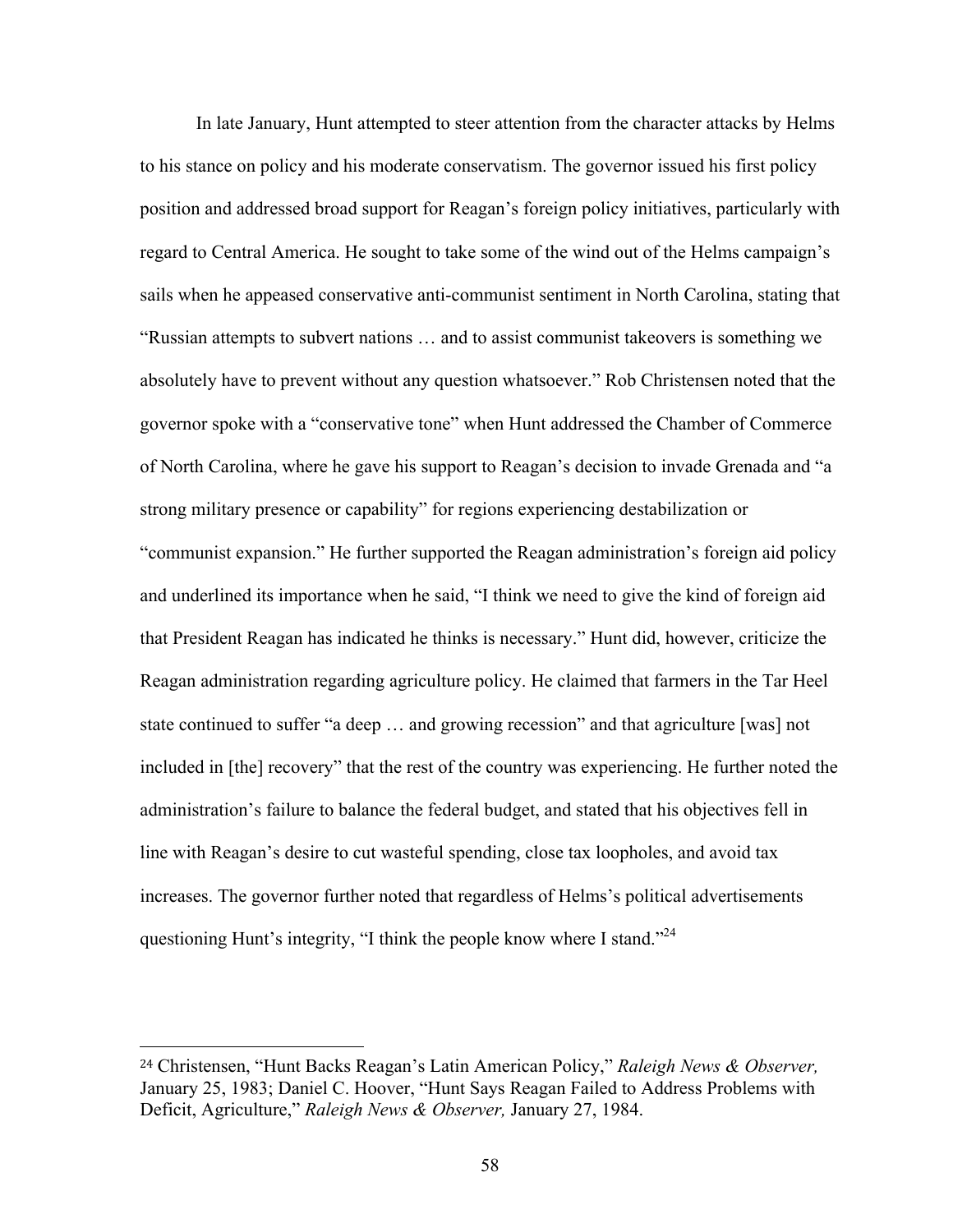In late January, Hunt attempted to steer attention from the character attacks by Helms to his stance on policy and his moderate conservatism. The governor issued his first policy position and addressed broad support for Reagan's foreign policy initiatives, particularly with regard to Central America. He sought to take some of the wind out of the Helms campaign's sails when he appeased conservative anti-communist sentiment in North Carolina, stating that "Russian attempts to subvert nations … and to assist communist takeovers is something we absolutely have to prevent without any question whatsoever." Rob Christensen noted that the governor spoke with a "conservative tone" when Hunt addressed the Chamber of Commerce of North Carolina, where he gave his support to Reagan's decision to invade Grenada and "a strong military presence or capability" for regions experiencing destabilization or "communist expansion." He further supported the Reagan administration's foreign aid policy and underlined its importance when he said, "I think we need to give the kind of foreign aid that President Reagan has indicated he thinks is necessary." Hunt did, however, criticize the Reagan administration regarding agriculture policy. He claimed that farmers in the Tar Heel state continued to suffer "a deep … and growing recession" and that agriculture [was] not included in [the] recovery" that the rest of the country was experiencing. He further noted the administration's failure to balance the federal budget, and stated that his objectives fell in line with Reagan's desire to cut wasteful spending, close tax loopholes, and avoid tax increases. The governor further noted that regardless of Helms's political advertisements questioning Hunt's integrity, "I think the people know where I stand."[24]

---

[24] Christensen, "Hunt Backs Reagan's Latin American Policy," *Raleigh News & Observer,* January 25, 1983; Daniel C. Hoover, "Hunt Says Reagan Failed to Address Problems with Deficit, Agriculture," *Raleigh News & Observer,* January 27, 1984.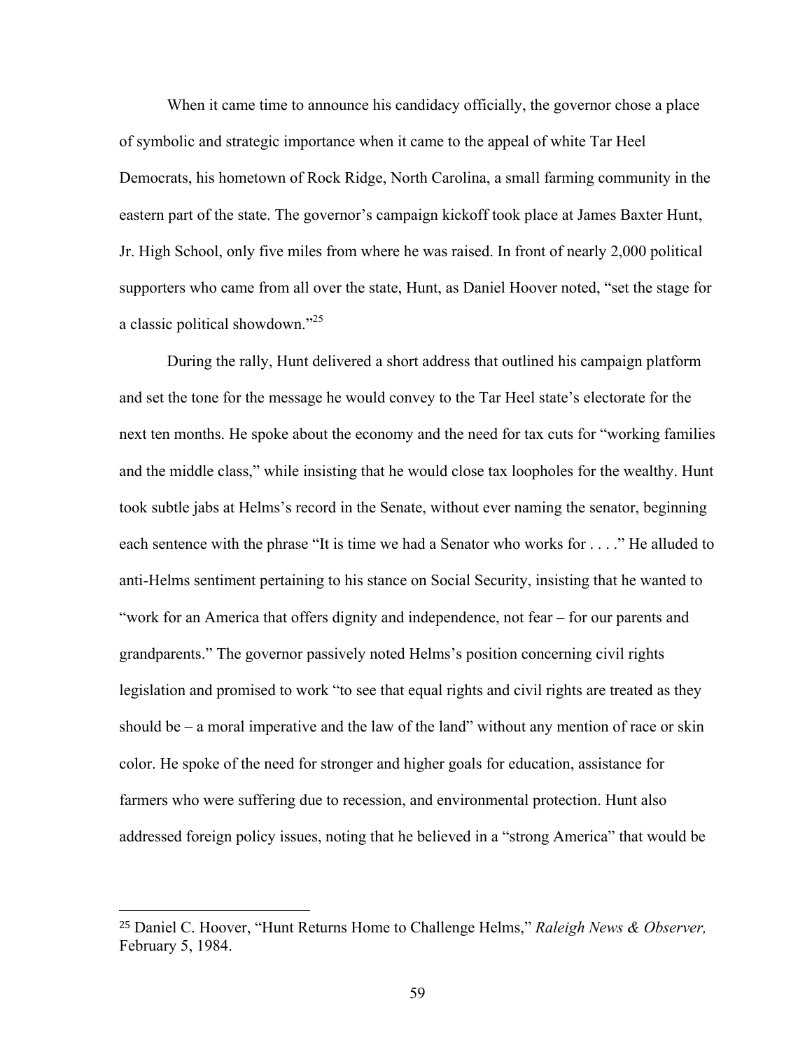When it came time to announce his candidacy officially, the governor chose a place of symbolic and strategic importance when it came to the appeal of white Tar Heel Democrats, his hometown of Rock Ridge, North Carolina, a small farming community in the eastern part of the state. The governor's campaign kickoff took place at James Baxter Hunt, Jr. High School, only five miles from where he was raised. In front of nearly 2,000 political supporters who came from all over the state, Hunt, as Daniel Hoover noted, "set the stage for a classic political showdown."[25]

During the rally, Hunt delivered a short address that outlined his campaign platform and set the tone for the message he would convey to the Tar Heel state's electorate for the next ten months. He spoke about the economy and the need for tax cuts for "working families and the middle class," while insisting that he would close tax loopholes for the wealthy. Hunt took subtle jabs at Helms's record in the Senate, without ever naming the senator, beginning each sentence with the phrase "It is time we had a Senator who works for . . . ." He alluded to anti-Helms sentiment pertaining to his stance on Social Security, insisting that he wanted to "work for an America that offers dignity and independence, not fear – for our parents and grandparents." The governor passively noted Helms's position concerning civil rights legislation and promised to work "to see that equal rights and civil rights are treated as they should be – a moral imperative and the law of the land" without any mention of race or skin color. He spoke of the need for stronger and higher goals for education, assistance for farmers who were suffering due to recession, and environmental protection. Hunt also addressed foreign policy issues, noting that he believed in a "strong America" that would be

---

[25] Daniel C. Hoover, "Hunt Returns Home to Challenge Helms," *Raleigh News & Observer,* February 5, 1984.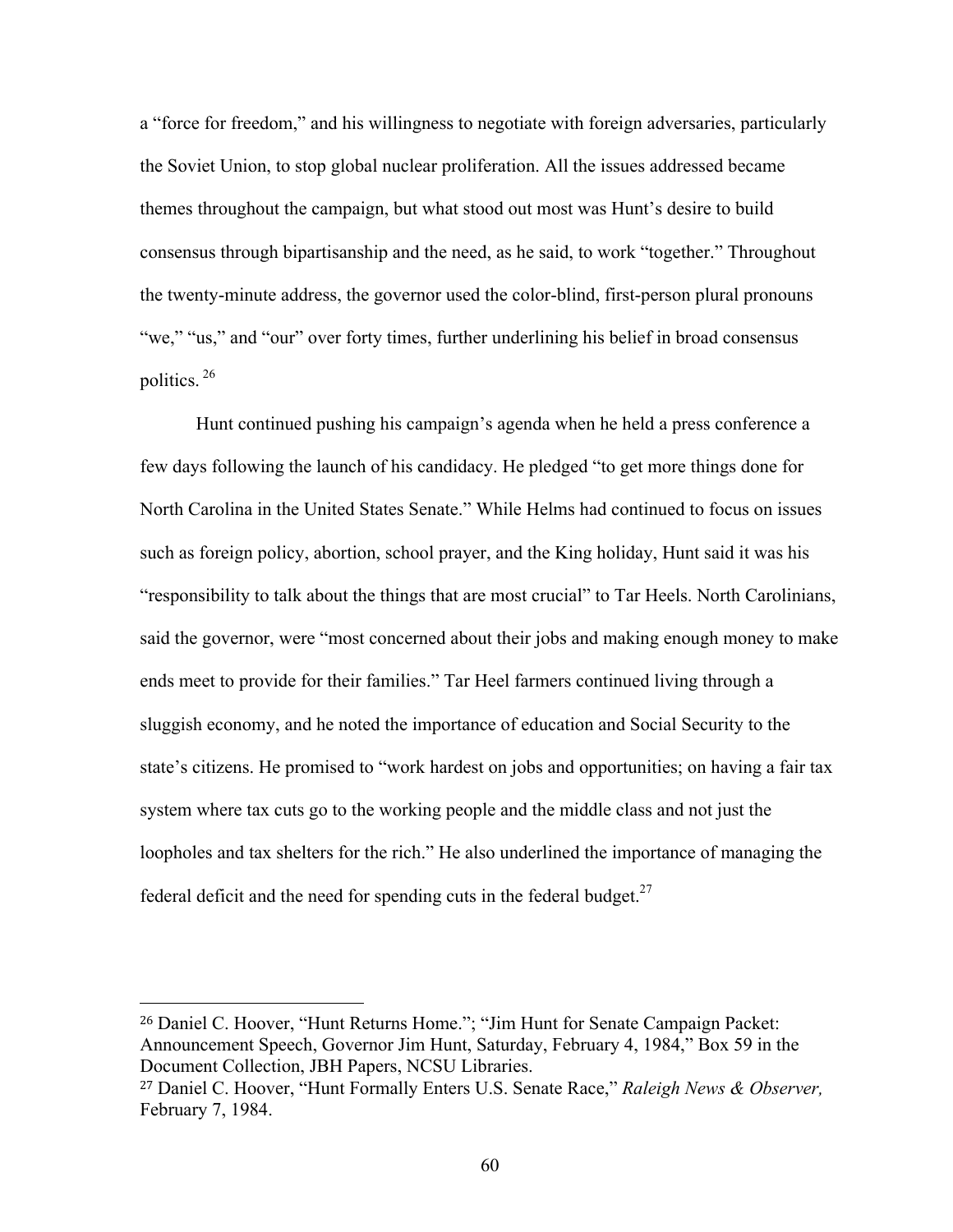a "force for freedom," and his willingness to negotiate with foreign adversaries, particularly the Soviet Union, to stop global nuclear proliferation. All the issues addressed became themes throughout the campaign, but what stood out most was Hunt's desire to build consensus through bipartisanship and the need, as he said, to work "together." Throughout the twenty-minute address, the governor used the color-blind, first-person plural pronouns "we," "us," and "our" over forty times, further underlining his belief in broad consensus politics.[26]

Hunt continued pushing his campaign's agenda when he held a press conference a few days following the launch of his candidacy. He pledged "to get more things done for North Carolina in the United States Senate." While Helms had continued to focus on issues such as foreign policy, abortion, school prayer, and the King holiday, Hunt said it was his "responsibility to talk about the things that are most crucial" to Tar Heels. North Carolinians, said the governor, were "most concerned about their jobs and making enough money to make ends meet to provide for their families." Tar Heel farmers continued living through a sluggish economy, and he noted the importance of education and Social Security to the state's citizens. He promised to "work hardest on jobs and opportunities; on having a fair tax system where tax cuts go to the working people and the middle class and not just the loopholes and tax shelters for the rich." He also underlined the importance of managing the federal deficit and the need for spending cuts in the federal budget.[27]

---

[26] Daniel C. Hoover, "Hunt Returns Home."; "Jim Hunt for Senate Campaign Packet: Announcement Speech, Governor Jim Hunt, Saturday, February 4, 1984," Box 59 in the Document Collection, JBH Papers, NCSU Libraries.

[27] Daniel C. Hoover, "Hunt Formally Enters U.S. Senate Race," *Raleigh News & Observer,* February 7, 1984.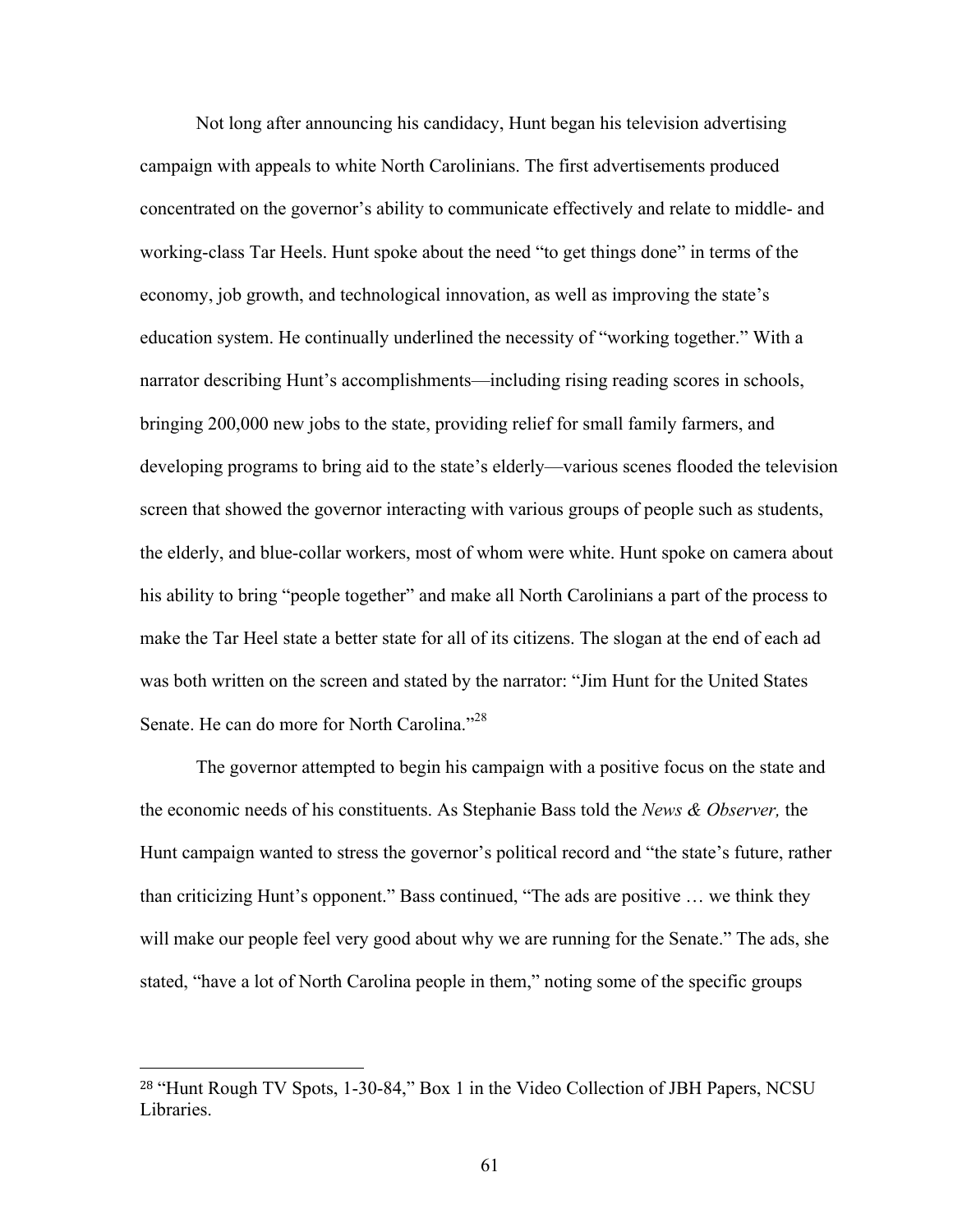Not long after announcing his candidacy, Hunt began his television advertising campaign with appeals to white North Carolinians. The first advertisements produced concentrated on the governor's ability to communicate effectively and relate to middle- and working-class Tar Heels. Hunt spoke about the need "to get things done" in terms of the economy, job growth, and technological innovation, as well as improving the state's education system. He continually underlined the necessity of "working together." With a narrator describing Hunt's accomplishments—including rising reading scores in schools, bringing 200,000 new jobs to the state, providing relief for small family farmers, and developing programs to bring aid to the state's elderly—various scenes flooded the television screen that showed the governor interacting with various groups of people such as students, the elderly, and blue-collar workers, most of whom were white. Hunt spoke on camera about his ability to bring "people together" and make all North Carolinians a part of the process to make the Tar Heel state a better state for all of its citizens. The slogan at the end of each ad was both written on the screen and stated by the narrator: "Jim Hunt for the United States Senate. He can do more for North Carolina."[28]

The governor attempted to begin his campaign with a positive focus on the state and the economic needs of his constituents. As Stephanie Bass told the *News & Observer,* the Hunt campaign wanted to stress the governor's political record and "the state's future, rather than criticizing Hunt's opponent." Bass continued, "The ads are positive … we think they will make our people feel very good about why we are running for the Senate." The ads, she stated, "have a lot of North Carolina people in them," noting some of the specific groups

---

[28] "Hunt Rough TV Spots, 1-30-84," Box 1 in the Video Collection of JBH Papers, NCSU Libraries.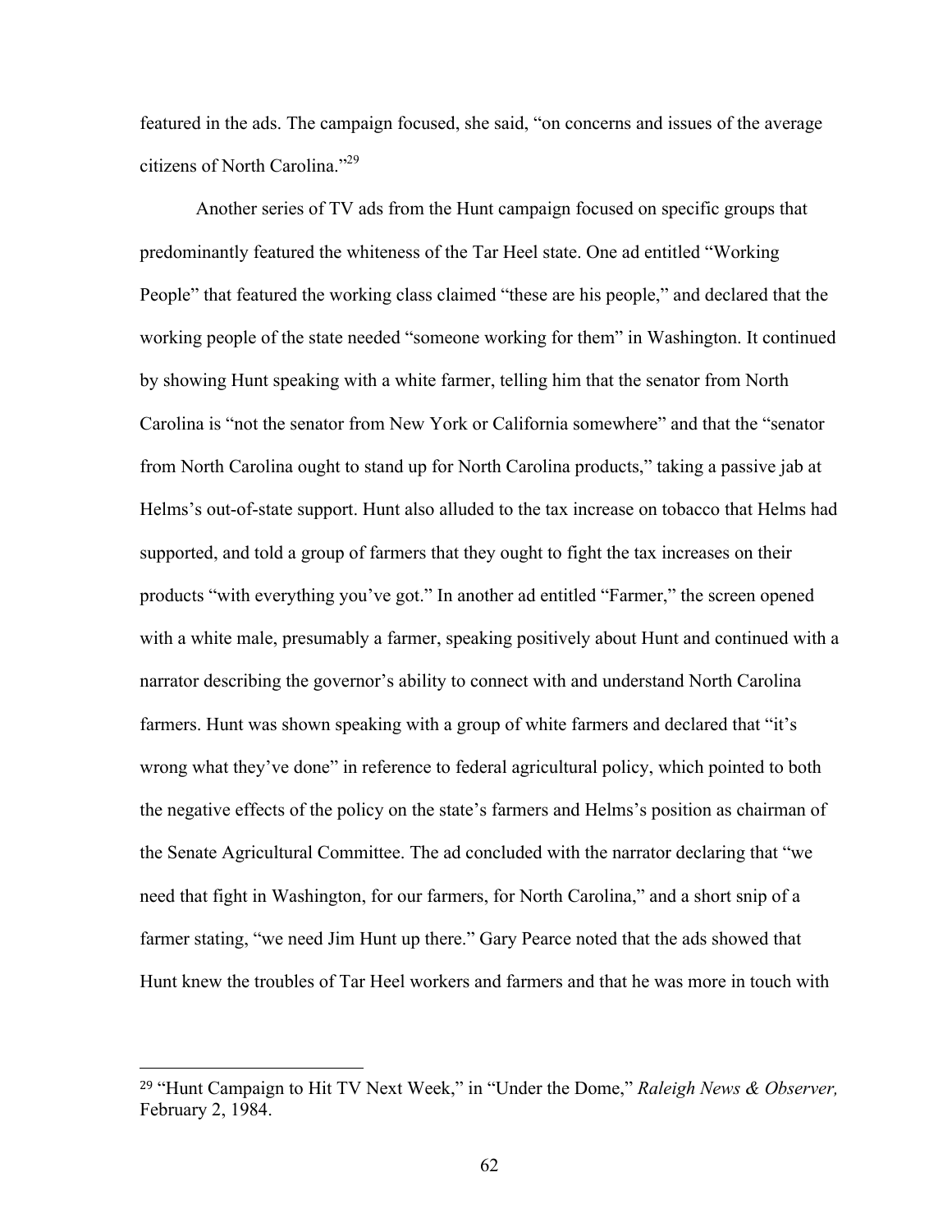featured in the ads. The campaign focused, she said, "on concerns and issues of the average citizens of North Carolina."[29]

Another series of TV ads from the Hunt campaign focused on specific groups that predominantly featured the whiteness of the Tar Heel state. One ad entitled "Working People" that featured the working class claimed "these are his people," and declared that the working people of the state needed "someone working for them" in Washington. It continued by showing Hunt speaking with a white farmer, telling him that the senator from North Carolina is "not the senator from New York or California somewhere" and that the "senator from North Carolina ought to stand up for North Carolina products," taking a passive jab at Helms's out-of-state support. Hunt also alluded to the tax increase on tobacco that Helms had supported, and told a group of farmers that they ought to fight the tax increases on their products "with everything you've got." In another ad entitled "Farmer," the screen opened with a white male, presumably a farmer, speaking positively about Hunt and continued with a narrator describing the governor's ability to connect with and understand North Carolina farmers. Hunt was shown speaking with a group of white farmers and declared that "it's wrong what they've done" in reference to federal agricultural policy, which pointed to both the negative effects of the policy on the state's farmers and Helms's position as chairman of the Senate Agricultural Committee. The ad concluded with the narrator declaring that "we need that fight in Washington, for our farmers, for North Carolina," and a short snip of a farmer stating, "we need Jim Hunt up there." Gary Pearce noted that the ads showed that Hunt knew the troubles of Tar Heel workers and farmers and that he was more in touch with

---

[29] "Hunt Campaign to Hit TV Next Week," in "Under the Dome," *Raleigh News & Observer,* February 2, 1984.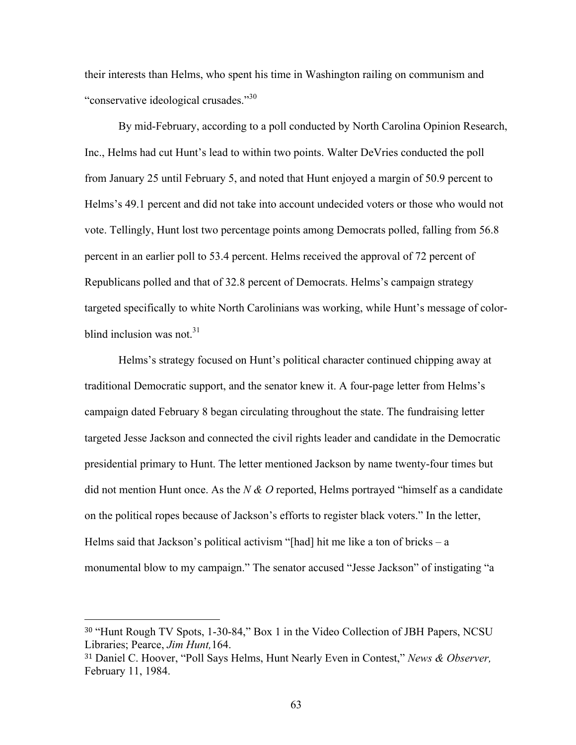their interests than Helms, who spent his time in Washington railing on communism and "conservative ideological crusades."[30]

By mid-February, according to a poll conducted by North Carolina Opinion Research, Inc., Helms had cut Hunt's lead to within two points. Walter DeVries conducted the poll from January 25 until February 5, and noted that Hunt enjoyed a margin of 50.9 percent to Helms's 49.1 percent and did not take into account undecided voters or those who would not vote. Tellingly, Hunt lost two percentage points among Democrats polled, falling from 56.8 percent in an earlier poll to 53.4 percent. Helms received the approval of 72 percent of Republicans polled and that of 32.8 percent of Democrats. Helms's campaign strategy targeted specifically to white North Carolinians was working, while Hunt's message of color-blind inclusion was not.[31]

Helms's strategy focused on Hunt's political character continued chipping away at traditional Democratic support, and the senator knew it. A four-page letter from Helms's campaign dated February 8 began circulating throughout the state. The fundraising letter targeted Jesse Jackson and connected the civil rights leader and candidate in the Democratic presidential primary to Hunt. The letter mentioned Jackson by name twenty-four times but did not mention Hunt once. As the *N & O* reported, Helms portrayed "himself as a candidate on the political ropes because of Jackson's efforts to register black voters." In the letter, Helms said that Jackson's political activism "[had] hit me like a ton of bricks – a monumental blow to my campaign." The senator accused "Jesse Jackson" of instigating "a

---

30 "Hunt Rough TV Spots, 1-30-84," Box 1 in the Video Collection of JBH Papers, NCSU Libraries; Pearce, *Jim Hunt,* 164.

31 Daniel C. Hoover, "Poll Says Helms, Hunt Nearly Even in Contest," *News & Observer,* February 11, 1984.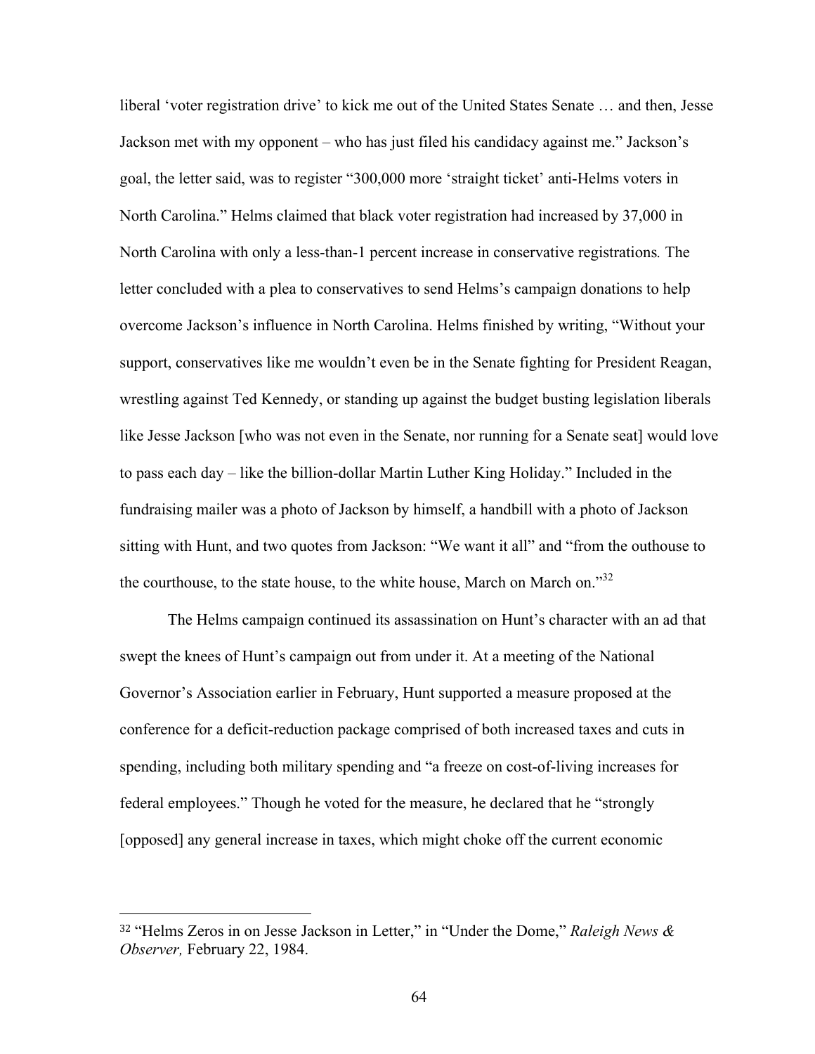liberal ‘voter registration drive’ to kick me out of the United States Senate … and then, Jesse Jackson met with my opponent – who has just filed his candidacy against me.” Jackson’s goal, the letter said, was to register “300,000 more ‘straight ticket’ anti-Helms voters in North Carolina.” Helms claimed that black voter registration had increased by 37,000 in North Carolina with only a less-than-1 percent increase in conservative registrations*.* The letter concluded with a plea to conservatives to send Helms’s campaign donations to help overcome Jackson’s influence in North Carolina. Helms finished by writing, “Without your support, conservatives like me wouldn’t even be in the Senate fighting for President Reagan, wrestling against Ted Kennedy, or standing up against the budget busting legislation liberals like Jesse Jackson [who was not even in the Senate, nor running for a Senate seat] would love to pass each day – like the billion-dollar Martin Luther King Holiday.” Included in the fundraising mailer was a photo of Jackson by himself, a handbill with a photo of Jackson sitting with Hunt, and two quotes from Jackson: “We want it all” and “from the outhouse to the courthouse, to the state house, to the white house, March on March on.”[32]

The Helms campaign continued its assassination on Hunt’s character with an ad that swept the knees of Hunt’s campaign out from under it. At a meeting of the National Governor’s Association earlier in February, Hunt supported a measure proposed at the conference for a deficit-reduction package comprised of both increased taxes and cuts in spending, including both military spending and “a freeze on cost-of-living increases for federal employees.” Though he voted for the measure, he declared that he “strongly [opposed] any general increase in taxes, which might choke off the current economic

---

[32] “Helms Zeros in on Jesse Jackson in Letter,” in “Under the Dome,” *Raleigh News & Observer,* February 22, 1984.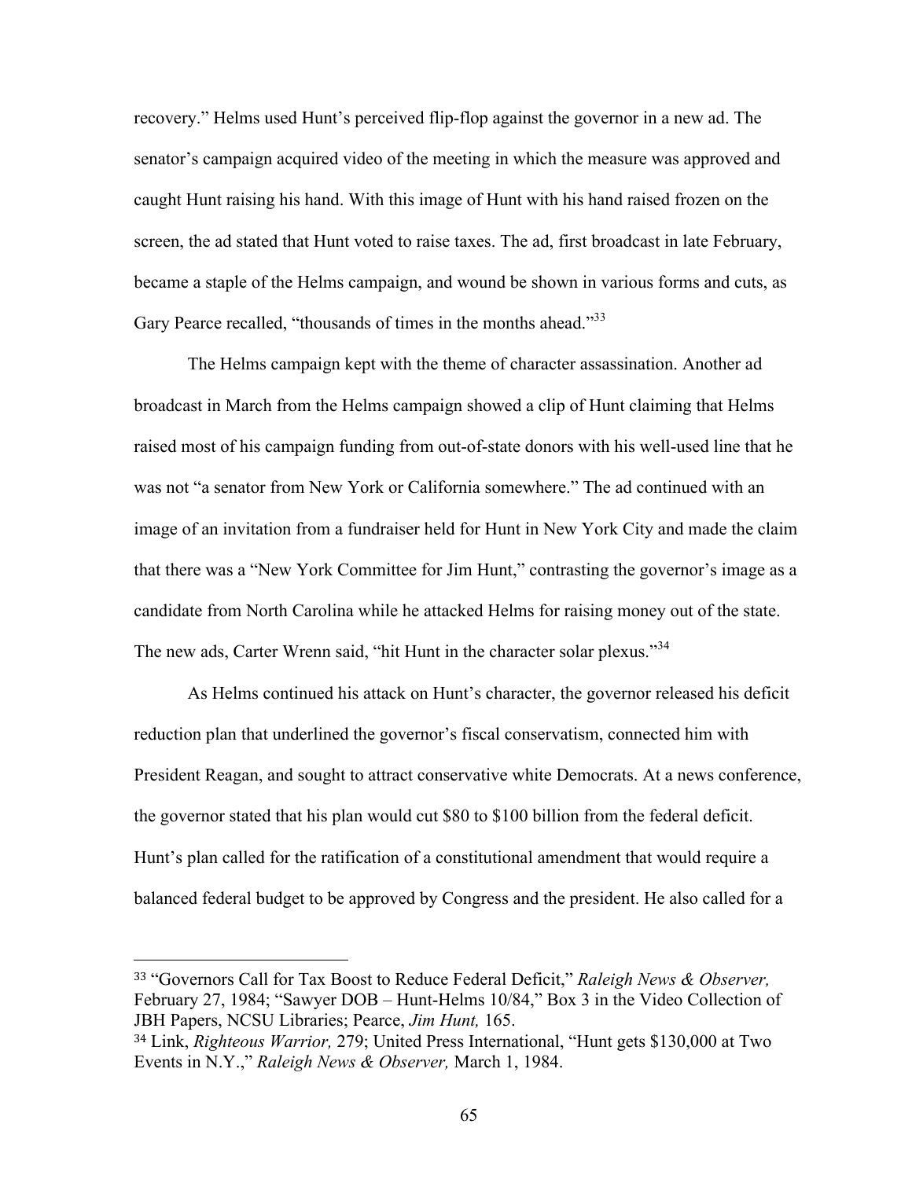recovery." Helms used Hunt's perceived flip-flop against the governor in a new ad. The senator's campaign acquired video of the meeting in which the measure was approved and caught Hunt raising his hand. With this image of Hunt with his hand raised frozen on the screen, the ad stated that Hunt voted to raise taxes. The ad, first broadcast in late February, became a staple of the Helms campaign, and wound be shown in various forms and cuts, as Gary Pearce recalled, "thousands of times in the months ahead."[33]

The Helms campaign kept with the theme of character assassination. Another ad broadcast in March from the Helms campaign showed a clip of Hunt claiming that Helms raised most of his campaign funding from out-of-state donors with his well-used line that he was not "a senator from New York or California somewhere." The ad continued with an image of an invitation from a fundraiser held for Hunt in New York City and made the claim that there was a "New York Committee for Jim Hunt," contrasting the governor's image as a candidate from North Carolina while he attacked Helms for raising money out of the state. The new ads, Carter Wrenn said, "hit Hunt in the character solar plexus."[34]

As Helms continued his attack on Hunt's character, the governor released his deficit reduction plan that underlined the governor's fiscal conservatism, connected him with President Reagan, and sought to attract conservative white Democrats. At a news conference, the governor stated that his plan would cut $80 to $100 billion from the federal deficit. Hunt's plan called for the ratification of a constitutional amendment that would require a balanced federal budget to be approved by Congress and the president. He also called for a

---

[33] "Governors Call for Tax Boost to Reduce Federal Deficit," *Raleigh News & Observer,* February 27, 1984; "Sawyer DOB – Hunt-Helms 10/84," Box 3 in the Video Collection of JBH Papers, NCSU Libraries; Pearce, *Jim Hunt,* 165.

[34] Link, *Righteous Warrior,* 279; United Press International, "Hunt gets $130,000 at Two Events in N.Y.," *Raleigh News & Observer,* March 1, 1984.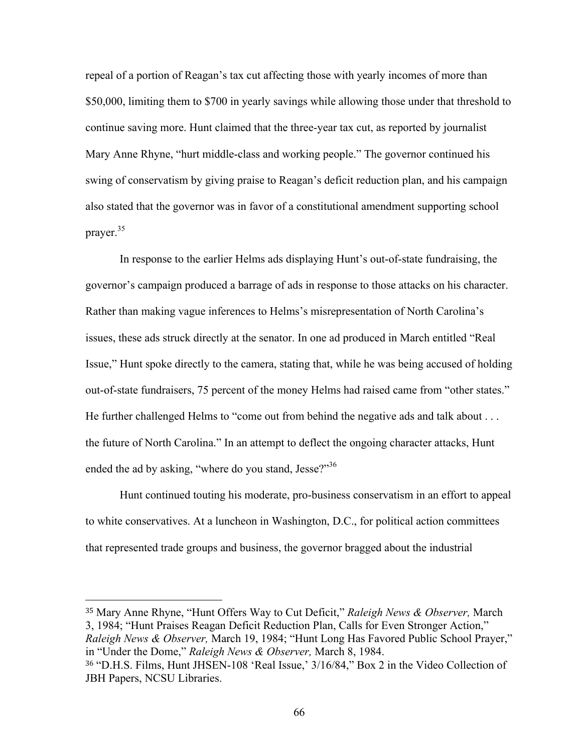repeal of a portion of Reagan's tax cut affecting those with yearly incomes of more than $50,000, limiting them to $700 in yearly savings while allowing those under that threshold to continue saving more. Hunt claimed that the three-year tax cut, as reported by journalist Mary Anne Rhyne, "hurt middle-class and working people." The governor continued his swing of conservatism by giving praise to Reagan's deficit reduction plan, and his campaign also stated that the governor was in favor of a constitutional amendment supporting school prayer.[35]

In response to the earlier Helms ads displaying Hunt's out-of-state fundraising, the governor's campaign produced a barrage of ads in response to those attacks on his character. Rather than making vague inferences to Helms's misrepresentation of North Carolina's issues, these ads struck directly at the senator. In one ad produced in March entitled "Real Issue," Hunt spoke directly to the camera, stating that, while he was being accused of holding out-of-state fundraisers, 75 percent of the money Helms had raised came from "other states." He further challenged Helms to "come out from behind the negative ads and talk about . . . the future of North Carolina." In an attempt to deflect the ongoing character attacks, Hunt ended the ad by asking, "where do you stand, Jesse?"[36]

Hunt continued touting his moderate, pro-business conservatism in an effort to appeal to white conservatives. At a luncheon in Washington, D.C., for political action committees that represented trade groups and business, the governor bragged about the industrial

---

[35] Mary Anne Rhyne, "Hunt Offers Way to Cut Deficit," *Raleigh News & Observer,* March 3, 1984; "Hunt Praises Reagan Deficit Reduction Plan, Calls for Even Stronger Action," *Raleigh News & Observer,* March 19, 1984; "Hunt Long Has Favored Public School Prayer," in "Under the Dome," *Raleigh News & Observer,* March 8, 1984.

[36] "D.H.S. Films, Hunt JHSEN-108 'Real Issue,' 3/16/84," Box 2 in the Video Collection of JBH Papers, NCSU Libraries.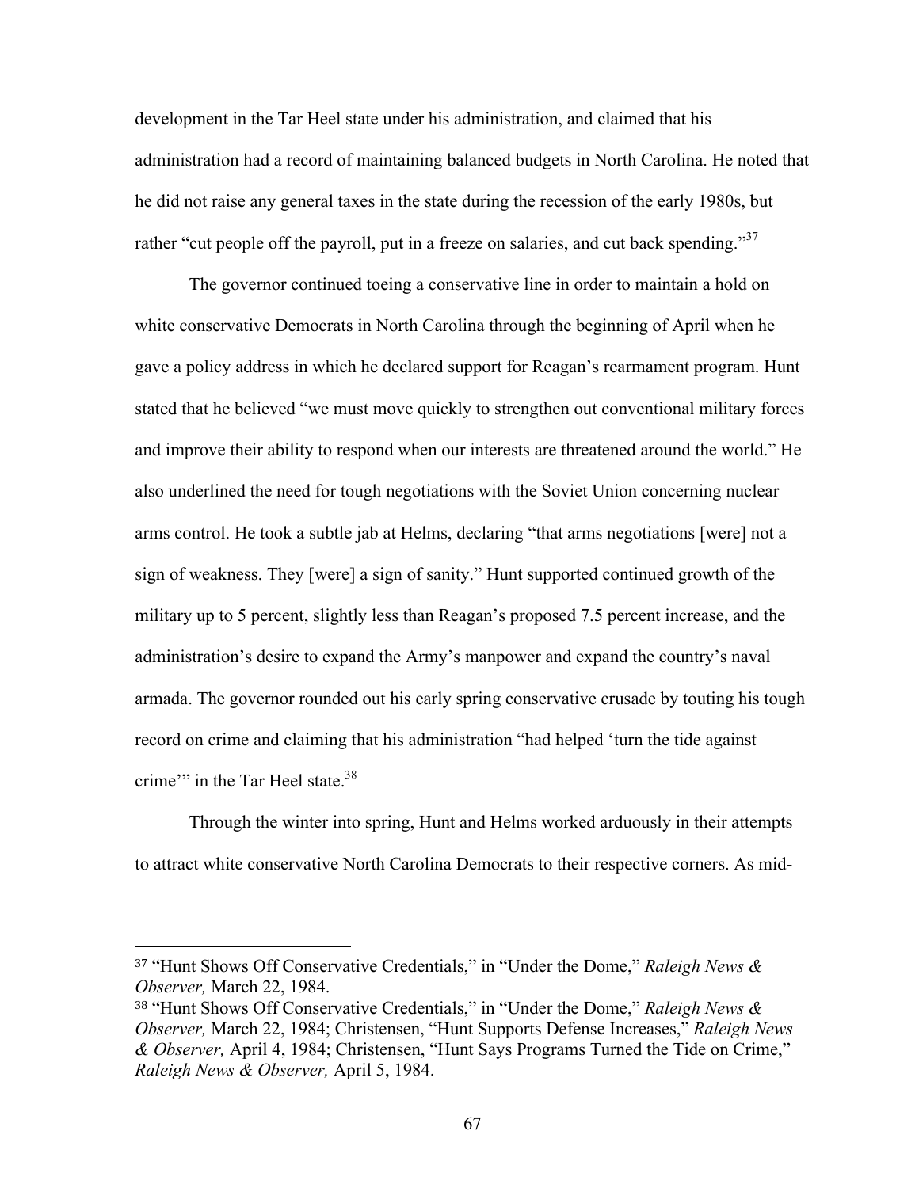development in the Tar Heel state under his administration, and claimed that his administration had a record of maintaining balanced budgets in North Carolina. He noted that he did not raise any general taxes in the state during the recession of the early 1980s, but rather "cut people off the payroll, put in a freeze on salaries, and cut back spending."[37]

The governor continued toeing a conservative line in order to maintain a hold on white conservative Democrats in North Carolina through the beginning of April when he gave a policy address in which he declared support for Reagan's rearmament program. Hunt stated that he believed "we must move quickly to strengthen out conventional military forces and improve their ability to respond when our interests are threatened around the world." He also underlined the need for tough negotiations with the Soviet Union concerning nuclear arms control. He took a subtle jab at Helms, declaring "that arms negotiations [were] not a sign of weakness. They [were] a sign of sanity." Hunt supported continued growth of the military up to 5 percent, slightly less than Reagan's proposed 7.5 percent increase, and the administration's desire to expand the Army's manpower and expand the country's naval armada. The governor rounded out his early spring conservative crusade by touting his tough record on crime and claiming that his administration "had helped 'turn the tide against crime'" in the Tar Heel state.[38]

Through the winter into spring, Hunt and Helms worked arduously in their attempts to attract white conservative North Carolina Democrats to their respective corners. As mid-

---

[37] "Hunt Shows Off Conservative Credentials," in "Under the Dome," *Raleigh News & Observer,* March 22, 1984.

[38] "Hunt Shows Off Conservative Credentials," in "Under the Dome," *Raleigh News & Observer,* March 22, 1984; Christensen, "Hunt Supports Defense Increases," *Raleigh News & Observer,* April 4, 1984; Christensen, "Hunt Says Programs Turned the Tide on Crime," *Raleigh News & Observer,* April 5, 1984.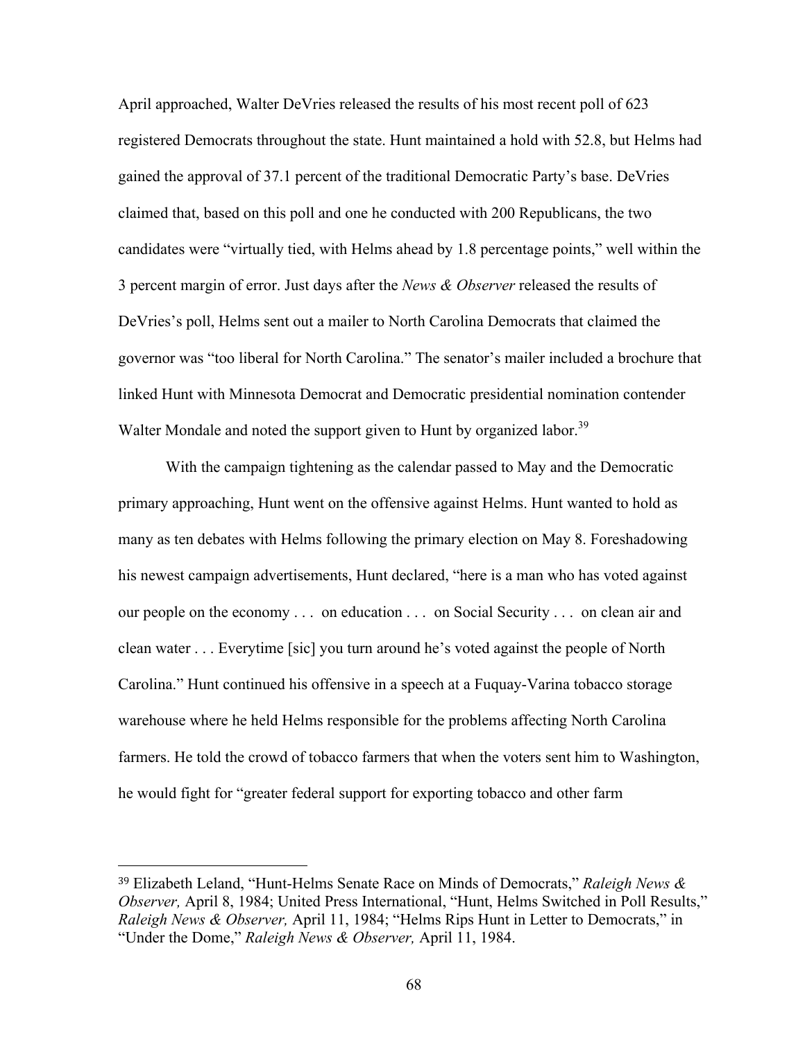April approached, Walter DeVries released the results of his most recent poll of 623 registered Democrats throughout the state. Hunt maintained a hold with 52.8, but Helms had gained the approval of 37.1 percent of the traditional Democratic Party's base. DeVries claimed that, based on this poll and one he conducted with 200 Republicans, the two candidates were "virtually tied, with Helms ahead by 1.8 percentage points," well within the 3 percent margin of error. Just days after the *News & Observer* released the results of DeVries's poll, Helms sent out a mailer to North Carolina Democrats that claimed the governor was "too liberal for North Carolina." The senator's mailer included a brochure that linked Hunt with Minnesota Democrat and Democratic presidential nomination contender Walter Mondale and noted the support given to Hunt by organized labor.[39]

With the campaign tightening as the calendar passed to May and the Democratic primary approaching, Hunt went on the offensive against Helms. Hunt wanted to hold as many as ten debates with Helms following the primary election on May 8. Foreshadowing his newest campaign advertisements, Hunt declared, "here is a man who has voted against our people on the economy . . . on education . . . on Social Security . . . on clean air and clean water . . . Everytime [sic] you turn around he's voted against the people of North Carolina." Hunt continued his offensive in a speech at a Fuquay-Varina tobacco storage warehouse where he held Helms responsible for the problems affecting North Carolina farmers. He told the crowd of tobacco farmers that when the voters sent him to Washington, he would fight for "greater federal support for exporting tobacco and other farm

---

[39] Elizabeth Leland, "Hunt-Helms Senate Race on Minds of Democrats," *Raleigh News & Observer,* April 8, 1984; United Press International, "Hunt, Helms Switched in Poll Results," *Raleigh News & Observer,* April 11, 1984; "Helms Rips Hunt in Letter to Democrats," in "Under the Dome," *Raleigh News & Observer,* April 11, 1984.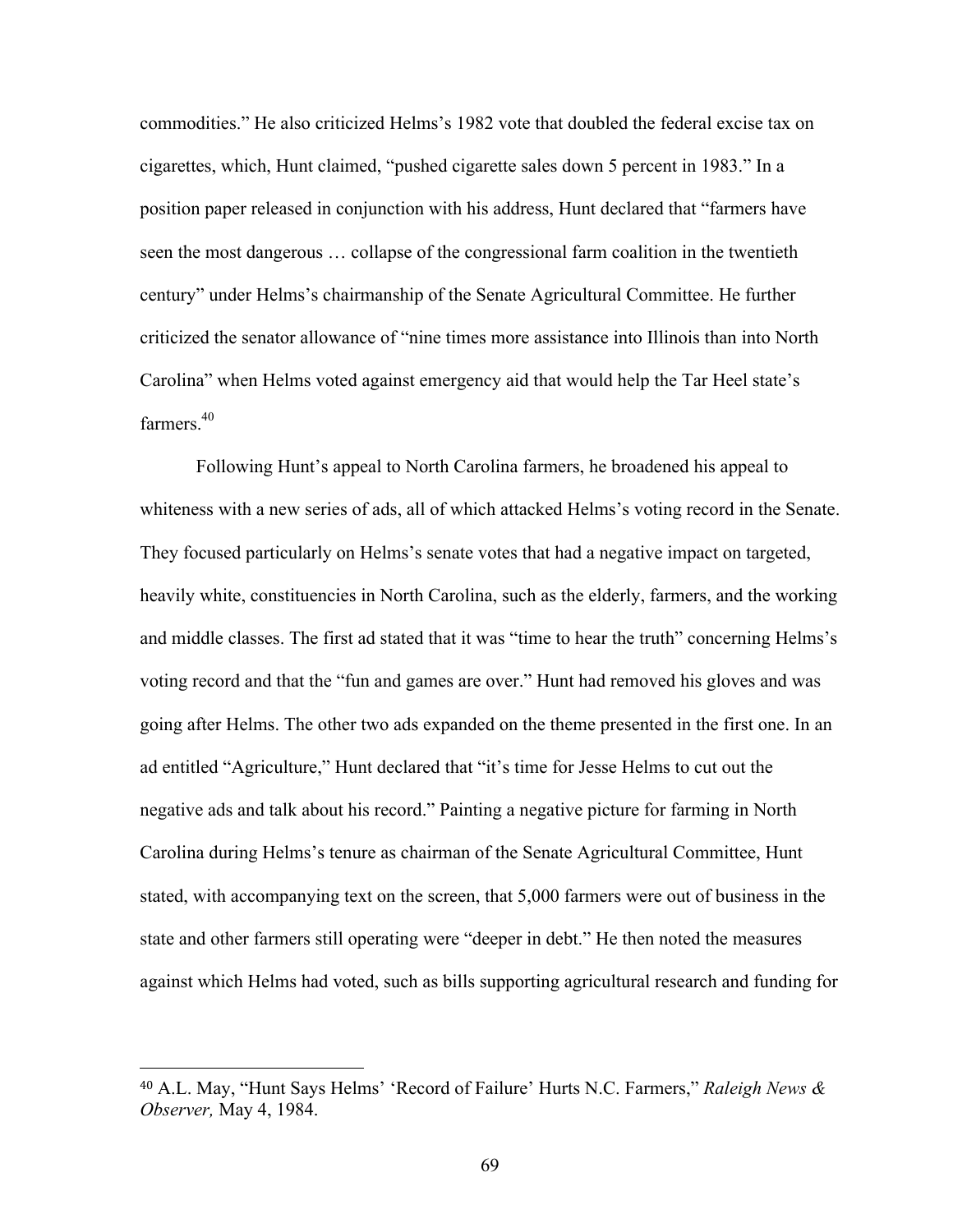commodities." He also criticized Helms's 1982 vote that doubled the federal excise tax on cigarettes, which, Hunt claimed, "pushed cigarette sales down 5 percent in 1983." In a position paper released in conjunction with his address, Hunt declared that "farmers have seen the most dangerous … collapse of the congressional farm coalition in the twentieth century" under Helms's chairmanship of the Senate Agricultural Committee. He further criticized the senator allowance of "nine times more assistance into Illinois than into North Carolina" when Helms voted against emergency aid that would help the Tar Heel state's farmers.[40]

Following Hunt's appeal to North Carolina farmers, he broadened his appeal to whiteness with a new series of ads, all of which attacked Helms's voting record in the Senate. They focused particularly on Helms's senate votes that had a negative impact on targeted, heavily white, constituencies in North Carolina, such as the elderly, farmers, and the working and middle classes. The first ad stated that it was "time to hear the truth" concerning Helms's voting record and that the "fun and games are over." Hunt had removed his gloves and was going after Helms. The other two ads expanded on the theme presented in the first one. In an ad entitled "Agriculture," Hunt declared that "it's time for Jesse Helms to cut out the negative ads and talk about his record." Painting a negative picture for farming in North Carolina during Helms's tenure as chairman of the Senate Agricultural Committee, Hunt stated, with accompanying text on the screen, that 5,000 farmers were out of business in the state and other farmers still operating were "deeper in debt." He then noted the measures against which Helms had voted, such as bills supporting agricultural research and funding for

---

[40] A.L. May, "Hunt Says Helms' 'Record of Failure' Hurts N.C. Farmers," *Raleigh News & Observer,* May 4, 1984.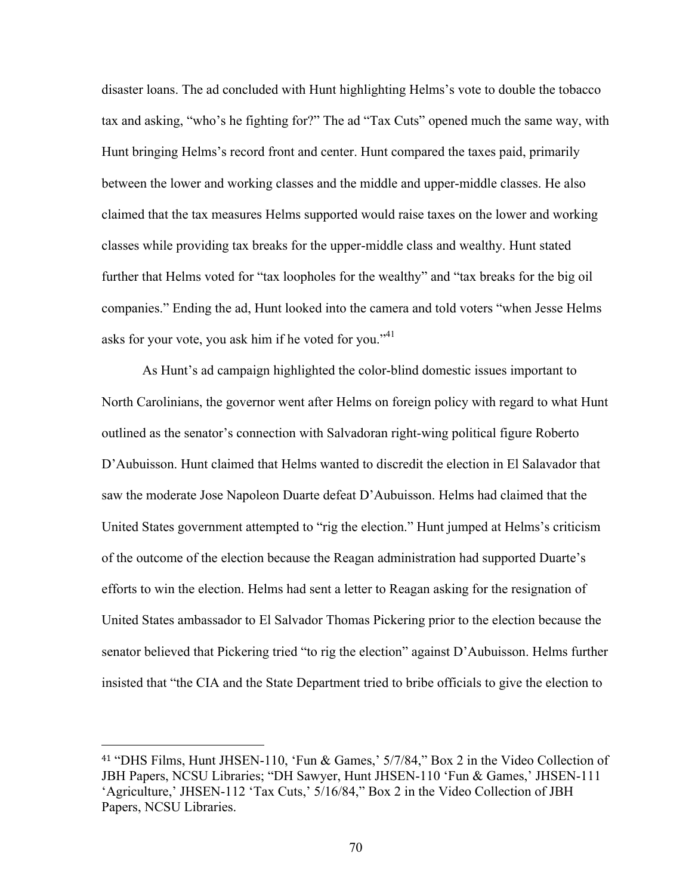disaster loans. The ad concluded with Hunt highlighting Helms's vote to double the tobacco tax and asking, "who's he fighting for?" The ad "Tax Cuts" opened much the same way, with Hunt bringing Helms's record front and center. Hunt compared the taxes paid, primarily between the lower and working classes and the middle and upper-middle classes. He also claimed that the tax measures Helms supported would raise taxes on the lower and working classes while providing tax breaks for the upper-middle class and wealthy. Hunt stated further that Helms voted for "tax loopholes for the wealthy" and "tax breaks for the big oil companies." Ending the ad, Hunt looked into the camera and told voters "when Jesse Helms asks for your vote, you ask him if he voted for you."[41]

As Hunt's ad campaign highlighted the color-blind domestic issues important to North Carolinians, the governor went after Helms on foreign policy with regard to what Hunt outlined as the senator's connection with Salvadoran right-wing political figure Roberto D'Aubuisson. Hunt claimed that Helms wanted to discredit the election in El Salavador that saw the moderate Jose Napoleon Duarte defeat D'Aubuisson. Helms had claimed that the United States government attempted to "rig the election." Hunt jumped at Helms's criticism of the outcome of the election because the Reagan administration had supported Duarte's efforts to win the election. Helms had sent a letter to Reagan asking for the resignation of United States ambassador to El Salvador Thomas Pickering prior to the election because the senator believed that Pickering tried "to rig the election" against D'Aubuisson. Helms further insisted that "the CIA and the State Department tried to bribe officials to give the election to

---

[41] "DHS Films, Hunt JHSEN-110, 'Fun & Games,' 5/7/84," Box 2 in the Video Collection of JBH Papers, NCSU Libraries; "DH Sawyer, Hunt JHSEN-110 'Fun & Games,' JHSEN-111 'Agriculture,' JHSEN-112 'Tax Cuts,' 5/16/84," Box 2 in the Video Collection of JBH Papers, NCSU Libraries.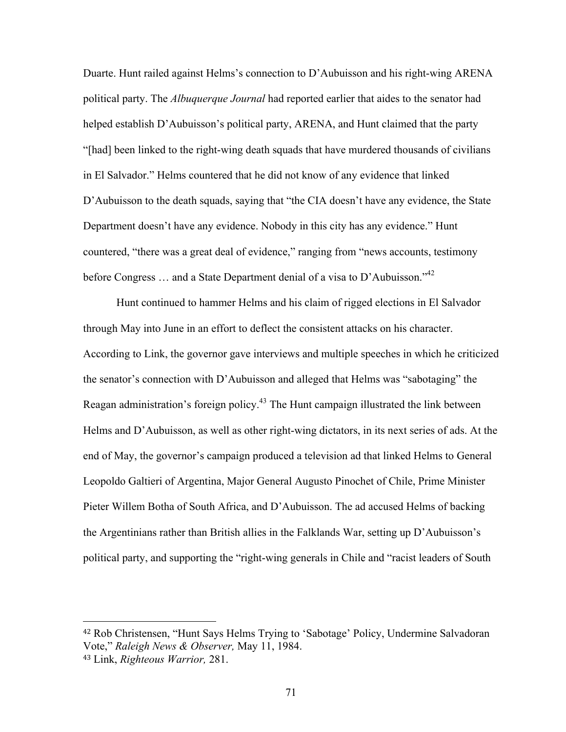Duarte. Hunt railed against Helms's connection to D'Aubuisson and his right-wing ARENA political party. The *Albuquerque Journal* had reported earlier that aides to the senator had helped establish D'Aubuisson's political party, ARENA, and Hunt claimed that the party "[had] been linked to the right-wing death squads that have murdered thousands of civilians in El Salvador." Helms countered that he did not know of any evidence that linked D'Aubuisson to the death squads, saying that "the CIA doesn't have any evidence, the State Department doesn't have any evidence. Nobody in this city has any evidence." Hunt countered, "there was a great deal of evidence," ranging from "news accounts, testimony before Congress … and a State Department denial of a visa to D'Aubuisson."[42]

Hunt continued to hammer Helms and his claim of rigged elections in El Salvador through May into June in an effort to deflect the consistent attacks on his character. According to Link, the governor gave interviews and multiple speeches in which he criticized the senator's connection with D'Aubuisson and alleged that Helms was "sabotaging" the Reagan administration's foreign policy.[43] The Hunt campaign illustrated the link between Helms and D'Aubuisson, as well as other right-wing dictators, in its next series of ads. At the end of May, the governor's campaign produced a television ad that linked Helms to General Leopoldo Galtieri of Argentina, Major General Augusto Pinochet of Chile, Prime Minister Pieter Willem Botha of South Africa, and D'Aubuisson. The ad accused Helms of backing the Argentinians rather than British allies in the Falklands War, setting up D'Aubuisson's political party, and supporting the "right-wing generals in Chile and "racist leaders of South

---

[42] Rob Christensen, "Hunt Says Helms Trying to 'Sabotage' Policy, Undermine Salvadoran Vote," *Raleigh News & Observer,* May 11, 1984.

[43] Link, *Righteous Warrior,* 281.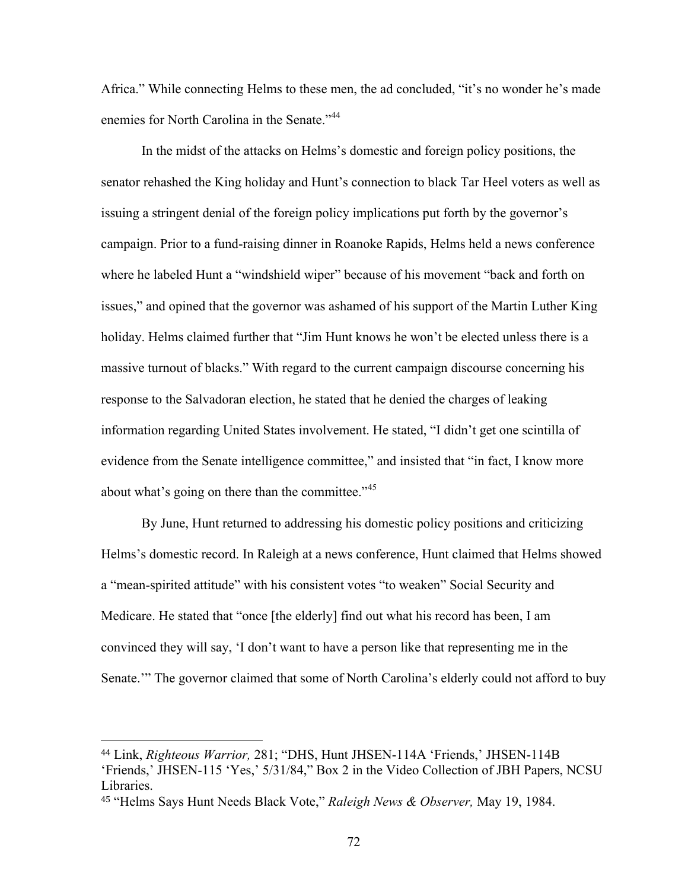Africa." While connecting Helms to these men, the ad concluded, "it's no wonder he's made enemies for North Carolina in the Senate."[44]

In the midst of the attacks on Helms's domestic and foreign policy positions, the senator rehashed the King holiday and Hunt's connection to black Tar Heel voters as well as issuing a stringent denial of the foreign policy implications put forth by the governor's campaign. Prior to a fund-raising dinner in Roanoke Rapids, Helms held a news conference where he labeled Hunt a "windshield wiper" because of his movement "back and forth on issues," and opined that the governor was ashamed of his support of the Martin Luther King holiday. Helms claimed further that "Jim Hunt knows he won't be elected unless there is a massive turnout of blacks." With regard to the current campaign discourse concerning his response to the Salvadoran election, he stated that he denied the charges of leaking information regarding United States involvement. He stated, "I didn't get one scintilla of evidence from the Senate intelligence committee," and insisted that "in fact, I know more about what's going on there than the committee."[45]

By June, Hunt returned to addressing his domestic policy positions and criticizing Helms's domestic record. In Raleigh at a news conference, Hunt claimed that Helms showed a "mean-spirited attitude" with his consistent votes "to weaken" Social Security and Medicare. He stated that "once [the elderly] find out what his record has been, I am convinced they will say, 'I don't want to have a person like that representing me in the Senate.'" The governor claimed that some of North Carolina's elderly could not afford to buy

---

[44] Link, *Righteous Warrior,* 281; "DHS, Hunt JHSEN-114A 'Friends,' JHSEN-114B 'Friends,' JHSEN-115 'Yes,' 5/31/84," Box 2 in the Video Collection of JBH Papers, NCSU Libraries.

[45] "Helms Says Hunt Needs Black Vote," *Raleigh News & Observer,* May 19, 1984.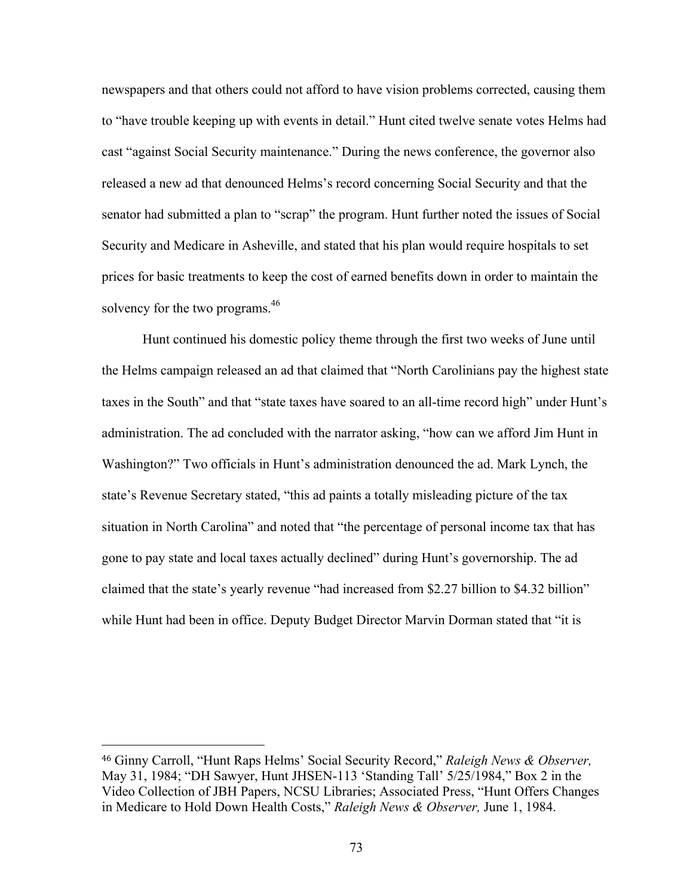newspapers and that others could not afford to have vision problems corrected, causing them to "have trouble keeping up with events in detail." Hunt cited twelve senate votes Helms had cast "against Social Security maintenance." During the news conference, the governor also released a new ad that denounced Helms's record concerning Social Security and that the senator had submitted a plan to "scrap" the program. Hunt further noted the issues of Social Security and Medicare in Asheville, and stated that his plan would require hospitals to set prices for basic treatments to keep the cost of earned benefits down in order to maintain the solvency for the two programs.[46]

Hunt continued his domestic policy theme through the first two weeks of June until the Helms campaign released an ad that claimed that "North Carolinians pay the highest state taxes in the South" and that "state taxes have soared to an all-time record high" under Hunt's administration. The ad concluded with the narrator asking, "how can we afford Jim Hunt in Washington?" Two officials in Hunt's administration denounced the ad. Mark Lynch, the state's Revenue Secretary stated, "this ad paints a totally misleading picture of the tax situation in North Carolina" and noted that "the percentage of personal income tax that has gone to pay state and local taxes actually declined" during Hunt's governorship. The ad claimed that the state's yearly revenue "had increased from $2.27 billion to $4.32 billion" while Hunt had been in office. Deputy Budget Director Marvin Dorman stated that "it is

---

[46] Ginny Carroll, "Hunt Raps Helms' Social Security Record," *Raleigh News & Observer,* May 31, 1984; "DH Sawyer, Hunt JHSEN-113 'Standing Tall' 5/25/1984," Box 2 in the Video Collection of JBH Papers, NCSU Libraries; Associated Press, "Hunt Offers Changes in Medicare to Hold Down Health Costs," *Raleigh News & Observer,* June 1, 1984.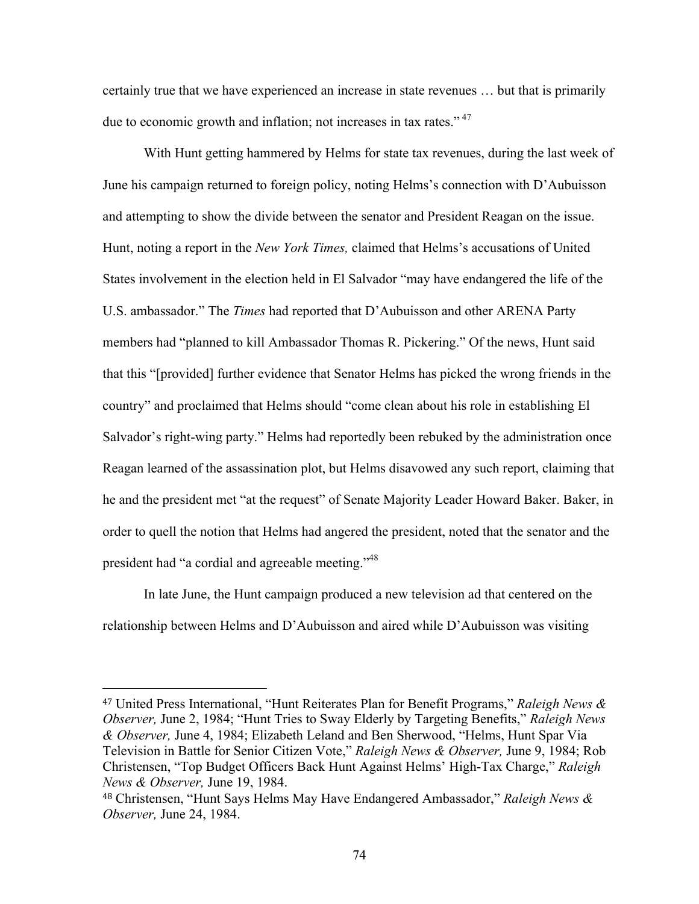certainly true that we have experienced an increase in state revenues … but that is primarily due to economic growth and inflation; not increases in tax rates." [47]

With Hunt getting hammered by Helms for state tax revenues, during the last week of June his campaign returned to foreign policy, noting Helms's connection with D'Aubuisson and attempting to show the divide between the senator and President Reagan on the issue. Hunt, noting a report in the *New York Times,* claimed that Helms's accusations of United States involvement in the election held in El Salvador "may have endangered the life of the U.S. ambassador." The *Times* had reported that D'Aubuisson and other ARENA Party members had "planned to kill Ambassador Thomas R. Pickering." Of the news, Hunt said that this "[provided] further evidence that Senator Helms has picked the wrong friends in the country" and proclaimed that Helms should "come clean about his role in establishing El Salvador's right-wing party." Helms had reportedly been rebuked by the administration once Reagan learned of the assassination plot, but Helms disavowed any such report, claiming that he and the president met "at the request" of Senate Majority Leader Howard Baker. Baker, in order to quell the notion that Helms had angered the president, noted that the senator and the president had "a cordial and agreeable meeting."[48]

In late June, the Hunt campaign produced a new television ad that centered on the relationship between Helms and D'Aubuisson and aired while D'Aubuisson was visiting

---

[47] United Press International, "Hunt Reiterates Plan for Benefit Programs," *Raleigh News & Observer,* June 2, 1984; "Hunt Tries to Sway Elderly by Targeting Benefits," *Raleigh News & Observer,* June 4, 1984; Elizabeth Leland and Ben Sherwood, "Helms, Hunt Spar Via Television in Battle for Senior Citizen Vote," *Raleigh News & Observer,* June 9, 1984; Rob Christensen, "Top Budget Officers Back Hunt Against Helms' High-Tax Charge," *Raleigh News & Observer,* June 19, 1984.

[48] Christensen, "Hunt Says Helms May Have Endangered Ambassador," *Raleigh News & Observer,* June 24, 1984.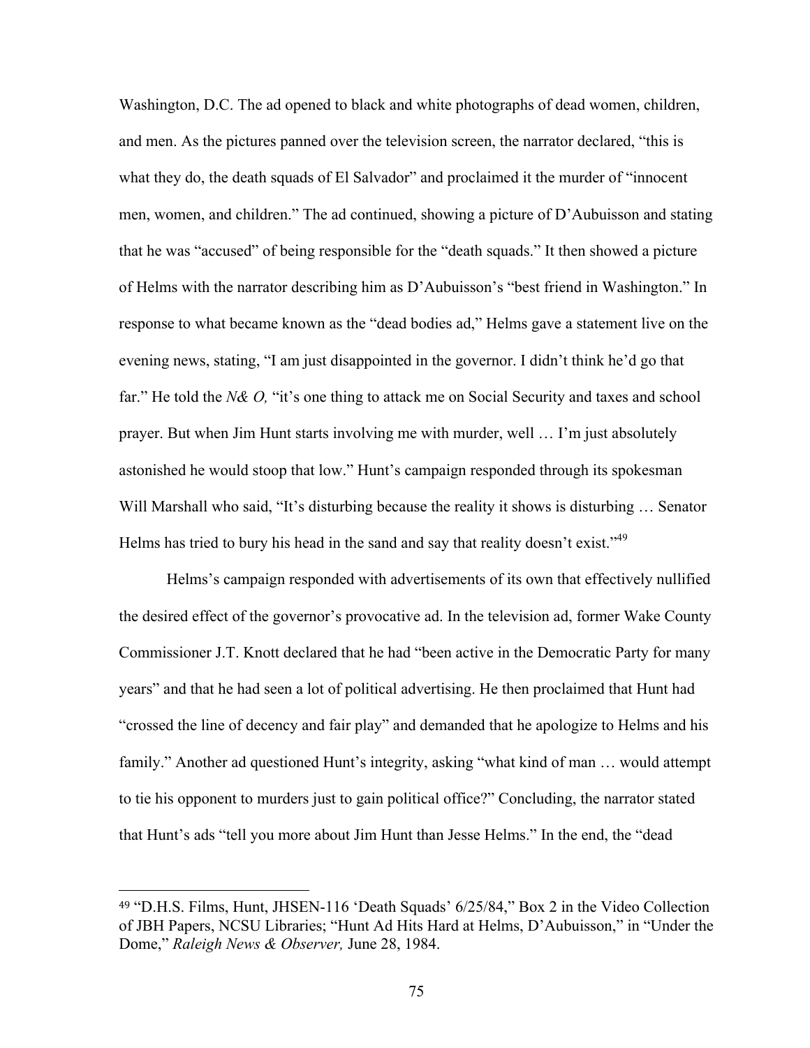Washington, D.C. The ad opened to black and white photographs of dead women, children, and men. As the pictures panned over the television screen, the narrator declared, "this is what they do, the death squads of El Salvador" and proclaimed it the murder of "innocent men, women, and children." The ad continued, showing a picture of D'Aubuisson and stating that he was "accused" of being responsible for the "death squads." It then showed a picture of Helms with the narrator describing him as D'Aubuisson's "best friend in Washington." In response to what became known as the "dead bodies ad," Helms gave a statement live on the evening news, stating, "I am just disappointed in the governor. I didn't think he'd go that far." He told the *N& O,* "it's one thing to attack me on Social Security and taxes and school prayer. But when Jim Hunt starts involving me with murder, well … I'm just absolutely astonished he would stoop that low." Hunt's campaign responded through its spokesman Will Marshall who said, "It's disturbing because the reality it shows is disturbing … Senator Helms has tried to bury his head in the sand and say that reality doesn't exist."[49]

Helms's campaign responded with advertisements of its own that effectively nullified the desired effect of the governor's provocative ad. In the television ad, former Wake County Commissioner J.T. Knott declared that he had "been active in the Democratic Party for many years" and that he had seen a lot of political advertising. He then proclaimed that Hunt had "crossed the line of decency and fair play" and demanded that he apologize to Helms and his family." Another ad questioned Hunt's integrity, asking "what kind of man … would attempt to tie his opponent to murders just to gain political office?" Concluding, the narrator stated that Hunt's ads "tell you more about Jim Hunt than Jesse Helms." In the end, the "dead

---

[49] "D.H.S. Films, Hunt, JHSEN-116 'Death Squads' 6/25/84," Box 2 in the Video Collection of JBH Papers, NCSU Libraries; "Hunt Ad Hits Hard at Helms, D'Aubuisson," in "Under the Dome," *Raleigh News & Observer,* June 28, 1984.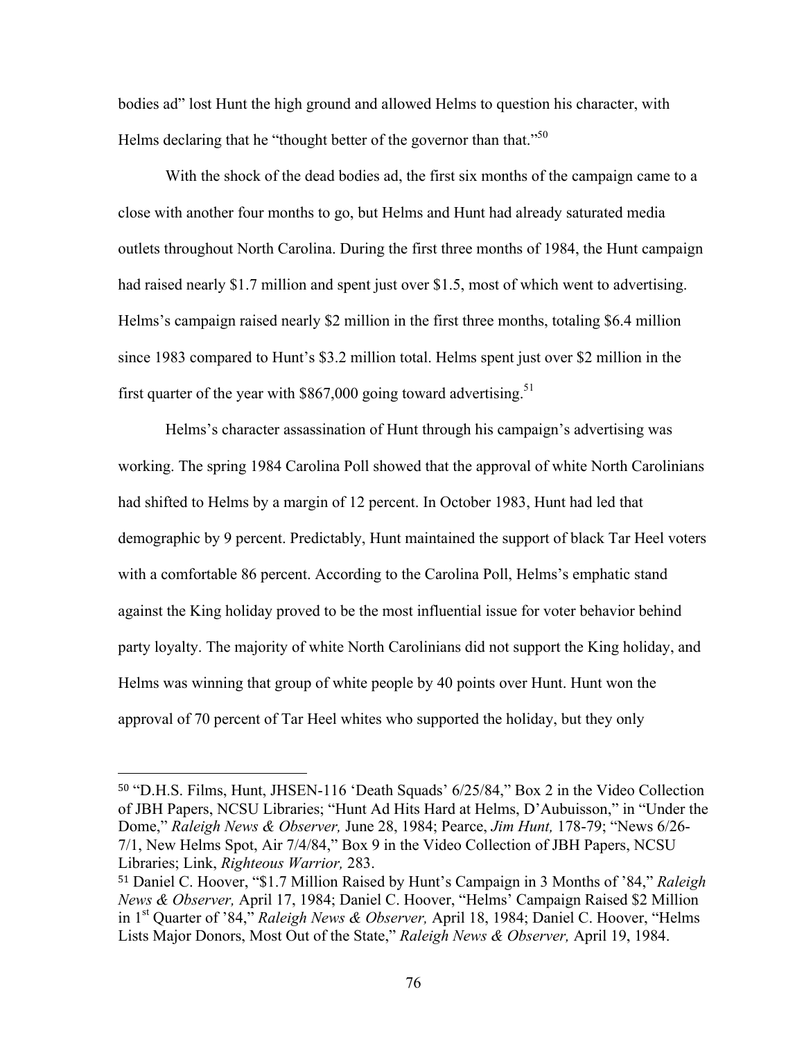bodies ad" lost Hunt the high ground and allowed Helms to question his character, with Helms declaring that he "thought better of the governor than that."[50]

With the shock of the dead bodies ad, the first six months of the campaign came to a close with another four months to go, but Helms and Hunt had already saturated media outlets throughout North Carolina. During the first three months of 1984, the Hunt campaign had raised nearly $1.7 million and spent just over $1.5, most of which went to advertising. Helms's campaign raised nearly $2 million in the first three months, totaling $6.4 million since 1983 compared to Hunt's $3.2 million total. Helms spent just over $2 million in the first quarter of the year with $867,000 going toward advertising.[51]

Helms's character assassination of Hunt through his campaign's advertising was working. The spring 1984 Carolina Poll showed that the approval of white North Carolinians had shifted to Helms by a margin of 12 percent. In October 1983, Hunt had led that demographic by 9 percent. Predictably, Hunt maintained the support of black Tar Heel voters with a comfortable 86 percent. According to the Carolina Poll, Helms's emphatic stand against the King holiday proved to be the most influential issue for voter behavior behind party loyalty. The majority of white North Carolinians did not support the King holiday, and Helms was winning that group of white people by 40 points over Hunt. Hunt won the approval of 70 percent of Tar Heel whites who supported the holiday, but they only

---

[50] "D.H.S. Films, Hunt, JHSEN-116 'Death Squads' 6/25/84," Box 2 in the Video Collection of JBH Papers, NCSU Libraries; "Hunt Ad Hits Hard at Helms, D'Aubuisson," in "Under the Dome," *Raleigh News & Observer,* June 28, 1984; Pearce, *Jim Hunt,* 178-79; "News 6/26-7/1, New Helms Spot, Air 7/4/84," Box 9 in the Video Collection of JBH Papers, NCSU Libraries; Link, *Righteous Warrior,* 283.

[51] Daniel C. Hoover, "$1.7 Million Raised by Hunt's Campaign in 3 Months of '84," *Raleigh News & Observer,* April 17, 1984; Daniel C. Hoover, "Helms' Campaign Raised $2 Million in 1st Quarter of '84," *Raleigh News & Observer,* April 18, 1984; Daniel C. Hoover, "Helms Lists Major Donors, Most Out of the State," *Raleigh News & Observer,* April 19, 1984.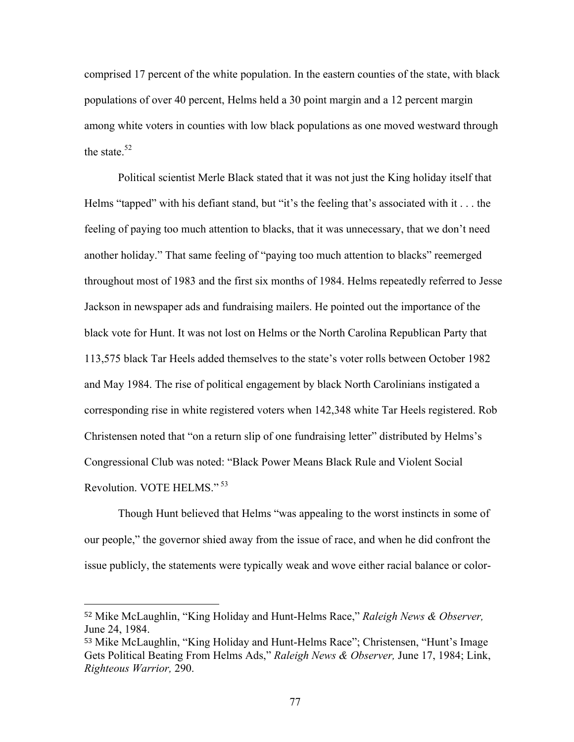comprised 17 percent of the white population. In the eastern counties of the state, with black populations of over 40 percent, Helms held a 30 point margin and a 12 percent margin among white voters in counties with low black populations as one moved westward through the state.[52]

Political scientist Merle Black stated that it was not just the King holiday itself that Helms "tapped" with his defiant stand, but "it's the feeling that's associated with it . . . the feeling of paying too much attention to blacks, that it was unnecessary, that we don't need another holiday." That same feeling of "paying too much attention to blacks" reemerged throughout most of 1983 and the first six months of 1984. Helms repeatedly referred to Jesse Jackson in newspaper ads and fundraising mailers. He pointed out the importance of the black vote for Hunt. It was not lost on Helms or the North Carolina Republican Party that 113,575 black Tar Heels added themselves to the state's voter rolls between October 1982 and May 1984. The rise of political engagement by black North Carolinians instigated a corresponding rise in white registered voters when 142,348 white Tar Heels registered. Rob Christensen noted that "on a return slip of one fundraising letter" distributed by Helms's Congressional Club was noted: "Black Power Means Black Rule and Violent Social Revolution. VOTE HELMS."[53]

Though Hunt believed that Helms "was appealing to the worst instincts in some of our people," the governor shied away from the issue of race, and when he did confront the issue publicly, the statements were typically weak and wove either racial balance or color-

---

[52] Mike McLaughlin, "King Holiday and Hunt-Helms Race," *Raleigh News & Observer,* June 24, 1984.

[53] Mike McLaughlin, "King Holiday and Hunt-Helms Race"; Christensen, "Hunt's Image Gets Political Beating From Helms Ads," *Raleigh News & Observer,* June 17, 1984; Link, *Righteous Warrior,* 290.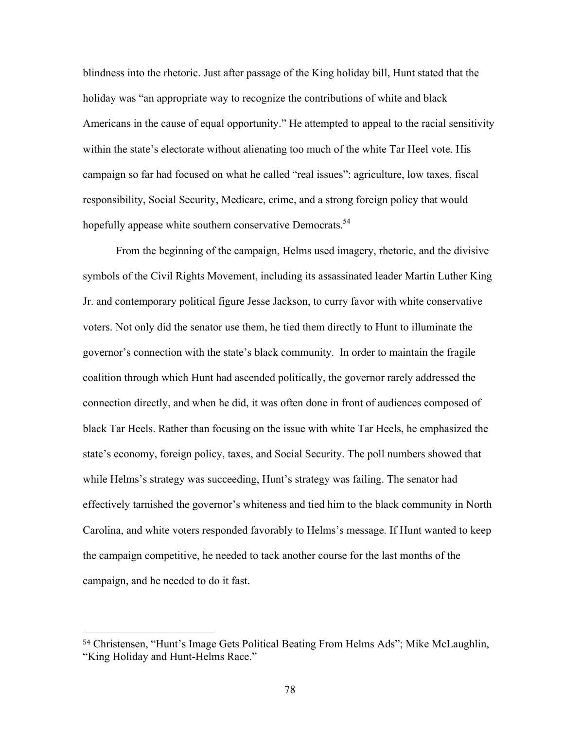blindness into the rhetoric. Just after passage of the King holiday bill, Hunt stated that the holiday was "an appropriate way to recognize the contributions of white and black Americans in the cause of equal opportunity." He attempted to appeal to the racial sensitivity within the state's electorate without alienating too much of the white Tar Heel vote. His campaign so far had focused on what he called "real issues": agriculture, low taxes, fiscal responsibility, Social Security, Medicare, crime, and a strong foreign policy that would hopefully appease white southern conservative Democrats.[54]

From the beginning of the campaign, Helms used imagery, rhetoric, and the divisive symbols of the Civil Rights Movement, including its assassinated leader Martin Luther King Jr. and contemporary political figure Jesse Jackson, to curry favor with white conservative voters. Not only did the senator use them, he tied them directly to Hunt to illuminate the governor's connection with the state's black community. In order to maintain the fragile coalition through which Hunt had ascended politically, the governor rarely addressed the connection directly, and when he did, it was often done in front of audiences composed of black Tar Heels. Rather than focusing on the issue with white Tar Heels, he emphasized the state's economy, foreign policy, taxes, and Social Security. The poll numbers showed that while Helms's strategy was succeeding, Hunt's strategy was failing. The senator had effectively tarnished the governor's whiteness and tied him to the black community in North Carolina, and white voters responded favorably to Helms's message. If Hunt wanted to keep the campaign competitive, he needed to tack another course for the last months of the campaign, and he needed to do it fast.

---

[54] Christensen, "Hunt's Image Gets Political Beating From Helms Ads"; Mike McLaughlin, "King Holiday and Hunt-Helms Race."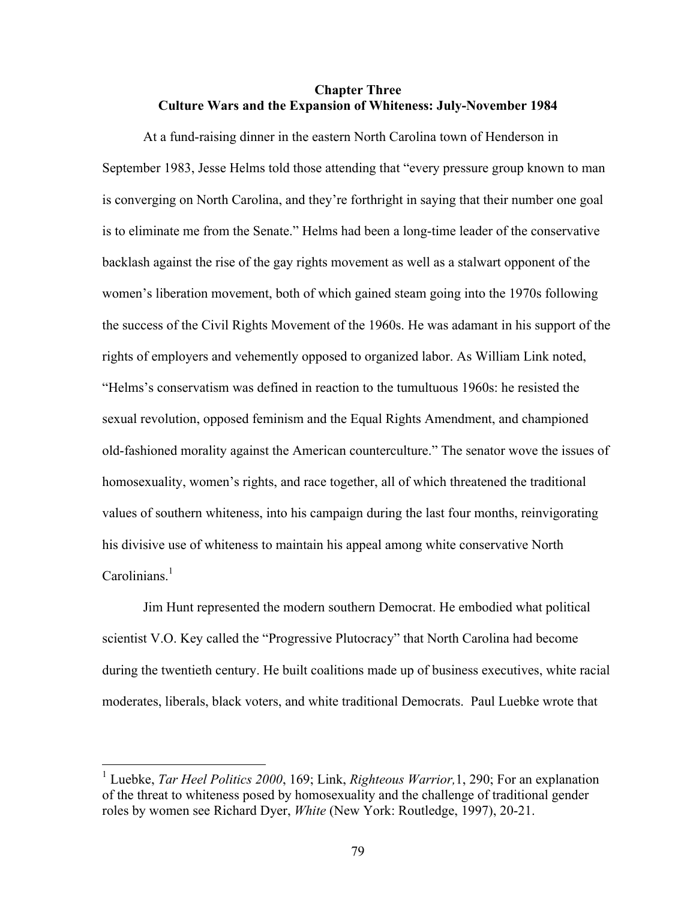## Chapter Three
## Culture Wars and the Expansion of Whiteness: July-November 1984

At a fund-raising dinner in the eastern North Carolina town of Henderson in September 1983, Jesse Helms told those attending that "every pressure group known to man is converging on North Carolina, and they're forthright in saying that their number one goal is to eliminate me from the Senate." Helms had been a long-time leader of the conservative backlash against the rise of the gay rights movement as well as a stalwart opponent of the women's liberation movement, both of which gained steam going into the 1970s following the success of the Civil Rights Movement of the 1960s. He was adamant in his support of the rights of employers and vehemently opposed to organized labor. As William Link noted, "Helms's conservatism was defined in reaction to the tumultuous 1960s: he resisted the sexual revolution, opposed feminism and the Equal Rights Amendment, and championed old-fashioned morality against the American counterculture." The senator wove the issues of homosexuality, women's rights, and race together, all of which threatened the traditional values of southern whiteness, into his campaign during the last four months, reinvigorating his divisive use of whiteness to maintain his appeal among white conservative North Carolinians.[1]

Jim Hunt represented the modern southern Democrat. He embodied what political scientist V.O. Key called the "Progressive Plutocracy" that North Carolina had become during the twentieth century. He built coalitions made up of business executives, white racial moderates, liberals, black voters, and white traditional Democrats. Paul Luebke wrote that

---

[1] Luebke, *Tar Heel Politics 2000*, 169; Link, *Righteous Warrior,*1, 290; For an explanation of the threat to whiteness posed by homosexuality and the challenge of traditional gender roles by women see Richard Dyer, *White* (New York: Routledge, 1997), 20-21.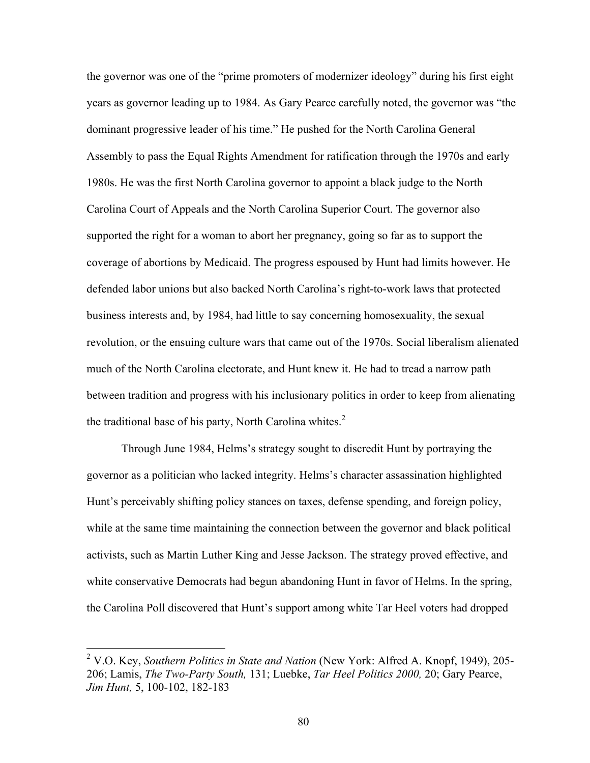the governor was one of the "prime promoters of modernizer ideology" during his first eight years as governor leading up to 1984. As Gary Pearce carefully noted, the governor was "the dominant progressive leader of his time." He pushed for the North Carolina General Assembly to pass the Equal Rights Amendment for ratification through the 1970s and early 1980s. He was the first North Carolina governor to appoint a black judge to the North Carolina Court of Appeals and the North Carolina Superior Court. The governor also supported the right for a woman to abort her pregnancy, going so far as to support the coverage of abortions by Medicaid. The progress espoused by Hunt had limits however. He defended labor unions but also backed North Carolina's right-to-work laws that protected business interests and, by 1984, had little to say concerning homosexuality, the sexual revolution, or the ensuing culture wars that came out of the 1970s. Social liberalism alienated much of the North Carolina electorate, and Hunt knew it. He had to tread a narrow path between tradition and progress with his inclusionary politics in order to keep from alienating the traditional base of his party, North Carolina whites.[2]

Through June 1984, Helms's strategy sought to discredit Hunt by portraying the governor as a politician who lacked integrity. Helms's character assassination highlighted Hunt's perceivably shifting policy stances on taxes, defense spending, and foreign policy, while at the same time maintaining the connection between the governor and black political activists, such as Martin Luther King and Jesse Jackson. The strategy proved effective, and white conservative Democrats had begun abandoning Hunt in favor of Helms. In the spring, the Carolina Poll discovered that Hunt's support among white Tar Heel voters had dropped

---

[2] V.O. Key, *Southern Politics in State and Nation* (New York: Alfred A. Knopf, 1949), 205-206; Lamis, *The Two-Party South,* 131; Luebke, *Tar Heel Politics 2000,* 20; Gary Pearce, *Jim Hunt,* 5, 100-102, 182-183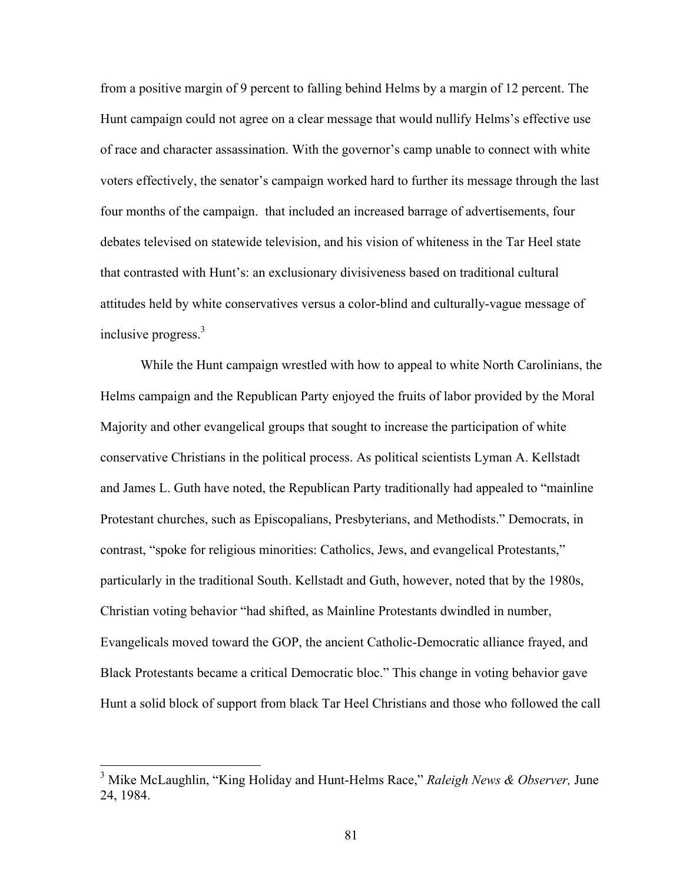from a positive margin of 9 percent to falling behind Helms by a margin of 12 percent. The Hunt campaign could not agree on a clear message that would nullify Helms's effective use of race and character assassination. With the governor's camp unable to connect with white voters effectively, the senator's campaign worked hard to further its message through the last four months of the campaign.  that included an increased barrage of advertisements, four debates televised on statewide television, and his vision of whiteness in the Tar Heel state that contrasted with Hunt's: an exclusionary divisiveness based on traditional cultural attitudes held by white conservatives versus a color-blind and culturally-vague message of inclusive progress.[3]

While the Hunt campaign wrestled with how to appeal to white North Carolinians, the Helms campaign and the Republican Party enjoyed the fruits of labor provided by the Moral Majority and other evangelical groups that sought to increase the participation of white conservative Christians in the political process. As political scientists Lyman A. Kellstadt and James L. Guth have noted, the Republican Party traditionally had appealed to "mainline Protestant churches, such as Episcopalians, Presbyterians, and Methodists." Democrats, in contrast, "spoke for religious minorities: Catholics, Jews, and evangelical Protestants," particularly in the traditional South. Kellstadt and Guth, however, noted that by the 1980s, Christian voting behavior "had shifted, as Mainline Protestants dwindled in number, Evangelicals moved toward the GOP, the ancient Catholic-Democratic alliance frayed, and Black Protestants became a critical Democratic bloc." This change in voting behavior gave Hunt a solid block of support from black Tar Heel Christians and those who followed the call

---

[3] Mike McLaughlin, "King Holiday and Hunt-Helms Race," *Raleigh News & Observer,* June 24, 1984.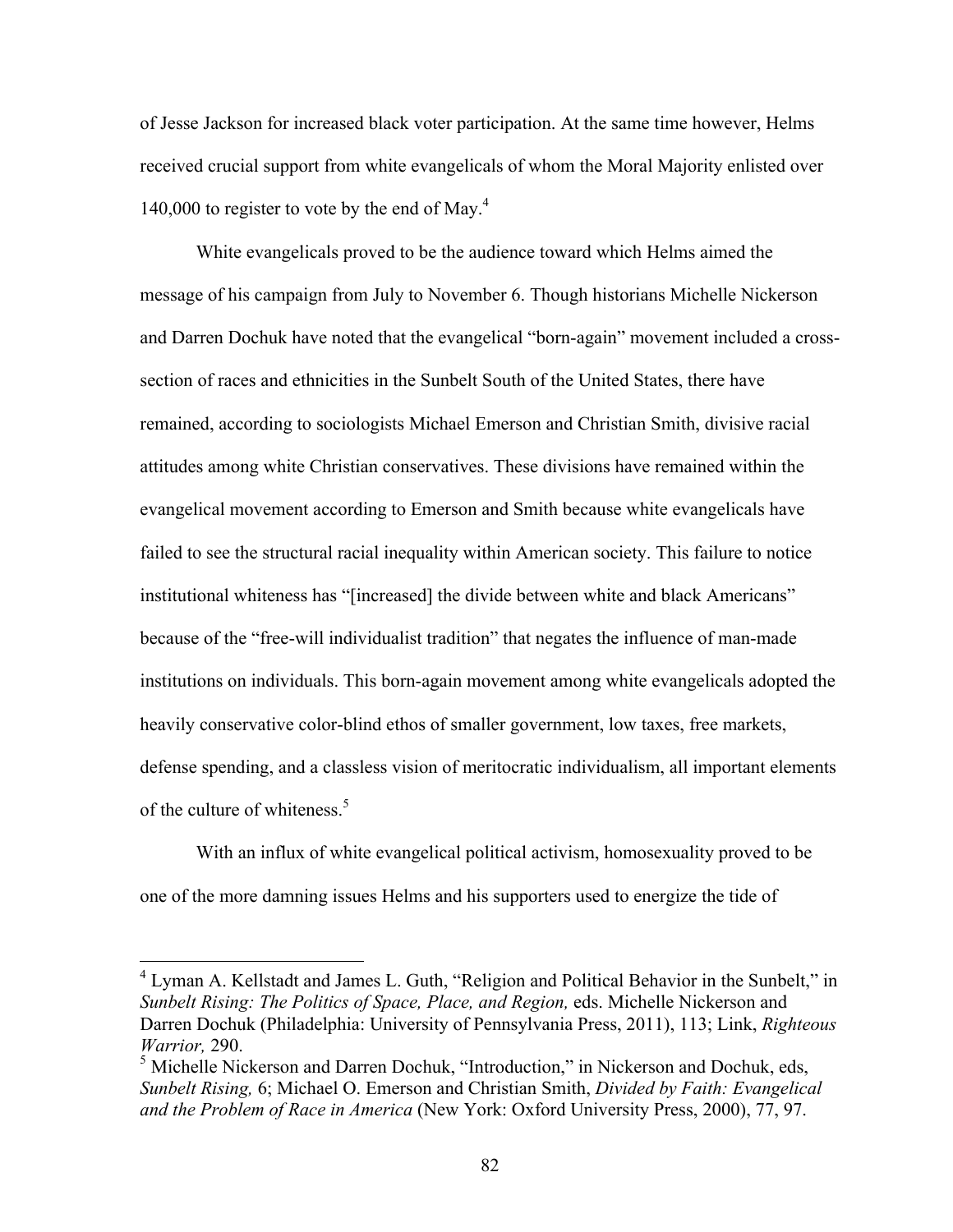of Jesse Jackson for increased black voter participation. At the same time however, Helms received crucial support from white evangelicals of whom the Moral Majority enlisted over 140,000 to register to vote by the end of May.[4]

White evangelicals proved to be the audience toward which Helms aimed the message of his campaign from July to November 6. Though historians Michelle Nickerson and Darren Dochuk have noted that the evangelical "born-again" movement included a cross-section of races and ethnicities in the Sunbelt South of the United States, there have remained, according to sociologists Michael Emerson and Christian Smith, divisive racial attitudes among white Christian conservatives. These divisions have remained within the evangelical movement according to Emerson and Smith because white evangelicals have failed to see the structural racial inequality within American society. This failure to notice institutional whiteness has "[increased] the divide between white and black Americans" because of the "free-will individualist tradition" that negates the influence of man-made institutions on individuals. This born-again movement among white evangelicals adopted the heavily conservative color-blind ethos of smaller government, low taxes, free markets, defense spending, and a classless vision of meritocratic individualism, all important elements of the culture of whiteness.[5]

With an influx of white evangelical political activism, homosexuality proved to be one of the more damning issues Helms and his supporters used to energize the tide of

---

[4] Lyman A. Kellstadt and James L. Guth, "Religion and Political Behavior in the Sunbelt," in *Sunbelt Rising: The Politics of Space, Place, and Region,* eds. Michelle Nickerson and Darren Dochuk (Philadelphia: University of Pennsylvania Press, 2011), 113; Link, *Righteous Warrior,* 290.

[5] Michelle Nickerson and Darren Dochuk, "Introduction," in Nickerson and Dochuk, eds, *Sunbelt Rising,* 6; Michael O. Emerson and Christian Smith, *Divided by Faith: Evangelical and the Problem of Race in America* (New York: Oxford University Press, 2000), 77, 97.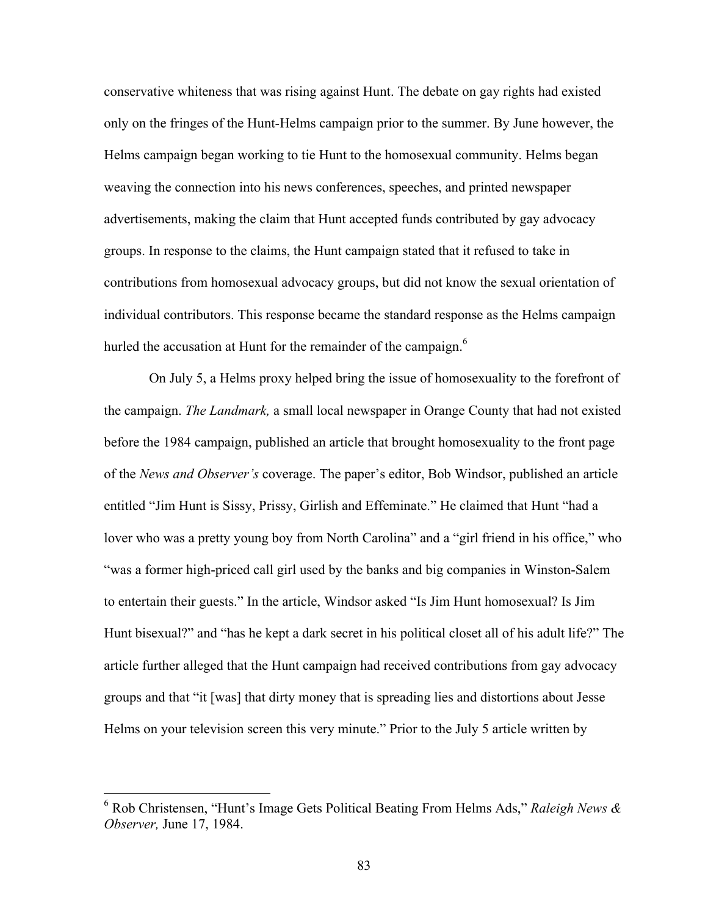conservative whiteness that was rising against Hunt. The debate on gay rights had existed only on the fringes of the Hunt-Helms campaign prior to the summer. By June however, the Helms campaign began working to tie Hunt to the homosexual community. Helms began weaving the connection into his news conferences, speeches, and printed newspaper advertisements, making the claim that Hunt accepted funds contributed by gay advocacy groups. In response to the claims, the Hunt campaign stated that it refused to take in contributions from homosexual advocacy groups, but did not know the sexual orientation of individual contributors. This response became the standard response as the Helms campaign hurled the accusation at Hunt for the remainder of the campaign.[6]

On July 5, a Helms proxy helped bring the issue of homosexuality to the forefront of the campaign. *The Landmark,* a small local newspaper in Orange County that had not existed before the 1984 campaign, published an article that brought homosexuality to the front page of the *News and Observer's* coverage. The paper's editor, Bob Windsor, published an article entitled "Jim Hunt is Sissy, Prissy, Girlish and Effeminate." He claimed that Hunt "had a lover who was a pretty young boy from North Carolina" and a "girl friend in his office," who "was a former high-priced call girl used by the banks and big companies in Winston-Salem to entertain their guests." In the article, Windsor asked "Is Jim Hunt homosexual? Is Jim Hunt bisexual?" and "has he kept a dark secret in his political closet all of his adult life?" The article further alleged that the Hunt campaign had received contributions from gay advocacy groups and that "it [was] that dirty money that is spreading lies and distortions about Jesse Helms on your television screen this very minute." Prior to the July 5 article written by

[6] Rob Christensen, "Hunt's Image Gets Political Beating From Helms Ads," *Raleigh News & Observer,* June 17, 1984.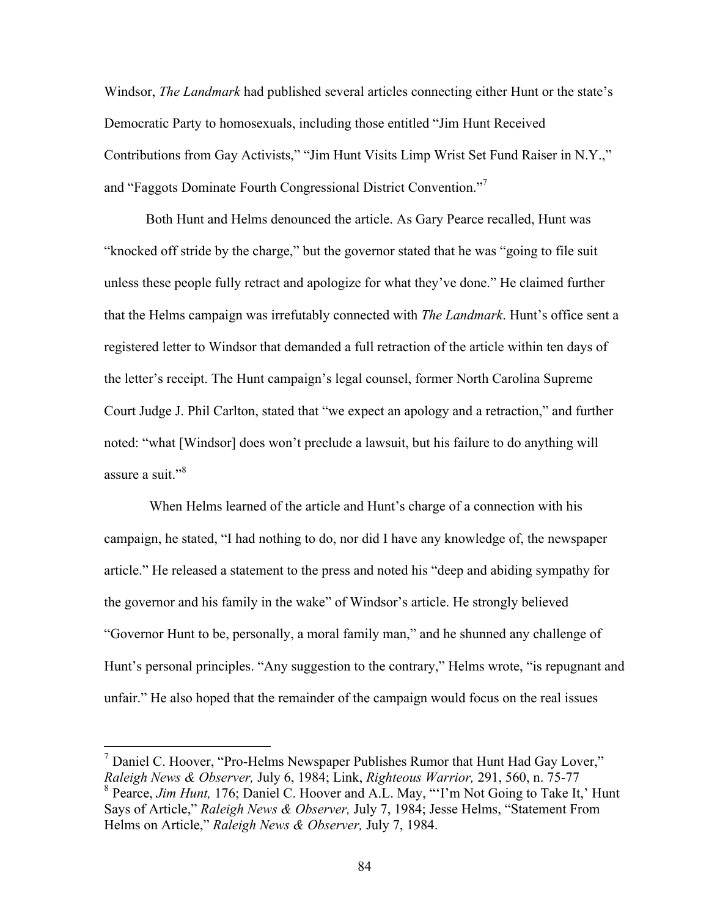Windsor, *The Landmark* had published several articles connecting either Hunt or the state's Democratic Party to homosexuals, including those entitled "Jim Hunt Received Contributions from Gay Activists," "Jim Hunt Visits Limp Wrist Set Fund Raiser in N.Y.," and "Faggots Dominate Fourth Congressional District Convention."[7]

Both Hunt and Helms denounced the article. As Gary Pearce recalled, Hunt was "knocked off stride by the charge," but the governor stated that he was "going to file suit unless these people fully retract and apologize for what they've done." He claimed further that the Helms campaign was irrefutably connected with *The Landmark*. Hunt's office sent a registered letter to Windsor that demanded a full retraction of the article within ten days of the letter's receipt. The Hunt campaign's legal counsel, former North Carolina Supreme Court Judge J. Phil Carlton, stated that "we expect an apology and a retraction," and further noted: "what [Windsor] does won't preclude a lawsuit, but his failure to do anything will assure a suit."[8]

When Helms learned of the article and Hunt's charge of a connection with his campaign, he stated, "I had nothing to do, nor did I have any knowledge of, the newspaper article." He released a statement to the press and noted his "deep and abiding sympathy for the governor and his family in the wake" of Windsor's article. He strongly believed "Governor Hunt to be, personally, a moral family man," and he shunned any challenge of Hunt's personal principles. "Any suggestion to the contrary," Helms wrote, "is repugnant and unfair." He also hoped that the remainder of the campaign would focus on the real issues

---

[7] Daniel C. Hoover, "Pro-Helms Newspaper Publishes Rumor that Hunt Had Gay Lover," *Raleigh News & Observer,* July 6, 1984; Link, *Righteous Warrior,* 291, 560, n. 75-77

[8] Pearce, *Jim Hunt,* 176; Daniel C. Hoover and A.L. May, "'I'm Not Going to Take It,' Hunt Says of Article," *Raleigh News & Observer,* July 7, 1984; Jesse Helms, "Statement From Helms on Article," *Raleigh News & Observer,* July 7, 1984.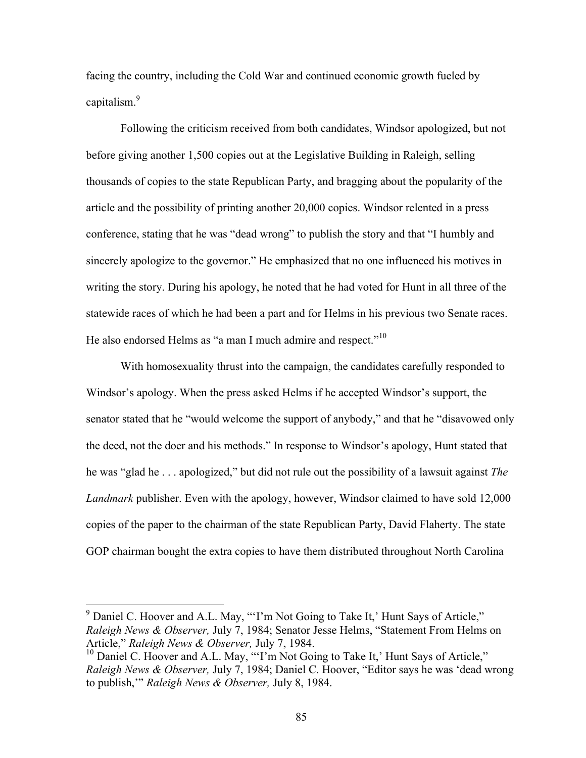facing the country, including the Cold War and continued economic growth fueled by capitalism.[9]

Following the criticism received from both candidates, Windsor apologized, but not before giving another 1,500 copies out at the Legislative Building in Raleigh, selling thousands of copies to the state Republican Party, and bragging about the popularity of the article and the possibility of printing another 20,000 copies. Windsor relented in a press conference, stating that he was "dead wrong" to publish the story and that "I humbly and sincerely apologize to the governor." He emphasized that no one influenced his motives in writing the story. During his apology, he noted that he had voted for Hunt in all three of the statewide races of which he had been a part and for Helms in his previous two Senate races. He also endorsed Helms as "a man I much admire and respect."[10]

With homosexuality thrust into the campaign, the candidates carefully responded to Windsor's apology. When the press asked Helms if he accepted Windsor's support, the senator stated that he "would welcome the support of anybody," and that he "disavowed only the deed, not the doer and his methods." In response to Windsor's apology, Hunt stated that he was "glad he . . . apologized," but did not rule out the possibility of a lawsuit against *The Landmark* publisher. Even with the apology, however, Windsor claimed to have sold 12,000 copies of the paper to the chairman of the state Republican Party, David Flaherty. The state GOP chairman bought the extra copies to have them distributed throughout North Carolina

---

[9] Daniel C. Hoover and A.L. May, "'I'm Not Going to Take It,' Hunt Says of Article," *Raleigh News & Observer,* July 7, 1984; Senator Jesse Helms, "Statement From Helms on Article," *Raleigh News & Observer,* July 7, 1984.

[10] Daniel C. Hoover and A.L. May, "'I'm Not Going to Take It,' Hunt Says of Article," *Raleigh News & Observer,* July 7, 1984; Daniel C. Hoover, "Editor says he was 'dead wrong to publish,'" *Raleigh News & Observer,* July 8, 1984.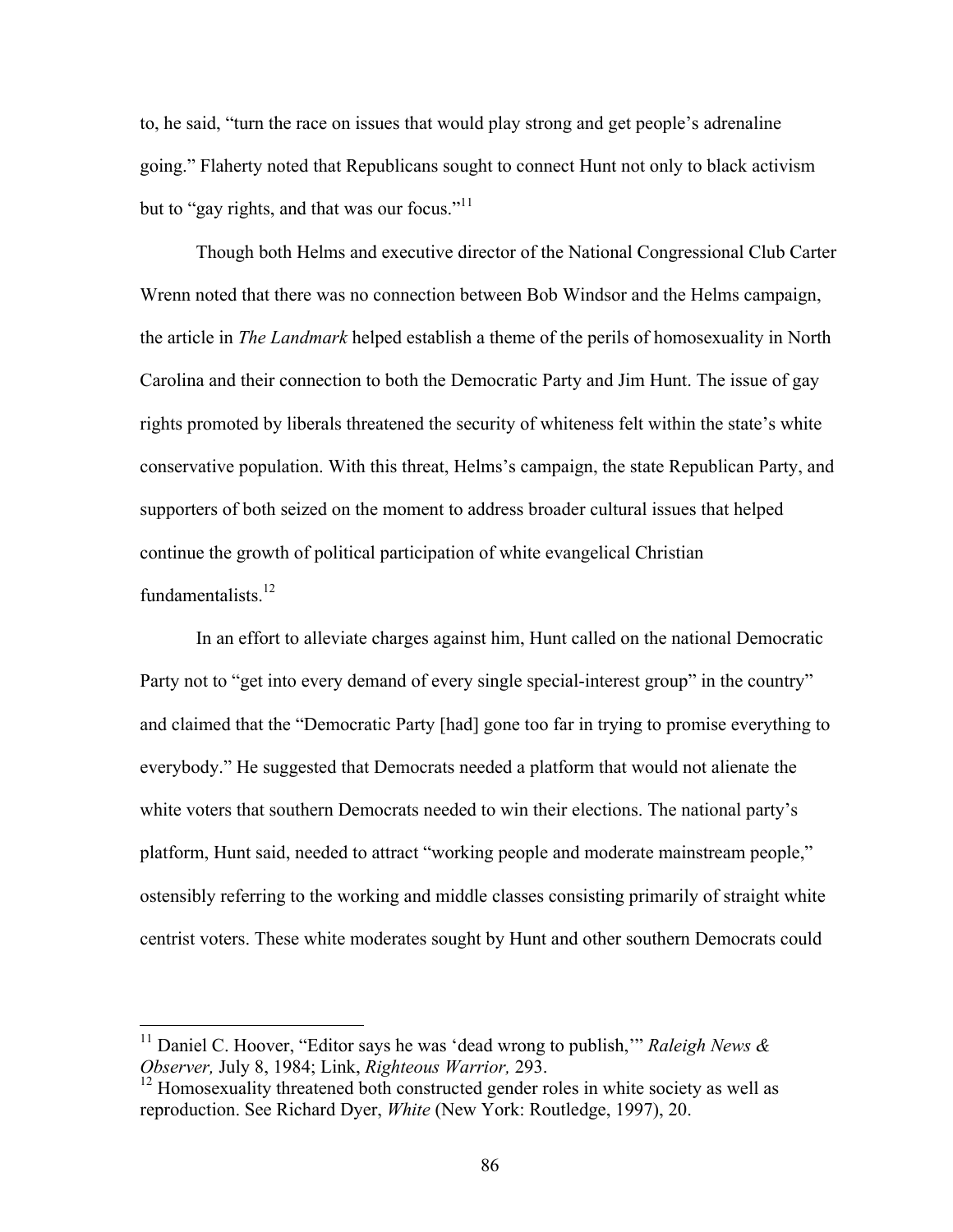to, he said, "turn the race on issues that would play strong and get people's adrenaline going." Flaherty noted that Republicans sought to connect Hunt not only to black activism but to "gay rights, and that was our focus."[11]

Though both Helms and executive director of the National Congressional Club Carter Wrenn noted that there was no connection between Bob Windsor and the Helms campaign, the article in *The Landmark* helped establish a theme of the perils of homosexuality in North Carolina and their connection to both the Democratic Party and Jim Hunt. The issue of gay rights promoted by liberals threatened the security of whiteness felt within the state's white conservative population. With this threat, Helms's campaign, the state Republican Party, and supporters of both seized on the moment to address broader cultural issues that helped continue the growth of political participation of white evangelical Christian fundamentalists.[12]

In an effort to alleviate charges against him, Hunt called on the national Democratic Party not to "get into every demand of every single special-interest group" in the country" and claimed that the "Democratic Party [had] gone too far in trying to promise everything to everybody." He suggested that Democrats needed a platform that would not alienate the white voters that southern Democrats needed to win their elections. The national party's platform, Hunt said, needed to attract "working people and moderate mainstream people," ostensibly referring to the working and middle classes consisting primarily of straight white centrist voters. These white moderates sought by Hunt and other southern Democrats could

---

[11] Daniel C. Hoover, "Editor says he was 'dead wrong to publish,'" *Raleigh News & Observer,* July 8, 1984; Link, *Righteous Warrior,* 293.

[12] Homosexuality threatened both constructed gender roles in white society as well as reproduction. See Richard Dyer, *White* (New York: Routledge, 1997), 20.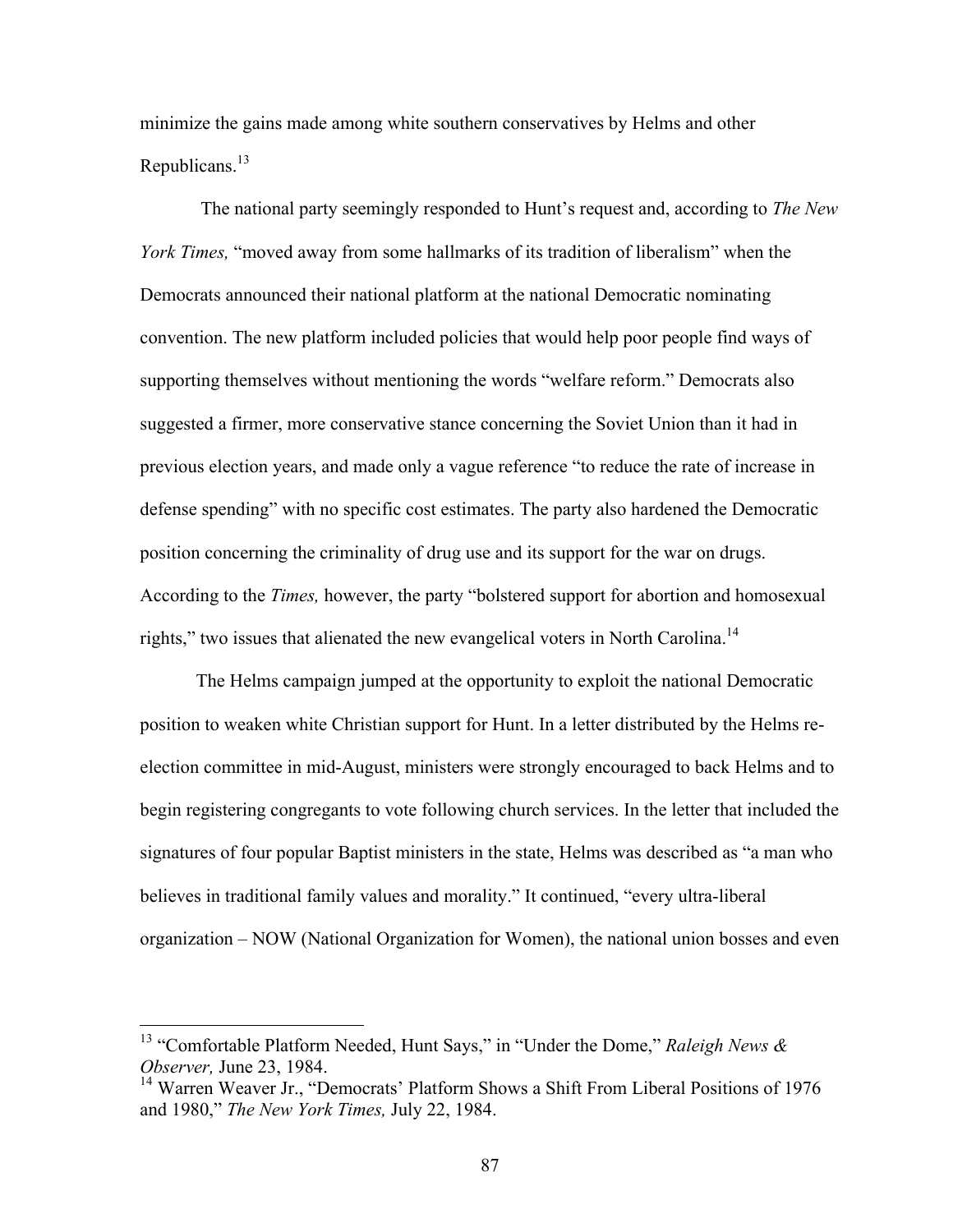minimize the gains made among white southern conservatives by Helms and other Republicans.[13]

The national party seemingly responded to Hunt's request and, according to *The New York Times,* "moved away from some hallmarks of its tradition of liberalism" when the Democrats announced their national platform at the national Democratic nominating convention. The new platform included policies that would help poor people find ways of supporting themselves without mentioning the words "welfare reform." Democrats also suggested a firmer, more conservative stance concerning the Soviet Union than it had in previous election years, and made only a vague reference "to reduce the rate of increase in defense spending" with no specific cost estimates. The party also hardened the Democratic position concerning the criminality of drug use and its support for the war on drugs. According to the *Times,* however, the party "bolstered support for abortion and homosexual rights," two issues that alienated the new evangelical voters in North Carolina.[14]

The Helms campaign jumped at the opportunity to exploit the national Democratic position to weaken white Christian support for Hunt. In a letter distributed by the Helms re-election committee in mid-August, ministers were strongly encouraged to back Helms and to begin registering congregants to vote following church services. In the letter that included the signatures of four popular Baptist ministers in the state, Helms was described as "a man who believes in traditional family values and morality." It continued, "every ultra-liberal organization – NOW (National Organization for Women), the national union bosses and even

---

[13] "Comfortable Platform Needed, Hunt Says," in "Under the Dome," *Raleigh News & Observer,* June 23, 1984.

[14] Warren Weaver Jr., "Democrats' Platform Shows a Shift From Liberal Positions of 1976 and 1980," *The New York Times,* July 22, 1984.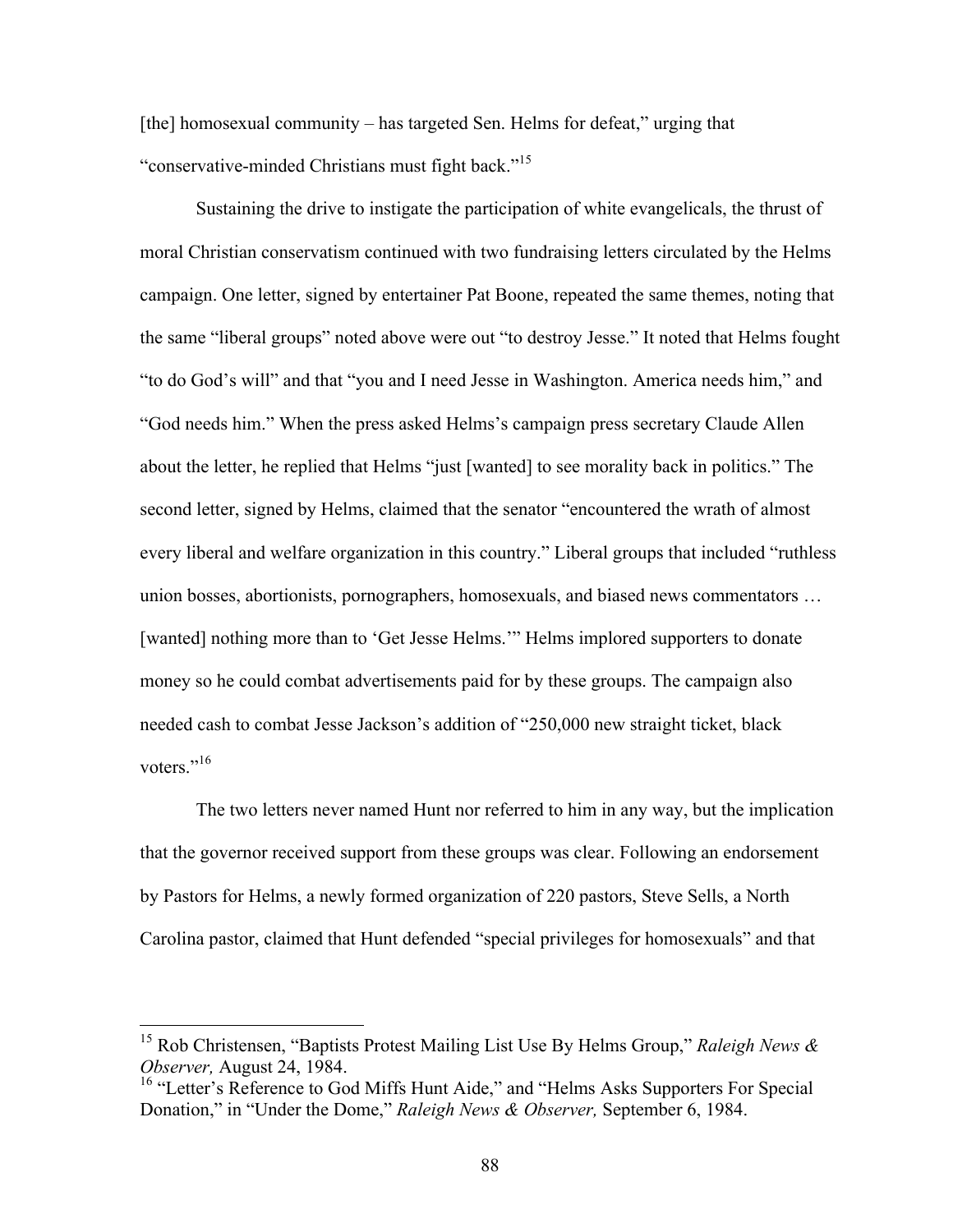[the] homosexual community – has targeted Sen. Helms for defeat," urging that "conservative-minded Christians must fight back."[15]

Sustaining the drive to instigate the participation of white evangelicals, the thrust of moral Christian conservatism continued with two fundraising letters circulated by the Helms campaign. One letter, signed by entertainer Pat Boone, repeated the same themes, noting that the same "liberal groups" noted above were out "to destroy Jesse." It noted that Helms fought "to do God's will" and that "you and I need Jesse in Washington. America needs him," and "God needs him." When the press asked Helms's campaign press secretary Claude Allen about the letter, he replied that Helms "just [wanted] to see morality back in politics." The second letter, signed by Helms, claimed that the senator "encountered the wrath of almost every liberal and welfare organization in this country." Liberal groups that included "ruthless union bosses, abortionists, pornographers, homosexuals, and biased news commentators … [wanted] nothing more than to 'Get Jesse Helms.'" Helms implored supporters to donate money so he could combat advertisements paid for by these groups. The campaign also needed cash to combat Jesse Jackson's addition of "250,000 new straight ticket, black voters."[16]

The two letters never named Hunt nor referred to him in any way, but the implication that the governor received support from these groups was clear. Following an endorsement by Pastors for Helms, a newly formed organization of 220 pastors, Steve Sells, a North Carolina pastor, claimed that Hunt defended "special privileges for homosexuals" and that

---

[15] Rob Christensen, "Baptists Protest Mailing List Use By Helms Group," *Raleigh News & Observer,* August 24, 1984.

[16] "Letter's Reference to God Miffs Hunt Aide," and "Helms Asks Supporters For Special Donation," in "Under the Dome," *Raleigh News & Observer,* September 6, 1984.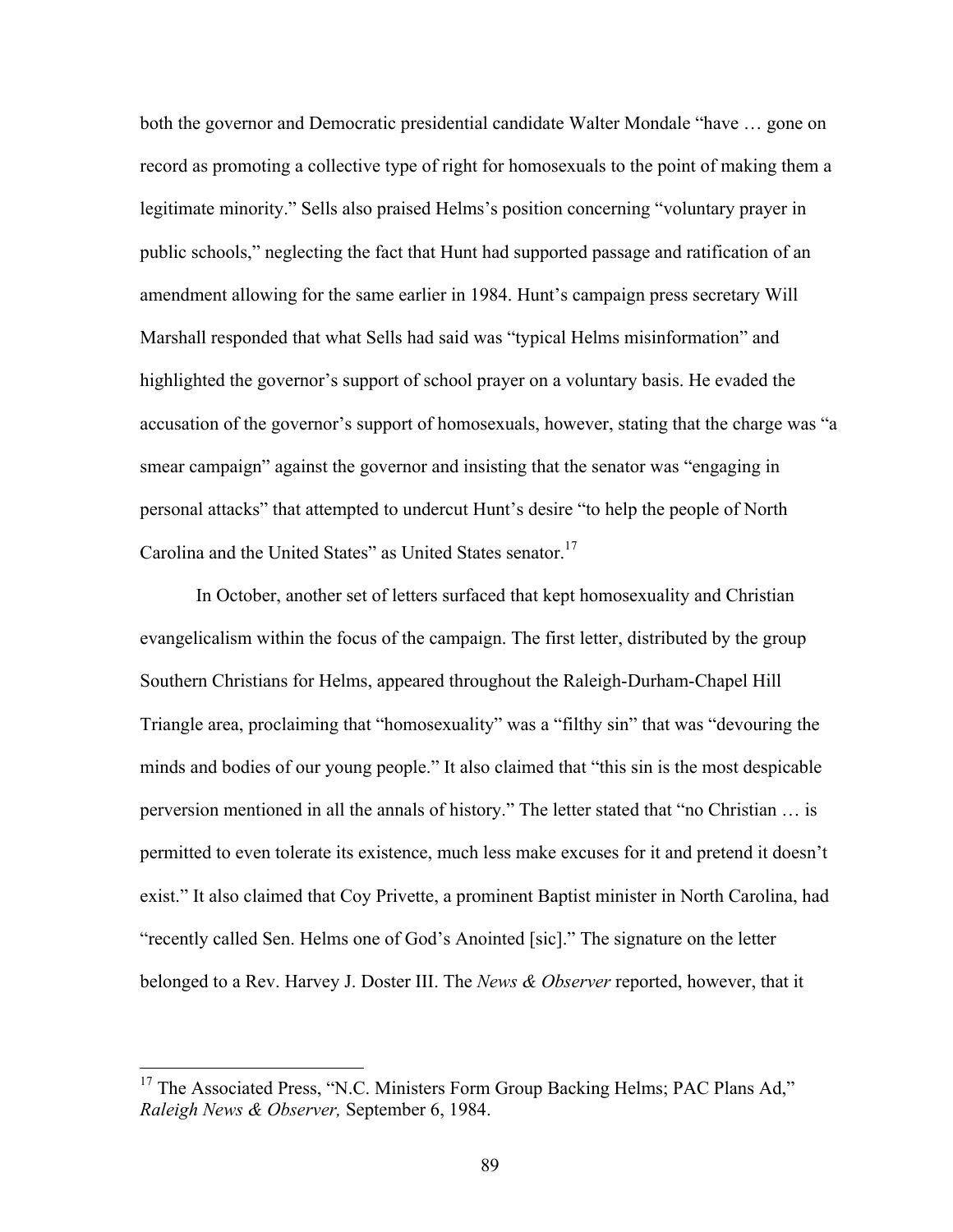both the governor and Democratic presidential candidate Walter Mondale "have … gone on record as promoting a collective type of right for homosexuals to the point of making them a legitimate minority." Sells also praised Helms's position concerning "voluntary prayer in public schools," neglecting the fact that Hunt had supported passage and ratification of an amendment allowing for the same earlier in 1984. Hunt's campaign press secretary Will Marshall responded that what Sells had said was "typical Helms misinformation" and highlighted the governor's support of school prayer on a voluntary basis. He evaded the accusation of the governor's support of homosexuals, however, stating that the charge was "a smear campaign" against the governor and insisting that the senator was "engaging in personal attacks" that attempted to undercut Hunt's desire "to help the people of North Carolina and the United States" as United States senator.[17]

In October, another set of letters surfaced that kept homosexuality and Christian evangelicalism within the focus of the campaign. The first letter, distributed by the group Southern Christians for Helms, appeared throughout the Raleigh-Durham-Chapel Hill Triangle area, proclaiming that "homosexuality" was a "filthy sin" that was "devouring the minds and bodies of our young people." It also claimed that "this sin is the most despicable perversion mentioned in all the annals of history." The letter stated that "no Christian … is permitted to even tolerate its existence, much less make excuses for it and pretend it doesn't exist." It also claimed that Coy Privette, a prominent Baptist minister in North Carolina, had "recently called Sen. Helms one of God's Anointed [sic]." The signature on the letter belonged to a Rev. Harvey J. Doster III. The *News & Observer* reported, however, that it

---

[17] The Associated Press, "N.C. Ministers Form Group Backing Helms; PAC Plans Ad," *Raleigh News & Observer,* September 6, 1984.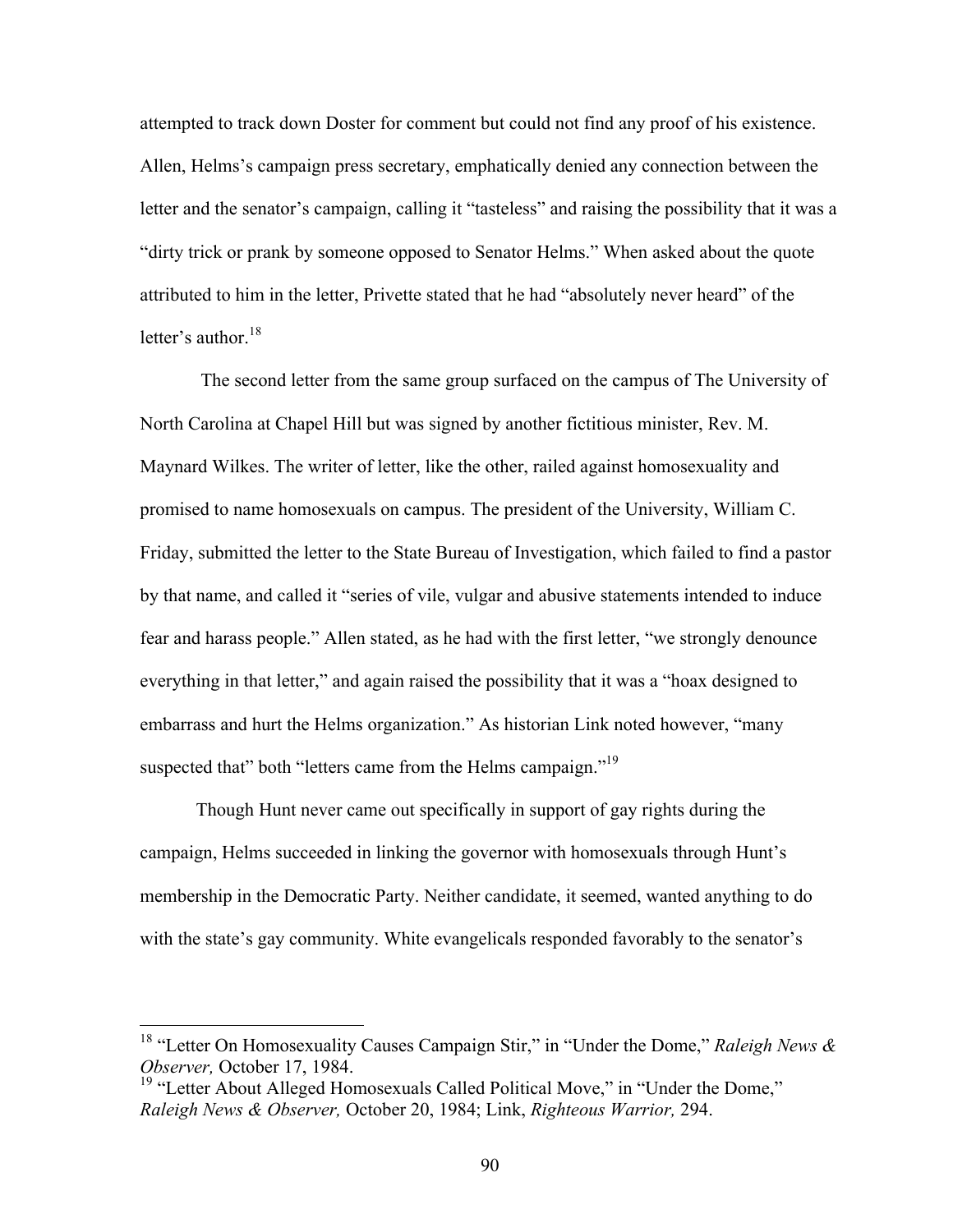attempted to track down Doster for comment but could not find any proof of his existence. Allen, Helms's campaign press secretary, emphatically denied any connection between the letter and the senator's campaign, calling it "tasteless" and raising the possibility that it was a "dirty trick or prank by someone opposed to Senator Helms." When asked about the quote attributed to him in the letter, Privette stated that he had "absolutely never heard" of the letter's author.[18]

The second letter from the same group surfaced on the campus of The University of North Carolina at Chapel Hill but was signed by another fictitious minister, Rev. M. Maynard Wilkes. The writer of letter, like the other, railed against homosexuality and promised to name homosexuals on campus. The president of the University, William C. Friday, submitted the letter to the State Bureau of Investigation, which failed to find a pastor by that name, and called it "series of vile, vulgar and abusive statements intended to induce fear and harass people." Allen stated, as he had with the first letter, "we strongly denounce everything in that letter," and again raised the possibility that it was a "hoax designed to embarrass and hurt the Helms organization." As historian Link noted however, "many suspected that" both "letters came from the Helms campaign."[19]

Though Hunt never came out specifically in support of gay rights during the campaign, Helms succeeded in linking the governor with homosexuals through Hunt's membership in the Democratic Party. Neither candidate, it seemed, wanted anything to do with the state's gay community. White evangelicals responded favorably to the senator's

---

[18] "Letter On Homosexuality Causes Campaign Stir," in "Under the Dome," *Raleigh News & Observer,* October 17, 1984.

[19] "Letter About Alleged Homosexuals Called Political Move," in "Under the Dome," *Raleigh News & Observer,* October 20, 1984; Link, *Righteous Warrior,* 294.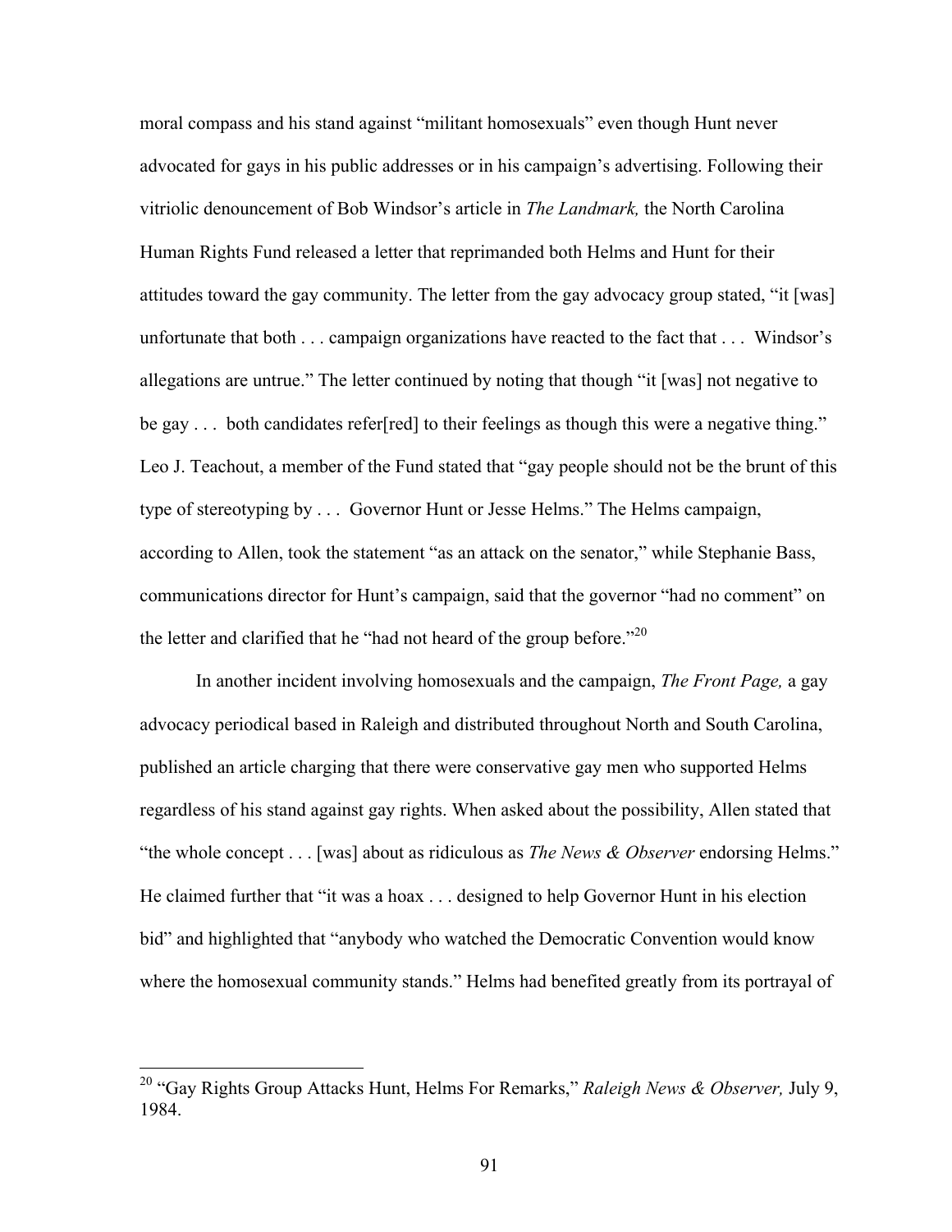moral compass and his stand against "militant homosexuals" even though Hunt never advocated for gays in his public addresses or in his campaign's advertising. Following their vitriolic denouncement of Bob Windsor's article in *The Landmark,* the North Carolina Human Rights Fund released a letter that reprimanded both Helms and Hunt for their attitudes toward the gay community. The letter from the gay advocacy group stated, "it [was] unfortunate that both . . . campaign organizations have reacted to the fact that . . . Windsor's allegations are untrue." The letter continued by noting that though "it [was] not negative to be gay . . . both candidates refer[red] to their feelings as though this were a negative thing." Leo J. Teachout, a member of the Fund stated that "gay people should not be the brunt of this type of stereotyping by . . . Governor Hunt or Jesse Helms." The Helms campaign, according to Allen, took the statement "as an attack on the senator," while Stephanie Bass, communications director for Hunt's campaign, said that the governor "had no comment" on the letter and clarified that he "had not heard of the group before."[20]

In another incident involving homosexuals and the campaign, *The Front Page,* a gay advocacy periodical based in Raleigh and distributed throughout North and South Carolina, published an article charging that there were conservative gay men who supported Helms regardless of his stand against gay rights. When asked about the possibility, Allen stated that "the whole concept . . . [was] about as ridiculous as *The News & Observer* endorsing Helms." He claimed further that "it was a hoax . . . designed to help Governor Hunt in his election bid" and highlighted that "anybody who watched the Democratic Convention would know where the homosexual community stands." Helms had benefited greatly from its portrayal of

[20] "Gay Rights Group Attacks Hunt, Helms For Remarks," *Raleigh News & Observer,* July 9, 1984.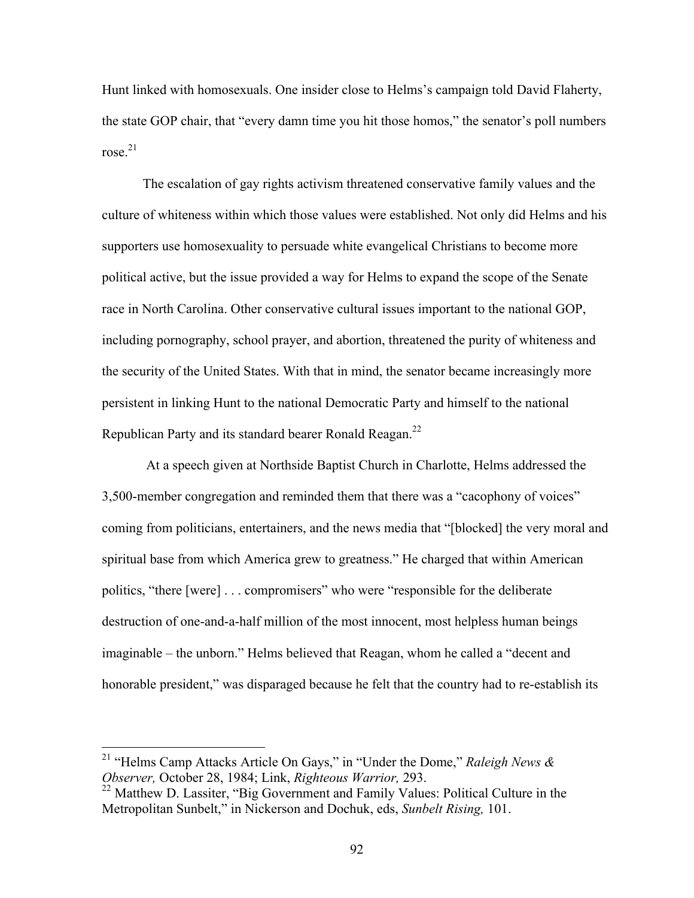Hunt linked with homosexuals. One insider close to Helms's campaign told David Flaherty, the state GOP chair, that "every damn time you hit those homos," the senator's poll numbers rose.[21]

The escalation of gay rights activism threatened conservative family values and the culture of whiteness within which those values were established. Not only did Helms and his supporters use homosexuality to persuade white evangelical Christians to become more political active, but the issue provided a way for Helms to expand the scope of the Senate race in North Carolina. Other conservative cultural issues important to the national GOP, including pornography, school prayer, and abortion, threatened the purity of whiteness and the security of the United States. With that in mind, the senator became increasingly more persistent in linking Hunt to the national Democratic Party and himself to the national Republican Party and its standard bearer Ronald Reagan.[22]

At a speech given at Northside Baptist Church in Charlotte, Helms addressed the 3,500-member congregation and reminded them that there was a "cacophony of voices" coming from politicians, entertainers, and the news media that "[blocked] the very moral and spiritual base from which America grew to greatness." He charged that within American politics, "there [were] . . . compromisers" who were "responsible for the deliberate destruction of one-and-a-half million of the most innocent, most helpless human beings imaginable – the unborn." Helms believed that Reagan, whom he called a "decent and honorable president," was disparaged because he felt that the country had to re-establish its

---

[21] "Helms Camp Attacks Article On Gays," in "Under the Dome," *Raleigh News & Observer,* October 28, 1984; Link, *Righteous Warrior,* 293.

[22] Matthew D. Lassiter, "Big Government and Family Values: Political Culture in the Metropolitan Sunbelt," in Nickerson and Dochuk, eds, *Sunbelt Rising,* 101.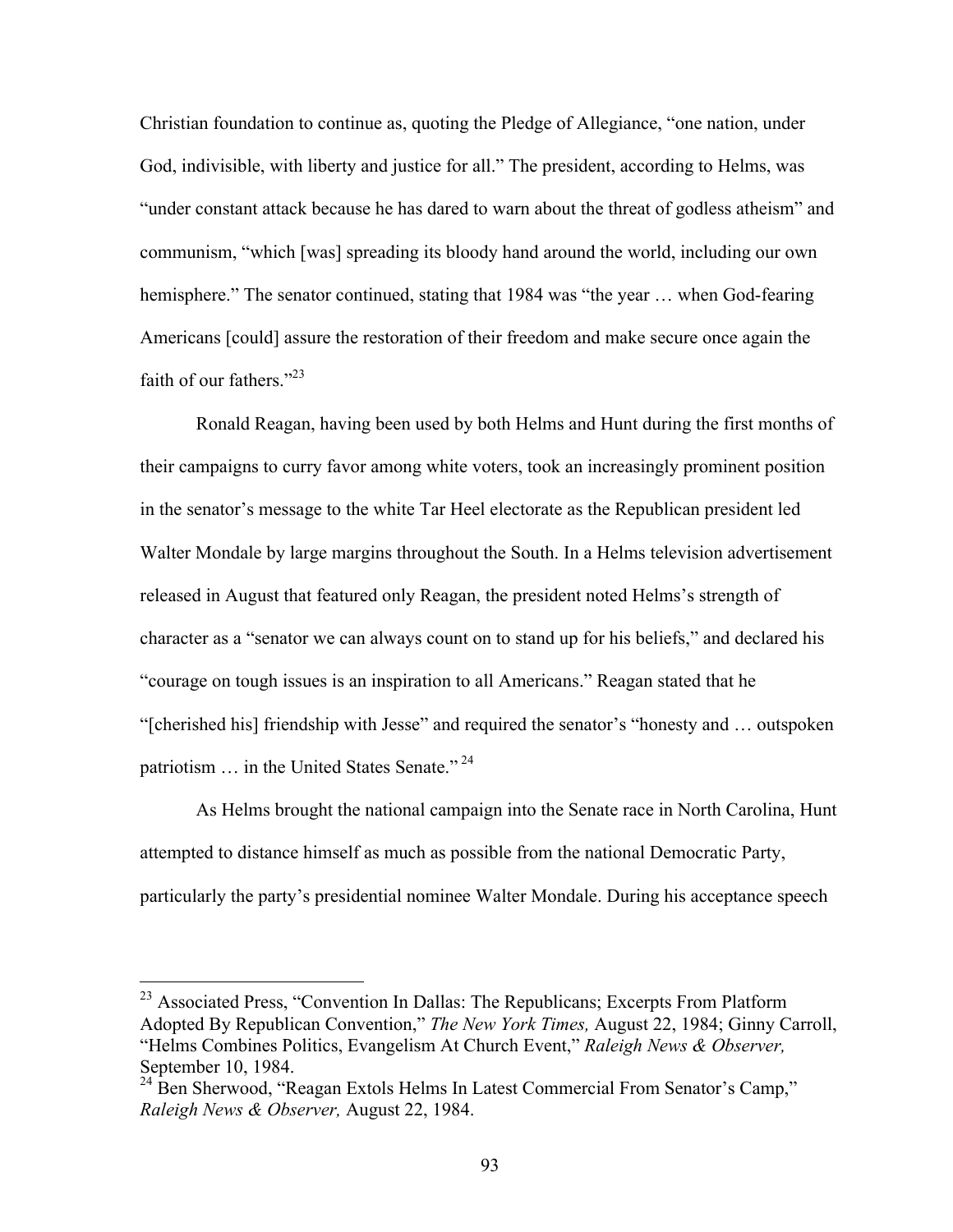Christian foundation to continue as, quoting the Pledge of Allegiance, "one nation, under God, indivisible, with liberty and justice for all." The president, according to Helms, was "under constant attack because he has dared to warn about the threat of godless atheism" and communism, "which [was] spreading its bloody hand around the world, including our own hemisphere." The senator continued, stating that 1984 was "the year … when God-fearing Americans [could] assure the restoration of their freedom and make secure once again the faith of our fathers."[23]

Ronald Reagan, having been used by both Helms and Hunt during the first months of their campaigns to curry favor among white voters, took an increasingly prominent position in the senator's message to the white Tar Heel electorate as the Republican president led Walter Mondale by large margins throughout the South. In a Helms television advertisement released in August that featured only Reagan, the president noted Helms's strength of character as a "senator we can always count on to stand up for his beliefs," and declared his "courage on tough issues is an inspiration to all Americans." Reagan stated that he "[cherished his] friendship with Jesse" and required the senator's "honesty and … outspoken patriotism … in the United States Senate."[24]

As Helms brought the national campaign into the Senate race in North Carolina, Hunt attempted to distance himself as much as possible from the national Democratic Party, particularly the party's presidential nominee Walter Mondale. During his acceptance speech

---

[23] Associated Press, "Convention In Dallas: The Republicans; Excerpts From Platform Adopted By Republican Convention," *The New York Times,* August 22, 1984; Ginny Carroll, "Helms Combines Politics, Evangelism At Church Event," *Raleigh News & Observer,* September 10, 1984.

[24] Ben Sherwood, "Reagan Extols Helms In Latest Commercial From Senator's Camp," *Raleigh News & Observer,* August 22, 1984.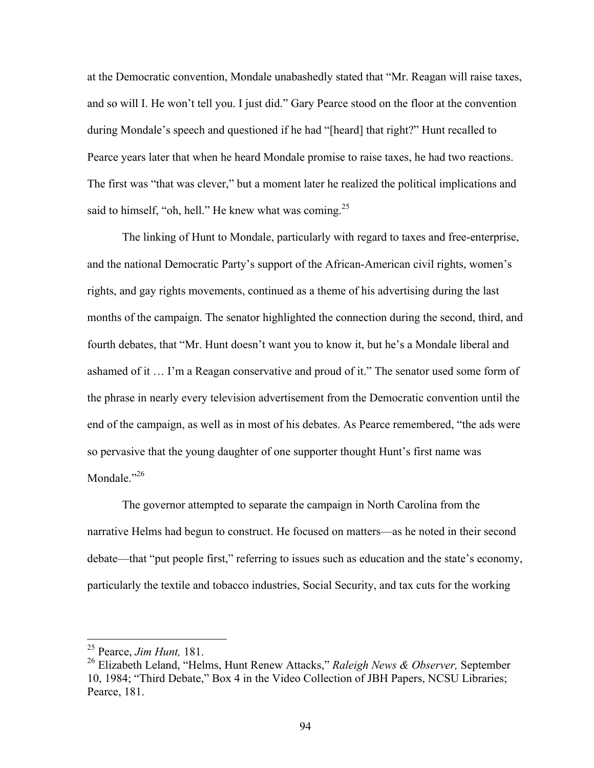at the Democratic convention, Mondale unabashedly stated that "Mr. Reagan will raise taxes, and so will I. He won't tell you. I just did." Gary Pearce stood on the floor at the convention during Mondale's speech and questioned if he had "[heard] that right?" Hunt recalled to Pearce years later that when he heard Mondale promise to raise taxes, he had two reactions. The first was "that was clever," but a moment later he realized the political implications and said to himself, "oh, hell." He knew what was coming.[25]

The linking of Hunt to Mondale, particularly with regard to taxes and free-enterprise, and the national Democratic Party's support of the African-American civil rights, women's rights, and gay rights movements, continued as a theme of his advertising during the last months of the campaign. The senator highlighted the connection during the second, third, and fourth debates, that "Mr. Hunt doesn't want you to know it, but he's a Mondale liberal and ashamed of it … I'm a Reagan conservative and proud of it." The senator used some form of the phrase in nearly every television advertisement from the Democratic convention until the end of the campaign, as well as in most of his debates. As Pearce remembered, "the ads were so pervasive that the young daughter of one supporter thought Hunt's first name was Mondale."[26]

The governor attempted to separate the campaign in North Carolina from the narrative Helms had begun to construct. He focused on matters—as he noted in their second debate—that "put people first," referring to issues such as education and the state's economy, particularly the textile and tobacco industries, Social Security, and tax cuts for the working

---

[25] Pearce, *Jim Hunt,* 181.

[26] Elizabeth Leland, "Helms, Hunt Renew Attacks," *Raleigh News & Observer,* September 10, 1984; "Third Debate," Box 4 in the Video Collection of JBH Papers, NCSU Libraries; Pearce, 181.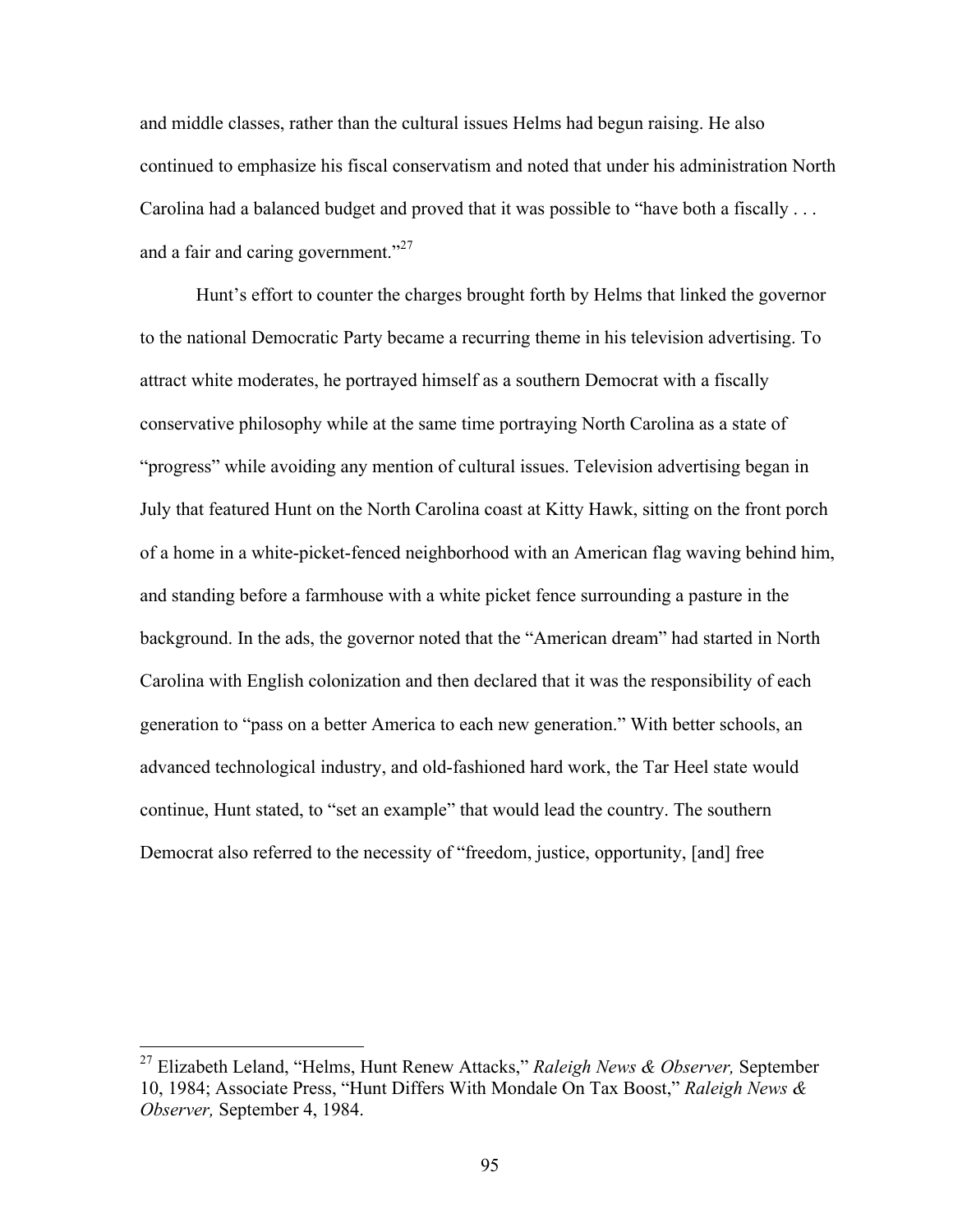and middle classes, rather than the cultural issues Helms had begun raising. He also continued to emphasize his fiscal conservatism and noted that under his administration North Carolina had a balanced budget and proved that it was possible to "have both a fiscally . . . and a fair and caring government."[27]

Hunt's effort to counter the charges brought forth by Helms that linked the governor to the national Democratic Party became a recurring theme in his television advertising. To attract white moderates, he portrayed himself as a southern Democrat with a fiscally conservative philosophy while at the same time portraying North Carolina as a state of "progress" while avoiding any mention of cultural issues. Television advertising began in July that featured Hunt on the North Carolina coast at Kitty Hawk, sitting on the front porch of a home in a white-picket-fenced neighborhood with an American flag waving behind him, and standing before a farmhouse with a white picket fence surrounding a pasture in the background. In the ads, the governor noted that the "American dream" had started in North Carolina with English colonization and then declared that it was the responsibility of each generation to "pass on a better America to each new generation." With better schools, an advanced technological industry, and old-fashioned hard work, the Tar Heel state would continue, Hunt stated, to "set an example" that would lead the country. The southern Democrat also referred to the necessity of "freedom, justice, opportunity, [and] free

---

[27] Elizabeth Leland, "Helms, Hunt Renew Attacks," *Raleigh News & Observer,* September 10, 1984; Associate Press, "Hunt Differs With Mondale On Tax Boost," *Raleigh News & Observer,* September 4, 1984.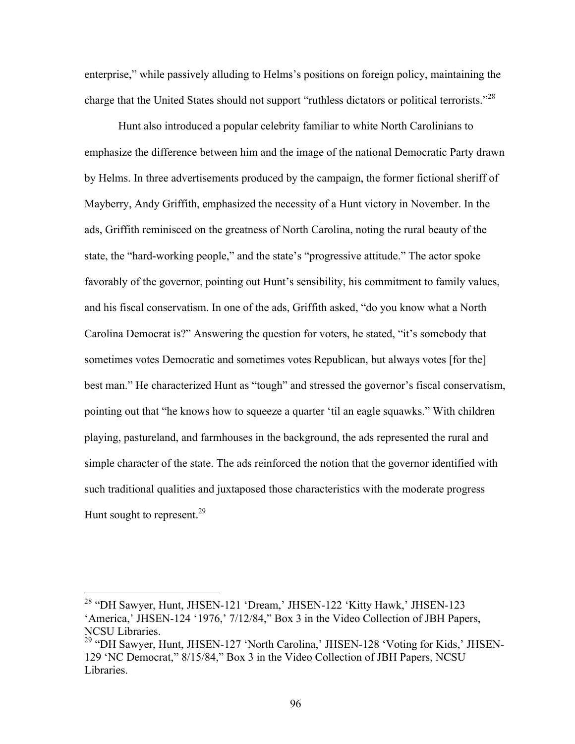enterprise," while passively alluding to Helms's positions on foreign policy, maintaining the charge that the United States should not support "ruthless dictators or political terrorists."[28]

Hunt also introduced a popular celebrity familiar to white North Carolinians to emphasize the difference between him and the image of the national Democratic Party drawn by Helms. In three advertisements produced by the campaign, the former fictional sheriff of Mayberry, Andy Griffith, emphasized the necessity of a Hunt victory in November. In the ads, Griffith reminisced on the greatness of North Carolina, noting the rural beauty of the state, the "hard-working people," and the state's "progressive attitude." The actor spoke favorably of the governor, pointing out Hunt's sensibility, his commitment to family values, and his fiscal conservatism. In one of the ads, Griffith asked, "do you know what a North Carolina Democrat is?" Answering the question for voters, he stated, "it's somebody that sometimes votes Democratic and sometimes votes Republican, but always votes [for the] best man." He characterized Hunt as "tough" and stressed the governor's fiscal conservatism, pointing out that "he knows how to squeeze a quarter 'til an eagle squawks." With children playing, pastureland, and farmhouses in the background, the ads represented the rural and simple character of the state. The ads reinforced the notion that the governor identified with such traditional qualities and juxtaposed those characteristics with the moderate progress Hunt sought to represent.[29]

---

[28] "DH Sawyer, Hunt, JHSEN-121 'Dream,' JHSEN-122 'Kitty Hawk,' JHSEN-123 'America,' JHSEN-124 '1976,' 7/12/84," Box 3 in the Video Collection of JBH Papers, NCSU Libraries.

[29] "DH Sawyer, Hunt, JHSEN-127 'North Carolina,' JHSEN-128 'Voting for Kids,' JHSEN-129 'NC Democrat," 8/15/84," Box 3 in the Video Collection of JBH Papers, NCSU Libraries.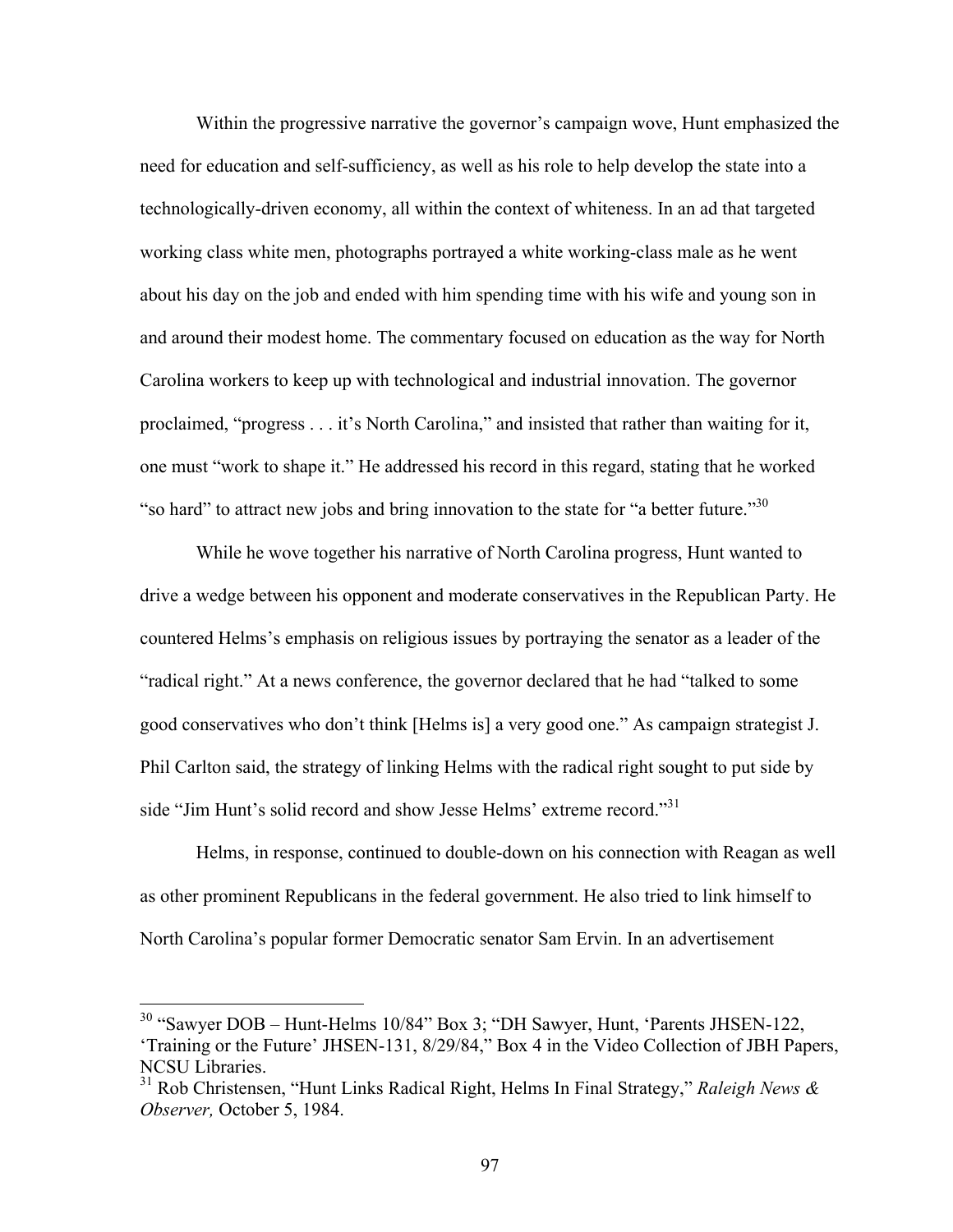Within the progressive narrative the governor's campaign wove, Hunt emphasized the need for education and self-sufficiency, as well as his role to help develop the state into a technologically-driven economy, all within the context of whiteness. In an ad that targeted working class white men, photographs portrayed a white working-class male as he went about his day on the job and ended with him spending time with his wife and young son in and around their modest home. The commentary focused on education as the way for North Carolina workers to keep up with technological and industrial innovation. The governor proclaimed, "progress . . . it's North Carolina," and insisted that rather than waiting for it, one must "work to shape it." He addressed his record in this regard, stating that he worked "so hard" to attract new jobs and bring innovation to the state for "a better future."[30]

While he wove together his narrative of North Carolina progress, Hunt wanted to drive a wedge between his opponent and moderate conservatives in the Republican Party. He countered Helms's emphasis on religious issues by portraying the senator as a leader of the "radical right." At a news conference, the governor declared that he had "talked to some good conservatives who don't think [Helms is] a very good one." As campaign strategist J. Phil Carlton said, the strategy of linking Helms with the radical right sought to put side by side "Jim Hunt's solid record and show Jesse Helms' extreme record."[31]

Helms, in response, continued to double-down on his connection with Reagan as well as other prominent Republicans in the federal government. He also tried to link himself to North Carolina's popular former Democratic senator Sam Ervin. In an advertisement

---

[30] "Sawyer DOB – Hunt-Helms 10/84" Box 3; "DH Sawyer, Hunt, 'Parents JHSEN-122, 'Training or the Future' JHSEN-131, 8/29/84," Box 4 in the Video Collection of JBH Papers, NCSU Libraries.

[31] Rob Christensen, "Hunt Links Radical Right, Helms In Final Strategy," *Raleigh News & Observer,* October 5, 1984.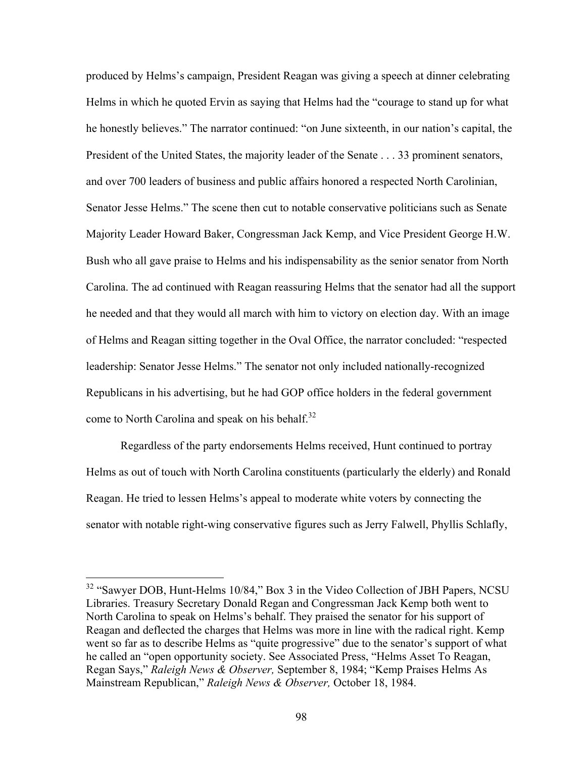produced by Helms's campaign, President Reagan was giving a speech at dinner celebrating Helms in which he quoted Ervin as saying that Helms had the "courage to stand up for what he honestly believes." The narrator continued: "on June sixteenth, in our nation's capital, the President of the United States, the majority leader of the Senate . . . 33 prominent senators, and over 700 leaders of business and public affairs honored a respected North Carolinian, Senator Jesse Helms." The scene then cut to notable conservative politicians such as Senate Majority Leader Howard Baker, Congressman Jack Kemp, and Vice President George H.W. Bush who all gave praise to Helms and his indispensability as the senior senator from North Carolina. The ad continued with Reagan reassuring Helms that the senator had all the support he needed and that they would all march with him to victory on election day. With an image of Helms and Reagan sitting together in the Oval Office, the narrator concluded: "respected leadership: Senator Jesse Helms." The senator not only included nationally-recognized Republicans in his advertising, but he had GOP office holders in the federal government come to North Carolina and speak on his behalf.[32]

Regardless of the party endorsements Helms received, Hunt continued to portray Helms as out of touch with North Carolina constituents (particularly the elderly) and Ronald Reagan. He tried to lessen Helms's appeal to moderate white voters by connecting the senator with notable right-wing conservative figures such as Jerry Falwell, Phyllis Schlafly,

---

[32] "Sawyer DOB, Hunt-Helms 10/84," Box 3 in the Video Collection of JBH Papers, NCSU Libraries. Treasury Secretary Donald Regan and Congressman Jack Kemp both went to North Carolina to speak on Helms's behalf. They praised the senator for his support of Reagan and deflected the charges that Helms was more in line with the radical right. Kemp went so far as to describe Helms as "quite progressive" due to the senator's support of what he called an "open opportunity society. See Associated Press, "Helms Asset To Reagan, Regan Says," *Raleigh News & Observer,* September 8, 1984; "Kemp Praises Helms As Mainstream Republican," *Raleigh News & Observer,* October 18, 1984.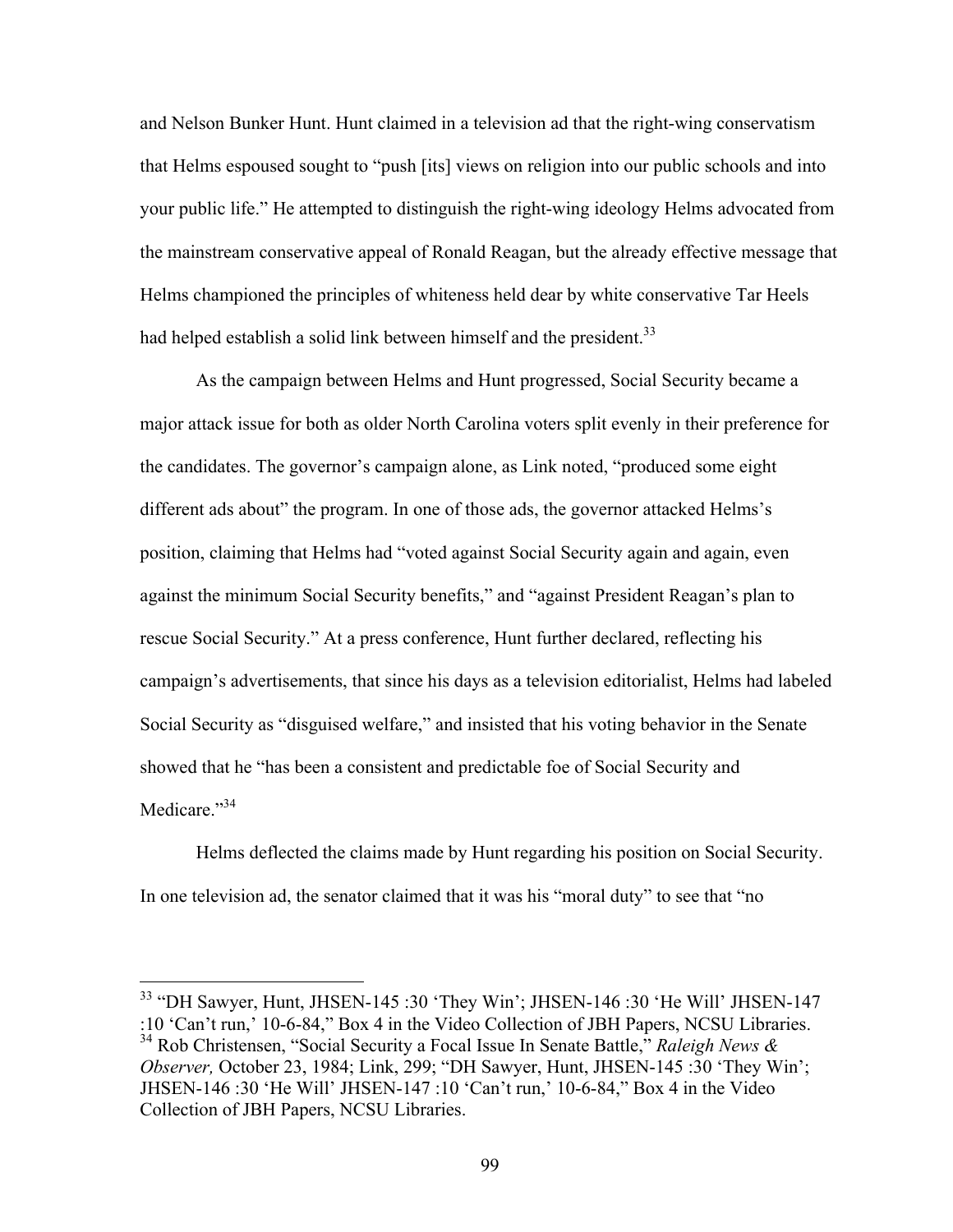and Nelson Bunker Hunt. Hunt claimed in a television ad that the right-wing conservatism that Helms espoused sought to "push [its] views on religion into our public schools and into your public life." He attempted to distinguish the right-wing ideology Helms advocated from the mainstream conservative appeal of Ronald Reagan, but the already effective message that Helms championed the principles of whiteness held dear by white conservative Tar Heels had helped establish a solid link between himself and the president.[33]

As the campaign between Helms and Hunt progressed, Social Security became a major attack issue for both as older North Carolina voters split evenly in their preference for the candidates. The governor's campaign alone, as Link noted, "produced some eight different ads about" the program. In one of those ads, the governor attacked Helms's position, claiming that Helms had "voted against Social Security again and again, even against the minimum Social Security benefits," and "against President Reagan's plan to rescue Social Security." At a press conference, Hunt further declared, reflecting his campaign's advertisements, that since his days as a television editorialist, Helms had labeled Social Security as "disguised welfare," and insisted that his voting behavior in the Senate showed that he "has been a consistent and predictable foe of Social Security and Medicare."[34]

Helms deflected the claims made by Hunt regarding his position on Social Security. In one television ad, the senator claimed that it was his "moral duty" to see that "no

---

[33] "DH Sawyer, Hunt, JHSEN-145 :30 'They Win'; JHSEN-146 :30 'He Will' JHSEN-147 :10 'Can't run,' 10-6-84," Box 4 in the Video Collection of JBH Papers, NCSU Libraries.

[34] Rob Christensen, "Social Security a Focal Issue In Senate Battle," *Raleigh News & Observer,* October 23, 1984; Link, 299; "DH Sawyer, Hunt, JHSEN-145 :30 'They Win'; JHSEN-146 :30 'He Will' JHSEN-147 :10 'Can't run,' 10-6-84," Box 4 in the Video Collection of JBH Papers, NCSU Libraries.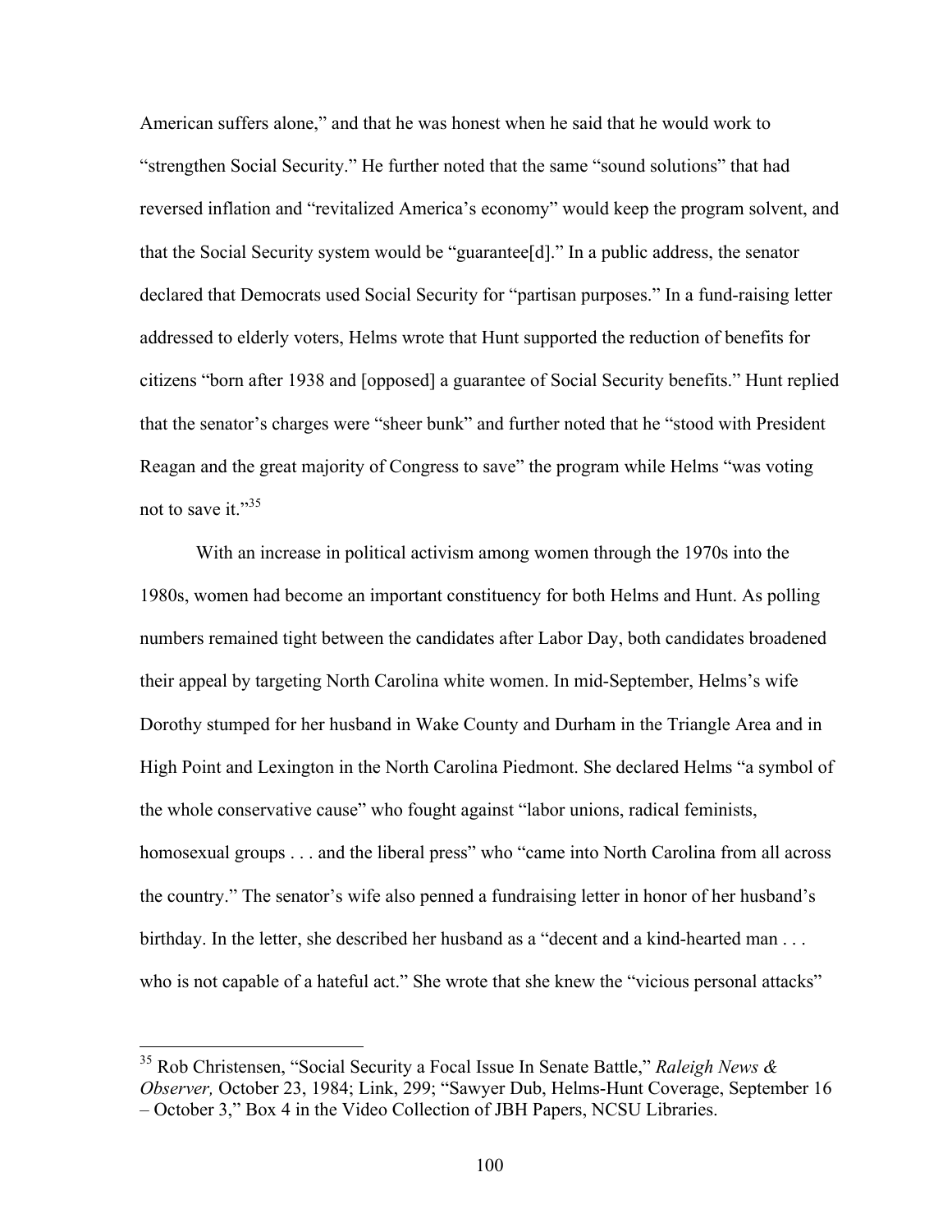American suffers alone," and that he was honest when he said that he would work to "strengthen Social Security." He further noted that the same "sound solutions" that had reversed inflation and "revitalized America's economy" would keep the program solvent, and that the Social Security system would be "guarantee[d]." In a public address, the senator declared that Democrats used Social Security for "partisan purposes." In a fund-raising letter addressed to elderly voters, Helms wrote that Hunt supported the reduction of benefits for citizens "born after 1938 and [opposed] a guarantee of Social Security benefits." Hunt replied that the senator's charges were "sheer bunk" and further noted that he "stood with President Reagan and the great majority of Congress to save" the program while Helms "was voting not to save it."[35]

With an increase in political activism among women through the 1970s into the 1980s, women had become an important constituency for both Helms and Hunt. As polling numbers remained tight between the candidates after Labor Day, both candidates broadened their appeal by targeting North Carolina white women. In mid-September, Helms's wife Dorothy stumped for her husband in Wake County and Durham in the Triangle Area and in High Point and Lexington in the North Carolina Piedmont. She declared Helms "a symbol of the whole conservative cause" who fought against "labor unions, radical feminists, homosexual groups . . . and the liberal press" who "came into North Carolina from all across the country." The senator's wife also penned a fundraising letter in honor of her husband's birthday. In the letter, she described her husband as a "decent and a kind-hearted man . . . who is not capable of a hateful act." She wrote that she knew the "vicious personal attacks"

---

[35] Rob Christensen, "Social Security a Focal Issue In Senate Battle," *Raleigh News & Observer,* October 23, 1984; Link, 299; "Sawyer Dub, Helms-Hunt Coverage, September 16 – October 3," Box 4 in the Video Collection of JBH Papers, NCSU Libraries.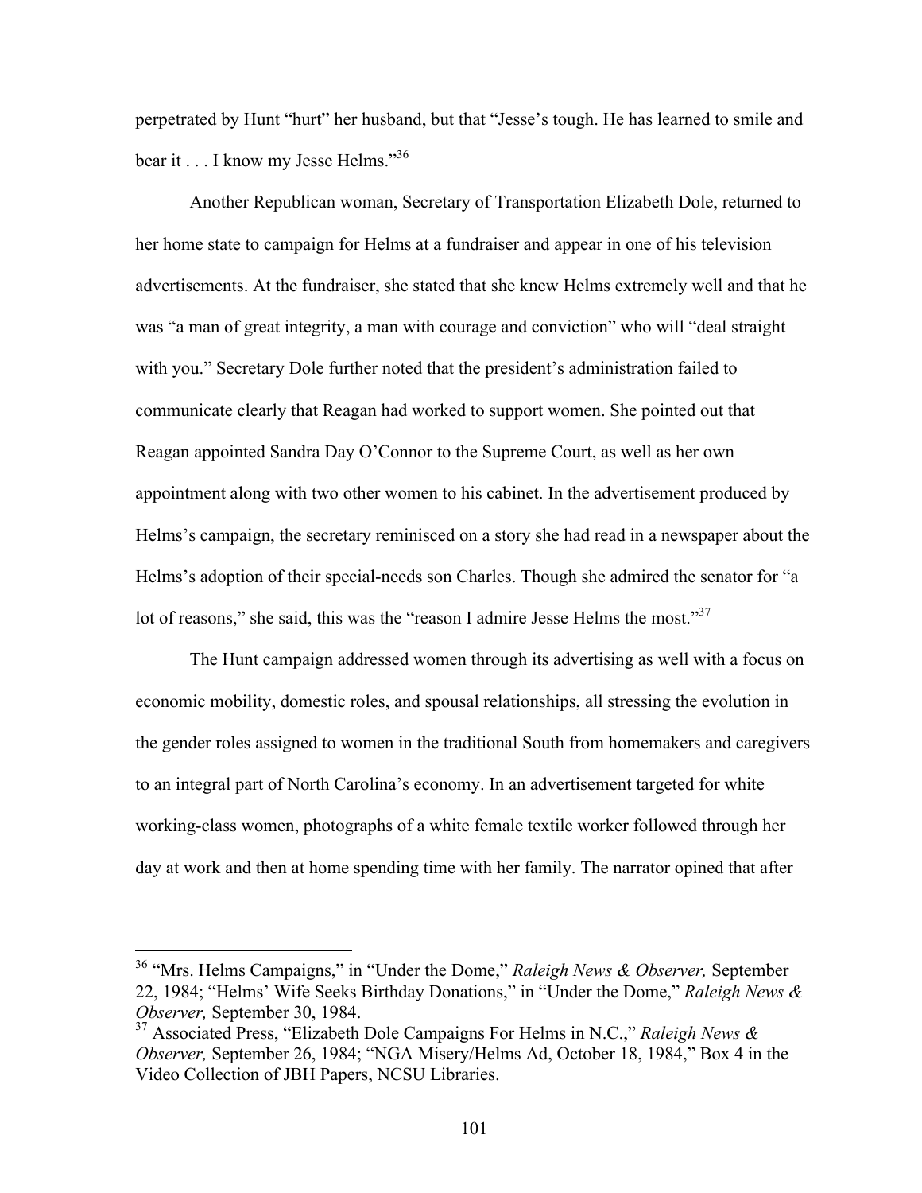perpetrated by Hunt "hurt" her husband, but that "Jesse's tough. He has learned to smile and bear it . . . I know my Jesse Helms."[36]

Another Republican woman, Secretary of Transportation Elizabeth Dole, returned to her home state to campaign for Helms at a fundraiser and appear in one of his television advertisements. At the fundraiser, she stated that she knew Helms extremely well and that he was "a man of great integrity, a man with courage and conviction" who will "deal straight with you." Secretary Dole further noted that the president's administration failed to communicate clearly that Reagan had worked to support women. She pointed out that Reagan appointed Sandra Day O'Connor to the Supreme Court, as well as her own appointment along with two other women to his cabinet. In the advertisement produced by Helms's campaign, the secretary reminisced on a story she had read in a newspaper about the Helms's adoption of their special-needs son Charles. Though she admired the senator for "a lot of reasons," she said, this was the "reason I admire Jesse Helms the most."[37]

The Hunt campaign addressed women through its advertising as well with a focus on economic mobility, domestic roles, and spousal relationships, all stressing the evolution in the gender roles assigned to women in the traditional South from homemakers and caregivers to an integral part of North Carolina's economy. In an advertisement targeted for white working-class women, photographs of a white female textile worker followed through her day at work and then at home spending time with her family. The narrator opined that after

---

[36] "Mrs. Helms Campaigns," in "Under the Dome," *Raleigh News & Observer,* September 22, 1984; "Helms' Wife Seeks Birthday Donations," in "Under the Dome," *Raleigh News & Observer,* September 30, 1984.

[37] Associated Press, "Elizabeth Dole Campaigns For Helms in N.C.," *Raleigh News & Observer,* September 26, 1984; "NGA Misery/Helms Ad, October 18, 1984," Box 4 in the Video Collection of JBH Papers, NCSU Libraries.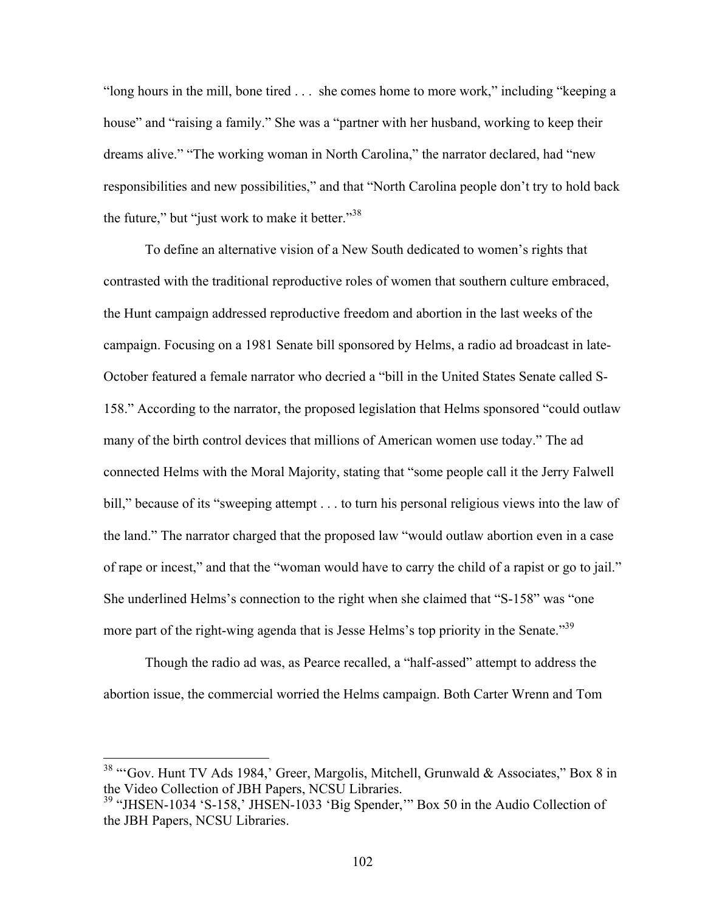"long hours in the mill, bone tired . . . she comes home to more work," including "keeping a house" and "raising a family." She was a "partner with her husband, working to keep their dreams alive." "The working woman in North Carolina," the narrator declared, had "new responsibilities and new possibilities," and that "North Carolina people don't try to hold back the future," but "just work to make it better."[38]

To define an alternative vision of a New South dedicated to women's rights that contrasted with the traditional reproductive roles of women that southern culture embraced, the Hunt campaign addressed reproductive freedom and abortion in the last weeks of the campaign. Focusing on a 1981 Senate bill sponsored by Helms, a radio ad broadcast in late-October featured a female narrator who decried a "bill in the United States Senate called S-158." According to the narrator, the proposed legislation that Helms sponsored "could outlaw many of the birth control devices that millions of American women use today." The ad connected Helms with the Moral Majority, stating that "some people call it the Jerry Falwell bill," because of its "sweeping attempt . . . to turn his personal religious views into the law of the land." The narrator charged that the proposed law "would outlaw abortion even in a case of rape or incest," and that the "woman would have to carry the child of a rapist or go to jail." She underlined Helms's connection to the right when she claimed that "S-158" was "one more part of the right-wing agenda that is Jesse Helms's top priority in the Senate."[39]

Though the radio ad was, as Pearce recalled, a "half-assed" attempt to address the abortion issue, the commercial worried the Helms campaign. Both Carter Wrenn and Tom

---

[38] "'Gov. Hunt TV Ads 1984,' Greer, Margolis, Mitchell, Grunwald & Associates," Box 8 in the Video Collection of JBH Papers, NCSU Libraries.

[39] "JHSEN-1034 'S-158,' JHSEN-1033 'Big Spender,'" Box 50 in the Audio Collection of the JBH Papers, NCSU Libraries.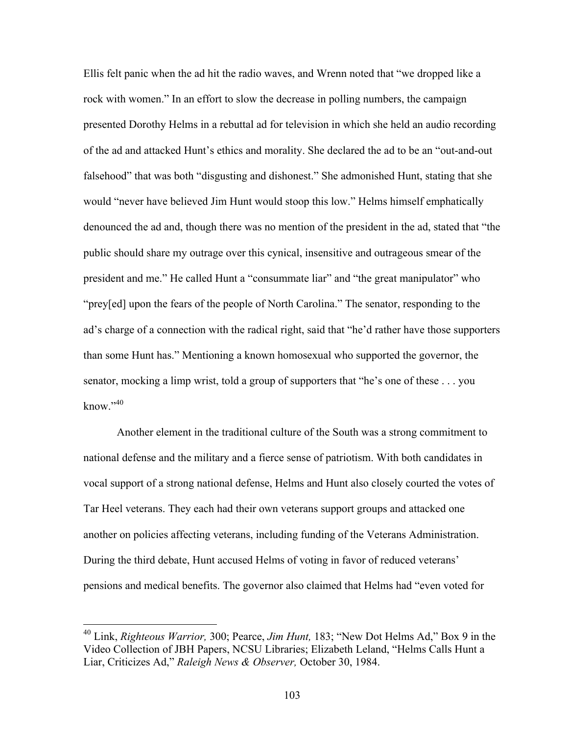Ellis felt panic when the ad hit the radio waves, and Wrenn noted that "we dropped like a rock with women." In an effort to slow the decrease in polling numbers, the campaign presented Dorothy Helms in a rebuttal ad for television in which she held an audio recording of the ad and attacked Hunt's ethics and morality. She declared the ad to be an "out-and-out falsehood" that was both "disgusting and dishonest." She admonished Hunt, stating that she would "never have believed Jim Hunt would stoop this low." Helms himself emphatically denounced the ad and, though there was no mention of the president in the ad, stated that "the public should share my outrage over this cynical, insensitive and outrageous smear of the president and me." He called Hunt a "consummate liar" and "the great manipulator" who "prey[ed] upon the fears of the people of North Carolina." The senator, responding to the ad's charge of a connection with the radical right, said that "he'd rather have those supporters than some Hunt has." Mentioning a known homosexual who supported the governor, the senator, mocking a limp wrist, told a group of supporters that "he's one of these . . . you know."[40]

Another element in the traditional culture of the South was a strong commitment to national defense and the military and a fierce sense of patriotism. With both candidates in vocal support of a strong national defense, Helms and Hunt also closely courted the votes of Tar Heel veterans. They each had their own veterans support groups and attacked one another on policies affecting veterans, including funding of the Veterans Administration. During the third debate, Hunt accused Helms of voting in favor of reduced veterans' pensions and medical benefits. The governor also claimed that Helms had "even voted for

---

[40] Link, *Righteous Warrior,* 300; Pearce, *Jim Hunt,* 183; "New Dot Helms Ad," Box 9 in the Video Collection of JBH Papers, NCSU Libraries; Elizabeth Leland, "Helms Calls Hunt a Liar, Criticizes Ad," *Raleigh News & Observer,* October 30, 1984.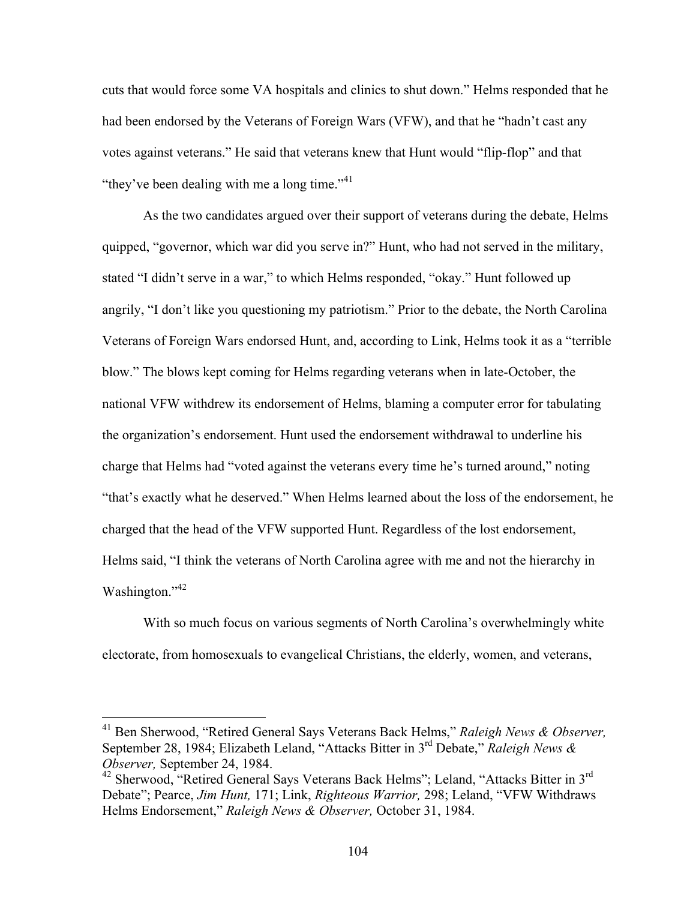cuts that would force some VA hospitals and clinics to shut down." Helms responded that he had been endorsed by the Veterans of Foreign Wars (VFW), and that he "hadn't cast any votes against veterans." He said that veterans knew that Hunt would "flip-flop" and that "they've been dealing with me a long time."[41]

As the two candidates argued over their support of veterans during the debate, Helms quipped, "governor, which war did you serve in?" Hunt, who had not served in the military, stated "I didn't serve in a war," to which Helms responded, "okay." Hunt followed up angrily, "I don't like you questioning my patriotism." Prior to the debate, the North Carolina Veterans of Foreign Wars endorsed Hunt, and, according to Link, Helms took it as a "terrible blow." The blows kept coming for Helms regarding veterans when in late-October, the national VFW withdrew its endorsement of Helms, blaming a computer error for tabulating the organization's endorsement. Hunt used the endorsement withdrawal to underline his charge that Helms had "voted against the veterans every time he's turned around," noting "that's exactly what he deserved." When Helms learned about the loss of the endorsement, he charged that the head of the VFW supported Hunt. Regardless of the lost endorsement, Helms said, "I think the veterans of North Carolina agree with me and not the hierarchy in Washington."[42]

With so much focus on various segments of North Carolina's overwhelmingly white electorate, from homosexuals to evangelical Christians, the elderly, women, and veterans,

---

[41] Ben Sherwood, "Retired General Says Veterans Back Helms," *Raleigh News & Observer,* September 28, 1984; Elizabeth Leland, "Attacks Bitter in 3rd Debate," *Raleigh News & Observer,* September 24, 1984.

[42] Sherwood, "Retired General Says Veterans Back Helms"; Leland, "Attacks Bitter in 3rd Debate"; Pearce, *Jim Hunt,* 171; Link, *Righteous Warrior,* 298; Leland, "VFW Withdraws Helms Endorsement," *Raleigh News & Observer,* October 31, 1984.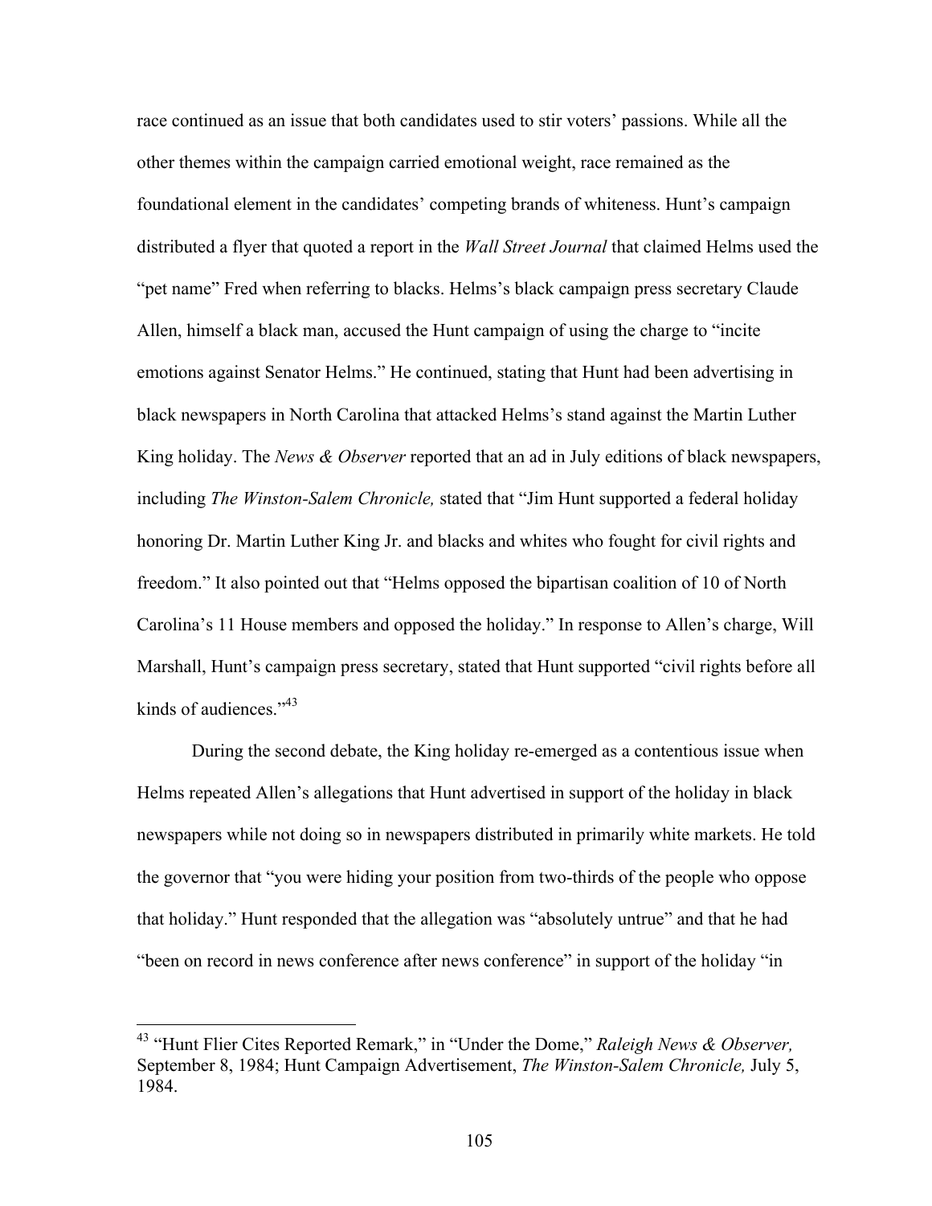race continued as an issue that both candidates used to stir voters' passions. While all the other themes within the campaign carried emotional weight, race remained as the foundational element in the candidates' competing brands of whiteness. Hunt's campaign distributed a flyer that quoted a report in the *Wall Street Journal* that claimed Helms used the "pet name" Fred when referring to blacks. Helms's black campaign press secretary Claude Allen, himself a black man, accused the Hunt campaign of using the charge to "incite emotions against Senator Helms." He continued, stating that Hunt had been advertising in black newspapers in North Carolina that attacked Helms's stand against the Martin Luther King holiday. The *News & Observer* reported that an ad in July editions of black newspapers, including *The Winston-Salem Chronicle,* stated that "Jim Hunt supported a federal holiday honoring Dr. Martin Luther King Jr. and blacks and whites who fought for civil rights and freedom." It also pointed out that "Helms opposed the bipartisan coalition of 10 of North Carolina's 11 House members and opposed the holiday." In response to Allen's charge, Will Marshall, Hunt's campaign press secretary, stated that Hunt supported "civil rights before all kinds of audiences."[43]

During the second debate, the King holiday re-emerged as a contentious issue when Helms repeated Allen's allegations that Hunt advertised in support of the holiday in black newspapers while not doing so in newspapers distributed in primarily white markets. He told the governor that "you were hiding your position from two-thirds of the people who oppose that holiday." Hunt responded that the allegation was "absolutely untrue" and that he had "been on record in news conference after news conference" in support of the holiday "in

---

[43] "Hunt Flier Cites Reported Remark," in "Under the Dome," *Raleigh News & Observer,* September 8, 1984; Hunt Campaign Advertisement, *The Winston-Salem Chronicle,* July 5, 1984.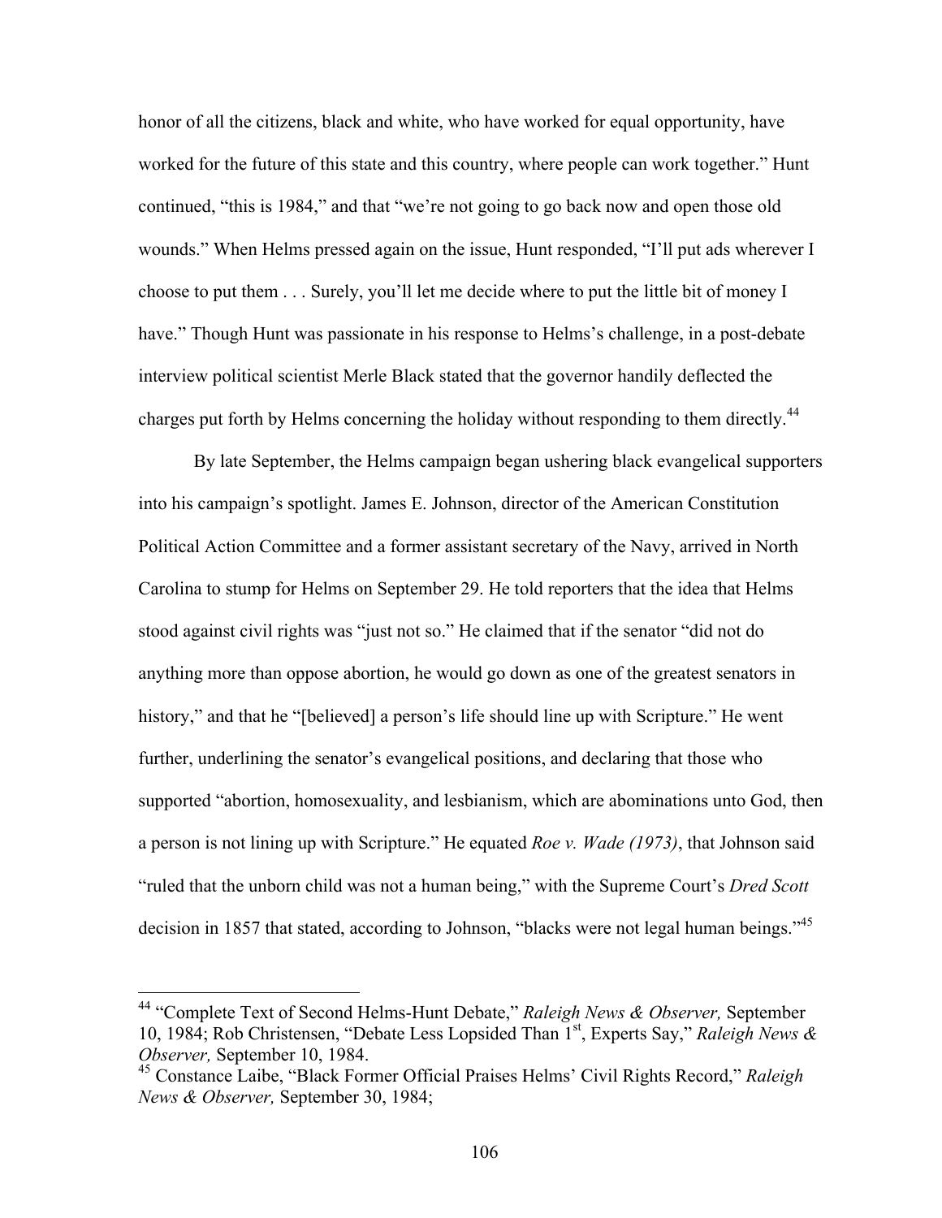honor of all the citizens, black and white, who have worked for equal opportunity, have worked for the future of this state and this country, where people can work together." Hunt continued, "this is 1984," and that "we're not going to go back now and open those old wounds." When Helms pressed again on the issue, Hunt responded, "I'll put ads wherever I choose to put them . . . Surely, you'll let me decide where to put the little bit of money I have." Though Hunt was passionate in his response to Helms's challenge, in a post-debate interview political scientist Merle Black stated that the governor handily deflected the charges put forth by Helms concerning the holiday without responding to them directly.[44]

By late September, the Helms campaign began ushering black evangelical supporters into his campaign's spotlight. James E. Johnson, director of the American Constitution Political Action Committee and a former assistant secretary of the Navy, arrived in North Carolina to stump for Helms on September 29. He told reporters that the idea that Helms stood against civil rights was "just not so." He claimed that if the senator "did not do anything more than oppose abortion, he would go down as one of the greatest senators in history," and that he "[believed] a person's life should line up with Scripture." He went further, underlining the senator's evangelical positions, and declaring that those who supported "abortion, homosexuality, and lesbianism, which are abominations unto God, then a person is not lining up with Scripture." He equated *Roe v. Wade (1973)*, that Johnson said "ruled that the unborn child was not a human being," with the Supreme Court's *Dred Scott* decision in 1857 that stated, according to Johnson, "blacks were not legal human beings."[45]

---

[44] "Complete Text of Second Helms-Hunt Debate," *Raleigh News & Observer,* September 10, 1984; Rob Christensen, "Debate Less Lopsided Than 1st, Experts Say," *Raleigh News & Observer,* September 10, 1984.

[45] Constance Laibe, "Black Former Official Praises Helms' Civil Rights Record," *Raleigh News & Observer,* September 30, 1984;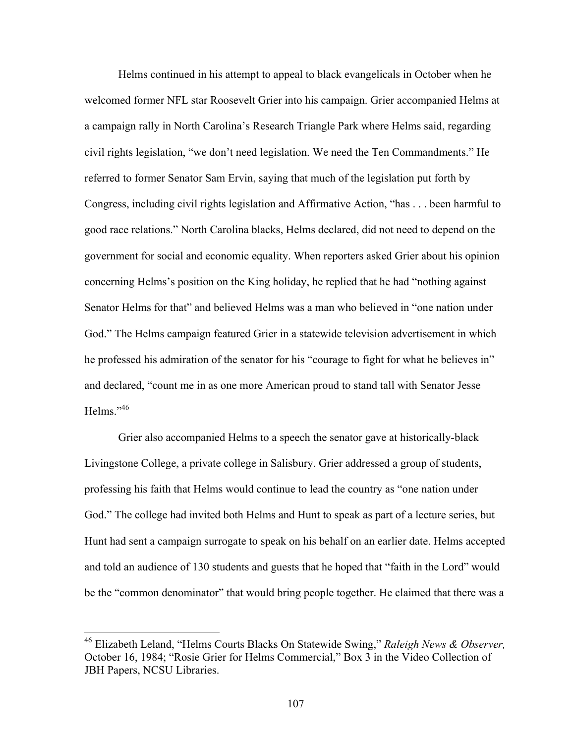Helms continued in his attempt to appeal to black evangelicals in October when he welcomed former NFL star Roosevelt Grier into his campaign. Grier accompanied Helms at a campaign rally in North Carolina's Research Triangle Park where Helms said, regarding civil rights legislation, "we don't need legislation. We need the Ten Commandments." He referred to former Senator Sam Ervin, saying that much of the legislation put forth by Congress, including civil rights legislation and Affirmative Action, "has . . . been harmful to good race relations." North Carolina blacks, Helms declared, did not need to depend on the government for social and economic equality. When reporters asked Grier about his opinion concerning Helms's position on the King holiday, he replied that he had "nothing against Senator Helms for that" and believed Helms was a man who believed in "one nation under God." The Helms campaign featured Grier in a statewide television advertisement in which he professed his admiration of the senator for his "courage to fight for what he believes in" and declared, "count me in as one more American proud to stand tall with Senator Jesse Helms."[46]

Grier also accompanied Helms to a speech the senator gave at historically-black Livingstone College, a private college in Salisbury. Grier addressed a group of students, professing his faith that Helms would continue to lead the country as "one nation under God." The college had invited both Helms and Hunt to speak as part of a lecture series, but Hunt had sent a campaign surrogate to speak on his behalf on an earlier date. Helms accepted and told an audience of 130 students and guests that he hoped that "faith in the Lord" would be the "common denominator" that would bring people together. He claimed that there was a

---

[46] Elizabeth Leland, "Helms Courts Blacks On Statewide Swing," *Raleigh News & Observer,* October 16, 1984; "Rosie Grier for Helms Commercial," Box 3 in the Video Collection of JBH Papers, NCSU Libraries.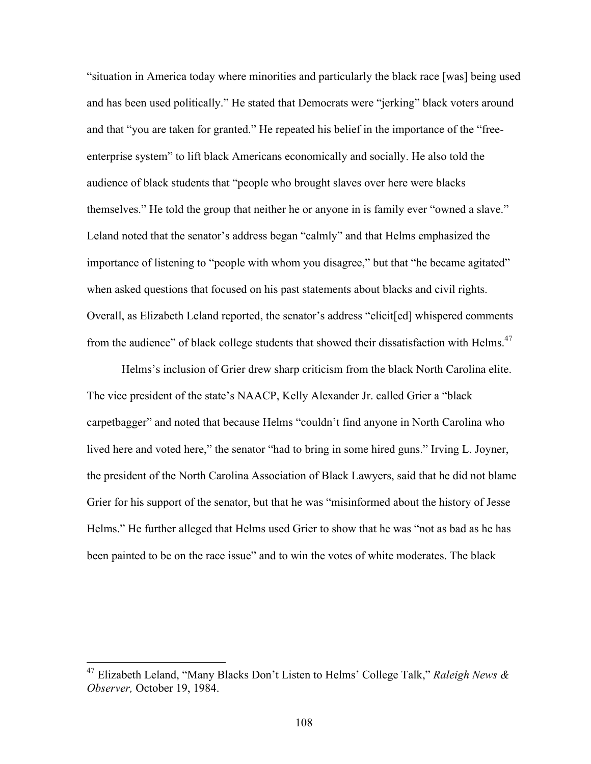"situation in America today where minorities and particularly the black race [was] being used and has been used politically." He stated that Democrats were "jerking" black voters around and that "you are taken for granted." He repeated his belief in the importance of the "free-enterprise system" to lift black Americans economically and socially. He also told the audience of black students that "people who brought slaves over here were blacks themselves." He told the group that neither he or anyone in is family ever "owned a slave." Leland noted that the senator's address began "calmly" and that Helms emphasized the importance of listening to "people with whom you disagree," but that "he became agitated" when asked questions that focused on his past statements about blacks and civil rights. Overall, as Elizabeth Leland reported, the senator's address "elicit[ed] whispered comments from the audience" of black college students that showed their dissatisfaction with Helms.[47]

Helms's inclusion of Grier drew sharp criticism from the black North Carolina elite. The vice president of the state's NAACP, Kelly Alexander Jr. called Grier a "black carpetbagger" and noted that because Helms "couldn't find anyone in North Carolina who lived here and voted here," the senator "had to bring in some hired guns." Irving L. Joyner, the president of the North Carolina Association of Black Lawyers, said that he did not blame Grier for his support of the senator, but that he was "misinformed about the history of Jesse Helms." He further alleged that Helms used Grier to show that he was "not as bad as he has been painted to be on the race issue" and to win the votes of white moderates. The black

[47] Elizabeth Leland, "Many Blacks Don't Listen to Helms' College Talk," *Raleigh News & Observer,* October 19, 1984.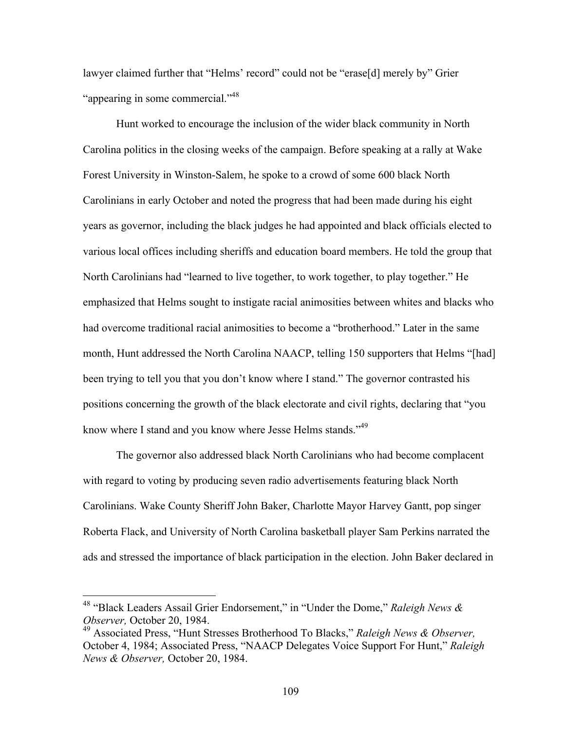lawyer claimed further that "Helms' record" could not be "erase[d] merely by" Grier "appearing in some commercial."[48]

Hunt worked to encourage the inclusion of the wider black community in North Carolina politics in the closing weeks of the campaign. Before speaking at a rally at Wake Forest University in Winston-Salem, he spoke to a crowd of some 600 black North Carolinians in early October and noted the progress that had been made during his eight years as governor, including the black judges he had appointed and black officials elected to various local offices including sheriffs and education board members. He told the group that North Carolinians had "learned to live together, to work together, to play together." He emphasized that Helms sought to instigate racial animosities between whites and blacks who had overcome traditional racial animosities to become a "brotherhood." Later in the same month, Hunt addressed the North Carolina NAACP, telling 150 supporters that Helms "[had] been trying to tell you that you don't know where I stand." The governor contrasted his positions concerning the growth of the black electorate and civil rights, declaring that "you know where I stand and you know where Jesse Helms stands."[49]

The governor also addressed black North Carolinians who had become complacent with regard to voting by producing seven radio advertisements featuring black North Carolinians. Wake County Sheriff John Baker, Charlotte Mayor Harvey Gantt, pop singer Roberta Flack, and University of North Carolina basketball player Sam Perkins narrated the ads and stressed the importance of black participation in the election. John Baker declared in

---

[48] "Black Leaders Assail Grier Endorsement," in "Under the Dome," *Raleigh News & Observer,* October 20, 1984.

[49] Associated Press, "Hunt Stresses Brotherhood To Blacks," *Raleigh News & Observer,* October 4, 1984; Associated Press, "NAACP Delegates Voice Support For Hunt," *Raleigh News & Observer,* October 20, 1984.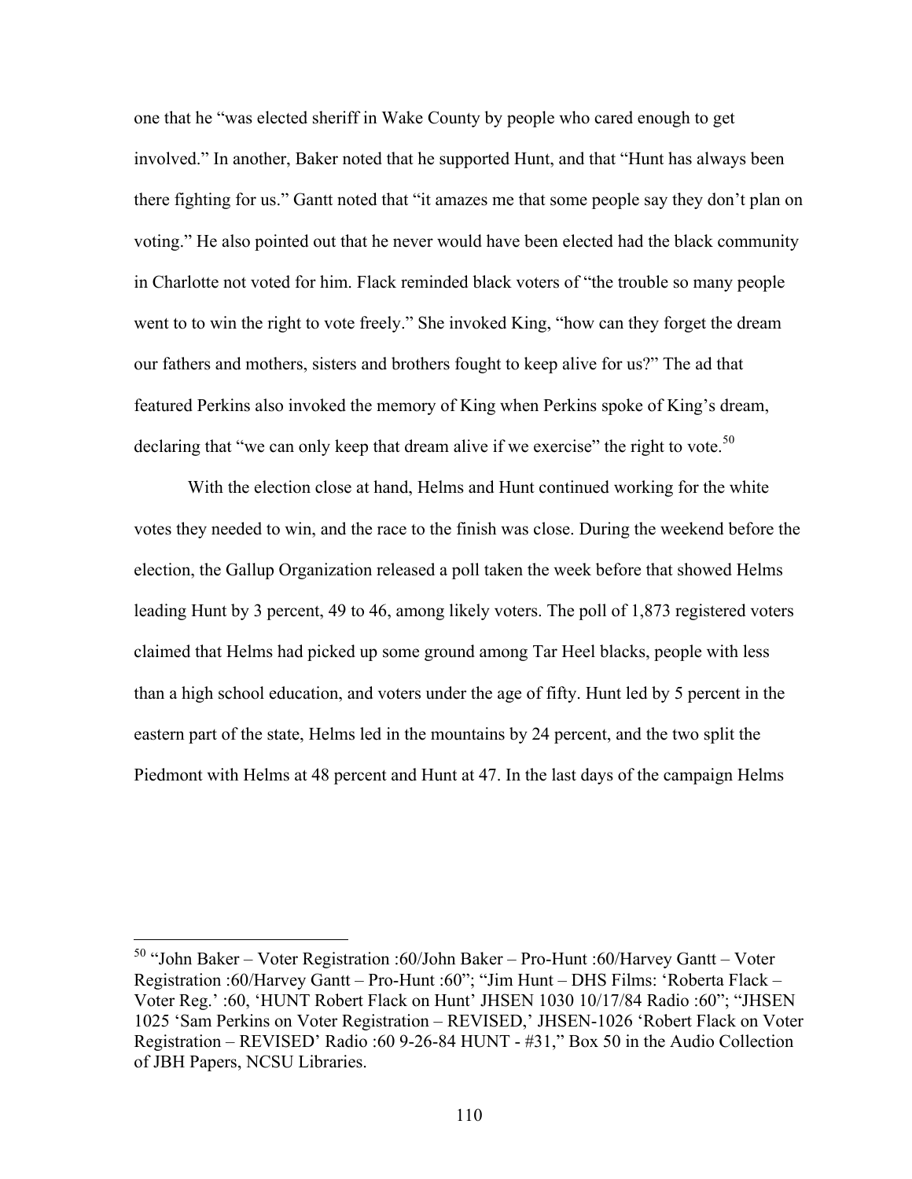one that he "was elected sheriff in Wake County by people who cared enough to get involved." In another, Baker noted that he supported Hunt, and that "Hunt has always been there fighting for us." Gantt noted that "it amazes me that some people say they don't plan on voting." He also pointed out that he never would have been elected had the black community in Charlotte not voted for him. Flack reminded black voters of "the trouble so many people went to to win the right to vote freely." She invoked King, "how can they forget the dream our fathers and mothers, sisters and brothers fought to keep alive for us?" The ad that featured Perkins also invoked the memory of King when Perkins spoke of King's dream, declaring that "we can only keep that dream alive if we exercise" the right to vote.[50]

With the election close at hand, Helms and Hunt continued working for the white votes they needed to win, and the race to the finish was close. During the weekend before the election, the Gallup Organization released a poll taken the week before that showed Helms leading Hunt by 3 percent, 49 to 46, among likely voters. The poll of 1,873 registered voters claimed that Helms had picked up some ground among Tar Heel blacks, people with less than a high school education, and voters under the age of fifty. Hunt led by 5 percent in the eastern part of the state, Helms led in the mountains by 24 percent, and the two split the Piedmont with Helms at 48 percent and Hunt at 47. In the last days of the campaign Helms

---

[50] "John Baker – Voter Registration :60/John Baker – Pro-Hunt :60/Harvey Gantt – Voter Registration :60/Harvey Gantt – Pro-Hunt :60"; "Jim Hunt – DHS Films: 'Roberta Flack – Voter Reg.' :60, 'HUNT Robert Flack on Hunt' JHSEN 1030 10/17/84 Radio :60"; "JHSEN 1025 'Sam Perkins on Voter Registration – REVISED,' JHSEN-1026 'Robert Flack on Voter Registration – REVISED' Radio :60 9-26-84 HUNT - #31," Box 50 in the Audio Collection of JBH Papers, NCSU Libraries.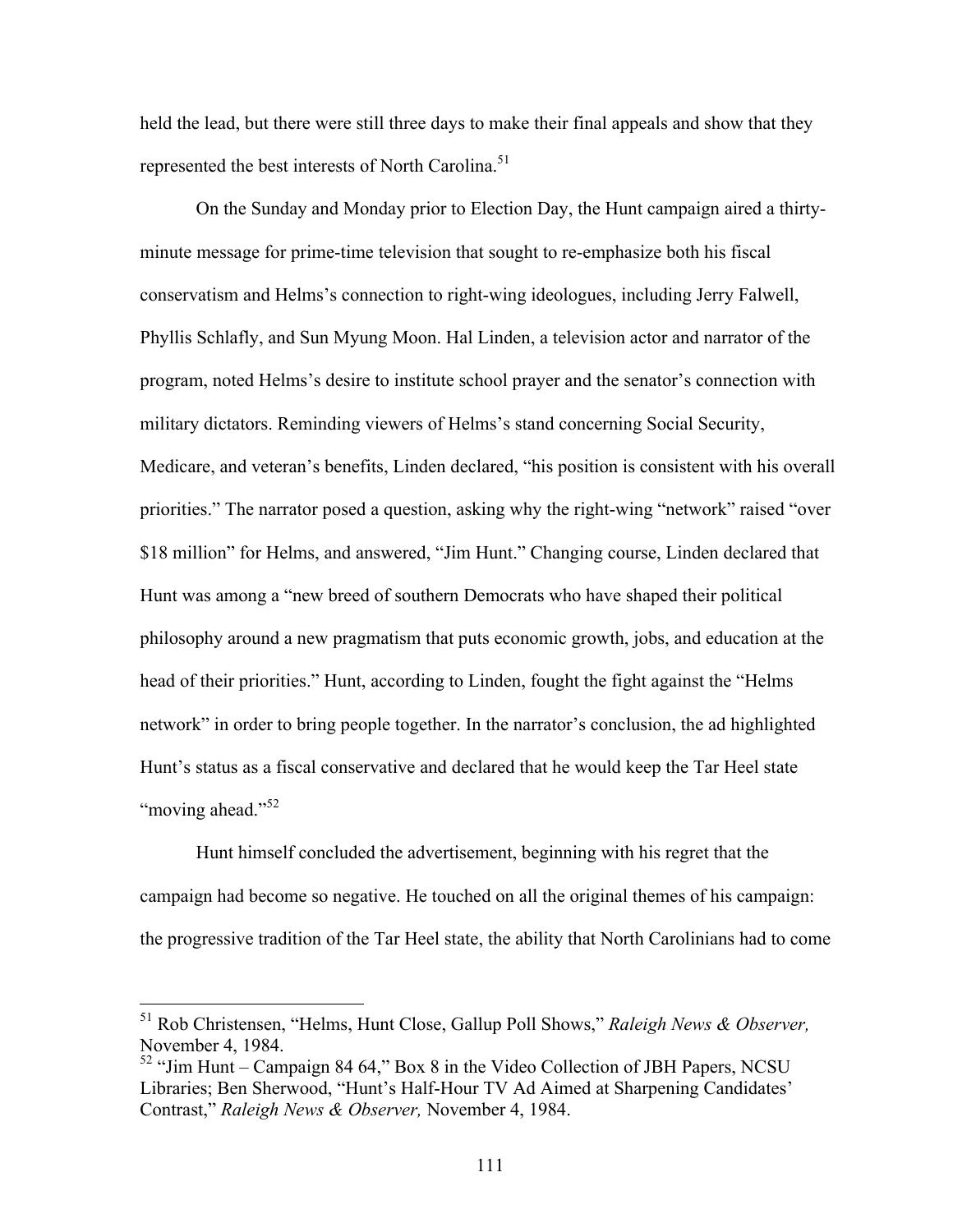held the lead, but there were still three days to make their final appeals and show that they represented the best interests of North Carolina.[51]

On the Sunday and Monday prior to Election Day, the Hunt campaign aired a thirty-minute message for prime-time television that sought to re-emphasize both his fiscal conservatism and Helms's connection to right-wing ideologues, including Jerry Falwell, Phyllis Schlafly, and Sun Myung Moon. Hal Linden, a television actor and narrator of the program, noted Helms's desire to institute school prayer and the senator's connection with military dictators. Reminding viewers of Helms's stand concerning Social Security, Medicare, and veteran's benefits, Linden declared, "his position is consistent with his overall priorities." The narrator posed a question, asking why the right-wing "network" raised "over $18 million" for Helms, and answered, "Jim Hunt." Changing course, Linden declared that Hunt was among a "new breed of southern Democrats who have shaped their political philosophy around a new pragmatism that puts economic growth, jobs, and education at the head of their priorities." Hunt, according to Linden, fought the fight against the "Helms network" in order to bring people together. In the narrator's conclusion, the ad highlighted Hunt's status as a fiscal conservative and declared that he would keep the Tar Heel state "moving ahead."[52]

Hunt himself concluded the advertisement, beginning with his regret that the campaign had become so negative. He touched on all the original themes of his campaign: the progressive tradition of the Tar Heel state, the ability that North Carolinians had to come

---

[51] Rob Christensen, "Helms, Hunt Close, Gallup Poll Shows," *Raleigh News & Observer,* November 4, 1984.

[52] "Jim Hunt – Campaign 84 64," Box 8 in the Video Collection of JBH Papers, NCSU Libraries; Ben Sherwood, "Hunt's Half-Hour TV Ad Aimed at Sharpening Candidates' Contrast," *Raleigh News & Observer,* November 4, 1984.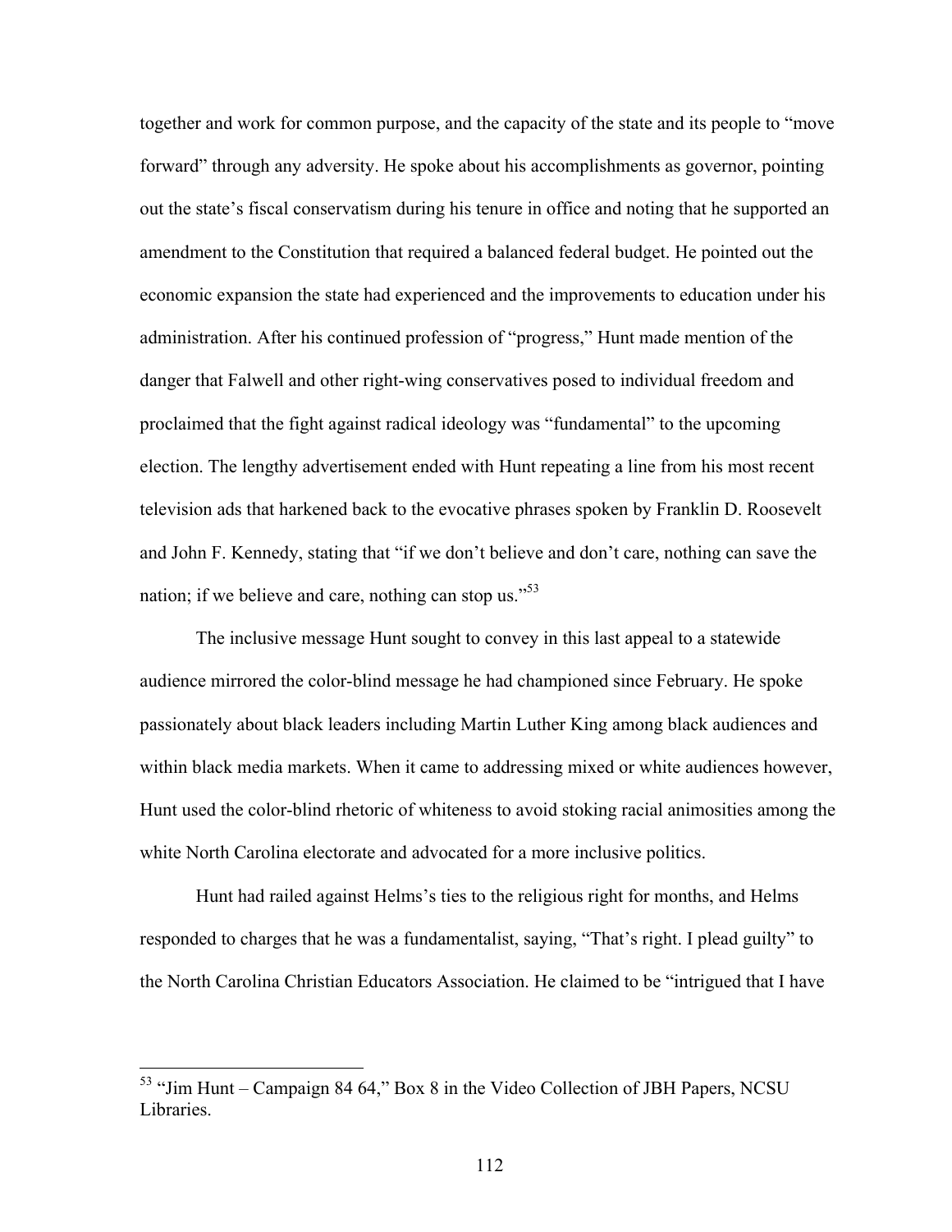together and work for common purpose, and the capacity of the state and its people to "move forward" through any adversity. He spoke about his accomplishments as governor, pointing out the state's fiscal conservatism during his tenure in office and noting that he supported an amendment to the Constitution that required a balanced federal budget. He pointed out the economic expansion the state had experienced and the improvements to education under his administration. After his continued profession of "progress," Hunt made mention of the danger that Falwell and other right-wing conservatives posed to individual freedom and proclaimed that the fight against radical ideology was "fundamental" to the upcoming election. The lengthy advertisement ended with Hunt repeating a line from his most recent television ads that harkened back to the evocative phrases spoken by Franklin D. Roosevelt and John F. Kennedy, stating that "if we don't believe and don't care, nothing can save the nation; if we believe and care, nothing can stop us."[53]

The inclusive message Hunt sought to convey in this last appeal to a statewide audience mirrored the color-blind message he had championed since February. He spoke passionately about black leaders including Martin Luther King among black audiences and within black media markets. When it came to addressing mixed or white audiences however, Hunt used the color-blind rhetoric of whiteness to avoid stoking racial animosities among the white North Carolina electorate and advocated for a more inclusive politics.

Hunt had railed against Helms's ties to the religious right for months, and Helms responded to charges that he was a fundamentalist, saying, "That's right. I plead guilty" to the North Carolina Christian Educators Association. He claimed to be "intrigued that I have

[53] "Jim Hunt – Campaign 84 64," Box 8 in the Video Collection of JBH Papers, NCSU Libraries.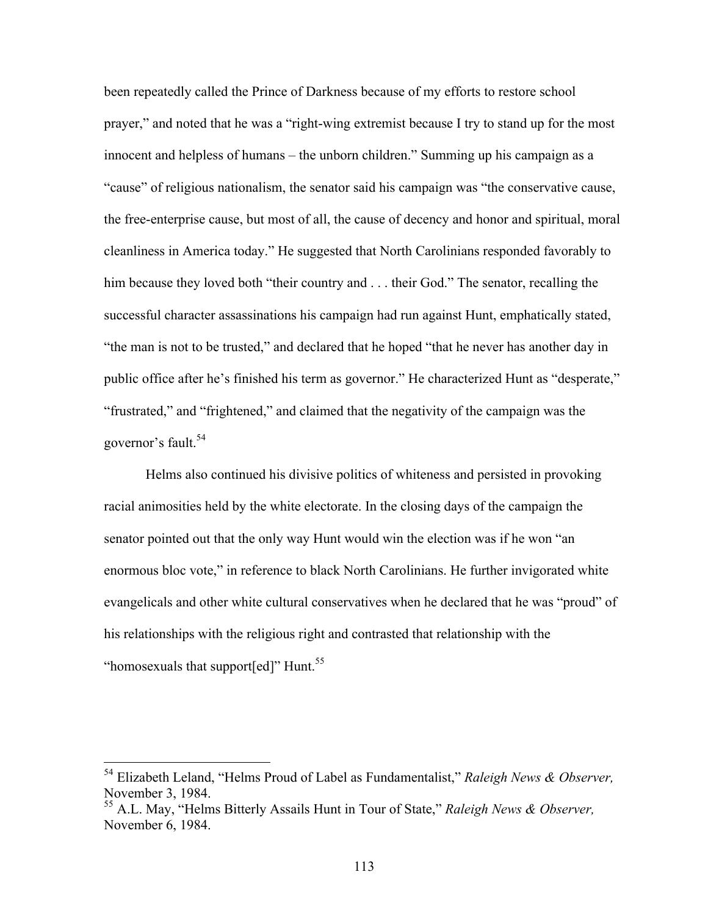been repeatedly called the Prince of Darkness because of my efforts to restore school prayer," and noted that he was a "right-wing extremist because I try to stand up for the most innocent and helpless of humans – the unborn children." Summing up his campaign as a "cause" of religious nationalism, the senator said his campaign was "the conservative cause, the free-enterprise cause, but most of all, the cause of decency and honor and spiritual, moral cleanliness in America today." He suggested that North Carolinians responded favorably to him because they loved both "their country and . . . their God." The senator, recalling the successful character assassinations his campaign had run against Hunt, emphatically stated, "the man is not to be trusted," and declared that he hoped "that he never has another day in public office after he's finished his term as governor." He characterized Hunt as "desperate," "frustrated," and "frightened," and claimed that the negativity of the campaign was the governor's fault.[54]

Helms also continued his divisive politics of whiteness and persisted in provoking racial animosities held by the white electorate. In the closing days of the campaign the senator pointed out that the only way Hunt would win the election was if he won "an enormous bloc vote," in reference to black North Carolinians. He further invigorated white evangelicals and other white cultural conservatives when he declared that he was "proud" of his relationships with the religious right and contrasted that relationship with the "homosexuals that support[ed]" Hunt.[55]

---

[54] Elizabeth Leland, "Helms Proud of Label as Fundamentalist," *Raleigh News & Observer,* November 3, 1984.

[55] A.L. May, "Helms Bitterly Assails Hunt in Tour of State," *Raleigh News & Observer,* November 6, 1984.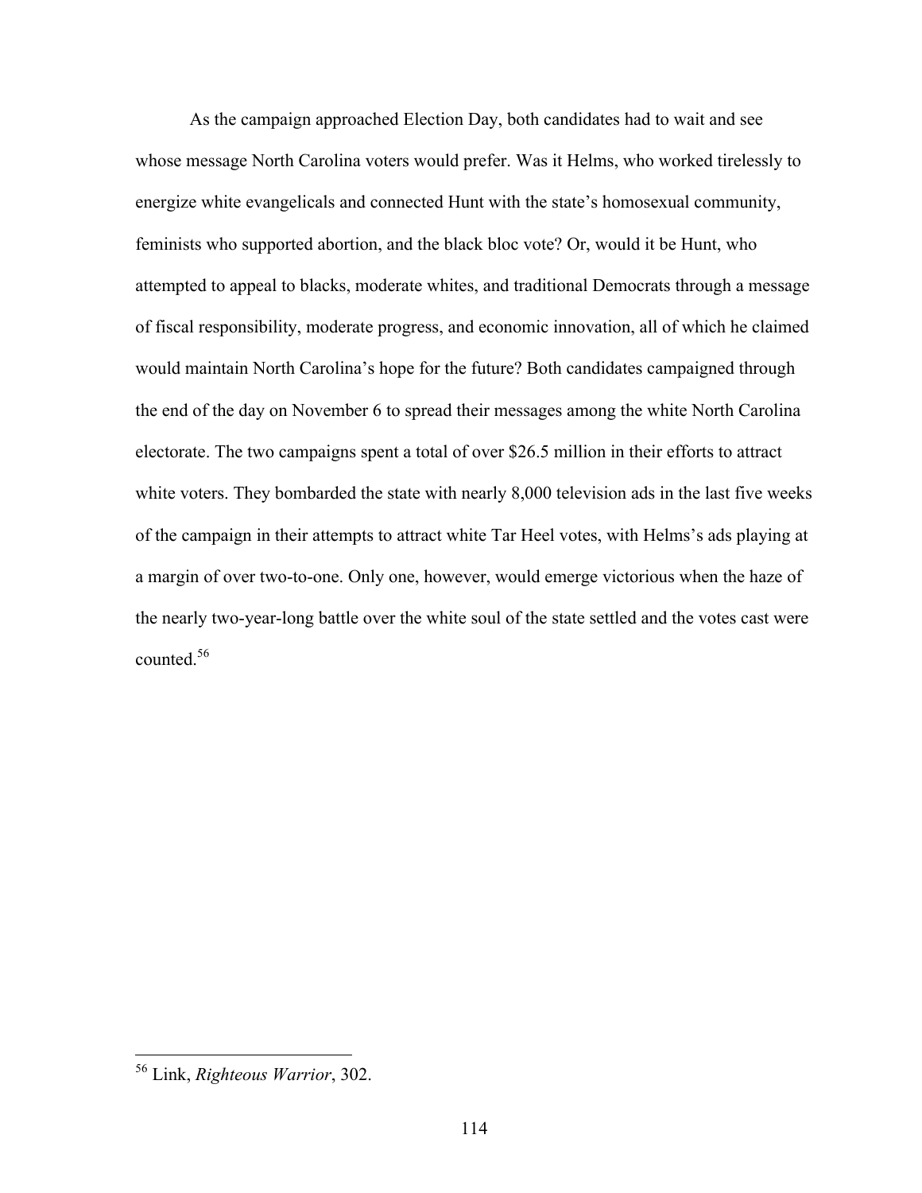As the campaign approached Election Day, both candidates had to wait and see whose message North Carolina voters would prefer. Was it Helms, who worked tirelessly to energize white evangelicals and connected Hunt with the state's homosexual community, feminists who supported abortion, and the black bloc vote? Or, would it be Hunt, who attempted to appeal to blacks, moderate whites, and traditional Democrats through a message of fiscal responsibility, moderate progress, and economic innovation, all of which he claimed would maintain North Carolina's hope for the future? Both candidates campaigned through the end of the day on November 6 to spread their messages among the white North Carolina electorate. The two campaigns spent a total of over $26.5 million in their efforts to attract white voters. They bombarded the state with nearly 8,000 television ads in the last five weeks of the campaign in their attempts to attract white Tar Heel votes, with Helms's ads playing at a margin of over two-to-one. Only one, however, would emerge victorious when the haze of the nearly two-year-long battle over the white soul of the state settled and the votes cast were counted.[56]

---

[56] Link, *Righteous Warrior*, 302.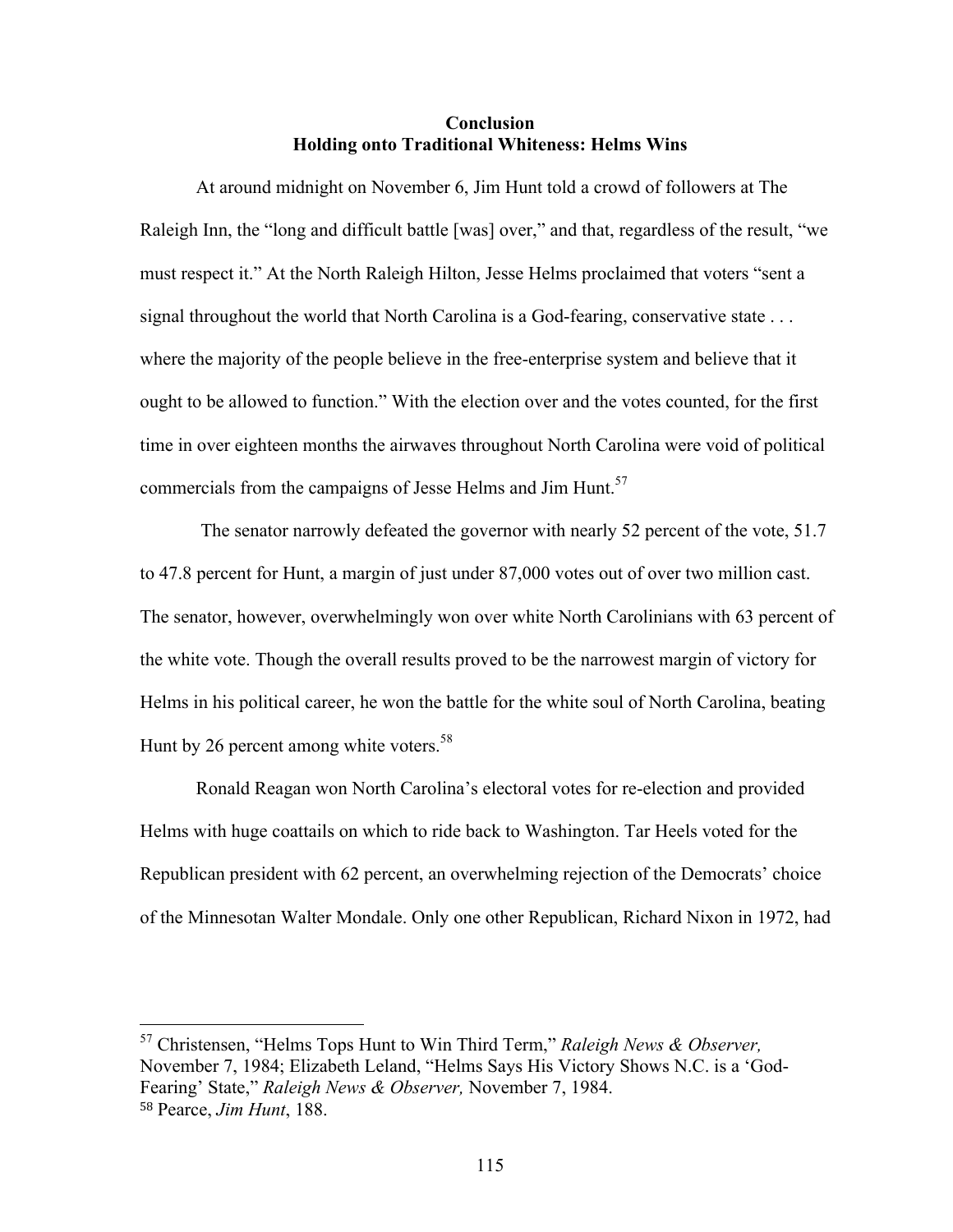## Conclusion
## Holding onto Traditional Whiteness: Helms Wins

At around midnight on November 6, Jim Hunt told a crowd of followers at The Raleigh Inn, the "long and difficult battle [was] over," and that, regardless of the result, "we must respect it." At the North Raleigh Hilton, Jesse Helms proclaimed that voters "sent a signal throughout the world that North Carolina is a God-fearing, conservative state . . . where the majority of the people believe in the free-enterprise system and believe that it ought to be allowed to function." With the election over and the votes counted, for the first time in over eighteen months the airwaves throughout North Carolina were void of political commercials from the campaigns of Jesse Helms and Jim Hunt.[57]

The senator narrowly defeated the governor with nearly 52 percent of the vote, 51.7 to 47.8 percent for Hunt, a margin of just under 87,000 votes out of over two million cast. The senator, however, overwhelmingly won over white North Carolinians with 63 percent of the white vote. Though the overall results proved to be the narrowest margin of victory for Helms in his political career, he won the battle for the white soul of North Carolina, beating Hunt by 26 percent among white voters.[58]

Ronald Reagan won North Carolina's electoral votes for re-election and provided Helms with huge coattails on which to ride back to Washington. Tar Heels voted for the Republican president with 62 percent, an overwhelming rejection of the Democrats' choice of the Minnesotan Walter Mondale. Only one other Republican, Richard Nixon in 1972, had

---

[57] Christensen, "Helms Tops Hunt to Win Third Term," *Raleigh News & Observer,* November 7, 1984; Elizabeth Leland, "Helms Says His Victory Shows N.C. is a 'God-Fearing' State," *Raleigh News & Observer,* November 7, 1984.

[58] Pearce, *Jim Hunt*, 188.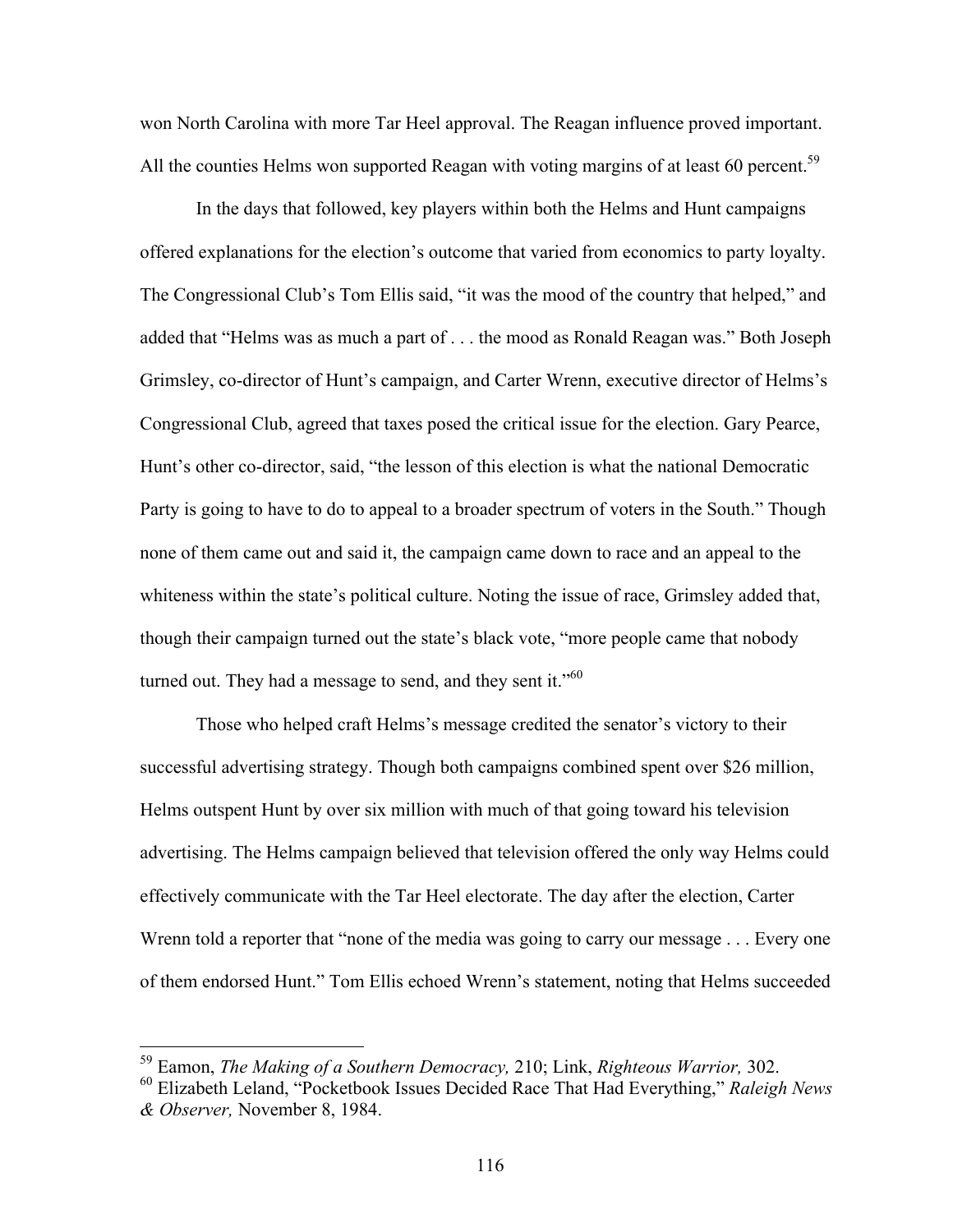won North Carolina with more Tar Heel approval. The Reagan influence proved important. All the counties Helms won supported Reagan with voting margins of at least 60 percent.[59]

In the days that followed, key players within both the Helms and Hunt campaigns offered explanations for the election's outcome that varied from economics to party loyalty. The Congressional Club's Tom Ellis said, "it was the mood of the country that helped," and added that "Helms was as much a part of . . . the mood as Ronald Reagan was." Both Joseph Grimsley, co-director of Hunt's campaign, and Carter Wrenn, executive director of Helms's Congressional Club, agreed that taxes posed the critical issue for the election. Gary Pearce, Hunt's other co-director, said, "the lesson of this election is what the national Democratic Party is going to have to do to appeal to a broader spectrum of voters in the South." Though none of them came out and said it, the campaign came down to race and an appeal to the whiteness within the state's political culture. Noting the issue of race, Grimsley added that, though their campaign turned out the state's black vote, "more people came that nobody turned out. They had a message to send, and they sent it."[60]

Those who helped craft Helms's message credited the senator's victory to their successful advertising strategy. Though both campaigns combined spent over $26 million, Helms outspent Hunt by over six million with much of that going toward his television advertising. The Helms campaign believed that television offered the only way Helms could effectively communicate with the Tar Heel electorate. The day after the election, Carter Wrenn told a reporter that "none of the media was going to carry our message . . . Every one of them endorsed Hunt." Tom Ellis echoed Wrenn's statement, noting that Helms succeeded

---

[59] Eamon, *The Making of a Southern Democracy,* 210; Link, *Righteous Warrior,* 302.

[60] Elizabeth Leland, "Pocketbook Issues Decided Race That Had Everything," *Raleigh News & Observer,* November 8, 1984.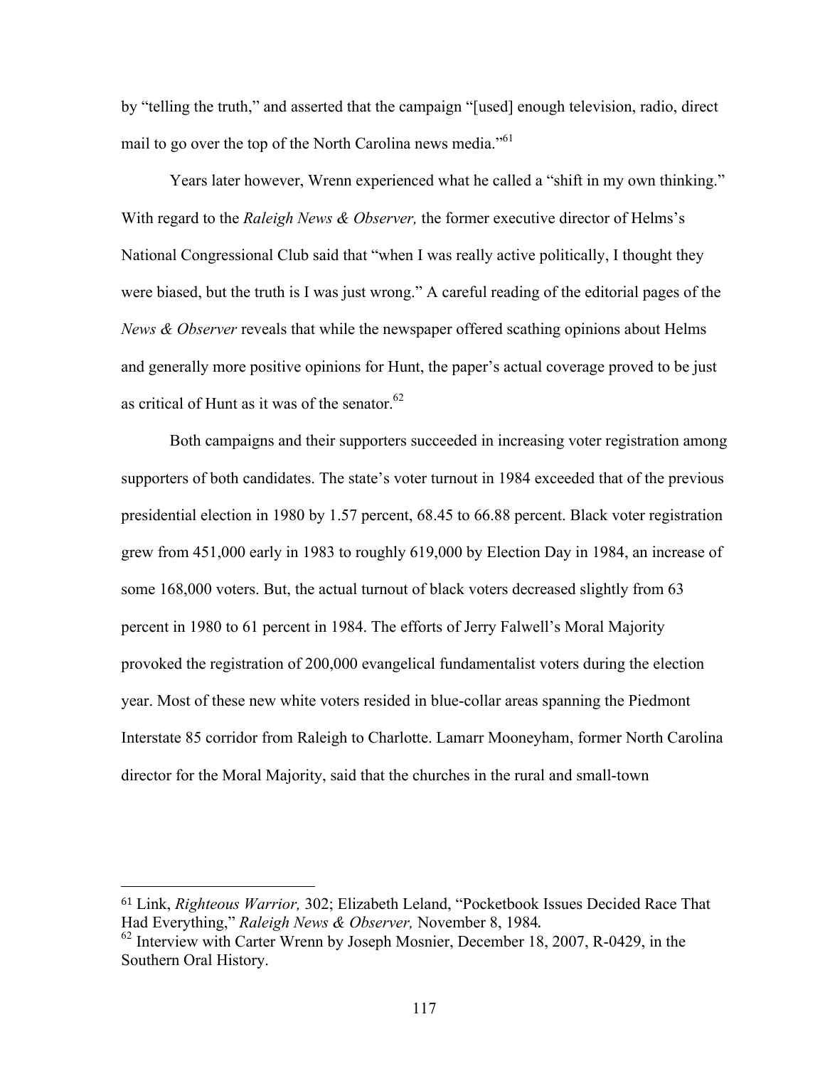by "telling the truth," and asserted that the campaign "[used] enough television, radio, direct mail to go over the top of the North Carolina news media."[61]

Years later however, Wrenn experienced what he called a "shift in my own thinking." With regard to the *Raleigh News & Observer,* the former executive director of Helms's National Congressional Club said that "when I was really active politically, I thought they were biased, but the truth is I was just wrong." A careful reading of the editorial pages of the *News & Observer* reveals that while the newspaper offered scathing opinions about Helms and generally more positive opinions for Hunt, the paper's actual coverage proved to be just as critical of Hunt as it was of the senator.[62]

Both campaigns and their supporters succeeded in increasing voter registration among supporters of both candidates. The state's voter turnout in 1984 exceeded that of the previous presidential election in 1980 by 1.57 percent, 68.45 to 66.88 percent. Black voter registration grew from 451,000 early in 1983 to roughly 619,000 by Election Day in 1984, an increase of some 168,000 voters. But, the actual turnout of black voters decreased slightly from 63 percent in 1980 to 61 percent in 1984. The efforts of Jerry Falwell's Moral Majority provoked the registration of 200,000 evangelical fundamentalist voters during the election year. Most of these new white voters resided in blue-collar areas spanning the Piedmont Interstate 85 corridor from Raleigh to Charlotte. Lamarr Mooneyham, former North Carolina director for the Moral Majority, said that the churches in the rural and small-town

---

[61] Link, *Righteous Warrior,* 302; Elizabeth Leland, "Pocketbook Issues Decided Race That Had Everything," *Raleigh News & Observer,* November 8, 1984.

[62] Interview with Carter Wrenn by Joseph Mosnier, December 18, 2007, R-0429, in the Southern Oral History.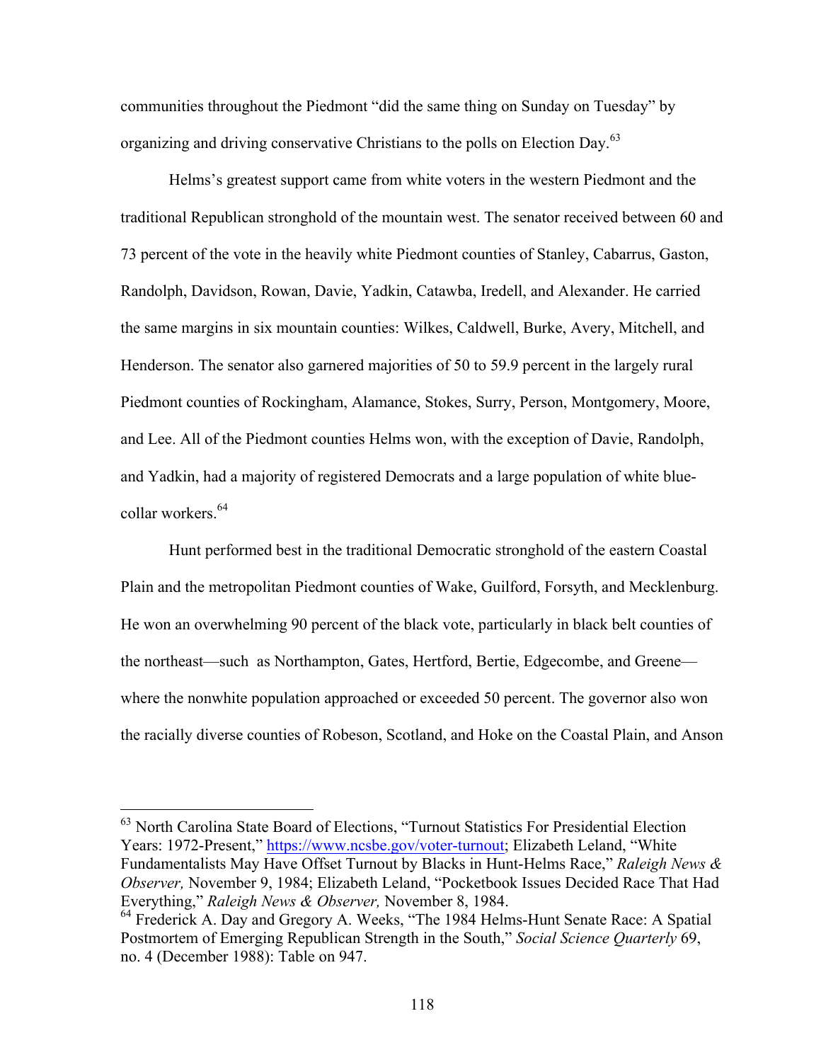communities throughout the Piedmont "did the same thing on Sunday on Tuesday" by organizing and driving conservative Christians to the polls on Election Day.[63]

Helms's greatest support came from white voters in the western Piedmont and the traditional Republican stronghold of the mountain west. The senator received between 60 and 73 percent of the vote in the heavily white Piedmont counties of Stanley, Cabarrus, Gaston, Randolph, Davidson, Rowan, Davie, Yadkin, Catawba, Iredell, and Alexander. He carried the same margins in six mountain counties: Wilkes, Caldwell, Burke, Avery, Mitchell, and Henderson. The senator also garnered majorities of 50 to 59.9 percent in the largely rural Piedmont counties of Rockingham, Alamance, Stokes, Surry, Person, Montgomery, Moore, and Lee. All of the Piedmont counties Helms won, with the exception of Davie, Randolph, and Yadkin, had a majority of registered Democrats and a large population of white blue-collar workers.[64]

Hunt performed best in the traditional Democratic stronghold of the eastern Coastal Plain and the metropolitan Piedmont counties of Wake, Guilford, Forsyth, and Mecklenburg. He won an overwhelming 90 percent of the black vote, particularly in black belt counties of the northeast—such as Northampton, Gates, Hertford, Bertie, Edgecombe, and Greene—where the nonwhite population approached or exceeded 50 percent. The governor also won the racially diverse counties of Robeson, Scotland, and Hoke on the Coastal Plain, and Anson

---

[63] North Carolina State Board of Elections, "Turnout Statistics For Presidential Election Years: 1972-Present," https://www.ncsbe.gov/voter-turnout; Elizabeth Leland, "White Fundamentalists May Have Offset Turnout by Blacks in Hunt-Helms Race," *Raleigh News & Observer,* November 9, 1984; Elizabeth Leland, "Pocketbook Issues Decided Race That Had Everything," *Raleigh News & Observer,* November 8, 1984.

[64] Frederick A. Day and Gregory A. Weeks, "The 1984 Helms-Hunt Senate Race: A Spatial Postmortem of Emerging Republican Strength in the South," *Social Science Quarterly* 69, no. 4 (December 1988): Table on 947.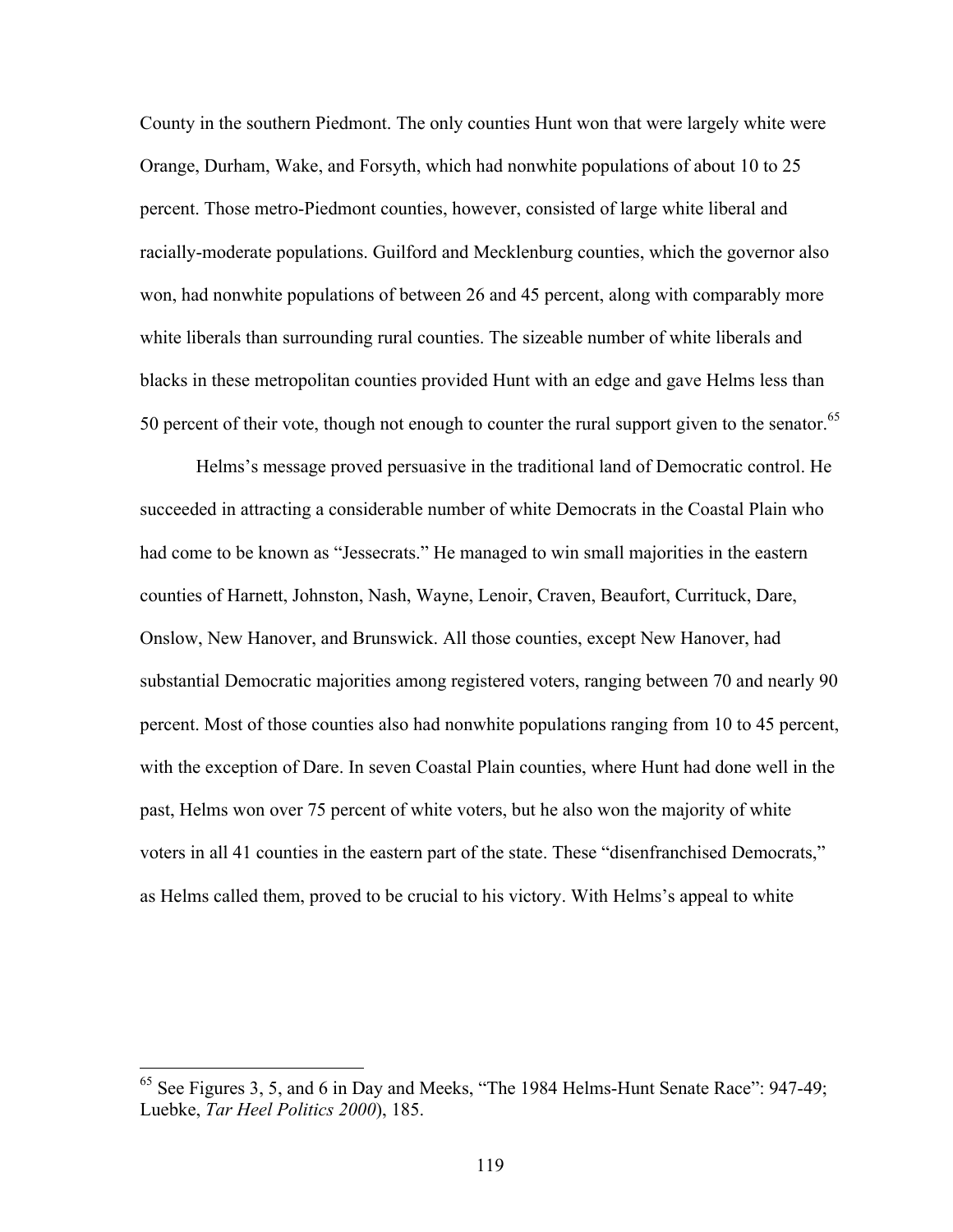County in the southern Piedmont. The only counties Hunt won that were largely white were Orange, Durham, Wake, and Forsyth, which had nonwhite populations of about 10 to 25 percent. Those metro-Piedmont counties, however, consisted of large white liberal and racially-moderate populations. Guilford and Mecklenburg counties, which the governor also won, had nonwhite populations of between 26 and 45 percent, along with comparably more white liberals than surrounding rural counties. The sizeable number of white liberals and blacks in these metropolitan counties provided Hunt with an edge and gave Helms less than 50 percent of their vote, though not enough to counter the rural support given to the senator.[65]

Helms's message proved persuasive in the traditional land of Democratic control. He succeeded in attracting a considerable number of white Democrats in the Coastal Plain who had come to be known as "Jessecrats." He managed to win small majorities in the eastern counties of Harnett, Johnston, Nash, Wayne, Lenoir, Craven, Beaufort, Currituck, Dare, Onslow, New Hanover, and Brunswick. All those counties, except New Hanover, had substantial Democratic majorities among registered voters, ranging between 70 and nearly 90 percent. Most of those counties also had nonwhite populations ranging from 10 to 45 percent, with the exception of Dare. In seven Coastal Plain counties, where Hunt had done well in the past, Helms won over 75 percent of white voters, but he also won the majority of white voters in all 41 counties in the eastern part of the state. These "disenfranchised Democrats," as Helms called them, proved to be crucial to his victory. With Helms's appeal to white

---

[65] See Figures 3, 5, and 6 in Day and Meeks, "The 1984 Helms-Hunt Senate Race": 947-49; Luebke, *Tar Heel Politics 2000*), 185.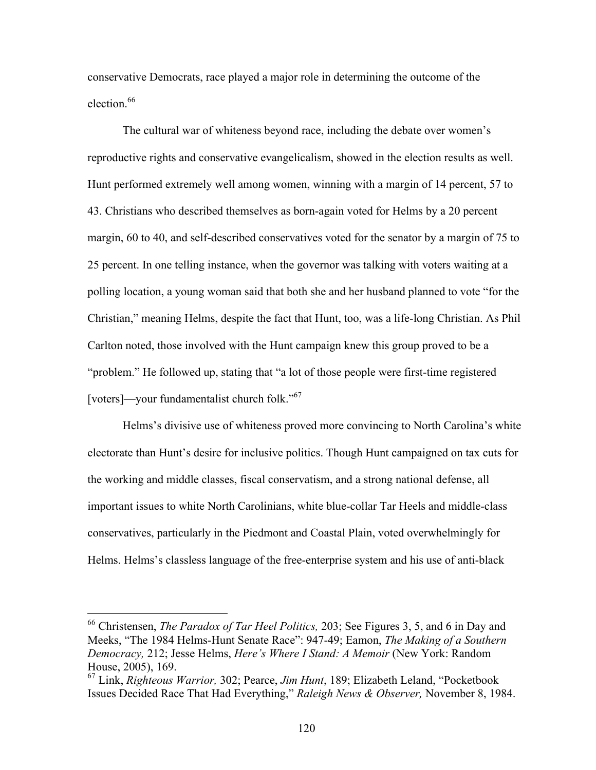conservative Democrats, race played a major role in determining the outcome of the election.[66]

The cultural war of whiteness beyond race, including the debate over women's reproductive rights and conservative evangelicalism, showed in the election results as well. Hunt performed extremely well among women, winning with a margin of 14 percent, 57 to 43. Christians who described themselves as born-again voted for Helms by a 20 percent margin, 60 to 40, and self-described conservatives voted for the senator by a margin of 75 to 25 percent. In one telling instance, when the governor was talking with voters waiting at a polling location, a young woman said that both she and her husband planned to vote "for the Christian," meaning Helms, despite the fact that Hunt, too, was a life-long Christian. As Phil Carlton noted, those involved with the Hunt campaign knew this group proved to be a "problem." He followed up, stating that "a lot of those people were first-time registered [voters]—your fundamentalist church folk."[67]

Helms's divisive use of whiteness proved more convincing to North Carolina's white electorate than Hunt's desire for inclusive politics. Though Hunt campaigned on tax cuts for the working and middle classes, fiscal conservatism, and a strong national defense, all important issues to white North Carolinians, white blue-collar Tar Heels and middle-class conservatives, particularly in the Piedmont and Coastal Plain, voted overwhelmingly for Helms. Helms's classless language of the free-enterprise system and his use of anti-black

---

[66] Christensen, *The Paradox of Tar Heel Politics,* 203; See Figures 3, 5, and 6 in Day and Meeks, "The 1984 Helms-Hunt Senate Race": 947-49; Eamon, *The Making of a Southern Democracy,* 212; Jesse Helms, *Here's Where I Stand: A Memoir* (New York: Random House, 2005), 169.

[67] Link, *Righteous Warrior,* 302; Pearce, *Jim Hunt*, 189; Elizabeth Leland, "Pocketbook Issues Decided Race That Had Everything," *Raleigh News & Observer,* November 8, 1984.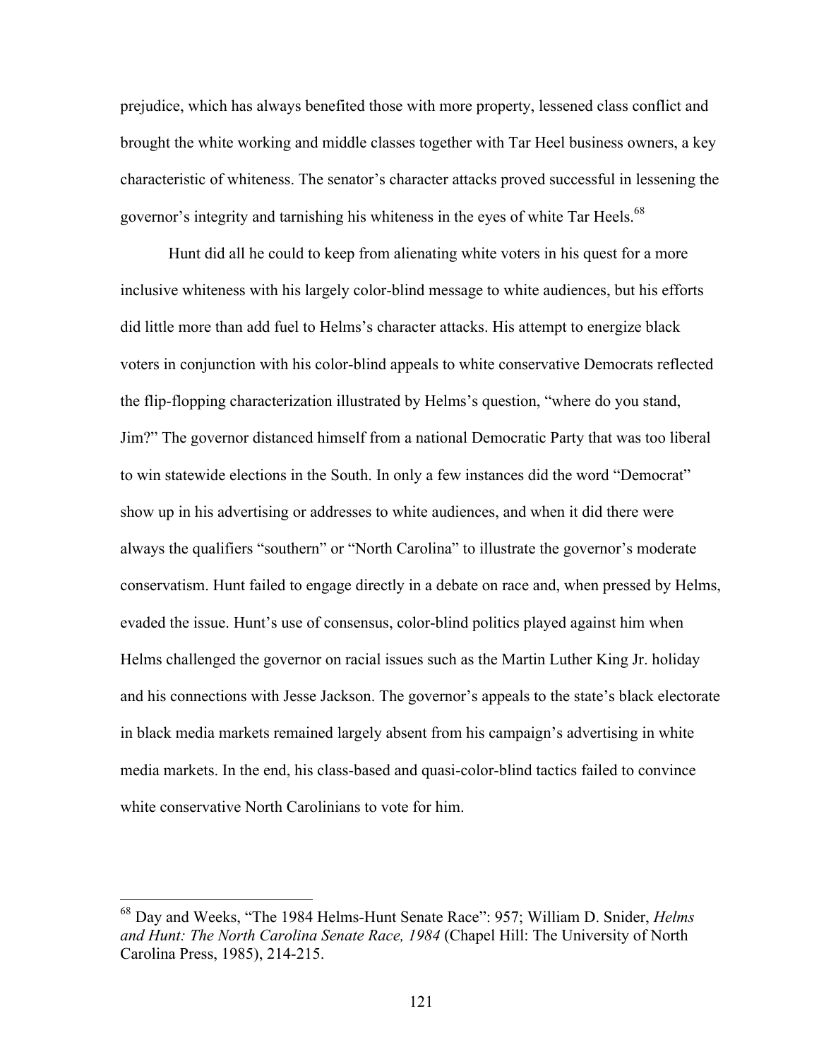prejudice, which has always benefited those with more property, lessened class conflict and brought the white working and middle classes together with Tar Heel business owners, a key characteristic of whiteness. The senator's character attacks proved successful in lessening the governor's integrity and tarnishing his whiteness in the eyes of white Tar Heels.[68]

Hunt did all he could to keep from alienating white voters in his quest for a more inclusive whiteness with his largely color-blind message to white audiences, but his efforts did little more than add fuel to Helms's character attacks. His attempt to energize black voters in conjunction with his color-blind appeals to white conservative Democrats reflected the flip-flopping characterization illustrated by Helms's question, "where do you stand, Jim?" The governor distanced himself from a national Democratic Party that was too liberal to win statewide elections in the South. In only a few instances did the word "Democrat" show up in his advertising or addresses to white audiences, and when it did there were always the qualifiers "southern" or "North Carolina" to illustrate the governor's moderate conservatism. Hunt failed to engage directly in a debate on race and, when pressed by Helms, evaded the issue. Hunt's use of consensus, color-blind politics played against him when Helms challenged the governor on racial issues such as the Martin Luther King Jr. holiday and his connections with Jesse Jackson. The governor's appeals to the state's black electorate in black media markets remained largely absent from his campaign's advertising in white media markets. In the end, his class-based and quasi-color-blind tactics failed to convince white conservative North Carolinians to vote for him.

---

[68] Day and Weeks, "The 1984 Helms-Hunt Senate Race": 957; William D. Snider, *Helms and Hunt: The North Carolina Senate Race, 1984* (Chapel Hill: The University of North Carolina Press, 1985), 214-215.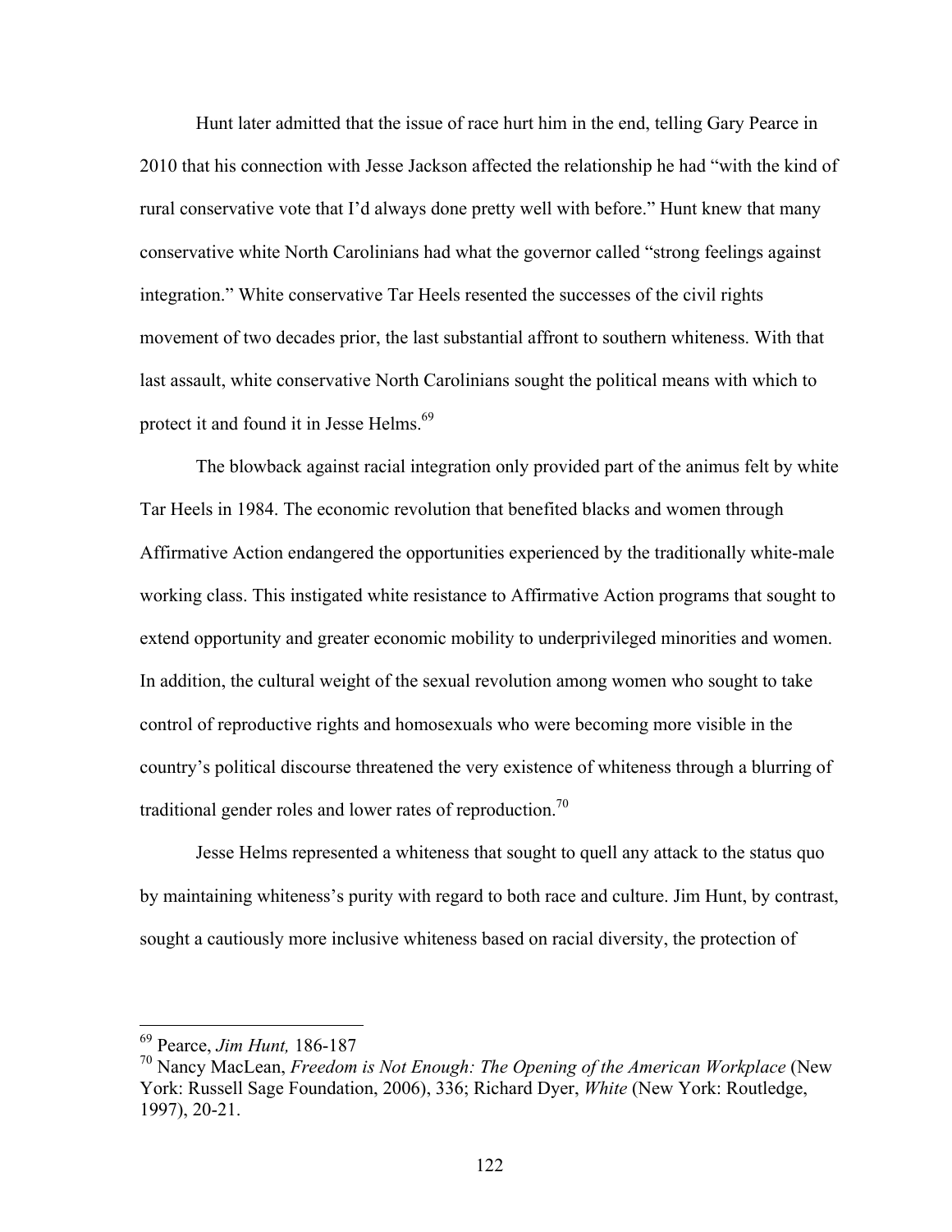Hunt later admitted that the issue of race hurt him in the end, telling Gary Pearce in 2010 that his connection with Jesse Jackson affected the relationship he had "with the kind of rural conservative vote that I'd always done pretty well with before." Hunt knew that many conservative white North Carolinians had what the governor called "strong feelings against integration." White conservative Tar Heels resented the successes of the civil rights movement of two decades prior, the last substantial affront to southern whiteness. With that last assault, white conservative North Carolinians sought the political means with which to protect it and found it in Jesse Helms.[69]

The blowback against racial integration only provided part of the animus felt by white Tar Heels in 1984. The economic revolution that benefited blacks and women through Affirmative Action endangered the opportunities experienced by the traditionally white-male working class. This instigated white resistance to Affirmative Action programs that sought to extend opportunity and greater economic mobility to underprivileged minorities and women. In addition, the cultural weight of the sexual revolution among women who sought to take control of reproductive rights and homosexuals who were becoming more visible in the country's political discourse threatened the very existence of whiteness through a blurring of traditional gender roles and lower rates of reproduction.[70]

Jesse Helms represented a whiteness that sought to quell any attack to the status quo by maintaining whiteness's purity with regard to both race and culture. Jim Hunt, by contrast, sought a cautiously more inclusive whiteness based on racial diversity, the protection of

---

[69] Pearce, *Jim Hunt,* 186-187

[70] Nancy MacLean, *Freedom is Not Enough: The Opening of the American Workplace* (New York: Russell Sage Foundation, 2006), 336; Richard Dyer, *White* (New York: Routledge, 1997), 20-21.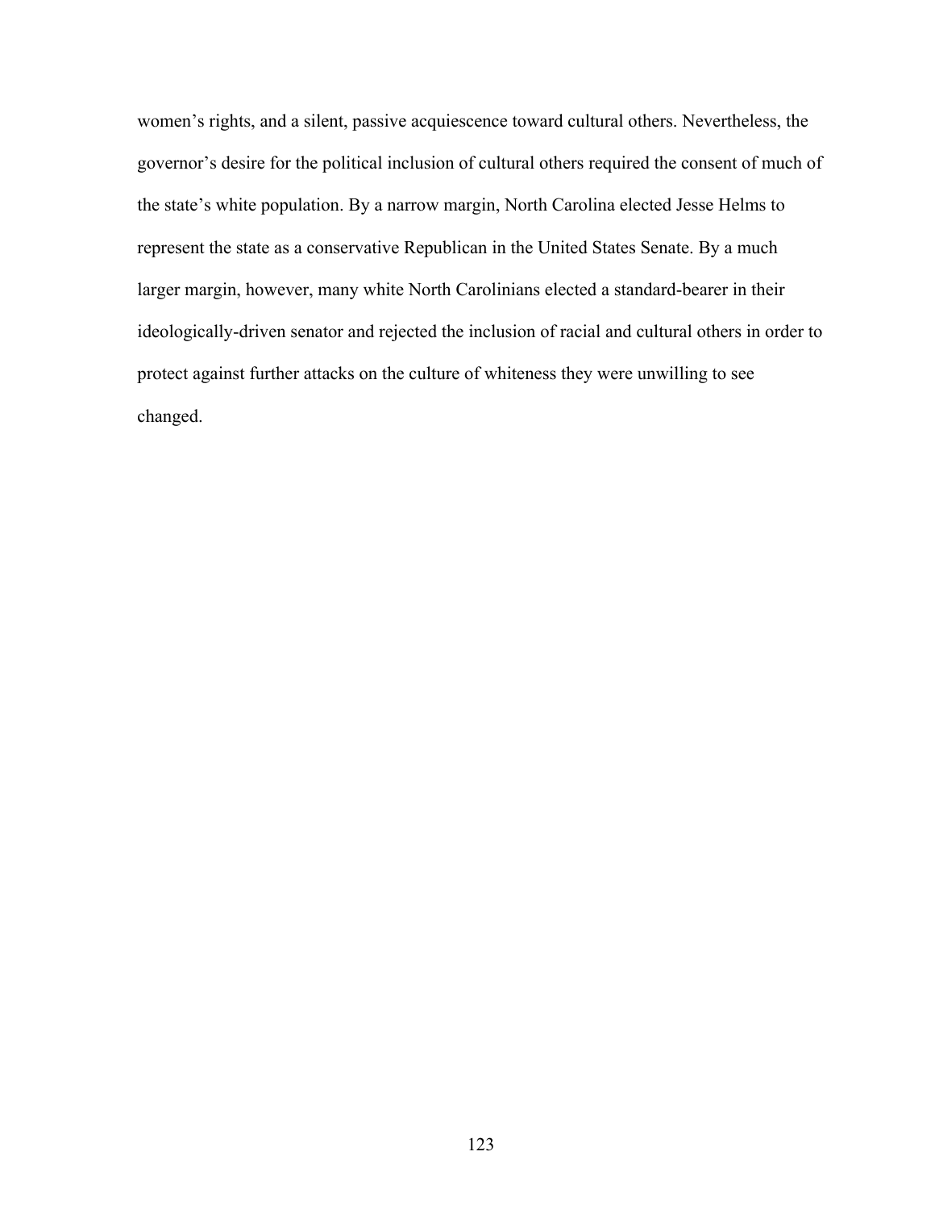women's rights, and a silent, passive acquiescence toward cultural others. Nevertheless, the governor's desire for the political inclusion of cultural others required the consent of much of the state's white population. By a narrow margin, North Carolina elected Jesse Helms to represent the state as a conservative Republican in the United States Senate. By a much larger margin, however, many white North Carolinians elected a standard-bearer in their ideologically-driven senator and rejected the inclusion of racial and cultural others in order to protect against further attacks on the culture of whiteness they were unwilling to see changed.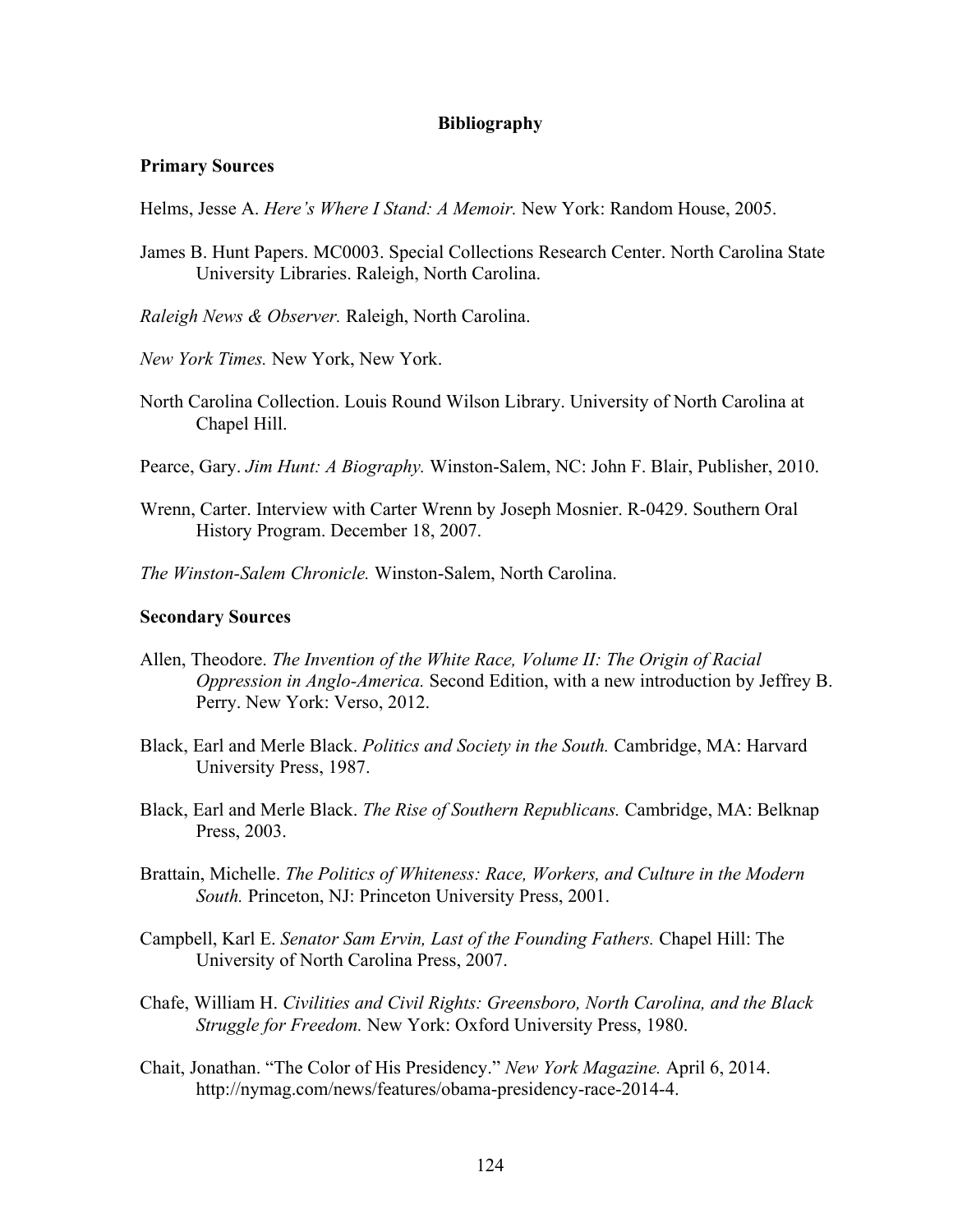## Bibliography

### Primary Sources

Helms, Jesse A. *Here's Where I Stand: A Memoir.* New York: Random House, 2005.

James B. Hunt Papers. MC0003. Special Collections Research Center. North Carolina State University Libraries. Raleigh, North Carolina.

*Raleigh News & Observer.* Raleigh, North Carolina.

*New York Times.* New York, New York.

North Carolina Collection. Louis Round Wilson Library. University of North Carolina at Chapel Hill.

Pearce, Gary. *Jim Hunt: A Biography.* Winston-Salem, NC: John F. Blair, Publisher, 2010.

Wrenn, Carter. Interview with Carter Wrenn by Joseph Mosnier. R-0429. Southern Oral History Program. December 18, 2007.

*The Winston-Salem Chronicle.* Winston-Salem, North Carolina.

### Secondary Sources

Allen, Theodore. *The Invention of the White Race, Volume II: The Origin of Racial Oppression in Anglo-America.* Second Edition, with a new introduction by Jeffrey B. Perry. New York: Verso, 2012.

Black, Earl and Merle Black. *Politics and Society in the South.* Cambridge, MA: Harvard University Press, 1987.

Black, Earl and Merle Black. *The Rise of Southern Republicans.* Cambridge, MA: Belknap Press, 2003.

Brattain, Michelle. *The Politics of Whiteness: Race, Workers, and Culture in the Modern South.* Princeton, NJ: Princeton University Press, 2001.

Campbell, Karl E. *Senator Sam Ervin, Last of the Founding Fathers.* Chapel Hill: The University of North Carolina Press, 2007.

Chafe, William H. *Civilities and Civil Rights: Greensboro, North Carolina, and the Black Struggle for Freedom.* New York: Oxford University Press, 1980.

Chait, Jonathan. "The Color of His Presidency." *New York Magazine.* April 6, 2014. http://nymag.com/news/features/obama-presidency-race-2014-4.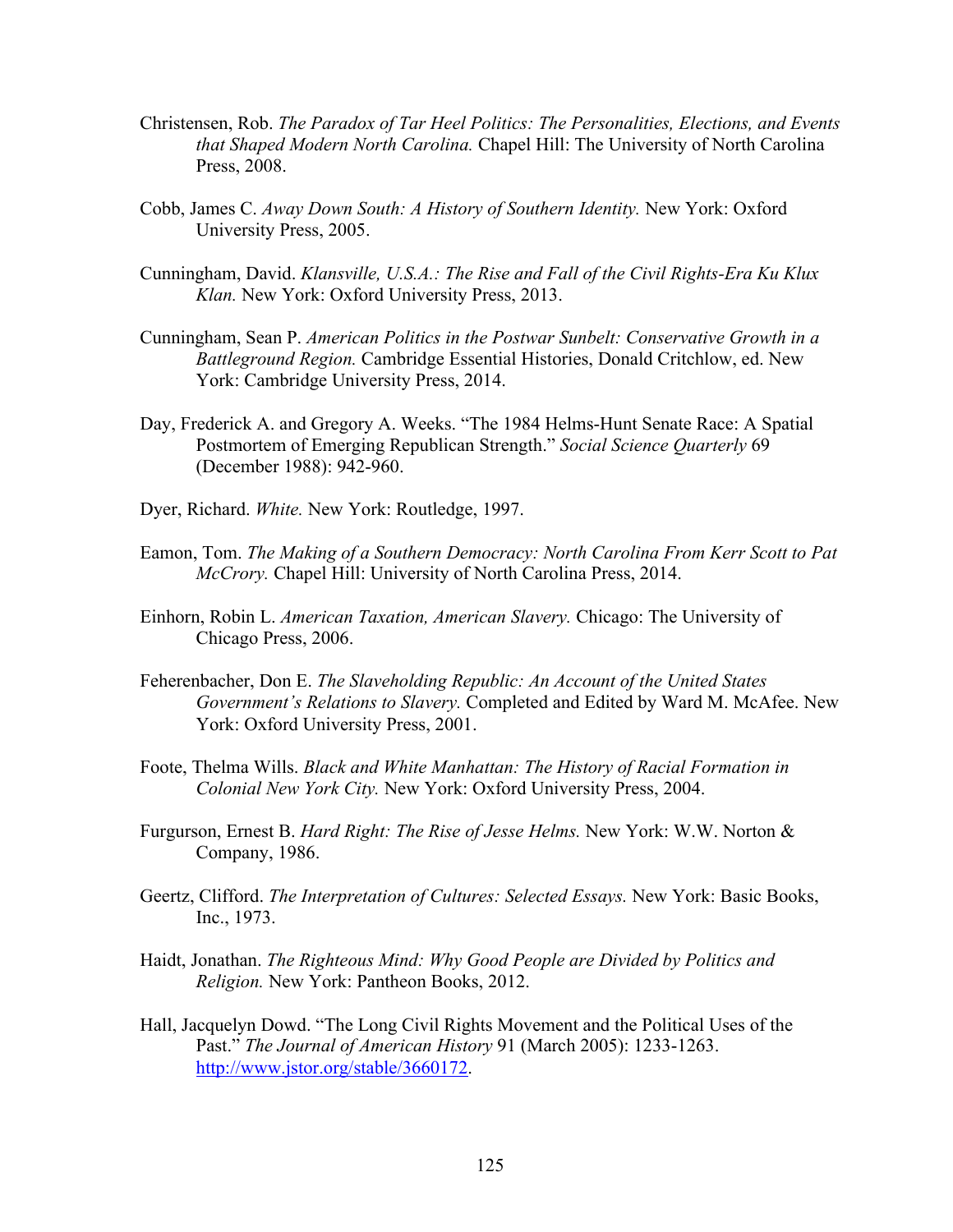Christensen, Rob. *The Paradox of Tar Heel Politics: The Personalities, Elections, and Events that Shaped Modern North Carolina.* Chapel Hill: The University of North Carolina Press, 2008.

Cobb, James C. *Away Down South: A History of Southern Identity.* New York: Oxford University Press, 2005.

Cunningham, David. *Klansville, U.S.A.: The Rise and Fall of the Civil Rights-Era Ku Klux Klan.* New York: Oxford University Press, 2013.

Cunningham, Sean P. *American Politics in the Postwar Sunbelt: Conservative Growth in a Battleground Region.* Cambridge Essential Histories, Donald Critchlow, ed. New York: Cambridge University Press, 2014.

Day, Frederick A. and Gregory A. Weeks. "The 1984 Helms-Hunt Senate Race: A Spatial Postmortem of Emerging Republican Strength." *Social Science Quarterly* 69 (December 1988): 942-960.

Dyer, Richard. *White.* New York: Routledge, 1997.

Eamon, Tom. *The Making of a Southern Democracy: North Carolina From Kerr Scott to Pat McCrory.* Chapel Hill: University of North Carolina Press, 2014.

Einhorn, Robin L. *American Taxation, American Slavery.* Chicago: The University of Chicago Press, 2006.

Feherenbacher, Don E. *The Slaveholding Republic: An Account of the United States Government's Relations to Slavery.* Completed and Edited by Ward M. McAfee. New York: Oxford University Press, 2001.

Foote, Thelma Wills. *Black and White Manhattan: The History of Racial Formation in Colonial New York City.* New York: Oxford University Press, 2004.

Furgurson, Ernest B. *Hard Right: The Rise of Jesse Helms.* New York: W.W. Norton & Company, 1986.

Geertz, Clifford. *The Interpretation of Cultures: Selected Essays.* New York: Basic Books, Inc., 1973.

Haidt, Jonathan. *The Righteous Mind: Why Good People are Divided by Politics and Religion.* New York: Pantheon Books, 2012.

Hall, Jacquelyn Dowd. "The Long Civil Rights Movement and the Political Uses of the Past." *The Journal of American History* 91 (March 2005): 1233-1263. http://www.jstor.org/stable/3660172.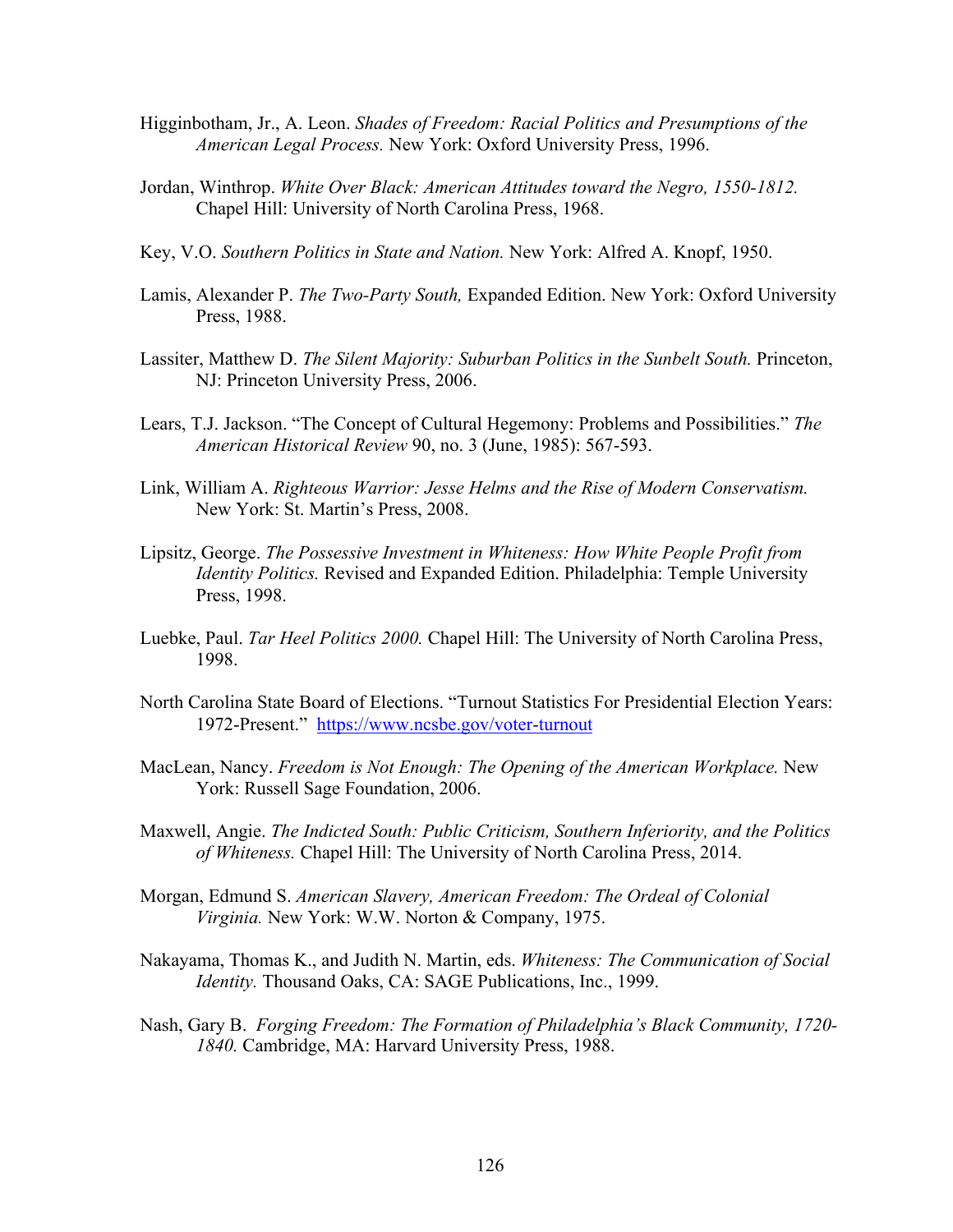Higginbotham, Jr., A. Leon. *Shades of Freedom: Racial Politics and Presumptions of the American Legal Process.* New York: Oxford University Press, 1996.

Jordan, Winthrop. *White Over Black: American Attitudes toward the Negro, 1550-1812.* Chapel Hill: University of North Carolina Press, 1968.

Key, V.O. *Southern Politics in State and Nation.* New York: Alfred A. Knopf, 1950.

Lamis, Alexander P. *The Two-Party South,* Expanded Edition. New York: Oxford University Press, 1988.

Lassiter, Matthew D. *The Silent Majority: Suburban Politics in the Sunbelt South.* Princeton, NJ: Princeton University Press, 2006.

Lears, T.J. Jackson. "The Concept of Cultural Hegemony: Problems and Possibilities." *The American Historical Review* 90, no. 3 (June, 1985): 567-593.

Link, William A. *Righteous Warrior: Jesse Helms and the Rise of Modern Conservatism.* New York: St. Martin's Press, 2008.

Lipsitz, George. *The Possessive Investment in Whiteness: How White People Profit from Identity Politics.* Revised and Expanded Edition. Philadelphia: Temple University Press, 1998.

Luebke, Paul. *Tar Heel Politics 2000.* Chapel Hill: The University of North Carolina Press, 1998.

North Carolina State Board of Elections. "Turnout Statistics For Presidential Election Years: 1972-Present." https://www.ncsbe.gov/voter-turnout

MacLean, Nancy. *Freedom is Not Enough: The Opening of the American Workplace.* New York: Russell Sage Foundation, 2006.

Maxwell, Angie. *The Indicted South: Public Criticism, Southern Inferiority, and the Politics of Whiteness.* Chapel Hill: The University of North Carolina Press, 2014.

Morgan, Edmund S. *American Slavery, American Freedom: The Ordeal of Colonial Virginia.* New York: W.W. Norton & Company, 1975.

Nakayama, Thomas K., and Judith N. Martin, eds. *Whiteness: The Communication of Social Identity.* Thousand Oaks, CA: SAGE Publications, Inc., 1999.

Nash, Gary B. *Forging Freedom: The Formation of Philadelphia's Black Community, 1720-1840.* Cambridge, MA: Harvard University Press, 1988.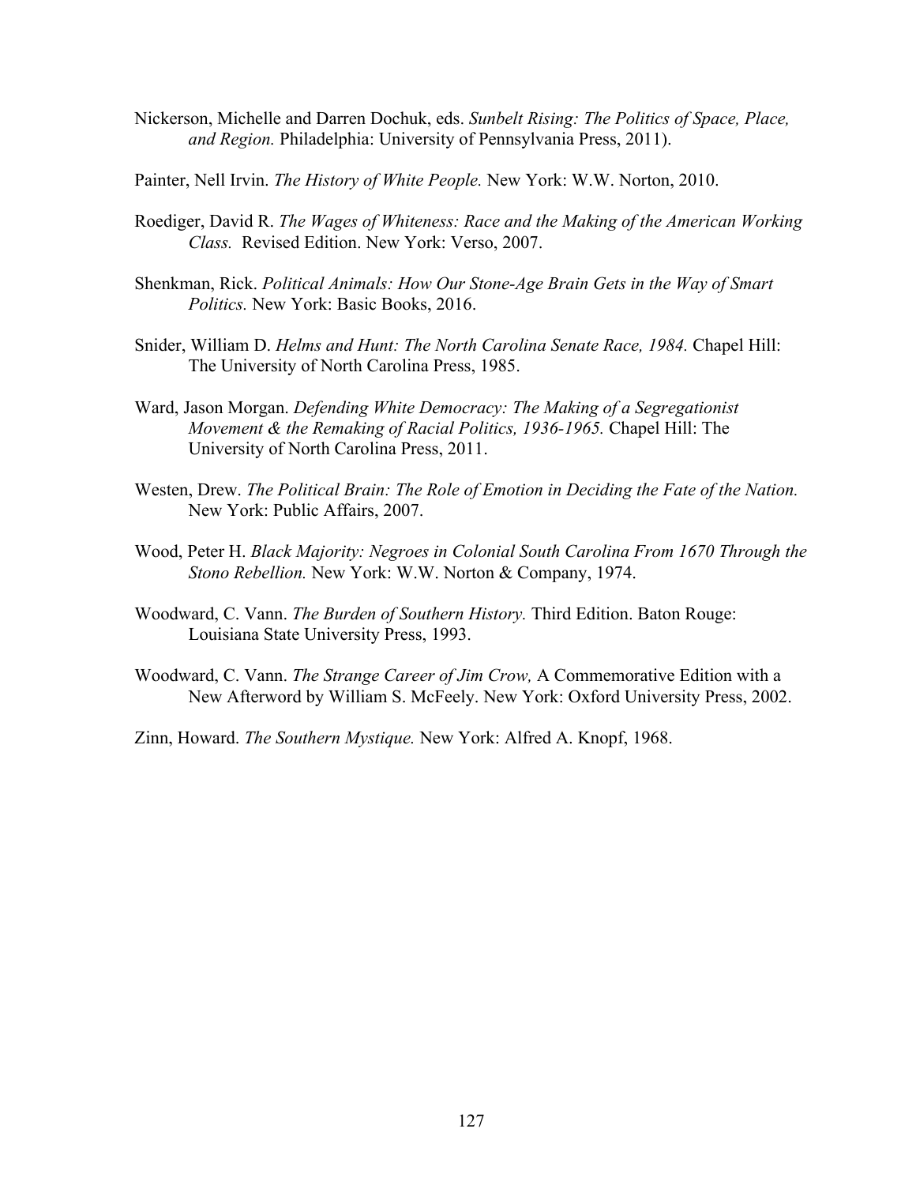Nickerson, Michelle and Darren Dochuk, eds. *Sunbelt Rising: The Politics of Space, Place, and Region.* Philadelphia: University of Pennsylvania Press, 2011).

Painter, Nell Irvin. *The History of White People.* New York: W.W. Norton, 2010.

Roediger, David R. *The Wages of Whiteness: Race and the Making of the American Working Class.* Revised Edition. New York: Verso, 2007.

Shenkman, Rick. *Political Animals: How Our Stone-Age Brain Gets in the Way of Smart Politics.* New York: Basic Books, 2016.

Snider, William D. *Helms and Hunt: The North Carolina Senate Race, 1984.* Chapel Hill: The University of North Carolina Press, 1985.

Ward, Jason Morgan. *Defending White Democracy: The Making of a Segregationist Movement & the Remaking of Racial Politics, 1936-1965.* Chapel Hill: The University of North Carolina Press, 2011.

Westen, Drew. *The Political Brain: The Role of Emotion in Deciding the Fate of the Nation.* New York: Public Affairs, 2007.

Wood, Peter H. *Black Majority: Negroes in Colonial South Carolina From 1670 Through the Stono Rebellion.* New York: W.W. Norton & Company, 1974.

Woodward, C. Vann. *The Burden of Southern History.* Third Edition. Baton Rouge: Louisiana State University Press, 1993.

Woodward, C. Vann. *The Strange Career of Jim Crow,* A Commemorative Edition with a New Afterword by William S. McFeely. New York: Oxford University Press, 2002.

Zinn, Howard. *The Southern Mystique.* New York: Alfred A. Knopf, 1968.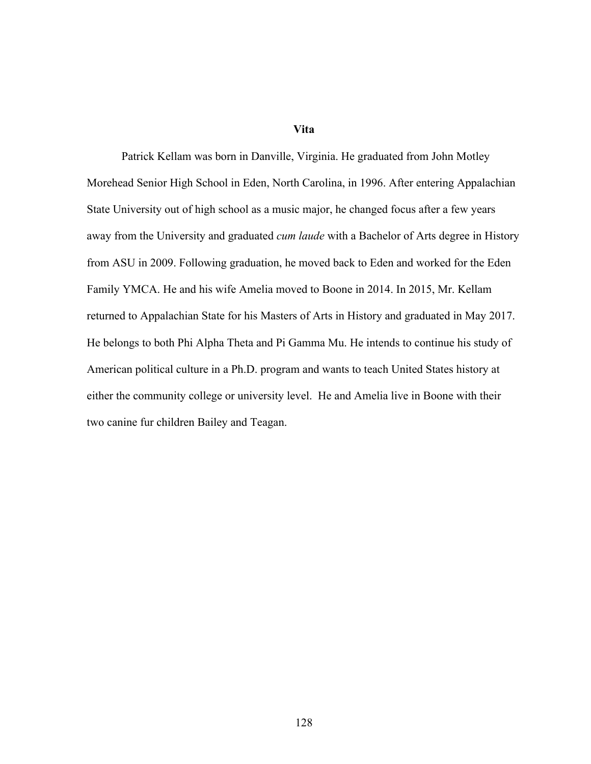## Vita

Patrick Kellam was born in Danville, Virginia. He graduated from John Motley Morehead Senior High School in Eden, North Carolina, in 1996. After entering Appalachian State University out of high school as a music major, he changed focus after a few years away from the University and graduated *cum laude* with a Bachelor of Arts degree in History from ASU in 2009. Following graduation, he moved back to Eden and worked for the Eden Family YMCA. He and his wife Amelia moved to Boone in 2014. In 2015, Mr. Kellam returned to Appalachian State for his Masters of Arts in History and graduated in May 2017. He belongs to both Phi Alpha Theta and Pi Gamma Mu. He intends to continue his study of American political culture in a Ph.D. program and wants to teach United States history at either the community college or university level. He and Amelia live in Boone with their two canine fur children Bailey and Teagan.